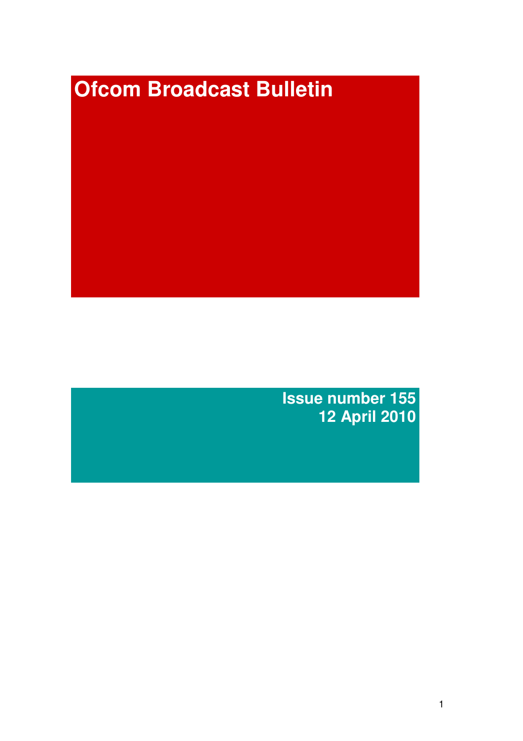# Ofcom Broadcast Bulletin

**Issue number 155**
**12 April 2010**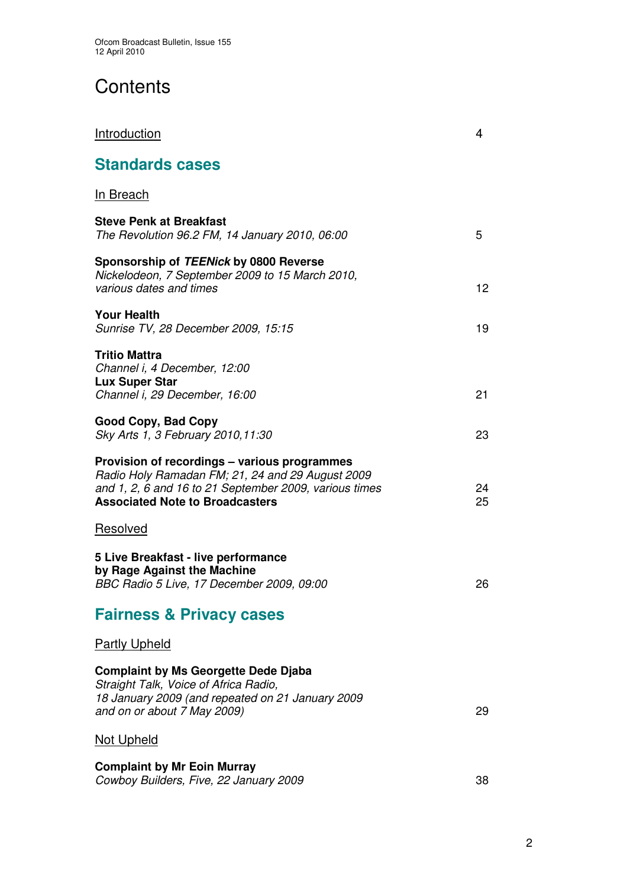# Contents

Introduction 4

## Standards cases

In Breach

**Steve Penk at Breakfast**
*The Revolution 96.2 FM, 14 January 2010, 06:00* 5

**Sponsorship of *TEENick* by 0800 Reverse**
*Nickelodeon, 7 September 2009 to 15 March 2010, various dates and times* 12

**Your Health**
*Sunrise TV, 28 December 2009, 15:15* 19

**Tritio Mattra**
*Channel i, 4 December, 12:00*
**Lux Super Star**
*Channel i, 29 December, 16:00* 21

**Good Copy, Bad Copy**
*Sky Arts 1, 3 February 2010,11:30* 23

**Provision of recordings – various programmes**
*Radio Holy Ramadan FM; 21, 24 and 29 August 2009 and 1, 2, 6 and 16 to 21 September 2009, various times* 24
**Associated Note to Broadcasters** 25

Resolved

**5 Live Breakfast - live performance by Rage Against the Machine**
*BBC Radio 5 Live, 17 December 2009, 09:00* 26

## Fairness & Privacy cases

Partly Upheld

**Complaint by Ms Georgette Dede Djaba**
*Straight Talk, Voice of Africa Radio, 18 January 2009 (and repeated on 21 January 2009 and on or about 7 May 2009)* 29

Not Upheld

**Complaint by Mr Eoin Murray**
*Cowboy Builders, Five, 22 January 2009* 38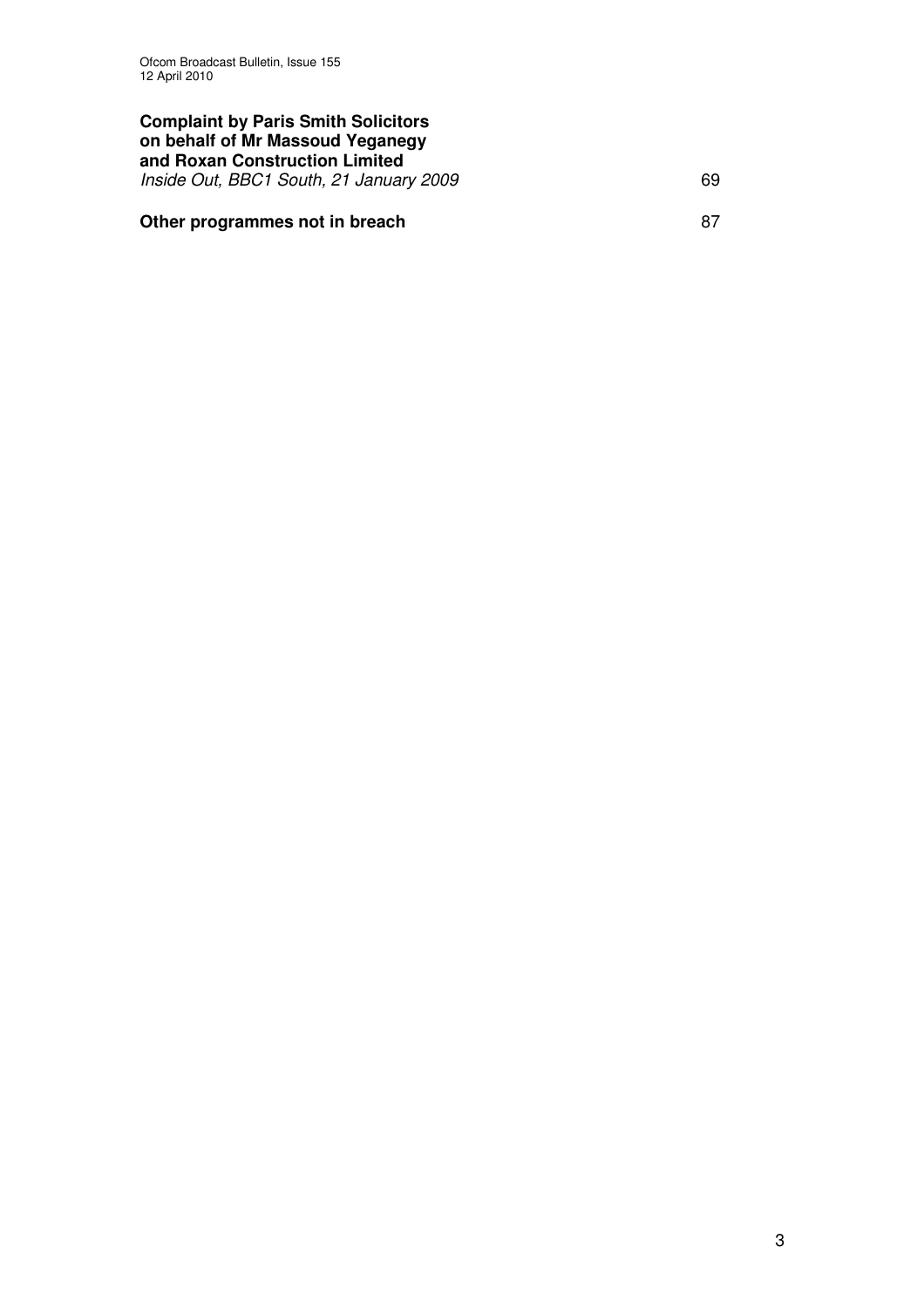**Complaint by Paris Smith Solicitors on behalf of Mr Massoud Yeganegy and Roxan Construction Limited**
*Inside Out, BBC1 South, 21 January 2009* 69

**Other programmes not in breach** 87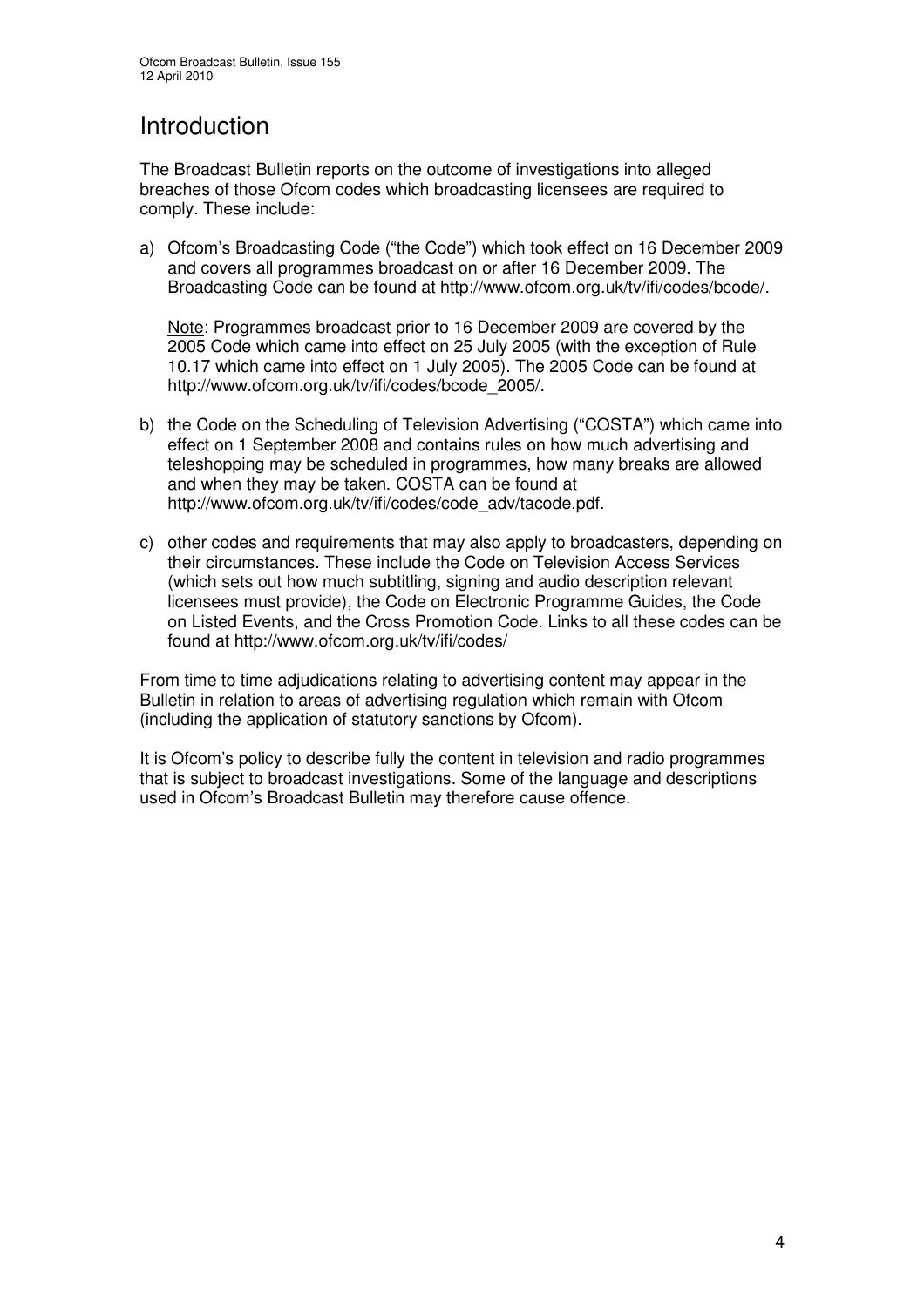# Introduction

The Broadcast Bulletin reports on the outcome of investigations into alleged breaches of those Ofcom codes which broadcasting licensees are required to comply. These include:

a) Ofcom's Broadcasting Code ("the Code") which took effect on 16 December 2009 and covers all programmes broadcast on or after 16 December 2009. The Broadcasting Code can be found at http://www.ofcom.org.uk/tv/ifi/codes/bcode/.

   Note: Programmes broadcast prior to 16 December 2009 are covered by the 2005 Code which came into effect on 25 July 2005 (with the exception of Rule 10.17 which came into effect on 1 July 2005). The 2005 Code can be found at http://www.ofcom.org.uk/tv/ifi/codes/bcode_2005/.

b) the Code on the Scheduling of Television Advertising ("COSTA") which came into effect on 1 September 2008 and contains rules on how much advertising and teleshopping may be scheduled in programmes, how many breaks are allowed and when they may be taken. COSTA can be found at http://www.ofcom.org.uk/tv/ifi/codes/code_adv/tacode.pdf.

c) other codes and requirements that may also apply to broadcasters, depending on their circumstances. These include the Code on Television Access Services (which sets out how much subtitling, signing and audio description relevant licensees must provide), the Code on Electronic Programme Guides, the Code on Listed Events, and the Cross Promotion Code. Links to all these codes can be found at http://www.ofcom.org.uk/tv/ifi/codes/

From time to time adjudications relating to advertising content may appear in the Bulletin in relation to areas of advertising regulation which remain with Ofcom (including the application of statutory sanctions by Ofcom).

It is Ofcom's policy to describe fully the content in television and radio programmes that is subject to broadcast investigations. Some of the language and descriptions used in Ofcom's Broadcast Bulletin may therefore cause offence.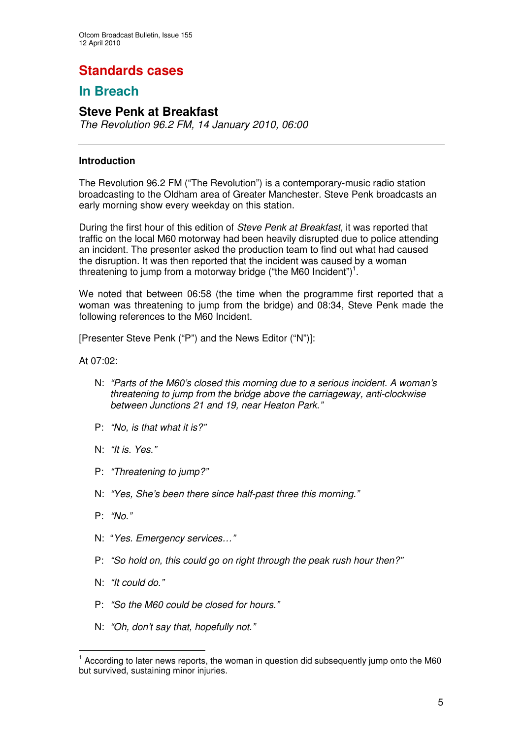# Standards cases

## In Breach

### Steve Penk at Breakfast

*The Revolution 96.2 FM, 14 January 2010, 06:00*

---

#### Introduction

The Revolution 96.2 FM ("The Revolution") is a contemporary-music radio station broadcasting to the Oldham area of Greater Manchester. Steve Penk broadcasts an early morning show every weekday on this station.

During the first hour of this edition of *Steve Penk at Breakfast,* it was reported that traffic on the local M60 motorway had been heavily disrupted due to police attending an incident. The presenter asked the production team to find out what had caused the disruption. It was then reported that the incident was caused by a woman threatening to jump from a motorway bridge ("the M60 Incident")[1].

We noted that between 06:58 (the time when the programme first reported that a woman was threatening to jump from the bridge) and 08:34, Steve Penk made the following references to the M60 Incident.

[Presenter Steve Penk ("P") and the News Editor ("N")]:

At 07:02:

N: *"Parts of the M60's closed this morning due to a serious incident. A woman's threatening to jump from the bridge above the carriageway, anti-clockwise between Junctions 21 and 19, near Heaton Park."*

P: *"No, is that what it is?"*

N: *"It is. Yes."*

P: *"Threatening to jump?"*

N: *"Yes, She's been there since half-past three this morning."*

P: *"No."*

N: "*Yes. Emergency services…"*

P: *"So hold on, this could go on right through the peak rush hour then?"*

N: *"It could do."*

P: *"So the M60 could be closed for hours."*

N: *"Oh, don't say that, hopefully not."*

---

[1] According to later news reports, the woman in question did subsequently jump onto the M60 but survived, sustaining minor injuries.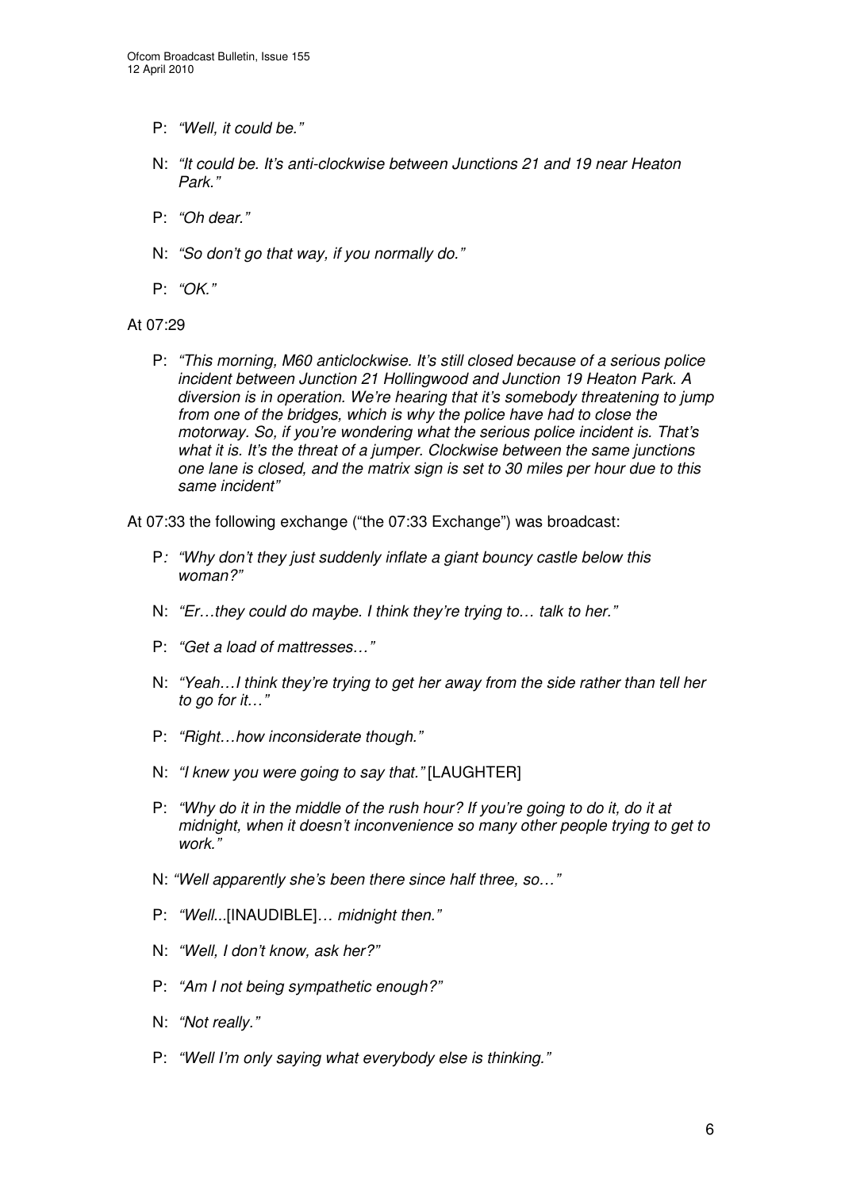- P: *"Well, it could be."*

- N: *"It could be. It's anti-clockwise between Junctions 21 and 19 near Heaton Park."*

- P: *"Oh dear."*

- N: *"So don't go that way, if you normally do."*

- P: *"OK."*

At 07:29

- P: *"This morning, M60 anticlockwise. It's still closed because of a serious police incident between Junction 21 Hollingwood and Junction 19 Heaton Park. A diversion is in operation. We're hearing that it's somebody threatening to jump from one of the bridges, which is why the police have had to close the motorway. So, if you're wondering what the serious police incident is. That's what it is. It's the threat of a jumper. Clockwise between the same junctions one lane is closed, and the matrix sign is set to 30 miles per hour due to this same incident"*

At 07:33 the following exchange ("the 07:33 Exchange") was broadcast:

- P*: "Why don't they just suddenly inflate a giant bouncy castle below this woman?"*

- N: *"Er…they could do maybe. I think they're trying to… talk to her."*

- P: *"Get a load of mattresses…"*

- N: *"Yeah…I think they're trying to get her away from the side rather than tell her to go for it…"*

- P: *"Right…how inconsiderate though."*

- N: *"I knew you were going to say that."* [LAUGHTER]

- P: *"Why do it in the middle of the rush hour? If you're going to do it, do it at midnight, when it doesn't inconvenience so many other people trying to get to work."*

- N: *"Well apparently she's been there since half three, so…"*

- P: *"Well...*[INAUDIBLE]*… midnight then."*

- N: *"Well, I don't know, ask her?"*

- P: *"Am I not being sympathetic enough?"*

- N: *"Not really."*

- P: *"Well I'm only saying what everybody else is thinking."*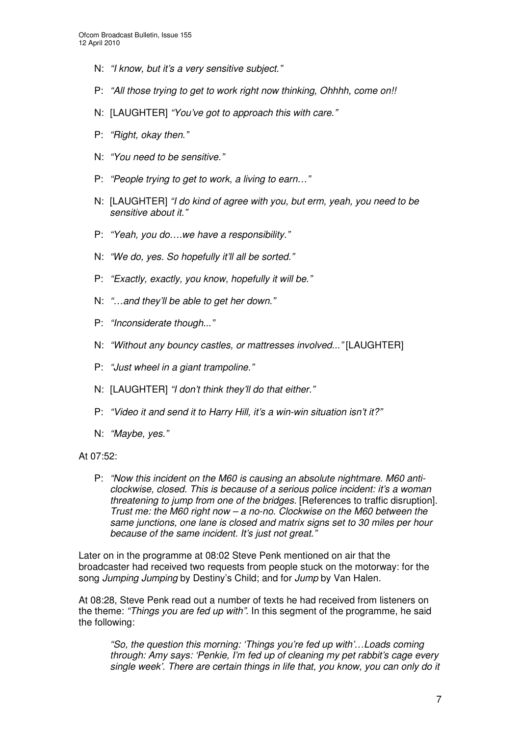- N: *"I know, but it's a very sensitive subject."*
- P: *"All those trying to get to work right now thinking, Ohhhh, come on!!*
- N: [LAUGHTER] *"You've got to approach this with care."*
- P: *"Right, okay then."*
- N: *"You need to be sensitive."*
- P: *"People trying to get to work, a living to earn…"*
- N: [LAUGHTER] *"I do kind of agree with you, but erm, yeah, you need to be sensitive about it."*
- P: *"Yeah, you do….we have a responsibility."*
- N: *"We do, yes. So hopefully it'll all be sorted."*
- P: *"Exactly, exactly, you know, hopefully it will be."*
- N: *"…and they'll be able to get her down."*
- P: *"Inconsiderate though..."*
- N: *"Without any bouncy castles, or mattresses involved..."* [LAUGHTER]
- P: *"Just wheel in a giant trampoline."*
- N: [LAUGHTER] *"I don't think they'll do that either."*
- P: *"Video it and send it to Harry Hill, it's a win-win situation isn't it?"*
- N: *"Maybe, yes."*

At 07:52:

> P: *"Now this incident on the M60 is causing an absolute nightmare. M60 anti-clockwise, closed. This is because of a serious police incident: it's a woman threatening to jump from one of the bridges.* [References to traffic disruption]. *Trust me: the M60 right now – a no-no. Clockwise on the M60 between the same junctions, one lane is closed and matrix signs set to 30 miles per hour because of the same incident. It's just not great."*

Later on in the programme at 08:02 Steve Penk mentioned on air that the broadcaster had received two requests from people stuck on the motorway: for the song *Jumping Jumping* by Destiny's Child; and for *Jump* by Van Halen.

At 08:28, Steve Penk read out a number of texts he had received from listeners on the theme: *"Things you are fed up with"*. In this segment of the programme, he said the following:

> *"So, the question this morning: 'Things you're fed up with'…Loads coming through: Amy says: 'Penkie, I'm fed up of cleaning my pet rabbit's cage every single week'. There are certain things in life that, you know, you can only do it*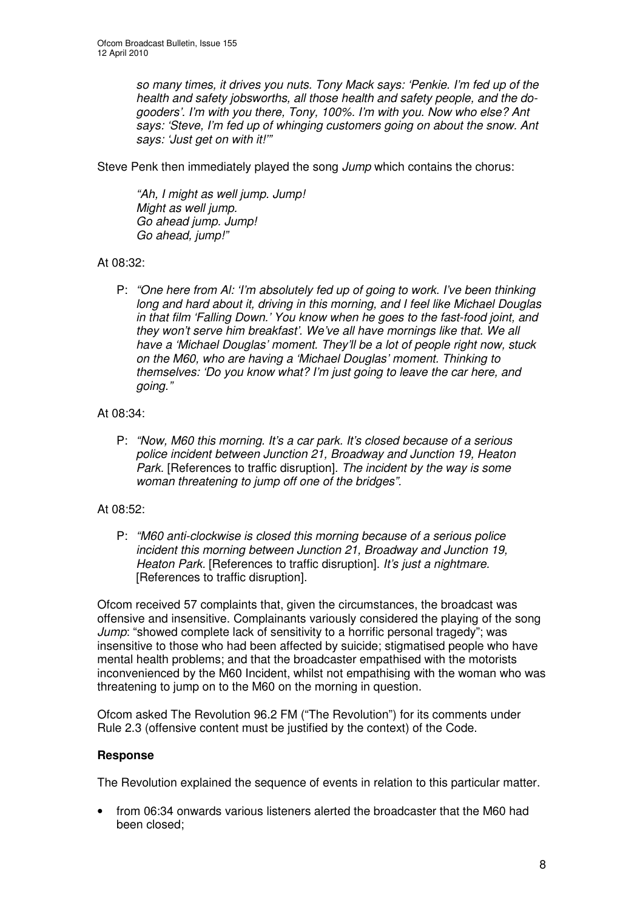*so many times, it drives you nuts. Tony Mack says: 'Penkie. I'm fed up of the health and safety jobsworths, all those health and safety people, and the do-gooders'. I'm with you there, Tony, 100%. I'm with you. Now who else? Ant says: 'Steve, I'm fed up of whinging customers going on about the snow. Ant says: 'Just get on with it!'"*

Steve Penk then immediately played the song *Jump* which contains the chorus:

> *"Ah, I might as well jump. Jump!*
> *Might as well jump.*
> *Go ahead jump. Jump!*
> *Go ahead, jump!"*

At 08:32:

> P: *"One here from Al: 'I'm absolutely fed up of going to work. I've been thinking long and hard about it, driving in this morning, and I feel like Michael Douglas in that film 'Falling Down.' You know when he goes to the fast-food joint, and they won't serve him breakfast'. We've all have mornings like that. We all have a 'Michael Douglas' moment. They'll be a lot of people right now, stuck on the M60, who are having a 'Michael Douglas' moment. Thinking to themselves: 'Do you know what? I'm just going to leave the car here, and going."*

At 08:34:

> P: *"Now, M60 this morning. It's a car park. It's closed because of a serious police incident between Junction 21, Broadway and Junction 19, Heaton Park.* [References to traffic disruption]. *The incident by the way is some woman threatening to jump off one of the bridges".*

At 08:52:

> P: *"M60 anti-clockwise is closed this morning because of a serious police incident this morning between Junction 21, Broadway and Junction 19, Heaton Park.* [References to traffic disruption]. *It's just a nightmare.* [References to traffic disruption].

Ofcom received 57 complaints that, given the circumstances, the broadcast was offensive and insensitive. Complainants variously considered the playing of the song *Jump*: "showed complete lack of sensitivity to a horrific personal tragedy"; was insensitive to those who had been affected by suicide; stigmatised people who have mental health problems; and that the broadcaster empathised with the motorists inconvenienced by the M60 Incident, whilst not empathising with the woman who was threatening to jump on to the M60 on the morning in question.

Ofcom asked The Revolution 96.2 FM ("The Revolution") for its comments under Rule 2.3 (offensive content must be justified by the context) of the Code.

**Response**

The Revolution explained the sequence of events in relation to this particular matter.

- from 06:34 onwards various listeners alerted the broadcaster that the M60 had been closed;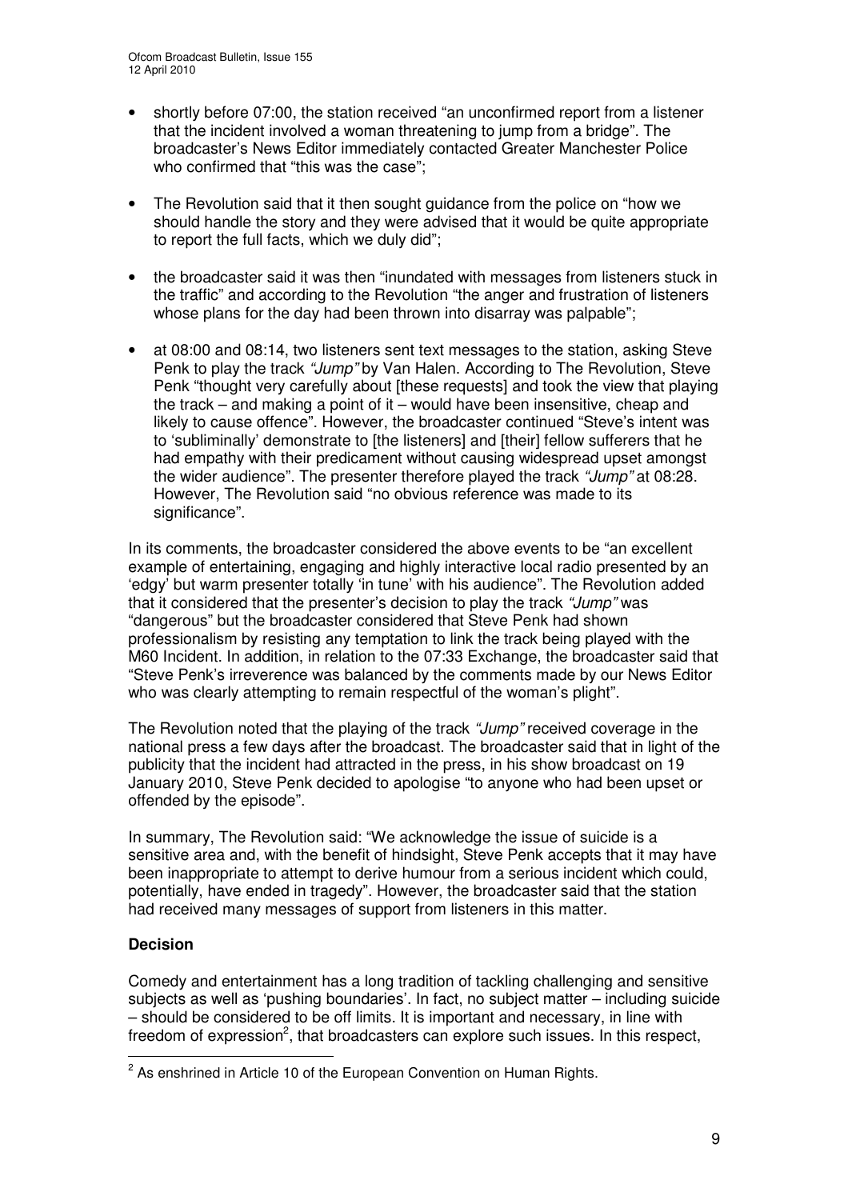- shortly before 07:00, the station received "an unconfirmed report from a listener that the incident involved a woman threatening to jump from a bridge". The broadcaster's News Editor immediately contacted Greater Manchester Police who confirmed that "this was the case";

- The Revolution said that it then sought guidance from the police on "how we should handle the story and they were advised that it would be quite appropriate to report the full facts, which we duly did";

- the broadcaster said it was then "inundated with messages from listeners stuck in the traffic" and according to the Revolution "the anger and frustration of listeners whose plans for the day had been thrown into disarray was palpable";

- at 08:00 and 08:14, two listeners sent text messages to the station, asking Steve Penk to play the track *"Jump"* by Van Halen. According to The Revolution, Steve Penk "thought very carefully about [these requests] and took the view that playing the track – and making a point of it – would have been insensitive, cheap and likely to cause offence". However, the broadcaster continued "Steve's intent was to 'subliminally' demonstrate to [the listeners] and [their] fellow sufferers that he had empathy with their predicament without causing widespread upset amongst the wider audience". The presenter therefore played the track *"Jump"* at 08:28. However, The Revolution said "no obvious reference was made to its significance".

In its comments, the broadcaster considered the above events to be "an excellent example of entertaining, engaging and highly interactive local radio presented by an 'edgy' but warm presenter totally 'in tune' with his audience". The Revolution added that it considered that the presenter's decision to play the track *"Jump"* was "dangerous" but the broadcaster considered that Steve Penk had shown professionalism by resisting any temptation to link the track being played with the M60 Incident. In addition, in relation to the 07:33 Exchange, the broadcaster said that "Steve Penk's irreverence was balanced by the comments made by our News Editor who was clearly attempting to remain respectful of the woman's plight".

The Revolution noted that the playing of the track *"Jump"* received coverage in the national press a few days after the broadcast. The broadcaster said that in light of the publicity that the incident had attracted in the press, in his show broadcast on 19 January 2010, Steve Penk decided to apologise "to anyone who had been upset or offended by the episode".

In summary, The Revolution said: "We acknowledge the issue of suicide is a sensitive area and, with the benefit of hindsight, Steve Penk accepts that it may have been inappropriate to attempt to derive humour from a serious incident which could, potentially, have ended in tragedy". However, the broadcaster said that the station had received many messages of support from listeners in this matter.

**Decision**

Comedy and entertainment has a long tradition of tackling challenging and sensitive subjects as well as 'pushing boundaries'. In fact, no subject matter – including suicide – should be considered to be off limits. It is important and necessary, in line with freedom of expression[2], that broadcasters can explore such issues. In this respect,

[2] As enshrined in Article 10 of the European Convention on Human Rights.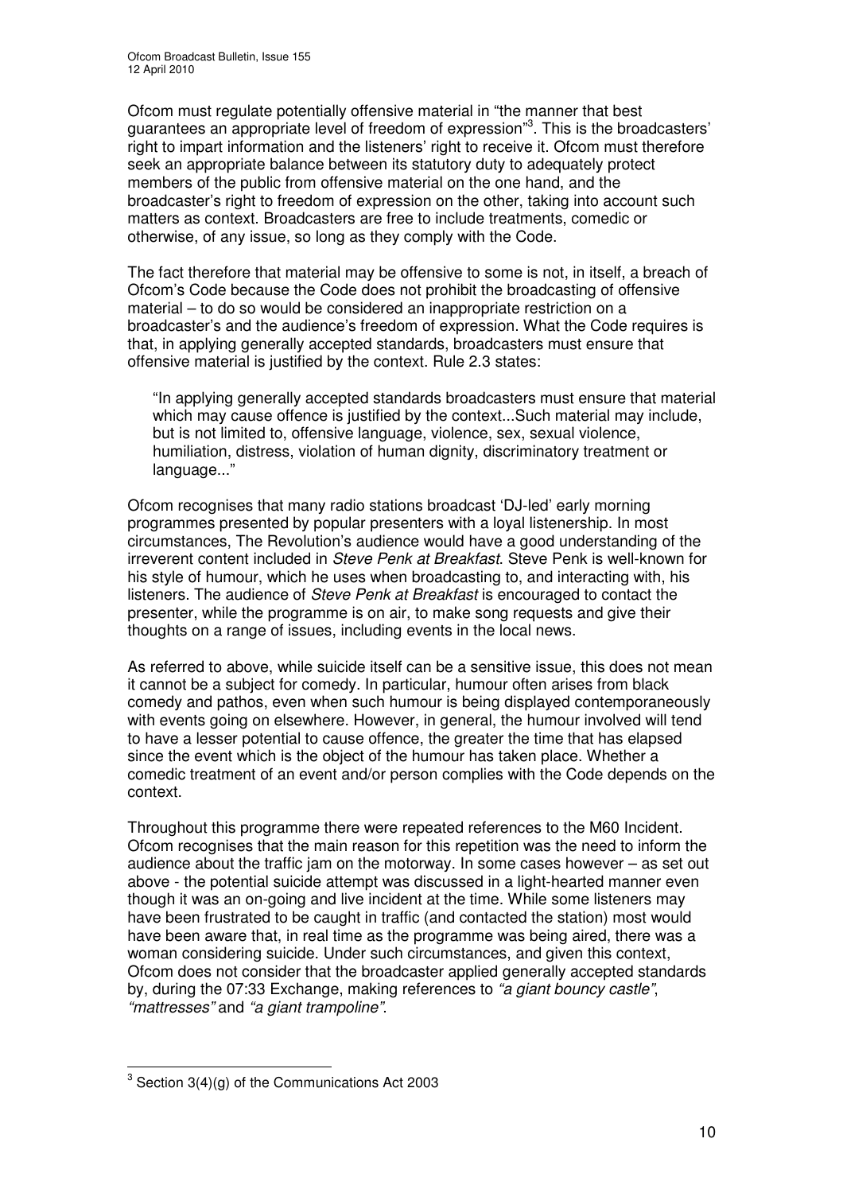Ofcom must regulate potentially offensive material in "the manner that best guarantees an appropriate level of freedom of expression"[3]. This is the broadcasters' right to impart information and the listeners' right to receive it. Ofcom must therefore seek an appropriate balance between its statutory duty to adequately protect members of the public from offensive material on the one hand, and the broadcaster's right to freedom of expression on the other, taking into account such matters as context. Broadcasters are free to include treatments, comedic or otherwise, of any issue, so long as they comply with the Code.

The fact therefore that material may be offensive to some is not, in itself, a breach of Ofcom's Code because the Code does not prohibit the broadcasting of offensive material – to do so would be considered an inappropriate restriction on a broadcaster's and the audience's freedom of expression. What the Code requires is that, in applying generally accepted standards, broadcasters must ensure that offensive material is justified by the context. Rule 2.3 states:

> "In applying generally accepted standards broadcasters must ensure that material which may cause offence is justified by the context...Such material may include, but is not limited to, offensive language, violence, sex, sexual violence, humiliation, distress, violation of human dignity, discriminatory treatment or language..."

Ofcom recognises that many radio stations broadcast 'DJ-led' early morning programmes presented by popular presenters with a loyal listenership. In most circumstances, The Revolution's audience would have a good understanding of the irreverent content included in *Steve Penk at Breakfast*. Steve Penk is well-known for his style of humour, which he uses when broadcasting to, and interacting with, his listeners. The audience of *Steve Penk at Breakfast* is encouraged to contact the presenter, while the programme is on air, to make song requests and give their thoughts on a range of issues, including events in the local news.

As referred to above, while suicide itself can be a sensitive issue, this does not mean it cannot be a subject for comedy. In particular, humour often arises from black comedy and pathos, even when such humour is being displayed contemporaneously with events going on elsewhere. However, in general, the humour involved will tend to have a lesser potential to cause offence, the greater the time that has elapsed since the event which is the object of the humour has taken place. Whether a comedic treatment of an event and/or person complies with the Code depends on the context.

Throughout this programme there were repeated references to the M60 Incident. Ofcom recognises that the main reason for this repetition was the need to inform the audience about the traffic jam on the motorway. In some cases however – as set out above - the potential suicide attempt was discussed in a light-hearted manner even though it was an on-going and live incident at the time. While some listeners may have been frustrated to be caught in traffic (and contacted the station) most would have been aware that, in real time as the programme was being aired, there was a woman considering suicide. Under such circumstances, and given this context, Ofcom does not consider that the broadcaster applied generally accepted standards by, during the 07:33 Exchange, making references to *"a giant bouncy castle"*, *"mattresses"* and *"a giant trampoline"*.

---

[3] Section 3(4)(g) of the Communications Act 2003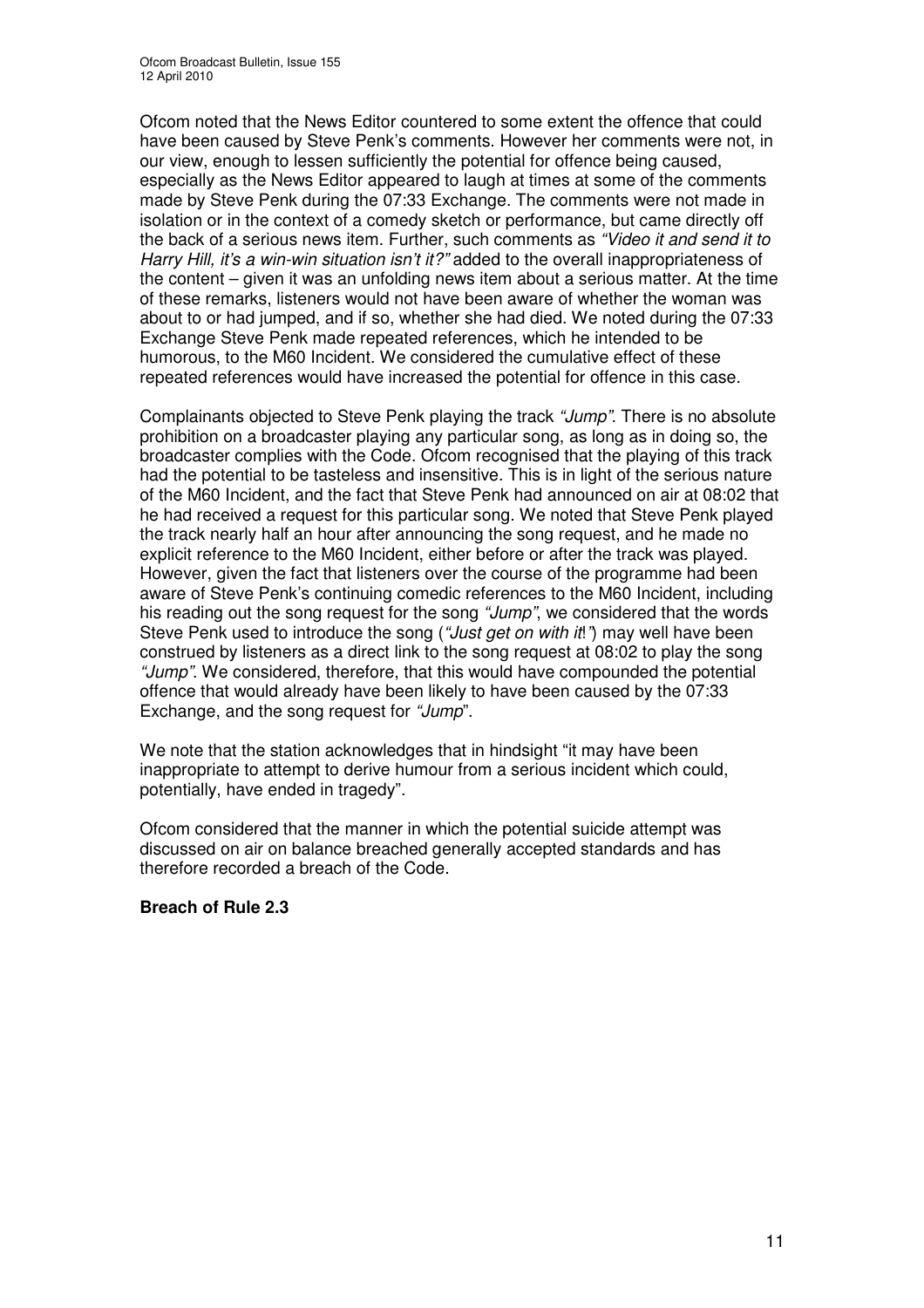Ofcom noted that the News Editor countered to some extent the offence that could have been caused by Steve Penk's comments. However her comments were not, in our view, enough to lessen sufficiently the potential for offence being caused, especially as the News Editor appeared to laugh at times at some of the comments made by Steve Penk during the 07:33 Exchange. The comments were not made in isolation or in the context of a comedy sketch or performance, but came directly off the back of a serious news item. Further, such comments as *"Video it and send it to Harry Hill, it's a win-win situation isn't it?"* added to the overall inappropriateness of the content – given it was an unfolding news item about a serious matter. At the time of these remarks, listeners would not have been aware of whether the woman was about to or had jumped, and if so, whether she had died. We noted during the 07:33 Exchange Steve Penk made repeated references, which he intended to be humorous, to the M60 Incident. We considered the cumulative effect of these repeated references would have increased the potential for offence in this case.

Complainants objected to Steve Penk playing the track *"Jump"*. There is no absolute prohibition on a broadcaster playing any particular song, as long as in doing so, the broadcaster complies with the Code. Ofcom recognised that the playing of this track had the potential to be tasteless and insensitive. This is in light of the serious nature of the M60 Incident, and the fact that Steve Penk had announced on air at 08:02 that he had received a request for this particular song. We noted that Steve Penk played the track nearly half an hour after announcing the song request, and he made no explicit reference to the M60 Incident, either before or after the track was played. However, given the fact that listeners over the course of the programme had been aware of Steve Penk's continuing comedic references to the M60 Incident, including his reading out the song request for the song *"Jump"*, we considered that the words Steve Penk used to introduce the song (*"Just get on with it!"*) may well have been construed by listeners as a direct link to the song request at 08:02 to play the song *"Jump"*. We considered, therefore, that this would have compounded the potential offence that would already have been likely to have been caused by the 07:33 Exchange, and the song request for *"Jump"*.

We note that the station acknowledges that in hindsight "it may have been inappropriate to attempt to derive humour from a serious incident which could, potentially, have ended in tragedy".

Ofcom considered that the manner in which the potential suicide attempt was discussed on air on balance breached generally accepted standards and has therefore recorded a breach of the Code.

**Breach of Rule 2.3**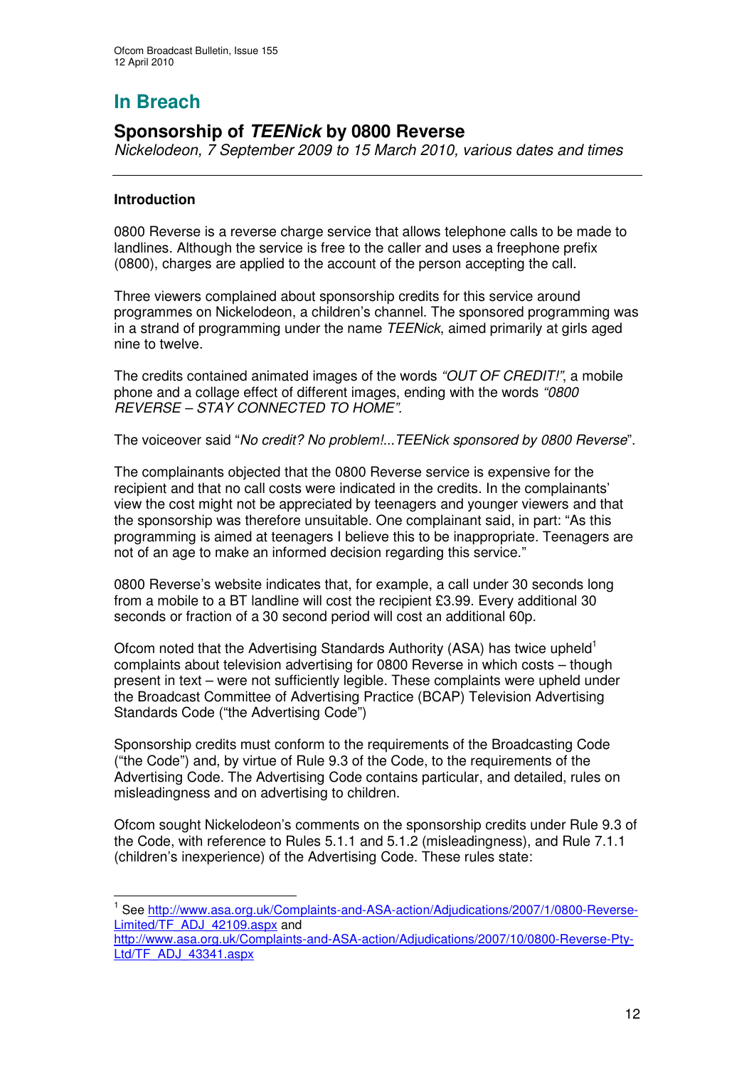# In Breach

## Sponsorship of *TEENick* by 0800 Reverse

*Nickelodeon, 7 September 2009 to 15 March 2010, various dates and times*

---

**Introduction**

0800 Reverse is a reverse charge service that allows telephone calls to be made to landlines. Although the service is free to the caller and uses a freephone prefix (0800), charges are applied to the account of the person accepting the call.

Three viewers complained about sponsorship credits for this service around programmes on Nickelodeon, a children's channel. The sponsored programming was in a strand of programming under the name *TEENick*, aimed primarily at girls aged nine to twelve.

The credits contained animated images of the words *"OUT OF CREDIT!"*, a mobile phone and a collage effect of different images, ending with the words *"0800 REVERSE – STAY CONNECTED TO HOME".*

The voiceover said "*No credit? No problem!...TEENick sponsored by 0800 Reverse*".

The complainants objected that the 0800 Reverse service is expensive for the recipient and that no call costs were indicated in the credits. In the complainants' view the cost might not be appreciated by teenagers and younger viewers and that the sponsorship was therefore unsuitable. One complainant said, in part: "As this programming is aimed at teenagers I believe this to be inappropriate. Teenagers are not of an age to make an informed decision regarding this service."

0800 Reverse's website indicates that, for example, a call under 30 seconds long from a mobile to a BT landline will cost the recipient £3.99. Every additional 30 seconds or fraction of a 30 second period will cost an additional 60p.

Ofcom noted that the Advertising Standards Authority (ASA) has twice upheld[1] complaints about television advertising for 0800 Reverse in which costs – though present in text – were not sufficiently legible. These complaints were upheld under the Broadcast Committee of Advertising Practice (BCAP) Television Advertising Standards Code ("the Advertising Code")

Sponsorship credits must conform to the requirements of the Broadcasting Code ("the Code") and, by virtue of Rule 9.3 of the Code, to the requirements of the Advertising Code. The Advertising Code contains particular, and detailed, rules on misleadingness and on advertising to children.

Ofcom sought Nickelodeon's comments on the sponsorship credits under Rule 9.3 of the Code, with reference to Rules 5.1.1 and 5.1.2 (misleadingness), and Rule 7.1.1 (children's inexperience) of the Advertising Code. These rules state:

---

[1] See http://www.asa.org.uk/Complaints-and-ASA-action/Adjudications/2007/1/0800-Reverse-Limited/TF_ADJ_42109.aspx and http://www.asa.org.uk/Complaints-and-ASA-action/Adjudications/2007/10/0800-Reverse-Pty-Ltd/TF_ADJ_43341.aspx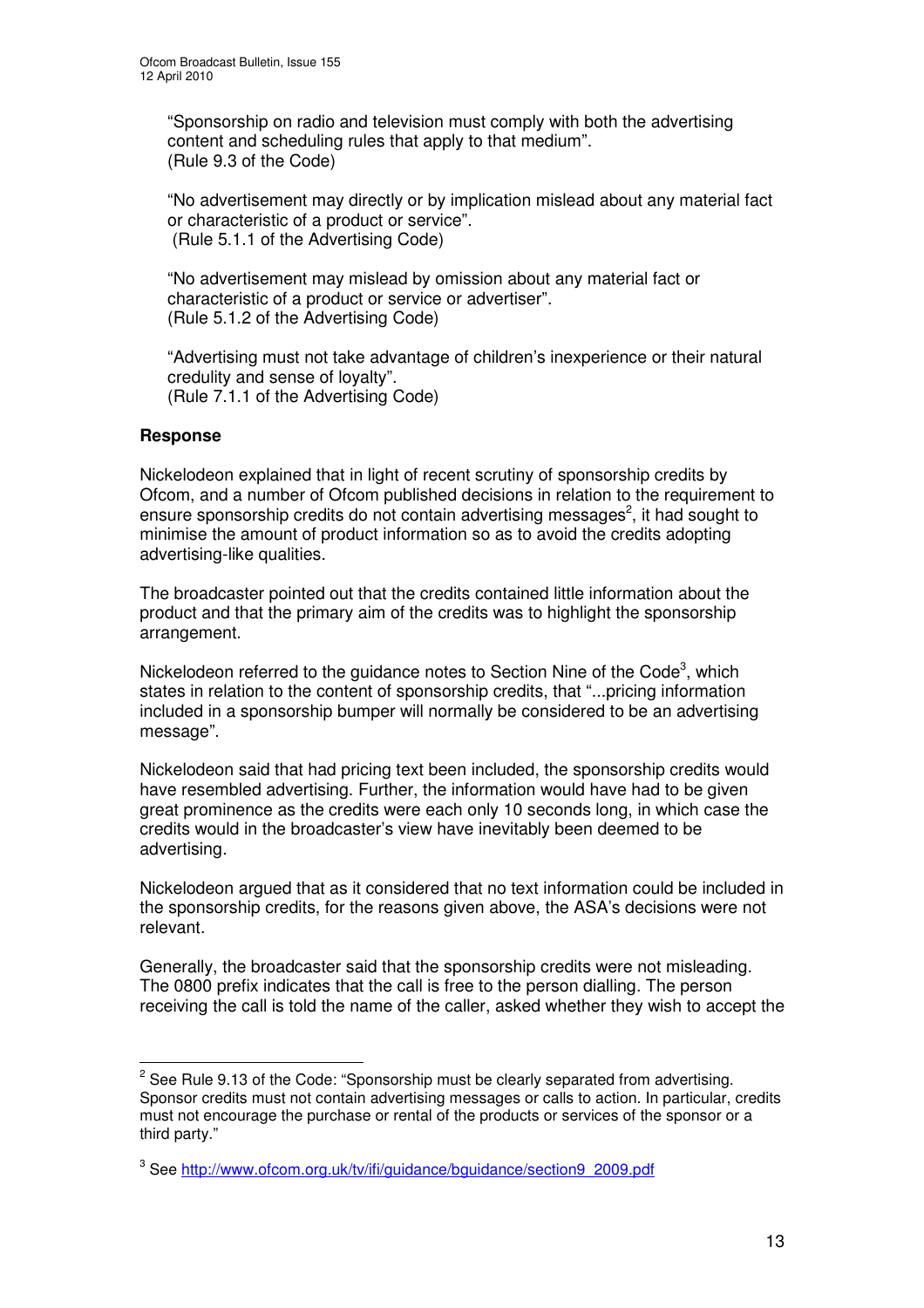"Sponsorship on radio and television must comply with both the advertising content and scheduling rules that apply to that medium".
(Rule 9.3 of the Code)

"No advertisement may directly or by implication mislead about any material fact or characteristic of a product or service".
(Rule 5.1.1 of the Advertising Code)

"No advertisement may mislead by omission about any material fact or characteristic of a product or service or advertiser".
(Rule 5.1.2 of the Advertising Code)

"Advertising must not take advantage of children's inexperience or their natural credulity and sense of loyalty".
(Rule 7.1.1 of the Advertising Code)

**Response**

Nickelodeon explained that in light of recent scrutiny of sponsorship credits by Ofcom, and a number of Ofcom published decisions in relation to the requirement to ensure sponsorship credits do not contain advertising messages[2], it had sought to minimise the amount of product information so as to avoid the credits adopting advertising-like qualities.

The broadcaster pointed out that the credits contained little information about the product and that the primary aim of the credits was to highlight the sponsorship arrangement.

Nickelodeon referred to the guidance notes to Section Nine of the Code[3], which states in relation to the content of sponsorship credits, that "...pricing information included in a sponsorship bumper will normally be considered to be an advertising message".

Nickelodeon said that had pricing text been included, the sponsorship credits would have resembled advertising. Further, the information would have had to be given great prominence as the credits were each only 10 seconds long, in which case the credits would in the broadcaster's view have inevitably been deemed to be advertising.

Nickelodeon argued that as it considered that no text information could be included in the sponsorship credits, for the reasons given above, the ASA's decisions were not relevant.

Generally, the broadcaster said that the sponsorship credits were not misleading. The 0800 prefix indicates that the call is free to the person dialling. The person receiving the call is told the name of the caller, asked whether they wish to accept the

[2] See Rule 9.13 of the Code: "Sponsorship must be clearly separated from advertising. Sponsor credits must not contain advertising messages or calls to action. In particular, credits must not encourage the purchase or rental of the products or services of the sponsor or a third party."

[3] See http://www.ofcom.org.uk/tv/ifi/guidance/bguidance/section9_2009.pdf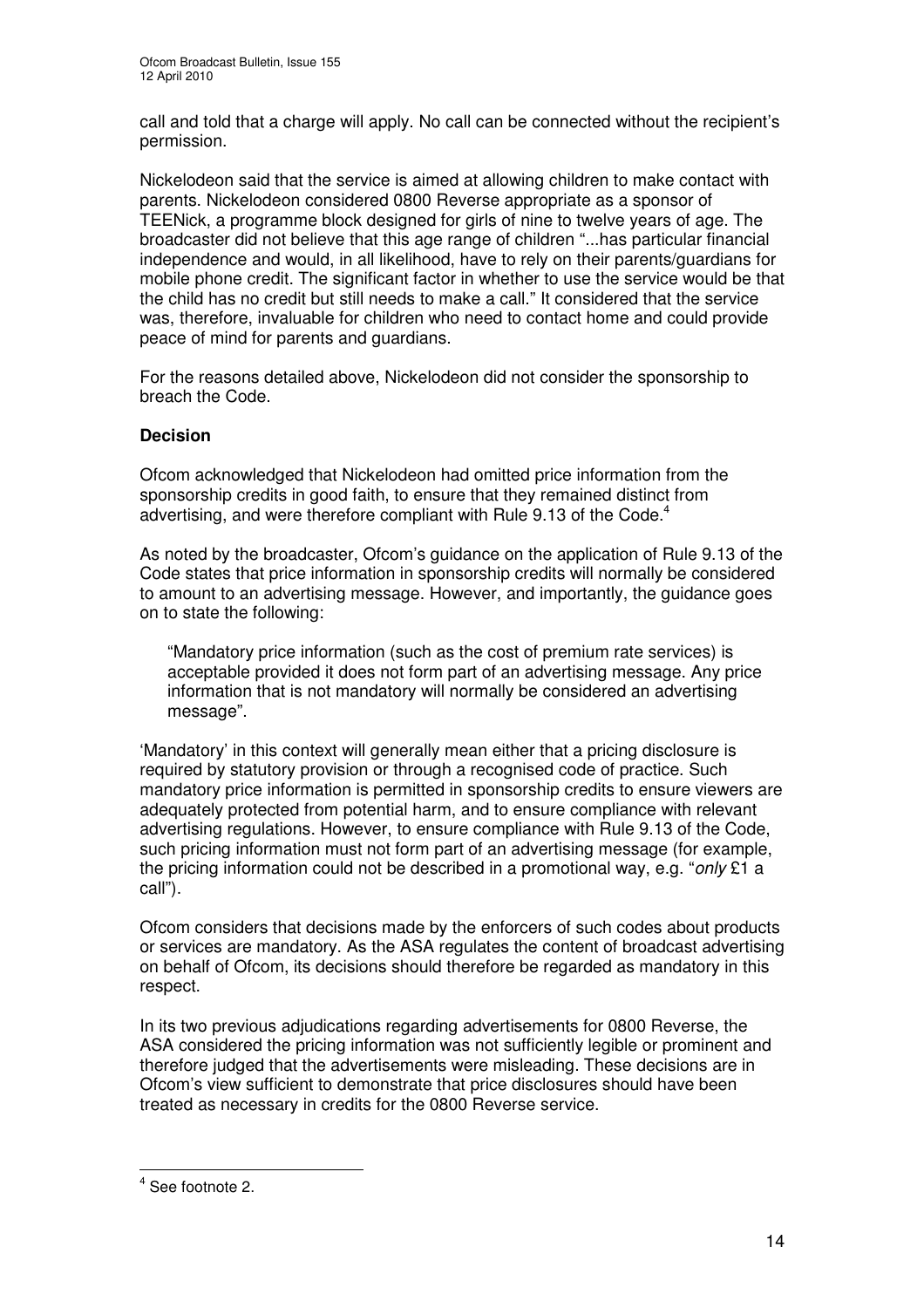call and told that a charge will apply. No call can be connected without the recipient's permission.

Nickelodeon said that the service is aimed at allowing children to make contact with parents. Nickelodeon considered 0800 Reverse appropriate as a sponsor of TEENick, a programme block designed for girls of nine to twelve years of age. The broadcaster did not believe that this age range of children "...has particular financial independence and would, in all likelihood, have to rely on their parents/guardians for mobile phone credit. The significant factor in whether to use the service would be that the child has no credit but still needs to make a call." It considered that the service was, therefore, invaluable for children who need to contact home and could provide peace of mind for parents and guardians.

For the reasons detailed above, Nickelodeon did not consider the sponsorship to breach the Code.

**Decision**

Ofcom acknowledged that Nickelodeon had omitted price information from the sponsorship credits in good faith, to ensure that they remained distinct from advertising, and were therefore compliant with Rule 9.13 of the Code.[4]

As noted by the broadcaster, Ofcom's guidance on the application of Rule 9.13 of the Code states that price information in sponsorship credits will normally be considered to amount to an advertising message. However, and importantly, the guidance goes on to state the following:

> "Mandatory price information (such as the cost of premium rate services) is acceptable provided it does not form part of an advertising message. Any price information that is not mandatory will normally be considered an advertising message".

'Mandatory' in this context will generally mean either that a pricing disclosure is required by statutory provision or through a recognised code of practice. Such mandatory price information is permitted in sponsorship credits to ensure viewers are adequately protected from potential harm, and to ensure compliance with relevant advertising regulations. However, to ensure compliance with Rule 9.13 of the Code, such pricing information must not form part of an advertising message (for example, the pricing information could not be described in a promotional way, e.g. "*only* £1 a call").

Ofcom considers that decisions made by the enforcers of such codes about products or services are mandatory. As the ASA regulates the content of broadcast advertising on behalf of Ofcom, its decisions should therefore be regarded as mandatory in this respect.

In its two previous adjudications regarding advertisements for 0800 Reverse, the ASA considered the pricing information was not sufficiently legible or prominent and therefore judged that the advertisements were misleading. These decisions are in Ofcom's view sufficient to demonstrate that price disclosures should have been treated as necessary in credits for the 0800 Reverse service.

---

[4] See footnote 2.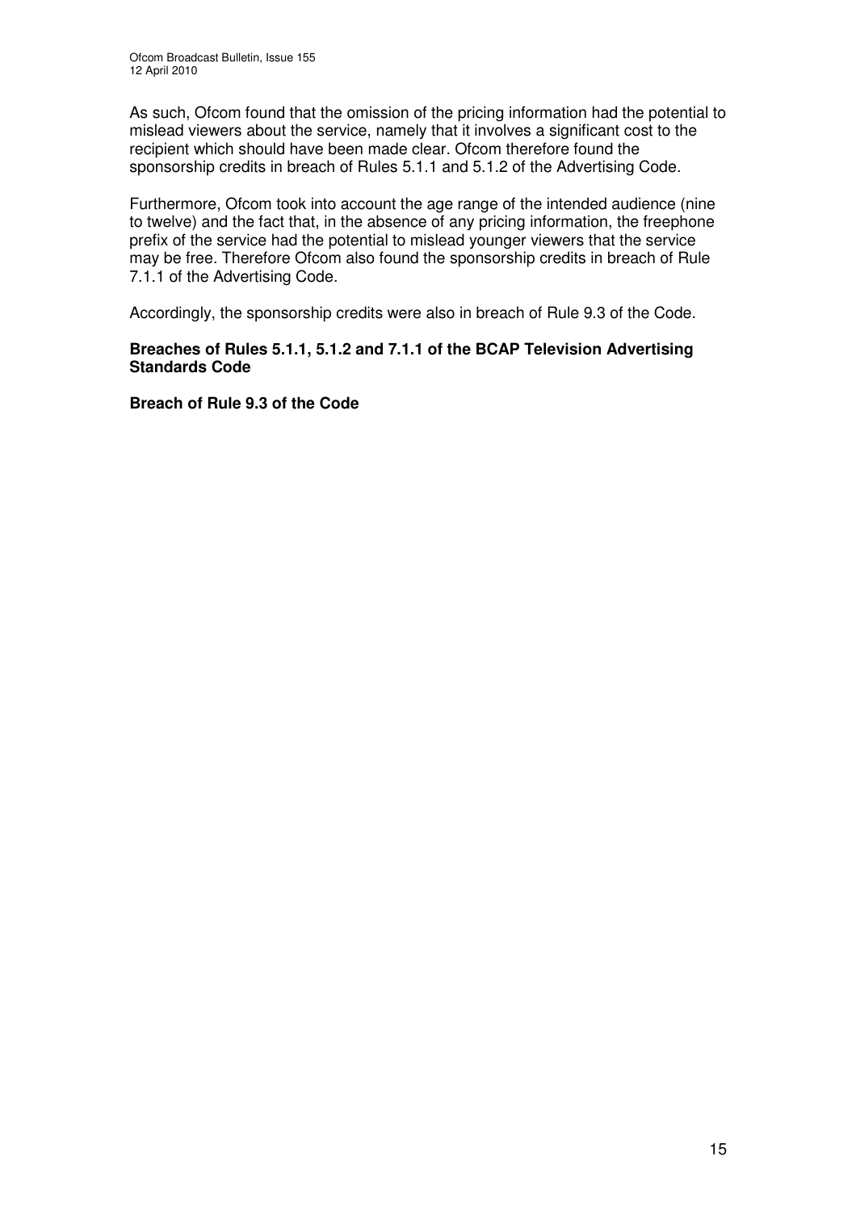As such, Ofcom found that the omission of the pricing information had the potential to mislead viewers about the service, namely that it involves a significant cost to the recipient which should have been made clear. Ofcom therefore found the sponsorship credits in breach of Rules 5.1.1 and 5.1.2 of the Advertising Code.

Furthermore, Ofcom took into account the age range of the intended audience (nine to twelve) and the fact that, in the absence of any pricing information, the freephone prefix of the service had the potential to mislead younger viewers that the service may be free. Therefore Ofcom also found the sponsorship credits in breach of Rule 7.1.1 of the Advertising Code.

Accordingly, the sponsorship credits were also in breach of Rule 9.3 of the Code.

**Breaches of Rules 5.1.1, 5.1.2 and 7.1.1 of the BCAP Television Advertising Standards Code**

**Breach of Rule 9.3 of the Code**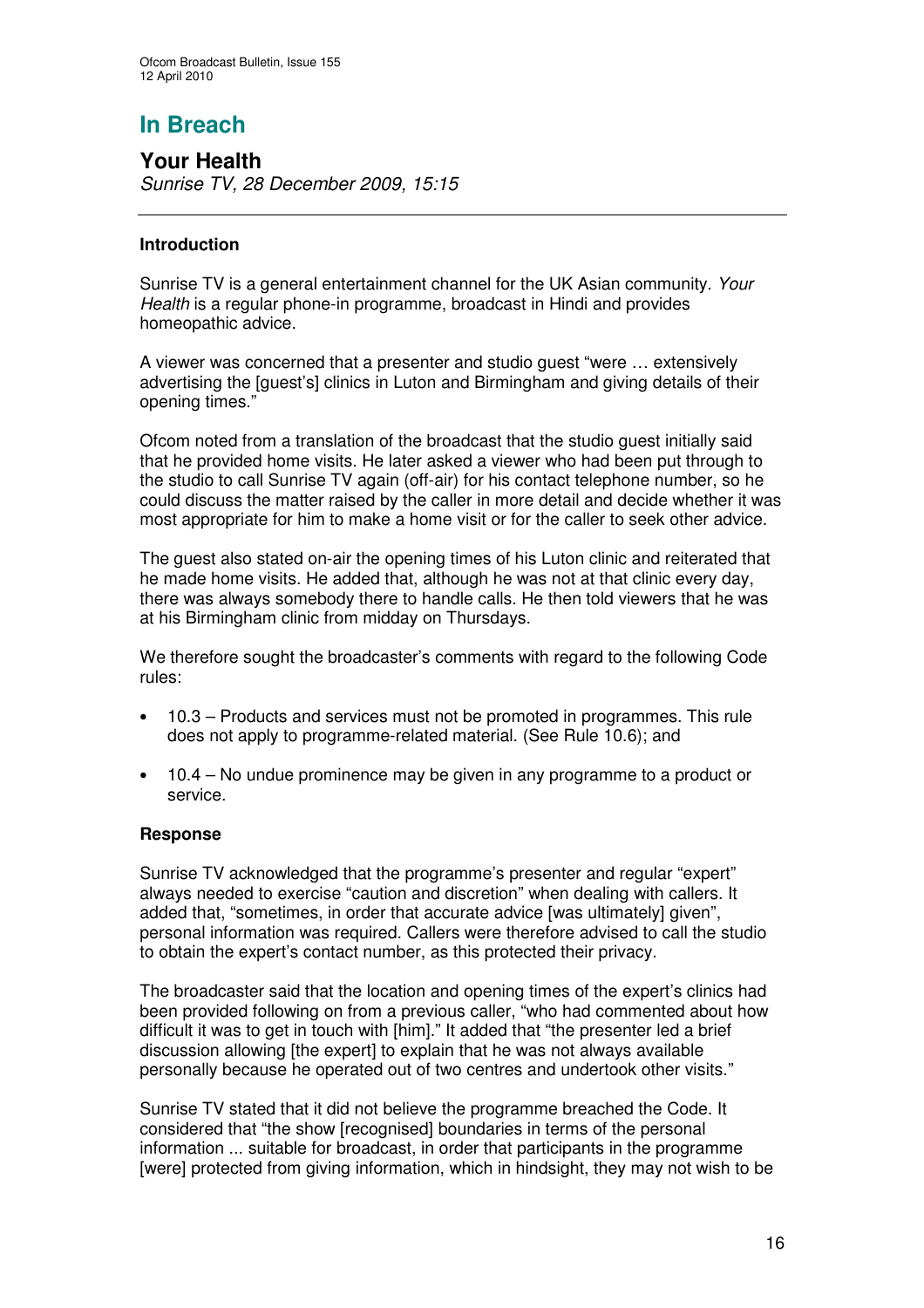# In Breach

## Your Health

*Sunrise TV, 28 December 2009, 15:15*

---

### Introduction

Sunrise TV is a general entertainment channel for the UK Asian community. *Your Health* is a regular phone-in programme, broadcast in Hindi and provides homeopathic advice.

A viewer was concerned that a presenter and studio guest "were … extensively advertising the [guest's] clinics in Luton and Birmingham and giving details of their opening times."

Ofcom noted from a translation of the broadcast that the studio guest initially said that he provided home visits. He later asked a viewer who had been put through to the studio to call Sunrise TV again (off-air) for his contact telephone number, so he could discuss the matter raised by the caller in more detail and decide whether it was most appropriate for him to make a home visit or for the caller to seek other advice.

The guest also stated on-air the opening times of his Luton clinic and reiterated that he made home visits. He added that, although he was not at that clinic every day, there was always somebody there to handle calls. He then told viewers that he was at his Birmingham clinic from midday on Thursdays.

We therefore sought the broadcaster's comments with regard to the following Code rules:

- 10.3 – Products and services must not be promoted in programmes. This rule does not apply to programme-related material. (See Rule 10.6); and
- 10.4 – No undue prominence may be given in any programme to a product or service.

### Response

Sunrise TV acknowledged that the programme's presenter and regular "expert" always needed to exercise "caution and discretion" when dealing with callers. It added that, "sometimes, in order that accurate advice [was ultimately] given", personal information was required. Callers were therefore advised to call the studio to obtain the expert's contact number, as this protected their privacy.

The broadcaster said that the location and opening times of the expert's clinics had been provided following on from a previous caller, "who had commented about how difficult it was to get in touch with [him]." It added that "the presenter led a brief discussion allowing [the expert] to explain that he was not always available personally because he operated out of two centres and undertook other visits."

Sunrise TV stated that it did not believe the programme breached the Code. It considered that "the show [recognised] boundaries in terms of the personal information ... suitable for broadcast, in order that participants in the programme [were] protected from giving information, which in hindsight, they may not wish to be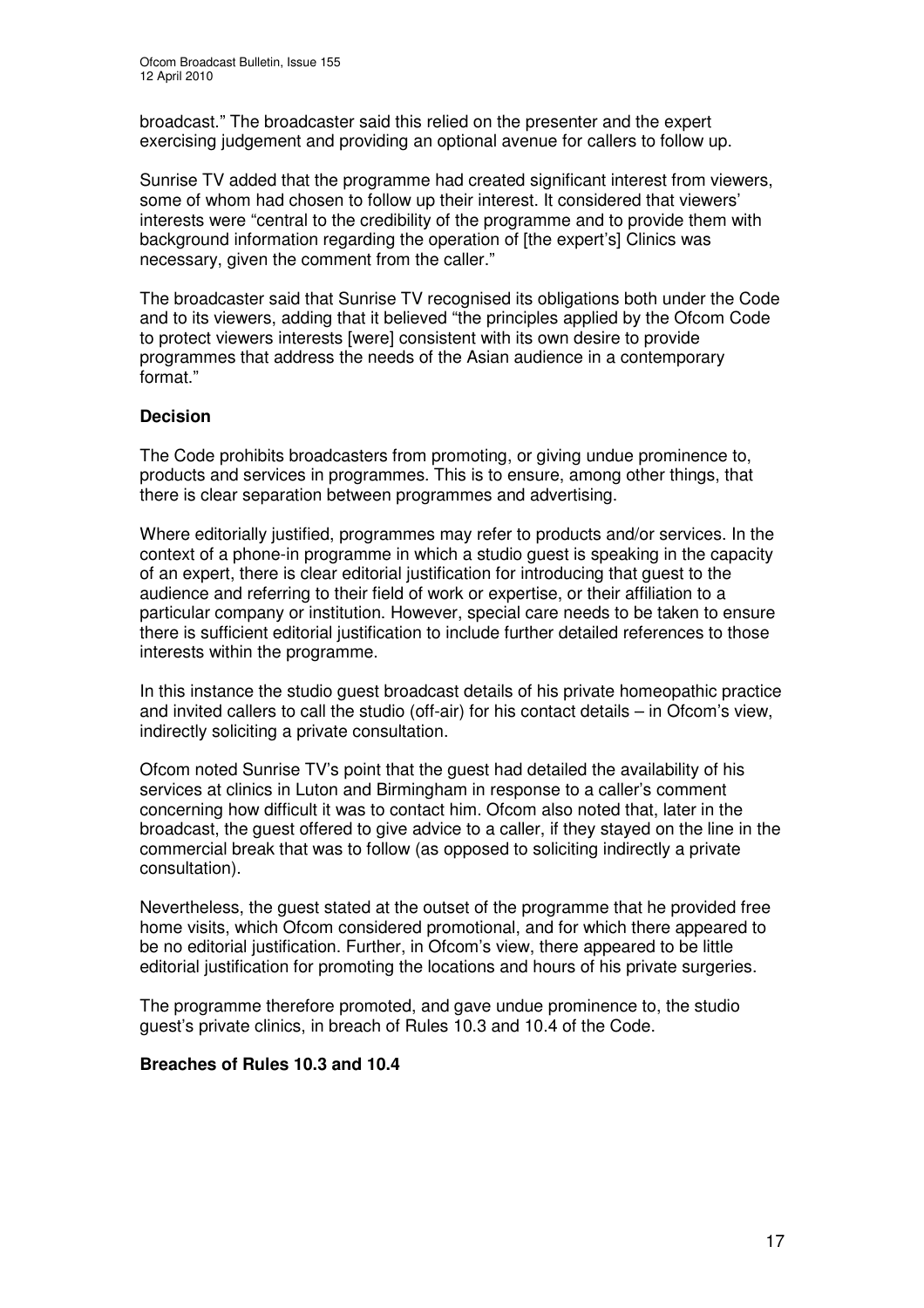broadcast." The broadcaster said this relied on the presenter and the expert exercising judgement and providing an optional avenue for callers to follow up.

Sunrise TV added that the programme had created significant interest from viewers, some of whom had chosen to follow up their interest. It considered that viewers' interests were "central to the credibility of the programme and to provide them with background information regarding the operation of [the expert's] Clinics was necessary, given the comment from the caller."

The broadcaster said that Sunrise TV recognised its obligations both under the Code and to its viewers, adding that it believed "the principles applied by the Ofcom Code to protect viewers interests [were] consistent with its own desire to provide programmes that address the needs of the Asian audience in a contemporary format."

**Decision**

The Code prohibits broadcasters from promoting, or giving undue prominence to, products and services in programmes. This is to ensure, among other things, that there is clear separation between programmes and advertising.

Where editorially justified, programmes may refer to products and/or services. In the context of a phone-in programme in which a studio guest is speaking in the capacity of an expert, there is clear editorial justification for introducing that guest to the audience and referring to their field of work or expertise, or their affiliation to a particular company or institution. However, special care needs to be taken to ensure there is sufficient editorial justification to include further detailed references to those interests within the programme.

In this instance the studio guest broadcast details of his private homeopathic practice and invited callers to call the studio (off-air) for his contact details – in Ofcom's view, indirectly soliciting a private consultation.

Ofcom noted Sunrise TV's point that the guest had detailed the availability of his services at clinics in Luton and Birmingham in response to a caller's comment concerning how difficult it was to contact him. Ofcom also noted that, later in the broadcast, the guest offered to give advice to a caller, if they stayed on the line in the commercial break that was to follow (as opposed to soliciting indirectly a private consultation).

Nevertheless, the guest stated at the outset of the programme that he provided free home visits, which Ofcom considered promotional, and for which there appeared to be no editorial justification. Further, in Ofcom's view, there appeared to be little editorial justification for promoting the locations and hours of his private surgeries.

The programme therefore promoted, and gave undue prominence to, the studio guest's private clinics, in breach of Rules 10.3 and 10.4 of the Code.

**Breaches of Rules 10.3 and 10.4**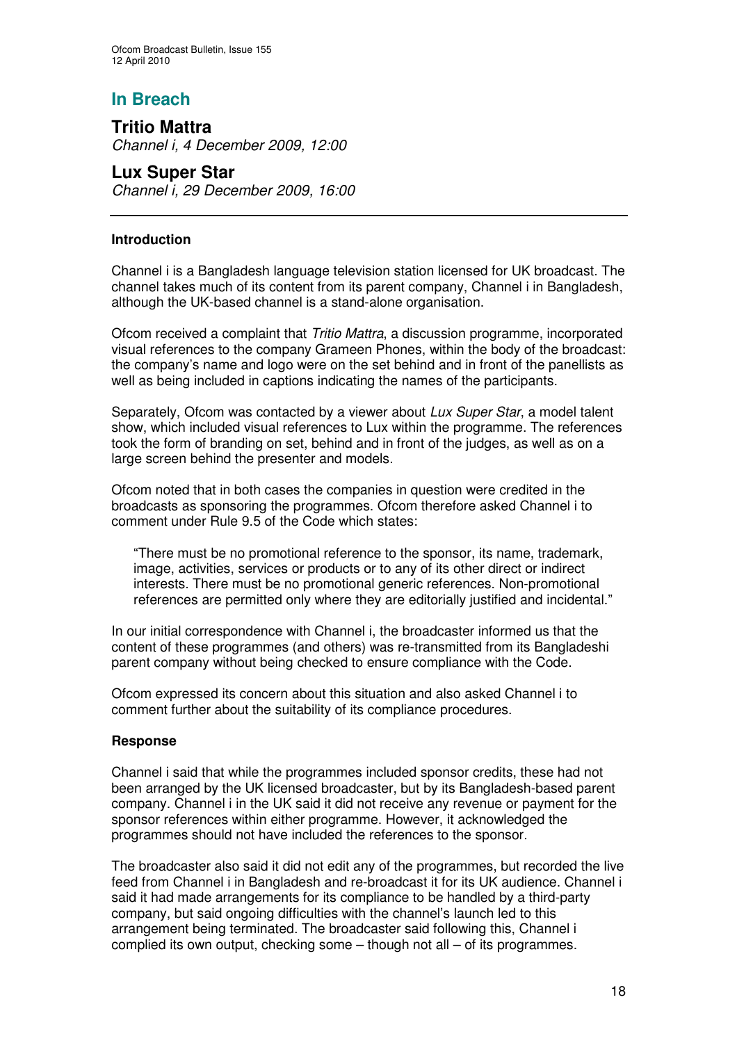## In Breach

### Tritio Mattra

*Channel i, 4 December 2009, 12:00*

### Lux Super Star

*Channel i, 29 December 2009, 16:00*

---

**Introduction**

Channel i is a Bangladesh language television station licensed for UK broadcast. The channel takes much of its content from its parent company, Channel i in Bangladesh, although the UK-based channel is a stand-alone organisation.

Ofcom received a complaint that *Tritio Mattra*, a discussion programme, incorporated visual references to the company Grameen Phones, within the body of the broadcast: the company's name and logo were on the set behind and in front of the panellists as well as being included in captions indicating the names of the participants.

Separately, Ofcom was contacted by a viewer about *Lux Super Star*, a model talent show, which included visual references to Lux within the programme. The references took the form of branding on set, behind and in front of the judges, as well as on a large screen behind the presenter and models.

Ofcom noted that in both cases the companies in question were credited in the broadcasts as sponsoring the programmes. Ofcom therefore asked Channel i to comment under Rule 9.5 of the Code which states:

> "There must be no promotional reference to the sponsor, its name, trademark, image, activities, services or products or to any of its other direct or indirect interests. There must be no promotional generic references. Non-promotional references are permitted only where they are editorially justified and incidental."

In our initial correspondence with Channel i, the broadcaster informed us that the content of these programmes (and others) was re-transmitted from its Bangladeshi parent company without being checked to ensure compliance with the Code.

Ofcom expressed its concern about this situation and also asked Channel i to comment further about the suitability of its compliance procedures.

**Response**

Channel i said that while the programmes included sponsor credits, these had not been arranged by the UK licensed broadcaster, but by its Bangladesh-based parent company. Channel i in the UK said it did not receive any revenue or payment for the sponsor references within either programme. However, it acknowledged the programmes should not have included the references to the sponsor.

The broadcaster also said it did not edit any of the programmes, but recorded the live feed from Channel i in Bangladesh and re-broadcast it for its UK audience. Channel i said it had made arrangements for its compliance to be handled by a third-party company, but said ongoing difficulties with the channel's launch led to this arrangement being terminated. The broadcaster said following this, Channel i complied its own output, checking some – though not all – of its programmes.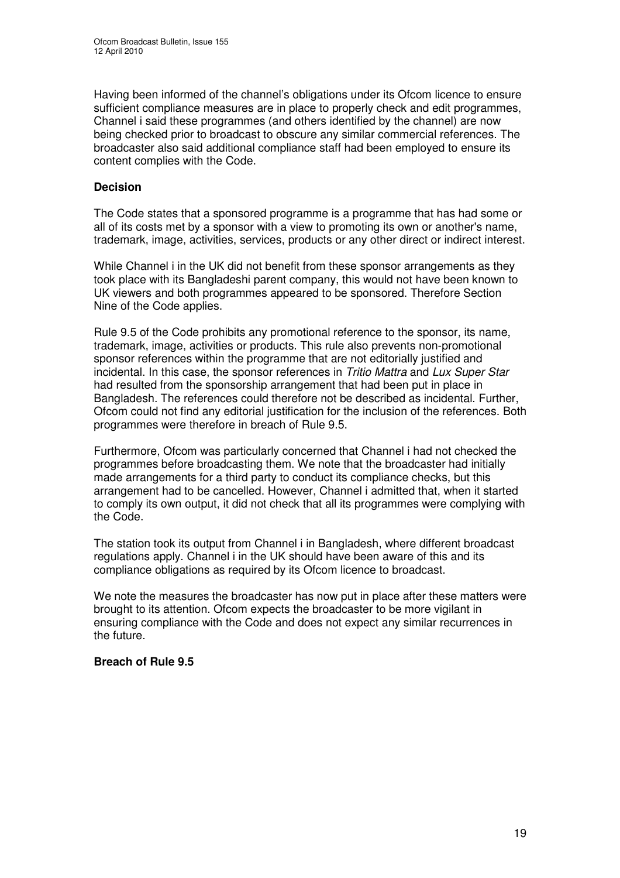Having been informed of the channel's obligations under its Ofcom licence to ensure sufficient compliance measures are in place to properly check and edit programmes, Channel i said these programmes (and others identified by the channel) are now being checked prior to broadcast to obscure any similar commercial references. The broadcaster also said additional compliance staff had been employed to ensure its content complies with the Code.

**Decision**

The Code states that a sponsored programme is a programme that has had some or all of its costs met by a sponsor with a view to promoting its own or another's name, trademark, image, activities, services, products or any other direct or indirect interest.

While Channel i in the UK did not benefit from these sponsor arrangements as they took place with its Bangladeshi parent company, this would not have been known to UK viewers and both programmes appeared to be sponsored. Therefore Section Nine of the Code applies.

Rule 9.5 of the Code prohibits any promotional reference to the sponsor, its name, trademark, image, activities or products. This rule also prevents non-promotional sponsor references within the programme that are not editorially justified and incidental. In this case, the sponsor references in *Tritio Mattra* and *Lux Super Star* had resulted from the sponsorship arrangement that had been put in place in Bangladesh. The references could therefore not be described as incidental. Further, Ofcom could not find any editorial justification for the inclusion of the references. Both programmes were therefore in breach of Rule 9.5.

Furthermore, Ofcom was particularly concerned that Channel i had not checked the programmes before broadcasting them. We note that the broadcaster had initially made arrangements for a third party to conduct its compliance checks, but this arrangement had to be cancelled. However, Channel i admitted that, when it started to comply its own output, it did not check that all its programmes were complying with the Code.

The station took its output from Channel i in Bangladesh, where different broadcast regulations apply. Channel i in the UK should have been aware of this and its compliance obligations as required by its Ofcom licence to broadcast.

We note the measures the broadcaster has now put in place after these matters were brought to its attention. Ofcom expects the broadcaster to be more vigilant in ensuring compliance with the Code and does not expect any similar recurrences in the future.

**Breach of Rule 9.5**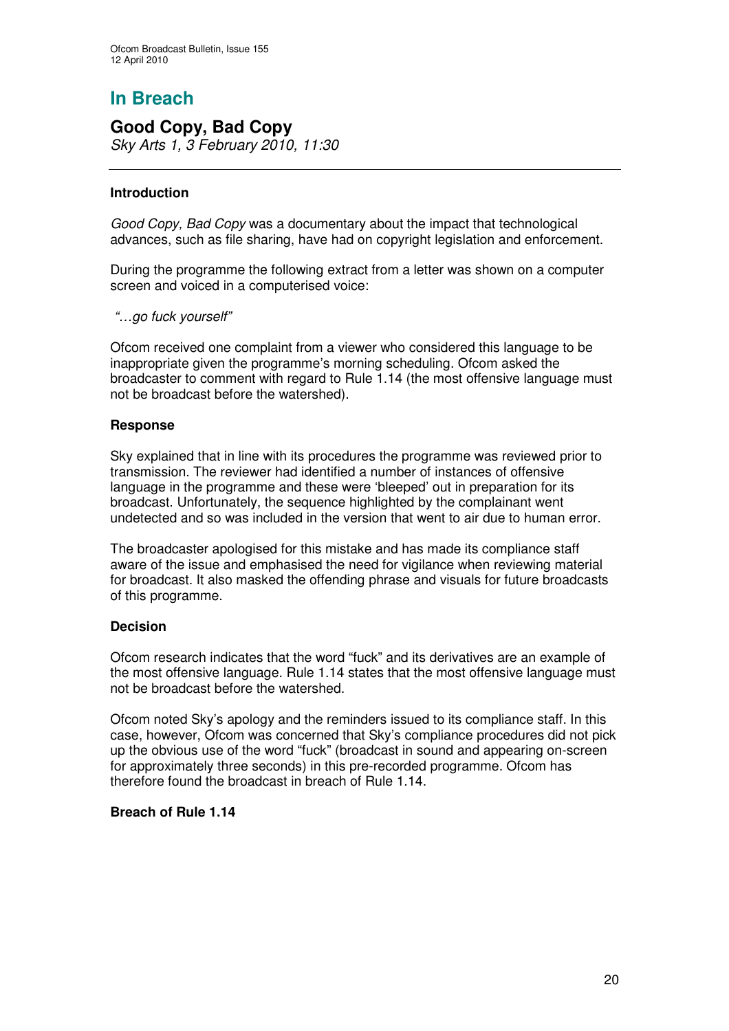# In Breach

## Good Copy, Bad Copy

*Sky Arts 1, 3 February 2010, 11:30*

---

### Introduction

*Good Copy, Bad Copy* was a documentary about the impact that technological advances, such as file sharing, have had on copyright legislation and enforcement.

During the programme the following extract from a letter was shown on a computer screen and voiced in a computerised voice:

*"…go fuck yourself"*

Ofcom received one complaint from a viewer who considered this language to be inappropriate given the programme's morning scheduling. Ofcom asked the broadcaster to comment with regard to Rule 1.14 (the most offensive language must not be broadcast before the watershed).

### Response

Sky explained that in line with its procedures the programme was reviewed prior to transmission. The reviewer had identified a number of instances of offensive language in the programme and these were 'bleeped' out in preparation for its broadcast. Unfortunately, the sequence highlighted by the complainant went undetected and so was included in the version that went to air due to human error.

The broadcaster apologised for this mistake and has made its compliance staff aware of the issue and emphasised the need for vigilance when reviewing material for broadcast. It also masked the offending phrase and visuals for future broadcasts of this programme.

### Decision

Ofcom research indicates that the word "fuck" and its derivatives are an example of the most offensive language. Rule 1.14 states that the most offensive language must not be broadcast before the watershed.

Ofcom noted Sky's apology and the reminders issued to its compliance staff. In this case, however, Ofcom was concerned that Sky's compliance procedures did not pick up the obvious use of the word "fuck" (broadcast in sound and appearing on-screen for approximately three seconds) in this pre-recorded programme. Ofcom has therefore found the broadcast in breach of Rule 1.14.

**Breach of Rule 1.14**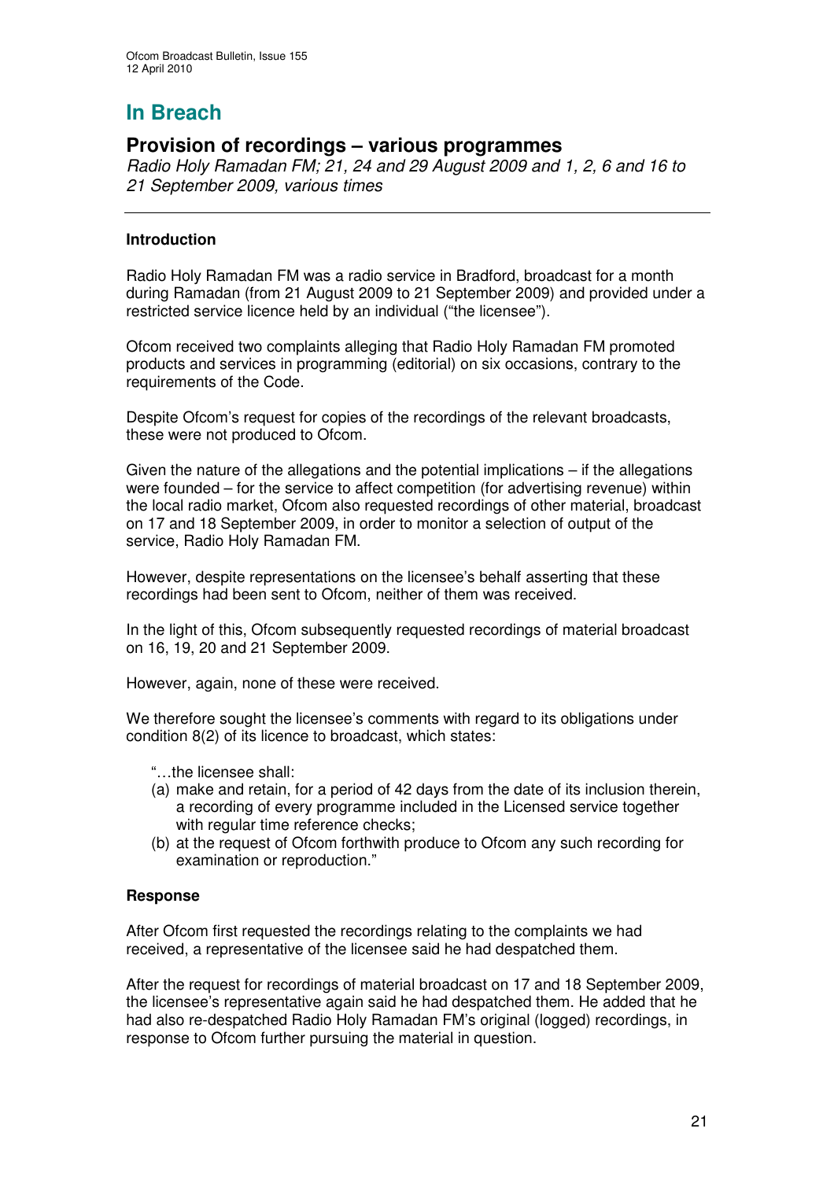# In Breach

## Provision of recordings – various programmes

*Radio Holy Ramadan FM; 21, 24 and 29 August 2009 and 1, 2, 6 and 16 to 21 September 2009, various times*

---

### Introduction

Radio Holy Ramadan FM was a radio service in Bradford, broadcast for a month during Ramadan (from 21 August 2009 to 21 September 2009) and provided under a restricted service licence held by an individual ("the licensee").

Ofcom received two complaints alleging that Radio Holy Ramadan FM promoted products and services in programming (editorial) on six occasions, contrary to the requirements of the Code.

Despite Ofcom's request for copies of the recordings of the relevant broadcasts, these were not produced to Ofcom.

Given the nature of the allegations and the potential implications – if the allegations were founded – for the service to affect competition (for advertising revenue) within the local radio market, Ofcom also requested recordings of other material, broadcast on 17 and 18 September 2009, in order to monitor a selection of output of the service, Radio Holy Ramadan FM.

However, despite representations on the licensee's behalf asserting that these recordings had been sent to Ofcom, neither of them was received.

In the light of this, Ofcom subsequently requested recordings of material broadcast on 16, 19, 20 and 21 September 2009.

However, again, none of these were received.

We therefore sought the licensee's comments with regard to its obligations under condition 8(2) of its licence to broadcast, which states:

> "…the licensee shall:
> (a) make and retain, for a period of 42 days from the date of its inclusion therein, a recording of every programme included in the Licensed service together with regular time reference checks;
> (b) at the request of Ofcom forthwith produce to Ofcom any such recording for examination or reproduction."

### Response

After Ofcom first requested the recordings relating to the complaints we had received, a representative of the licensee said he had despatched them.

After the request for recordings of material broadcast on 17 and 18 September 2009, the licensee's representative again said he had despatched them. He added that he had also re-despatched Radio Holy Ramadan FM's original (logged) recordings, in response to Ofcom further pursuing the material in question.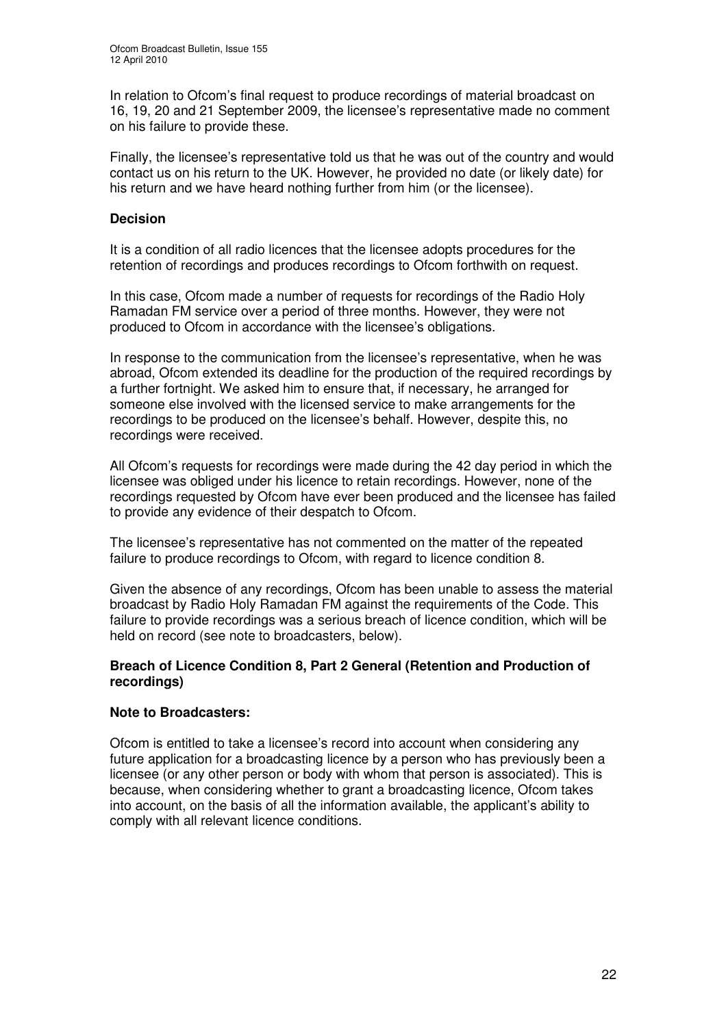In relation to Ofcom's final request to produce recordings of material broadcast on 16, 19, 20 and 21 September 2009, the licensee's representative made no comment on his failure to provide these.

Finally, the licensee's representative told us that he was out of the country and would contact us on his return to the UK. However, he provided no date (or likely date) for his return and we have heard nothing further from him (or the licensee).

### Decision

It is a condition of all radio licences that the licensee adopts procedures for the retention of recordings and produces recordings to Ofcom forthwith on request.

In this case, Ofcom made a number of requests for recordings of the Radio Holy Ramadan FM service over a period of three months. However, they were not produced to Ofcom in accordance with the licensee's obligations.

In response to the communication from the licensee's representative, when he was abroad, Ofcom extended its deadline for the production of the required recordings by a further fortnight. We asked him to ensure that, if necessary, he arranged for someone else involved with the licensed service to make arrangements for the recordings to be produced on the licensee's behalf. However, despite this, no recordings were received.

All Ofcom's requests for recordings were made during the 42 day period in which the licensee was obliged under his licence to retain recordings. However, none of the recordings requested by Ofcom have ever been produced and the licensee has failed to provide any evidence of their despatch to Ofcom.

The licensee's representative has not commented on the matter of the repeated failure to produce recordings to Ofcom, with regard to licence condition 8.

Given the absence of any recordings, Ofcom has been unable to assess the material broadcast by Radio Holy Ramadan FM against the requirements of the Code. This failure to provide recordings was a serious breach of licence condition, which will be held on record (see note to broadcasters, below).

**Breach of Licence Condition 8, Part 2 General (Retention and Production of recordings)**

### Note to Broadcasters:

Ofcom is entitled to take a licensee's record into account when considering any future application for a broadcasting licence by a person who has previously been a licensee (or any other person or body with whom that person is associated). This is because, when considering whether to grant a broadcasting licence, Ofcom takes into account, on the basis of all the information available, the applicant's ability to comply with all relevant licence conditions.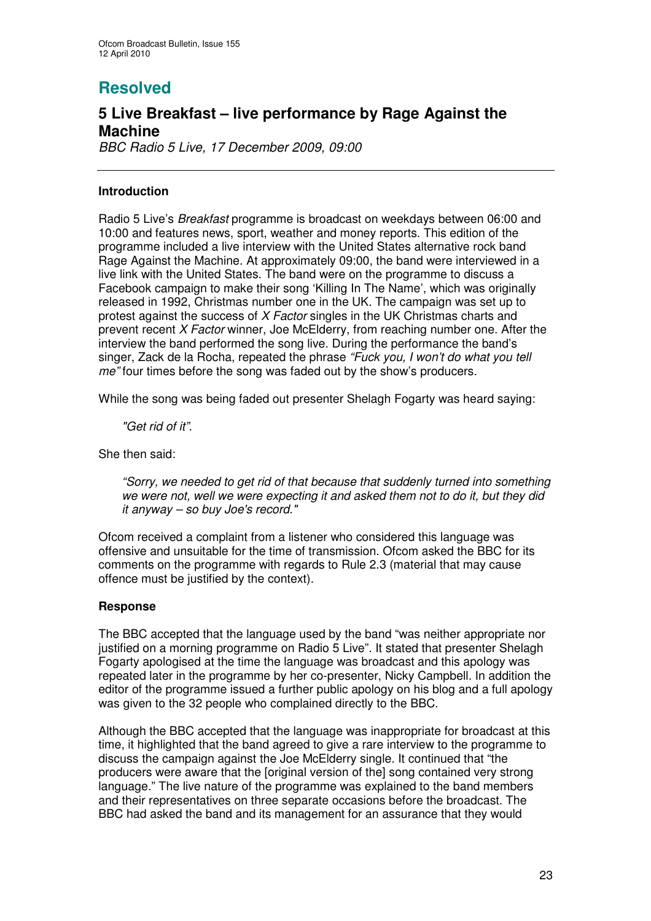# Resolved

## 5 Live Breakfast – live performance by Rage Against the Machine

*BBC Radio 5 Live, 17 December 2009, 09:00*

### Introduction

Radio 5 Live's *Breakfast* programme is broadcast on weekdays between 06:00 and 10:00 and features news, sport, weather and money reports. This edition of the programme included a live interview with the United States alternative rock band Rage Against the Machine. At approximately 09:00, the band were interviewed in a live link with the United States. The band were on the programme to discuss a Facebook campaign to make their song 'Killing In The Name', which was originally released in 1992, Christmas number one in the UK. The campaign was set up to protest against the success of *X Factor* singles in the UK Christmas charts and prevent recent *X Factor* winner, Joe McElderry, from reaching number one. After the interview the band performed the song live. During the performance the band's singer, Zack de la Rocha, repeated the phrase *"Fuck you, I won't do what you tell me"* four times before the song was faded out by the show's producers.

While the song was being faded out presenter Shelagh Fogarty was heard saying:

> *"Get rid of it".*

She then said:

> *"Sorry, we needed to get rid of that because that suddenly turned into something we were not, well we were expecting it and asked them not to do it, but they did it anyway – so buy Joe's record."*

Ofcom received a complaint from a listener who considered this language was offensive and unsuitable for the time of transmission. Ofcom asked the BBC for its comments on the programme with regards to Rule 2.3 (material that may cause offence must be justified by the context).

### Response

The BBC accepted that the language used by the band "was neither appropriate nor justified on a morning programme on Radio 5 Live". It stated that presenter Shelagh Fogarty apologised at the time the language was broadcast and this apology was repeated later in the programme by her co-presenter, Nicky Campbell. In addition the editor of the programme issued a further public apology on his blog and a full apology was given to the 32 people who complained directly to the BBC.

Although the BBC accepted that the language was inappropriate for broadcast at this time, it highlighted that the band agreed to give a rare interview to the programme to discuss the campaign against the Joe McElderry single. It continued that "the producers were aware that the [original version of the] song contained very strong language." The live nature of the programme was explained to the band members and their representatives on three separate occasions before the broadcast. The BBC had asked the band and its management for an assurance that they would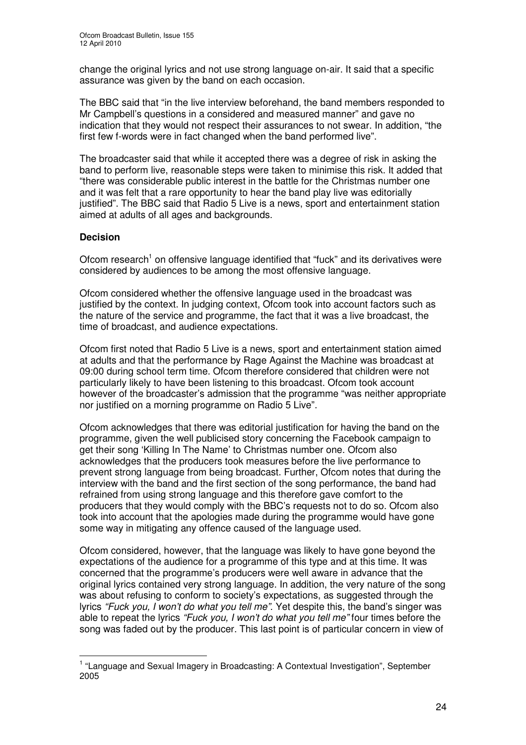change the original lyrics and not use strong language on-air. It said that a specific assurance was given by the band on each occasion.

The BBC said that "in the live interview beforehand, the band members responded to Mr Campbell's questions in a considered and measured manner" and gave no indication that they would not respect their assurances to not swear. In addition, "the first few f-words were in fact changed when the band performed live".

The broadcaster said that while it accepted there was a degree of risk in asking the band to perform live, reasonable steps were taken to minimise this risk. It added that "there was considerable public interest in the battle for the Christmas number one and it was felt that a rare opportunity to hear the band play live was editorially justified". The BBC said that Radio 5 Live is a news, sport and entertainment station aimed at adults of all ages and backgrounds.

**Decision**

Ofcom research[1] on offensive language identified that "fuck" and its derivatives were considered by audiences to be among the most offensive language.

Ofcom considered whether the offensive language used in the broadcast was justified by the context. In judging context, Ofcom took into account factors such as the nature of the service and programme, the fact that it was a live broadcast, the time of broadcast, and audience expectations.

Ofcom first noted that Radio 5 Live is a news, sport and entertainment station aimed at adults and that the performance by Rage Against the Machine was broadcast at 09:00 during school term time. Ofcom therefore considered that children were not particularly likely to have been listening to this broadcast. Ofcom took account however of the broadcaster's admission that the programme "was neither appropriate nor justified on a morning programme on Radio 5 Live".

Ofcom acknowledges that there was editorial justification for having the band on the programme, given the well publicised story concerning the Facebook campaign to get their song 'Killing In The Name' to Christmas number one. Ofcom also acknowledges that the producers took measures before the live performance to prevent strong language from being broadcast. Further, Ofcom notes that during the interview with the band and the first section of the song performance, the band had refrained from using strong language and this therefore gave comfort to the producers that they would comply with the BBC's requests not to do so. Ofcom also took into account that the apologies made during the programme would have gone some way in mitigating any offence caused of the language used.

Ofcom considered, however, that the language was likely to have gone beyond the expectations of the audience for a programme of this type and at this time. It was concerned that the programme's producers were well aware in advance that the original lyrics contained very strong language. In addition, the very nature of the song was about refusing to conform to society's expectations, as suggested through the lyrics *"Fuck you, I won't do what you tell me"*. Yet despite this, the band's singer was able to repeat the lyrics *"Fuck you, I won't do what you tell me"* four times before the song was faded out by the producer. This last point is of particular concern in view of

[1] "Language and Sexual Imagery in Broadcasting: A Contextual Investigation", September 2005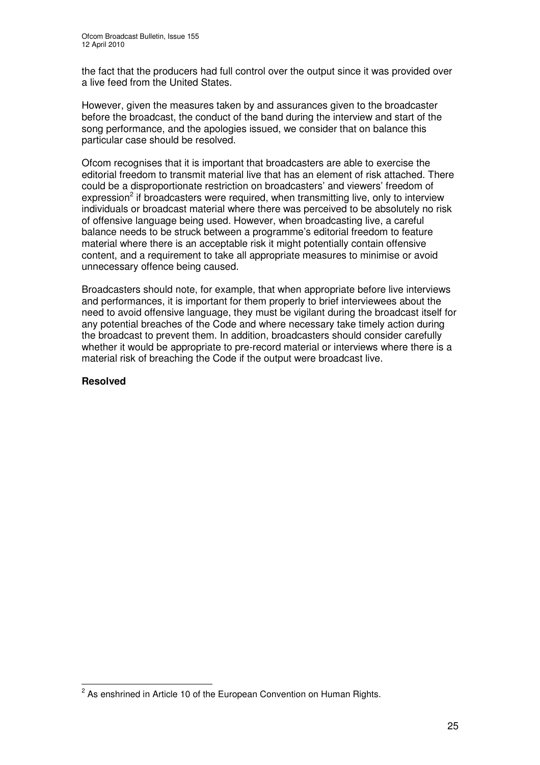the fact that the producers had full control over the output since it was provided over a live feed from the United States.

However, given the measures taken by and assurances given to the broadcaster before the broadcast, the conduct of the band during the interview and start of the song performance, and the apologies issued, we consider that on balance this particular case should be resolved.

Ofcom recognises that it is important that broadcasters are able to exercise the editorial freedom to transmit material live that has an element of risk attached. There could be a disproportionate restriction on broadcasters' and viewers' freedom of expression[2] if broadcasters were required, when transmitting live, only to interview individuals or broadcast material where there was perceived to be absolutely no risk of offensive language being used. However, when broadcasting live, a careful balance needs to be struck between a programme's editorial freedom to feature material where there is an acceptable risk it might potentially contain offensive content, and a requirement to take all appropriate measures to minimise or avoid unnecessary offence being caused.

Broadcasters should note, for example, that when appropriate before live interviews and performances, it is important for them properly to brief interviewees about the need to avoid offensive language, they must be vigilant during the broadcast itself for any potential breaches of the Code and where necessary take timely action during the broadcast to prevent them. In addition, broadcasters should consider carefully whether it would be appropriate to pre-record material or interviews where there is a material risk of breaching the Code if the output were broadcast live.

**Resolved**

[2] As enshrined in Article 10 of the European Convention on Human Rights.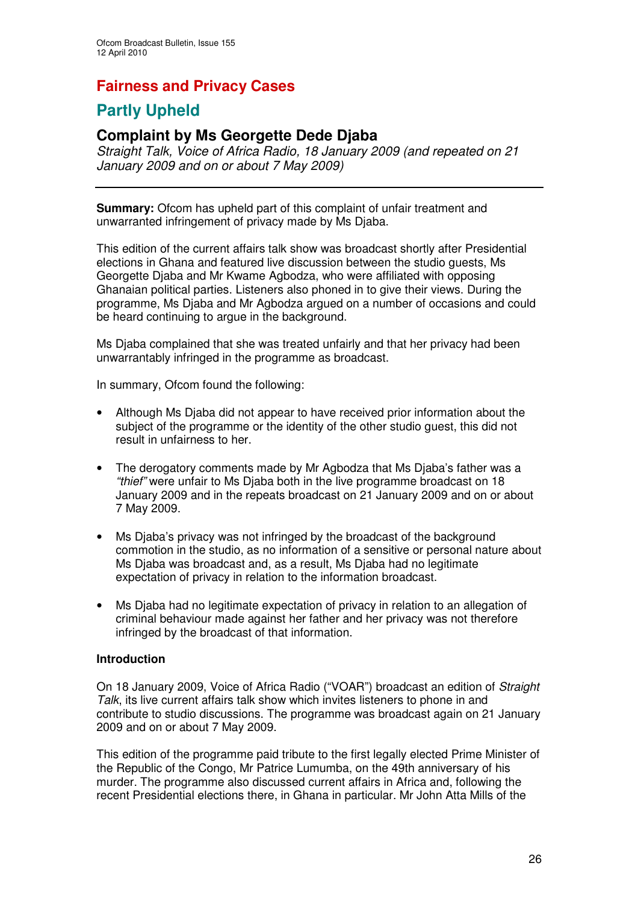# Fairness and Privacy Cases

## Partly Upheld

### Complaint by Ms Georgette Dede Djaba

*Straight Talk, Voice of Africa Radio, 18 January 2009 (and repeated on 21 January 2009 and on or about 7 May 2009)*

---

**Summary:** Ofcom has upheld part of this complaint of unfair treatment and unwarranted infringement of privacy made by Ms Djaba.

This edition of the current affairs talk show was broadcast shortly after Presidential elections in Ghana and featured live discussion between the studio guests, Ms Georgette Djaba and Mr Kwame Agbodza, who were affiliated with opposing Ghanaian political parties. Listeners also phoned in to give their views. During the programme, Ms Djaba and Mr Agbodza argued on a number of occasions and could be heard continuing to argue in the background.

Ms Djaba complained that she was treated unfairly and that her privacy had been unwarrantably infringed in the programme as broadcast.

In summary, Ofcom found the following:

- Although Ms Djaba did not appear to have received prior information about the subject of the programme or the identity of the other studio guest, this did not result in unfairness to her.
- The derogatory comments made by Mr Agbodza that Ms Djaba's father was a *"thief"* were unfair to Ms Djaba both in the live programme broadcast on 18 January 2009 and in the repeats broadcast on 21 January 2009 and on or about 7 May 2009.
- Ms Djaba's privacy was not infringed by the broadcast of the background commotion in the studio, as no information of a sensitive or personal nature about Ms Djaba was broadcast and, as a result, Ms Djaba had no legitimate expectation of privacy in relation to the information broadcast.
- Ms Djaba had no legitimate expectation of privacy in relation to an allegation of criminal behaviour made against her father and her privacy was not therefore infringed by the broadcast of that information.

**Introduction**

On 18 January 2009, Voice of Africa Radio ("VOAR") broadcast an edition of *Straight Talk*, its live current affairs talk show which invites listeners to phone in and contribute to studio discussions. The programme was broadcast again on 21 January 2009 and on or about 7 May 2009.

This edition of the programme paid tribute to the first legally elected Prime Minister of the Republic of the Congo, Mr Patrice Lumumba, on the 49th anniversary of his murder. The programme also discussed current affairs in Africa and, following the recent Presidential elections there, in Ghana in particular. Mr John Atta Mills of the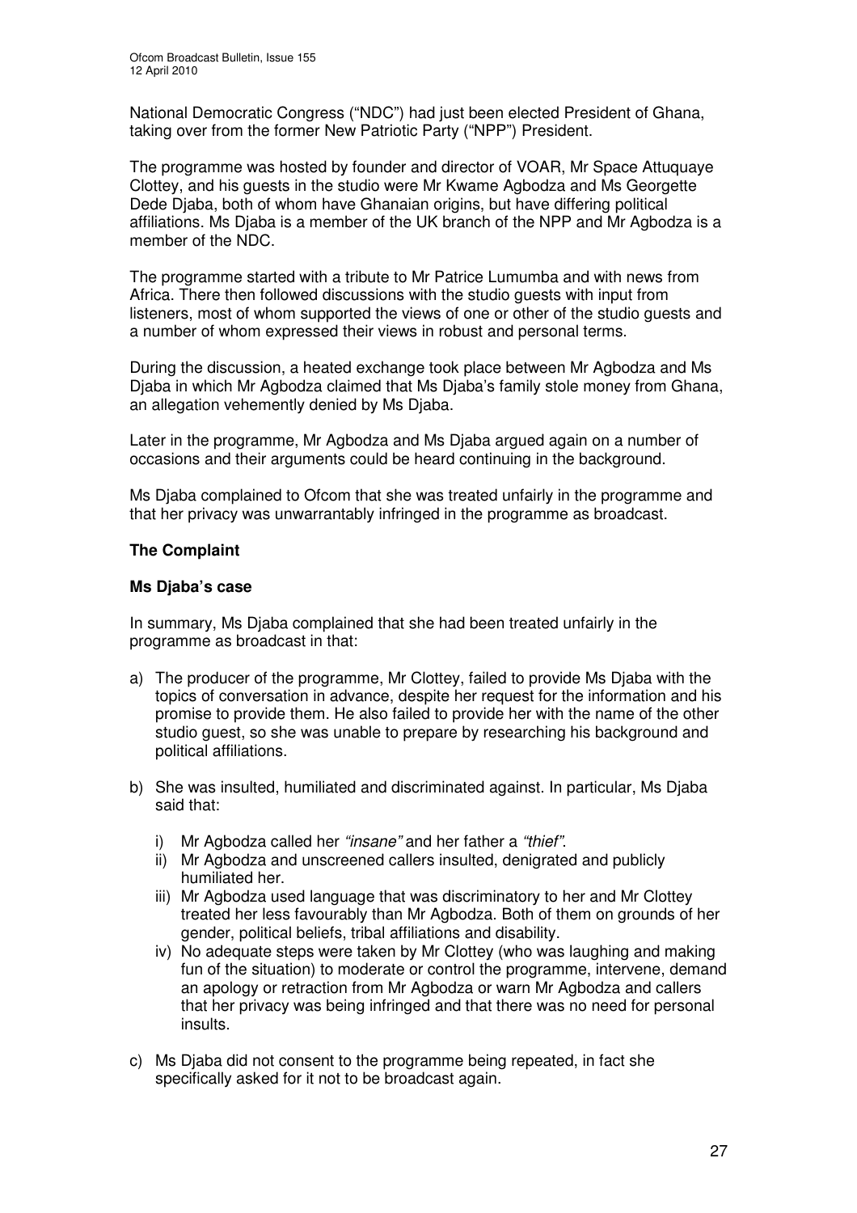National Democratic Congress ("NDC") had just been elected President of Ghana, taking over from the former New Patriotic Party ("NPP") President.

The programme was hosted by founder and director of VOAR, Mr Space Attuquaye Clottey, and his guests in the studio were Mr Kwame Agbodza and Ms Georgette Dede Djaba, both of whom have Ghanaian origins, but have differing political affiliations. Ms Djaba is a member of the UK branch of the NPP and Mr Agbodza is a member of the NDC.

The programme started with a tribute to Mr Patrice Lumumba and with news from Africa. There then followed discussions with the studio guests with input from listeners, most of whom supported the views of one or other of the studio guests and a number of whom expressed their views in robust and personal terms.

During the discussion, a heated exchange took place between Mr Agbodza and Ms Djaba in which Mr Agbodza claimed that Ms Djaba's family stole money from Ghana, an allegation vehemently denied by Ms Djaba.

Later in the programme, Mr Agbodza and Ms Djaba argued again on a number of occasions and their arguments could be heard continuing in the background.

Ms Djaba complained to Ofcom that she was treated unfairly in the programme and that her privacy was unwarrantably infringed in the programme as broadcast.

## The Complaint

### Ms Djaba's case

In summary, Ms Djaba complained that she had been treated unfairly in the programme as broadcast in that:

a) The producer of the programme, Mr Clottey, failed to provide Ms Djaba with the topics of conversation in advance, despite her request for the information and his promise to provide them. He also failed to provide her with the name of the other studio guest, so she was unable to prepare by researching his background and political affiliations.

b) She was insulted, humiliated and discriminated against. In particular, Ms Djaba said that:

   i) Mr Agbodza called her *"insane"* and her father a *"thief"*.
   
   ii) Mr Agbodza and unscreened callers insulted, denigrated and publicly humiliated her.
   
   iii) Mr Agbodza used language that was discriminatory to her and Mr Clottey treated her less favourably than Mr Agbodza. Both of them on grounds of her gender, political beliefs, tribal affiliations and disability.
   
   iv) No adequate steps were taken by Mr Clottey (who was laughing and making fun of the situation) to moderate or control the programme, intervene, demand an apology or retraction from Mr Agbodza or warn Mr Agbodza and callers that her privacy was being infringed and that there was no need for personal insults.

c) Ms Djaba did not consent to the programme being repeated, in fact she specifically asked for it not to be broadcast again.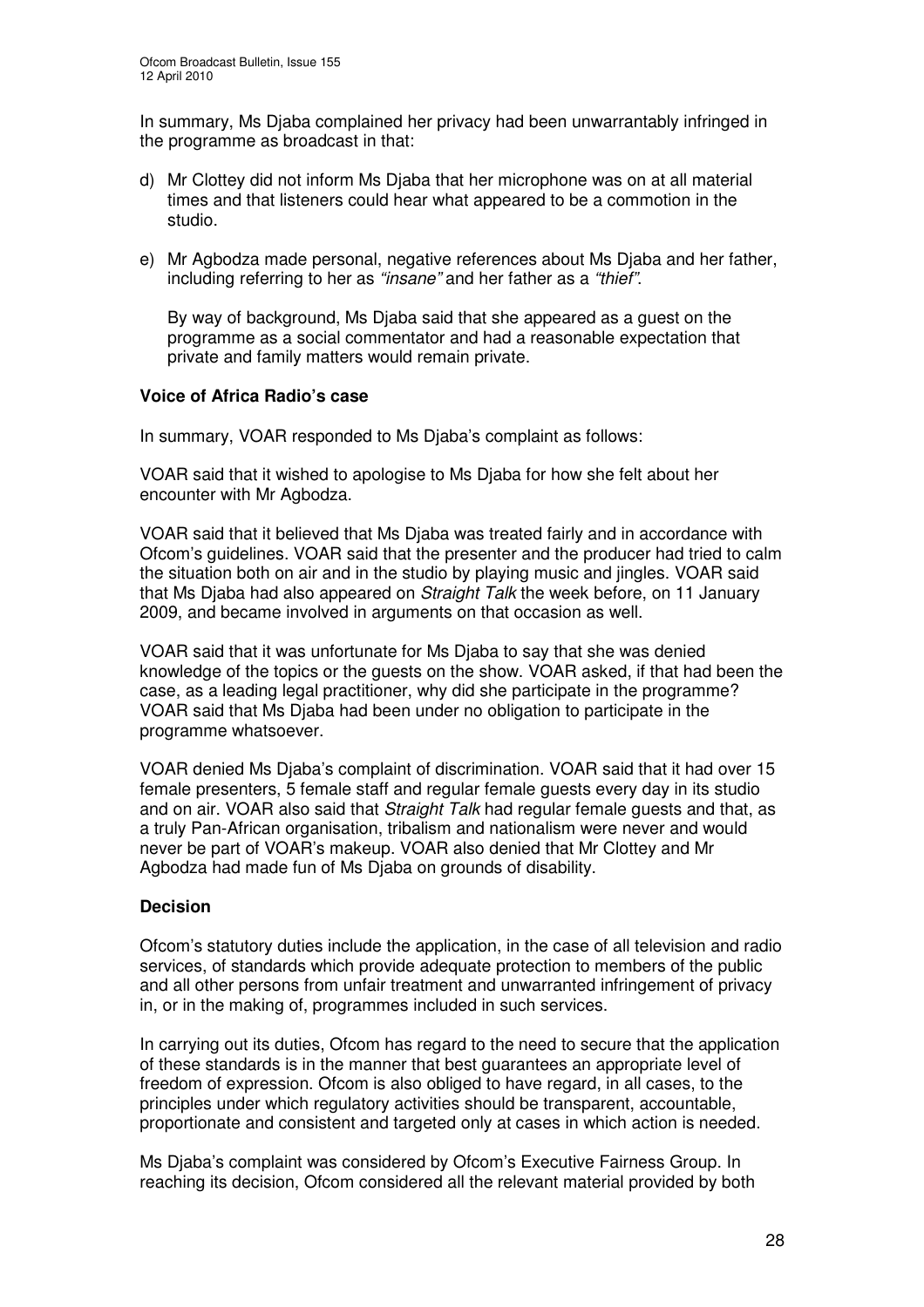In summary, Ms Djaba complained her privacy had been unwarrantably infringed in the programme as broadcast in that:

d) Mr Clottey did not inform Ms Djaba that her microphone was on at all material times and that listeners could hear what appeared to be a commotion in the studio.

e) Mr Agbodza made personal, negative references about Ms Djaba and her father, including referring to her as *"insane"* and her father as a *"thief"*.

   By way of background, Ms Djaba said that she appeared as a guest on the programme as a social commentator and had a reasonable expectation that private and family matters would remain private.

**Voice of Africa Radio's case**

In summary, VOAR responded to Ms Djaba's complaint as follows:

VOAR said that it wished to apologise to Ms Djaba for how she felt about her encounter with Mr Agbodza.

VOAR said that it believed that Ms Djaba was treated fairly and in accordance with Ofcom's guidelines. VOAR said that the presenter and the producer had tried to calm the situation both on air and in the studio by playing music and jingles. VOAR said that Ms Djaba had also appeared on *Straight Talk* the week before, on 11 January 2009, and became involved in arguments on that occasion as well.

VOAR said that it was unfortunate for Ms Djaba to say that she was denied knowledge of the topics or the guests on the show. VOAR asked, if that had been the case, as a leading legal practitioner, why did she participate in the programme? VOAR said that Ms Djaba had been under no obligation to participate in the programme whatsoever.

VOAR denied Ms Djaba's complaint of discrimination. VOAR said that it had over 15 female presenters, 5 female staff and regular female guests every day in its studio and on air. VOAR also said that *Straight Talk* had regular female guests and that, as a truly Pan-African organisation, tribalism and nationalism were never and would never be part of VOAR's makeup. VOAR also denied that Mr Clottey and Mr Agbodza had made fun of Ms Djaba on grounds of disability.

**Decision**

Ofcom's statutory duties include the application, in the case of all television and radio services, of standards which provide adequate protection to members of the public and all other persons from unfair treatment and unwarranted infringement of privacy in, or in the making of, programmes included in such services.

In carrying out its duties, Ofcom has regard to the need to secure that the application of these standards is in the manner that best guarantees an appropriate level of freedom of expression. Ofcom is also obliged to have regard, in all cases, to the principles under which regulatory activities should be transparent, accountable, proportionate and consistent and targeted only at cases in which action is needed.

Ms Djaba's complaint was considered by Ofcom's Executive Fairness Group. In reaching its decision, Ofcom considered all the relevant material provided by both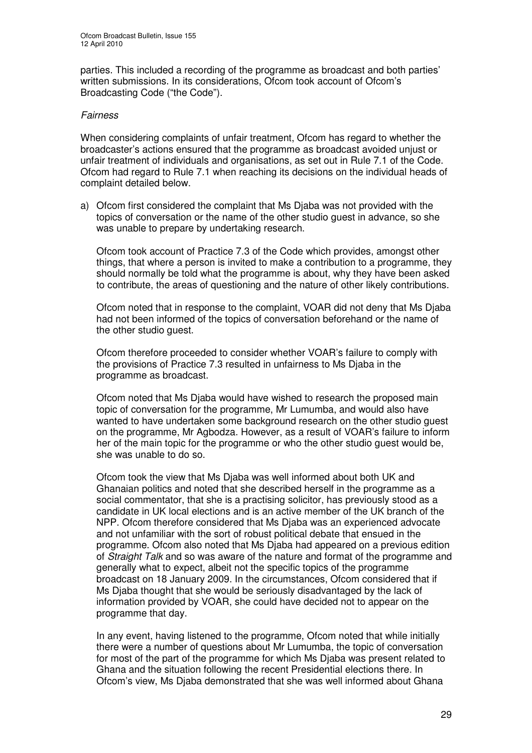parties. This included a recording of the programme as broadcast and both parties' written submissions. In its considerations, Ofcom took account of Ofcom's Broadcasting Code ("the Code").

*Fairness*

When considering complaints of unfair treatment, Ofcom has regard to whether the broadcaster's actions ensured that the programme as broadcast avoided unjust or unfair treatment of individuals and organisations, as set out in Rule 7.1 of the Code. Ofcom had regard to Rule 7.1 when reaching its decisions on the individual heads of complaint detailed below.

a) Ofcom first considered the complaint that Ms Djaba was not provided with the topics of conversation or the name of the other studio guest in advance, so she was unable to prepare by undertaking research.

   Ofcom took account of Practice 7.3 of the Code which provides, amongst other things, that where a person is invited to make a contribution to a programme, they should normally be told what the programme is about, why they have been asked to contribute, the areas of questioning and the nature of other likely contributions.

   Ofcom noted that in response to the complaint, VOAR did not deny that Ms Djaba had not been informed of the topics of conversation beforehand or the name of the other studio guest.

   Ofcom therefore proceeded to consider whether VOAR's failure to comply with the provisions of Practice 7.3 resulted in unfairness to Ms Djaba in the programme as broadcast.

   Ofcom noted that Ms Djaba would have wished to research the proposed main topic of conversation for the programme, Mr Lumumba, and would also have wanted to have undertaken some background research on the other studio guest on the programme, Mr Agbodza. However, as a result of VOAR's failure to inform her of the main topic for the programme or who the other studio guest would be, she was unable to do so.

   Ofcom took the view that Ms Djaba was well informed about both UK and Ghanaian politics and noted that she described herself in the programme as a social commentator, that she is a practising solicitor, has previously stood as a candidate in UK local elections and is an active member of the UK branch of the NPP. Ofcom therefore considered that Ms Djaba was an experienced advocate and not unfamiliar with the sort of robust political debate that ensued in the programme. Ofcom also noted that Ms Djaba had appeared on a previous edition of *Straight Talk* and so was aware of the nature and format of the programme and generally what to expect, albeit not the specific topics of the programme broadcast on 18 January 2009. In the circumstances, Ofcom considered that if Ms Djaba thought that she would be seriously disadvantaged by the lack of information provided by VOAR, she could have decided not to appear on the programme that day.

   In any event, having listened to the programme, Ofcom noted that while initially there were a number of questions about Mr Lumumba, the topic of conversation for most of the part of the programme for which Ms Djaba was present related to Ghana and the situation following the recent Presidential elections there. In Ofcom's view, Ms Djaba demonstrated that she was well informed about Ghana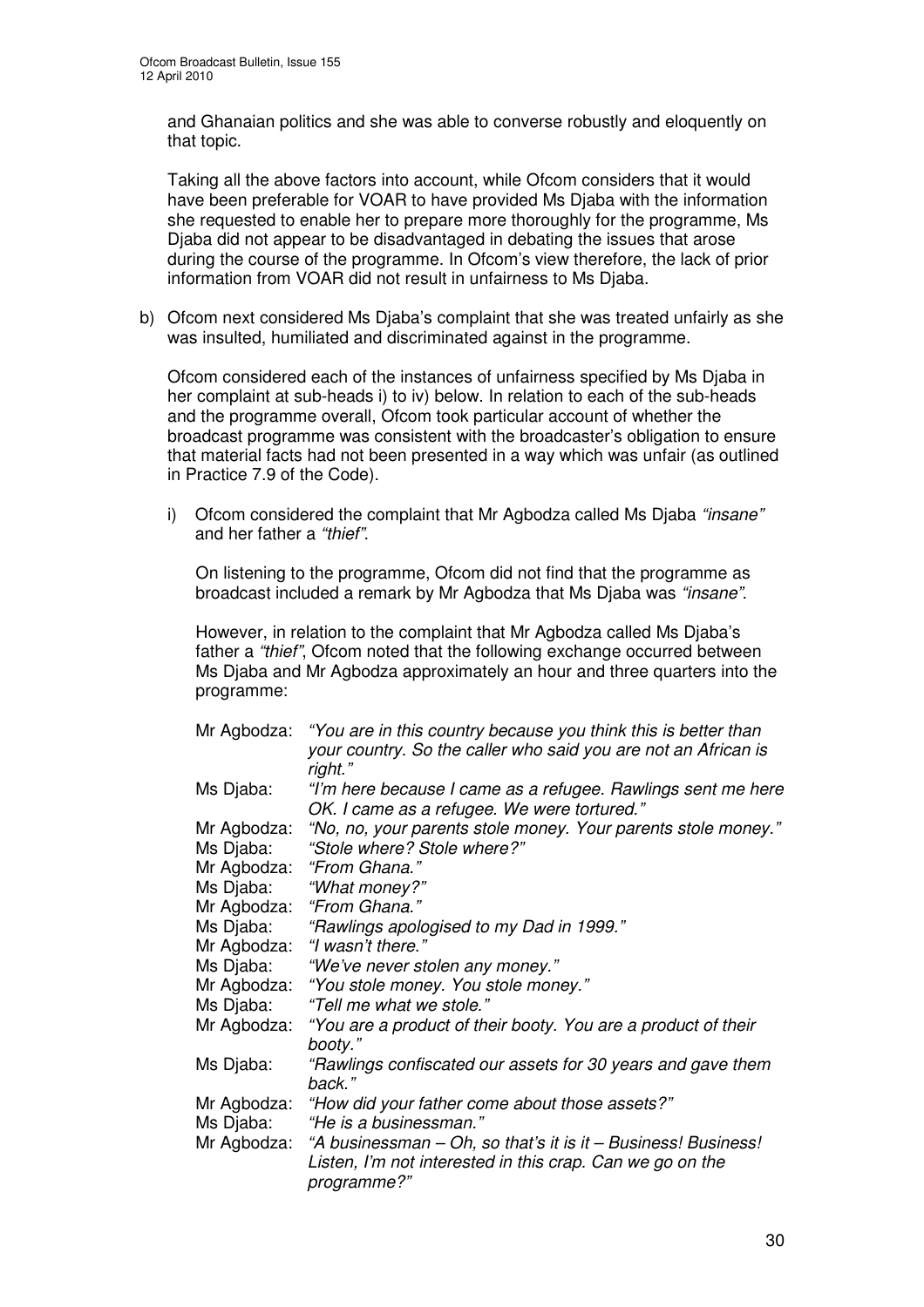and Ghanaian politics and she was able to converse robustly and eloquently on that topic.

Taking all the above factors into account, while Ofcom considers that it would have been preferable for VOAR to have provided Ms Djaba with the information she requested to enable her to prepare more thoroughly for the programme, Ms Djaba did not appear to be disadvantaged in debating the issues that arose during the course of the programme. In Ofcom's view therefore, the lack of prior information from VOAR did not result in unfairness to Ms Djaba.

b) Ofcom next considered Ms Djaba's complaint that she was treated unfairly as she was insulted, humiliated and discriminated against in the programme.

   Ofcom considered each of the instances of unfairness specified by Ms Djaba in her complaint at sub-heads i) to iv) below. In relation to each of the sub-heads and the programme overall, Ofcom took particular account of whether the broadcast programme was consistent with the broadcaster's obligation to ensure that material facts had not been presented in a way which was unfair (as outlined in Practice 7.9 of the Code).

   i) Ofcom considered the complaint that Mr Agbodza called Ms Djaba *"insane"* and her father a *"thief"*.

      On listening to the programme, Ofcom did not find that the programme as broadcast included a remark by Mr Agbodza that Ms Djaba was *"insane"*.

      However, in relation to the complaint that Mr Agbodza called Ms Djaba's father a *"thief"*, Ofcom noted that the following exchange occurred between Ms Djaba and Mr Agbodza approximately an hour and three quarters into the programme:

      Mr Agbodza: *"You are in this country because you think this is better than your country. So the caller who said you are not an African is right."*
      Ms Djaba: *"I'm here because I came as a refugee. Rawlings sent me here OK. I came as a refugee. We were tortured."*
      Mr Agbodza: *"No, no, your parents stole money. Your parents stole money."*
      Ms Djaba: *"Stole where? Stole where?"*
      Mr Agbodza: *"From Ghana."*
      Ms Djaba: *"What money?"*
      Mr Agbodza: *"From Ghana."*
      Ms Djaba: *"Rawlings apologised to my Dad in 1999."*
      Mr Agbodza: *"I wasn't there."*
      Ms Djaba: *"We've never stolen any money."*
      Mr Agbodza: *"You stole money. You stole money."*
      Ms Djaba: *"Tell me what we stole."*
      Mr Agbodza: *"You are a product of their booty. You are a product of their booty."*
      Ms Djaba: *"Rawlings confiscated our assets for 30 years and gave them back."*
      Mr Agbodza: *"How did your father come about those assets?"*
      Ms Djaba: *"He is a businessman."*
      Mr Agbodza: *"A businessman – Oh, so that's it is it – Business! Business! Listen, I'm not interested in this crap. Can we go on the programme?"*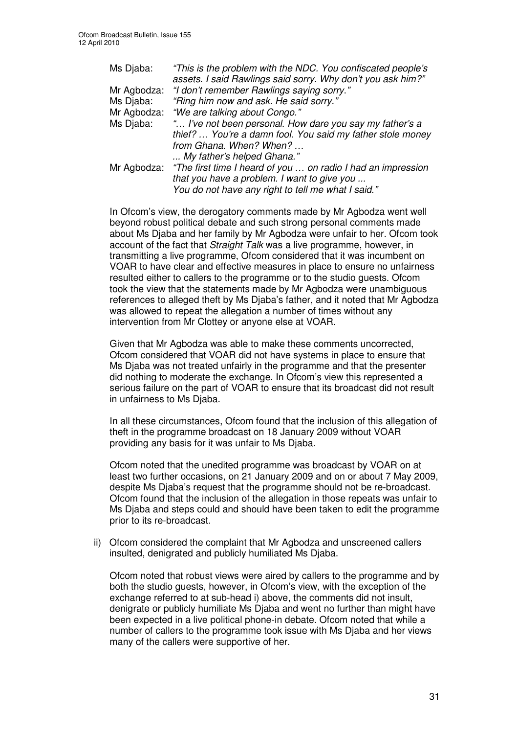| | |
|---|---|
| Ms Djaba: | *"This is the problem with the NDC. You confiscated people's assets. I said Rawlings said sorry. Why don't you ask him?"* |
| Mr Agbodza: | *"I don't remember Rawlings saying sorry."* |
| Ms Djaba: | *"Ring him now and ask. He said sorry."* |
| Mr Agbodza: | *"We are talking about Congo."* |
| Ms Djaba: | *"… I've not been personal. How dare you say my father's a thief? … You're a damn fool. You said my father stole money from Ghana. When? When? …<br>... My father's helped Ghana."* |
| Mr Agbodza: | *"The first time I heard of you … on radio I had an impression that you have a problem. I want to give you ...<br>You do not have any right to tell me what I said."* |

In Ofcom's view, the derogatory comments made by Mr Agbodza went well beyond robust political debate and such strong personal comments made about Ms Djaba and her family by Mr Agbodza were unfair to her. Ofcom took account of the fact that *Straight Talk* was a live programme, however, in transmitting a live programme, Ofcom considered that it was incumbent on VOAR to have clear and effective measures in place to ensure no unfairness resulted either to callers to the programme or to the studio guests. Ofcom took the view that the statements made by Mr Agbodza were unambiguous references to alleged theft by Ms Djaba's father, and it noted that Mr Agbodza was allowed to repeat the allegation a number of times without any intervention from Mr Clottey or anyone else at VOAR.

Given that Mr Agbodza was able to make these comments uncorrected, Ofcom considered that VOAR did not have systems in place to ensure that Ms Djaba was not treated unfairly in the programme and that the presenter did nothing to moderate the exchange. In Ofcom's view this represented a serious failure on the part of VOAR to ensure that its broadcast did not result in unfairness to Ms Djaba.

In all these circumstances, Ofcom found that the inclusion of this allegation of theft in the programme broadcast on 18 January 2009 without VOAR providing any basis for it was unfair to Ms Djaba.

Ofcom noted that the unedited programme was broadcast by VOAR on at least two further occasions, on 21 January 2009 and on or about 7 May 2009, despite Ms Djaba's request that the programme should not be re-broadcast. Ofcom found that the inclusion of the allegation in those repeats was unfair to Ms Djaba and steps could and should have been taken to edit the programme prior to its re-broadcast.

ii) Ofcom considered the complaint that Mr Agbodza and unscreened callers insulted, denigrated and publicly humiliated Ms Djaba.

Ofcom noted that robust views were aired by callers to the programme and by both the studio guests, however, in Ofcom's view, with the exception of the exchange referred to at sub-head i) above, the comments did not insult, denigrate or publicly humiliate Ms Djaba and went no further than might have been expected in a live political phone-in debate. Ofcom noted that while a number of callers to the programme took issue with Ms Djaba and her views many of the callers were supportive of her.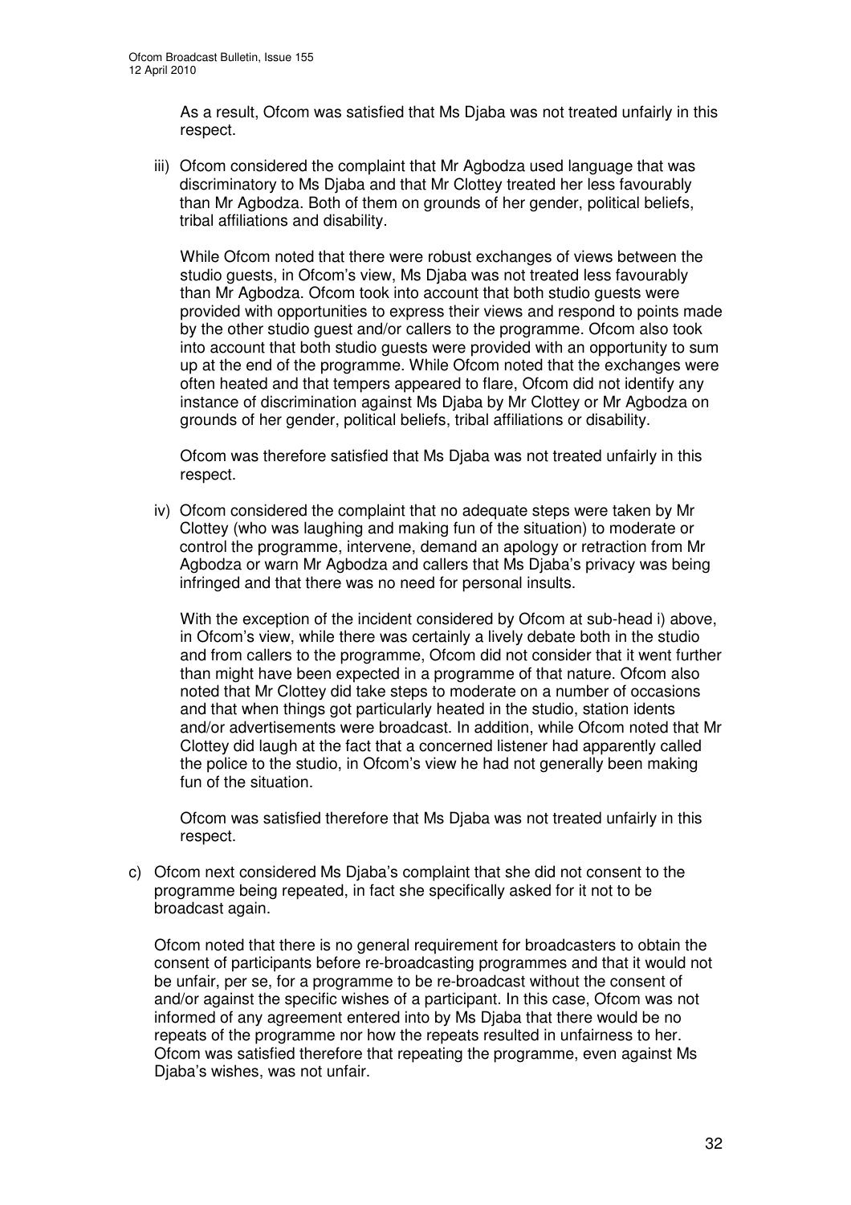As a result, Ofcom was satisfied that Ms Djaba was not treated unfairly in this respect.

iii) Ofcom considered the complaint that Mr Agbodza used language that was discriminatory to Ms Djaba and that Mr Clottey treated her less favourably than Mr Agbodza. Both of them on grounds of her gender, political beliefs, tribal affiliations and disability.

While Ofcom noted that there were robust exchanges of views between the studio guests, in Ofcom's view, Ms Djaba was not treated less favourably than Mr Agbodza. Ofcom took into account that both studio guests were provided with opportunities to express their views and respond to points made by the other studio guest and/or callers to the programme. Ofcom also took into account that both studio guests were provided with an opportunity to sum up at the end of the programme. While Ofcom noted that the exchanges were often heated and that tempers appeared to flare, Ofcom did not identify any instance of discrimination against Ms Djaba by Mr Clottey or Mr Agbodza on grounds of her gender, political beliefs, tribal affiliations or disability.

Ofcom was therefore satisfied that Ms Djaba was not treated unfairly in this respect.

iv) Ofcom considered the complaint that no adequate steps were taken by Mr Clottey (who was laughing and making fun of the situation) to moderate or control the programme, intervene, demand an apology or retraction from Mr Agbodza or warn Mr Agbodza and callers that Ms Djaba's privacy was being infringed and that there was no need for personal insults.

With the exception of the incident considered by Ofcom at sub-head i) above, in Ofcom's view, while there was certainly a lively debate both in the studio and from callers to the programme, Ofcom did not consider that it went further than might have been expected in a programme of that nature. Ofcom also noted that Mr Clottey did take steps to moderate on a number of occasions and that when things got particularly heated in the studio, station idents and/or advertisements were broadcast. In addition, while Ofcom noted that Mr Clottey did laugh at the fact that a concerned listener had apparently called the police to the studio, in Ofcom's view he had not generally been making fun of the situation.

Ofcom was satisfied therefore that Ms Djaba was not treated unfairly in this respect.

c) Ofcom next considered Ms Djaba's complaint that she did not consent to the programme being repeated, in fact she specifically asked for it not to be broadcast again.

Ofcom noted that there is no general requirement for broadcasters to obtain the consent of participants before re-broadcasting programmes and that it would not be unfair, per se, for a programme to be re-broadcast without the consent of and/or against the specific wishes of a participant. In this case, Ofcom was not informed of any agreement entered into by Ms Djaba that there would be no repeats of the programme nor how the repeats resulted in unfairness to her. Ofcom was satisfied therefore that repeating the programme, even against Ms Djaba's wishes, was not unfair.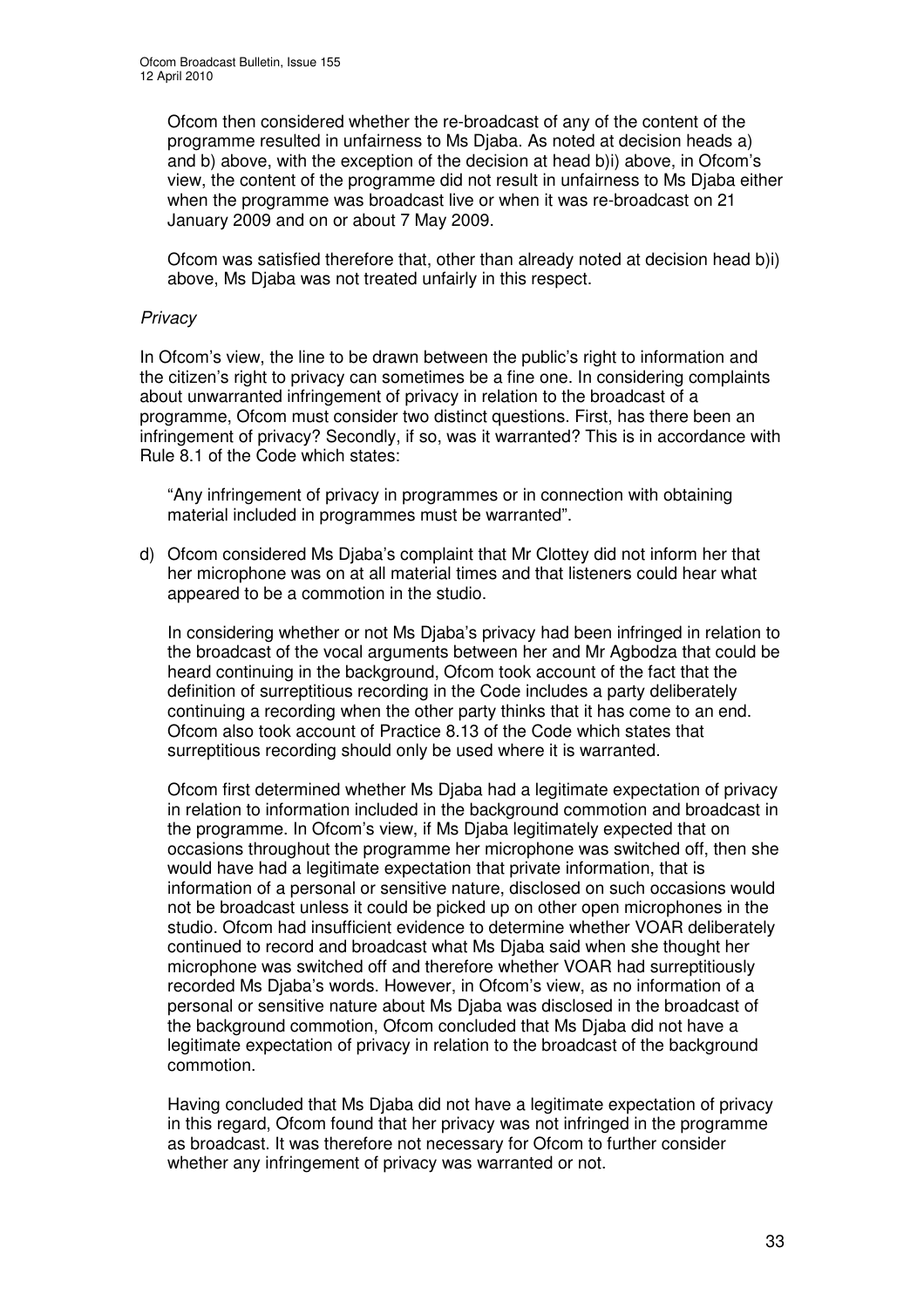Ofcom then considered whether the re-broadcast of any of the content of the programme resulted in unfairness to Ms Djaba. As noted at decision heads a) and b) above, with the exception of the decision at head b)i) above, in Ofcom's view, the content of the programme did not result in unfairness to Ms Djaba either when the programme was broadcast live or when it was re-broadcast on 21 January 2009 and on or about 7 May 2009.

Ofcom was satisfied therefore that, other than already noted at decision head b)i) above, Ms Djaba was not treated unfairly in this respect.

*Privacy*

In Ofcom's view, the line to be drawn between the public's right to information and the citizen's right to privacy can sometimes be a fine one. In considering complaints about unwarranted infringement of privacy in relation to the broadcast of a programme, Ofcom must consider two distinct questions. First, has there been an infringement of privacy? Secondly, if so, was it warranted? This is in accordance with Rule 8.1 of the Code which states:

"Any infringement of privacy in programmes or in connection with obtaining material included in programmes must be warranted".

d) Ofcom considered Ms Djaba's complaint that Mr Clottey did not inform her that her microphone was on at all material times and that listeners could hear what appeared to be a commotion in the studio.

   In considering whether or not Ms Djaba's privacy had been infringed in relation to the broadcast of the vocal arguments between her and Mr Agbodza that could be heard continuing in the background, Ofcom took account of the fact that the definition of surreptitious recording in the Code includes a party deliberately continuing a recording when the other party thinks that it has come to an end. Ofcom also took account of Practice 8.13 of the Code which states that surreptitious recording should only be used where it is warranted.

   Ofcom first determined whether Ms Djaba had a legitimate expectation of privacy in relation to information included in the background commotion and broadcast in the programme. In Ofcom's view, if Ms Djaba legitimately expected that on occasions throughout the programme her microphone was switched off, then she would have had a legitimate expectation that private information, that is information of a personal or sensitive nature, disclosed on such occasions would not be broadcast unless it could be picked up on other open microphones in the studio. Ofcom had insufficient evidence to determine whether VOAR deliberately continued to record and broadcast what Ms Djaba said when she thought her microphone was switched off and therefore whether VOAR had surreptitiously recorded Ms Djaba's words. However, in Ofcom's view, as no information of a personal or sensitive nature about Ms Djaba was disclosed in the broadcast of the background commotion, Ofcom concluded that Ms Djaba did not have a legitimate expectation of privacy in relation to the broadcast of the background commotion.

   Having concluded that Ms Djaba did not have a legitimate expectation of privacy in this regard, Ofcom found that her privacy was not infringed in the programme as broadcast. It was therefore not necessary for Ofcom to further consider whether any infringement of privacy was warranted or not.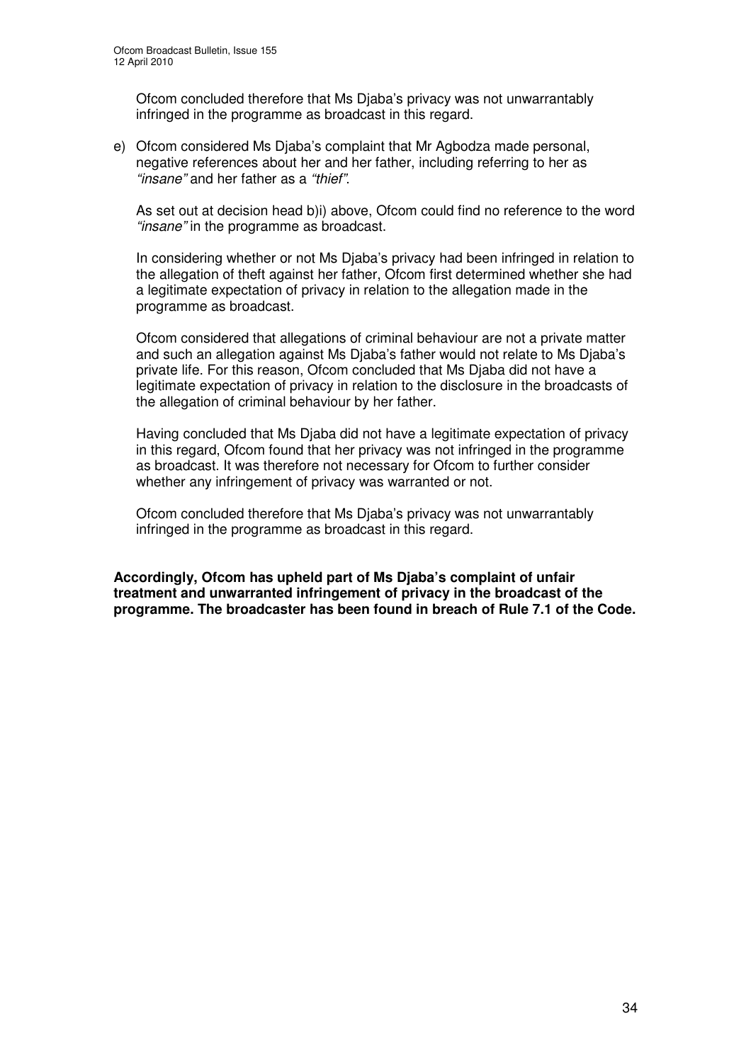Ofcom concluded therefore that Ms Djaba's privacy was not unwarrantably infringed in the programme as broadcast in this regard.

e) Ofcom considered Ms Djaba's complaint that Mr Agbodza made personal, negative references about her and her father, including referring to her as *"insane"* and her father as a *"thief"*.

   As set out at decision head b)i) above, Ofcom could find no reference to the word *"insane"* in the programme as broadcast.

   In considering whether or not Ms Djaba's privacy had been infringed in relation to the allegation of theft against her father, Ofcom first determined whether she had a legitimate expectation of privacy in relation to the allegation made in the programme as broadcast.

   Ofcom considered that allegations of criminal behaviour are not a private matter and such an allegation against Ms Djaba's father would not relate to Ms Djaba's private life. For this reason, Ofcom concluded that Ms Djaba did not have a legitimate expectation of privacy in relation to the disclosure in the broadcasts of the allegation of criminal behaviour by her father.

   Having concluded that Ms Djaba did not have a legitimate expectation of privacy in this regard, Ofcom found that her privacy was not infringed in the programme as broadcast. It was therefore not necessary for Ofcom to further consider whether any infringement of privacy was warranted or not.

   Ofcom concluded therefore that Ms Djaba's privacy was not unwarrantably infringed in the programme as broadcast in this regard.

**Accordingly, Ofcom has upheld part of Ms Djaba's complaint of unfair treatment and unwarranted infringement of privacy in the broadcast of the programme. The broadcaster has been found in breach of Rule 7.1 of the Code.**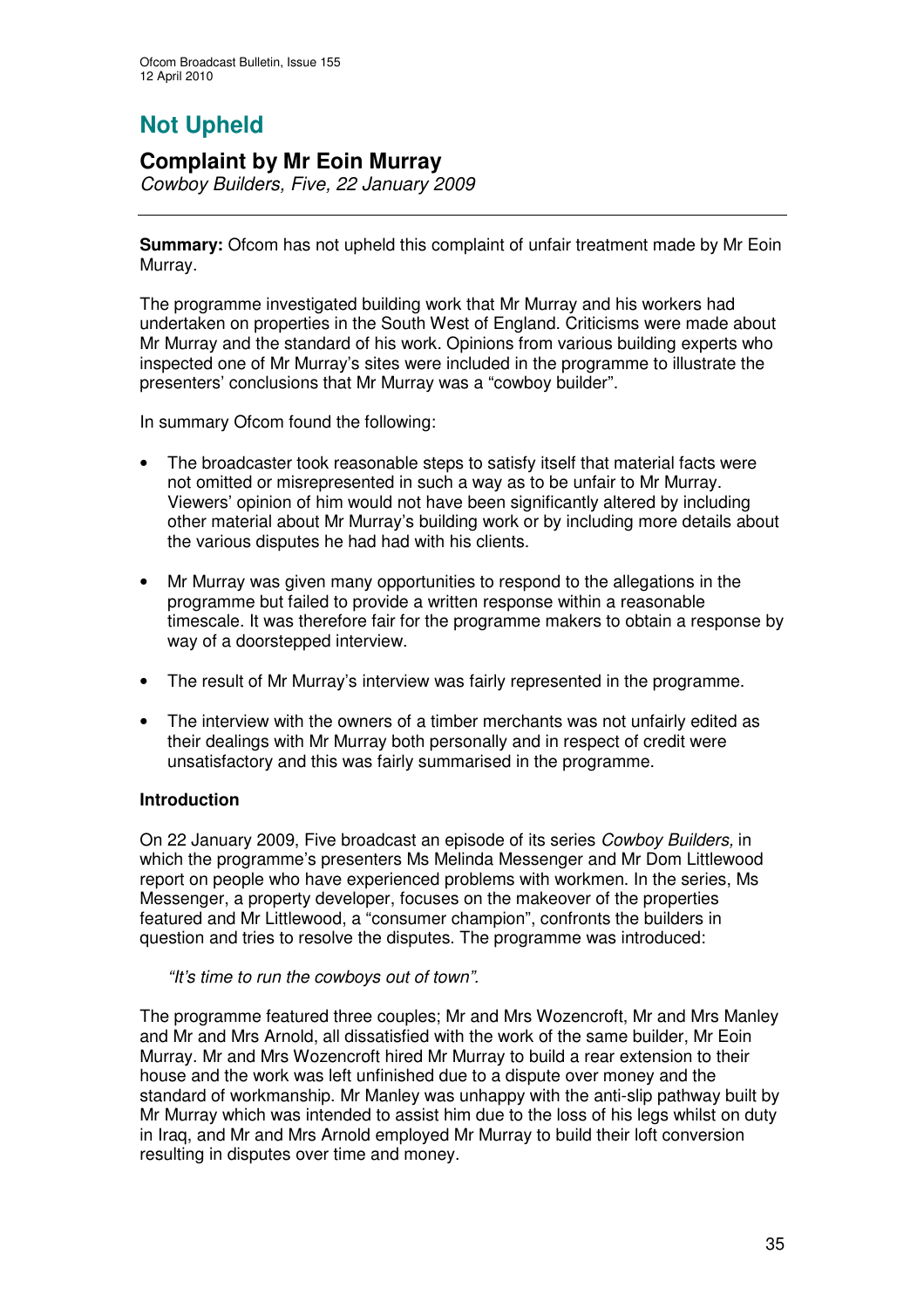# Not Upheld

## Complaint by Mr Eoin Murray

*Cowboy Builders, Five, 22 January 2009*

---

**Summary:** Ofcom has not upheld this complaint of unfair treatment made by Mr Eoin Murray.

The programme investigated building work that Mr Murray and his workers had undertaken on properties in the South West of England. Criticisms were made about Mr Murray and the standard of his work. Opinions from various building experts who inspected one of Mr Murray's sites were included in the programme to illustrate the presenters' conclusions that Mr Murray was a "cowboy builder".

In summary Ofcom found the following:

- The broadcaster took reasonable steps to satisfy itself that material facts were not omitted or misrepresented in such a way as to be unfair to Mr Murray. Viewers' opinion of him would not have been significantly altered by including other material about Mr Murray's building work or by including more details about the various disputes he had had with his clients.
- Mr Murray was given many opportunities to respond to the allegations in the programme but failed to provide a written response within a reasonable timescale. It was therefore fair for the programme makers to obtain a response by way of a doorstepped interview.
- The result of Mr Murray's interview was fairly represented in the programme.
- The interview with the owners of a timber merchants was not unfairly edited as their dealings with Mr Murray both personally and in respect of credit were unsatisfactory and this was fairly summarised in the programme.

### Introduction

On 22 January 2009, Five broadcast an episode of its series *Cowboy Builders,* in which the programme's presenters Ms Melinda Messenger and Mr Dom Littlewood report on people who have experienced problems with workmen. In the series, Ms Messenger, a property developer, focuses on the makeover of the properties featured and Mr Littlewood, a "consumer champion", confronts the builders in question and tries to resolve the disputes. The programme was introduced:

> *"It's time to run the cowboys out of town".*

The programme featured three couples; Mr and Mrs Wozencroft, Mr and Mrs Manley and Mr and Mrs Arnold, all dissatisfied with the work of the same builder, Mr Eoin Murray. Mr and Mrs Wozencroft hired Mr Murray to build a rear extension to their house and the work was left unfinished due to a dispute over money and the standard of workmanship. Mr Manley was unhappy with the anti-slip pathway built by Mr Murray which was intended to assist him due to the loss of his legs whilst on duty in Iraq, and Mr and Mrs Arnold employed Mr Murray to build their loft conversion resulting in disputes over time and money.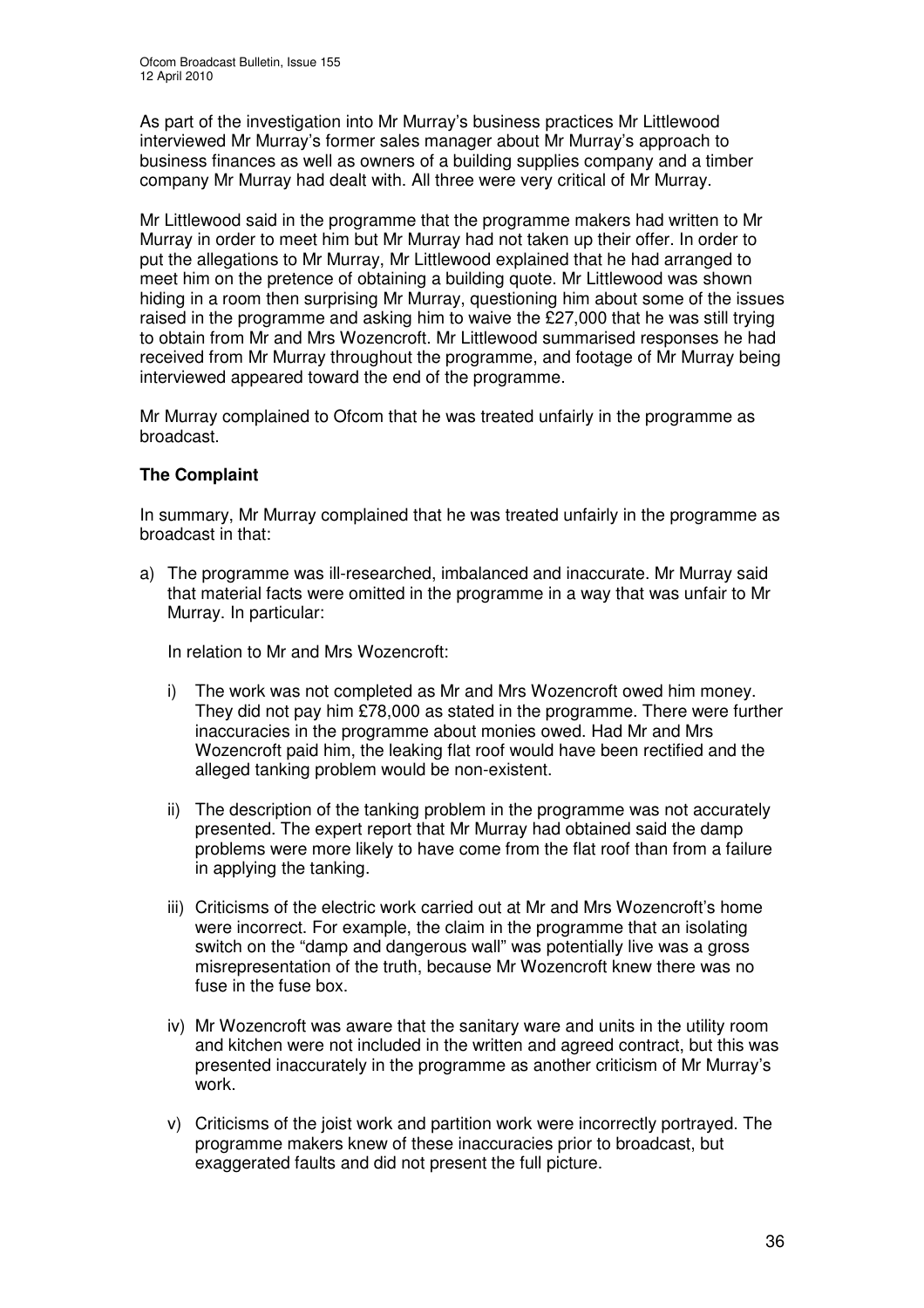As part of the investigation into Mr Murray's business practices Mr Littlewood interviewed Mr Murray's former sales manager about Mr Murray's approach to business finances as well as owners of a building supplies company and a timber company Mr Murray had dealt with. All three were very critical of Mr Murray.

Mr Littlewood said in the programme that the programme makers had written to Mr Murray in order to meet him but Mr Murray had not taken up their offer. In order to put the allegations to Mr Murray, Mr Littlewood explained that he had arranged to meet him on the pretence of obtaining a building quote. Mr Littlewood was shown hiding in a room then surprising Mr Murray, questioning him about some of the issues raised in the programme and asking him to waive the £27,000 that he was still trying to obtain from Mr and Mrs Wozencroft. Mr Littlewood summarised responses he had received from Mr Murray throughout the programme, and footage of Mr Murray being interviewed appeared toward the end of the programme.

Mr Murray complained to Ofcom that he was treated unfairly in the programme as broadcast.

**The Complaint**

In summary, Mr Murray complained that he was treated unfairly in the programme as broadcast in that:

a) The programme was ill-researched, imbalanced and inaccurate. Mr Murray said that material facts were omitted in the programme in a way that was unfair to Mr Murray. In particular:

   In relation to Mr and Mrs Wozencroft:

   i) The work was not completed as Mr and Mrs Wozencroft owed him money. They did not pay him £78,000 as stated in the programme. There were further inaccuracies in the programme about monies owed. Had Mr and Mrs Wozencroft paid him, the leaking flat roof would have been rectified and the alleged tanking problem would be non-existent.

   ii) The description of the tanking problem in the programme was not accurately presented. The expert report that Mr Murray had obtained said the damp problems were more likely to have come from the flat roof than from a failure in applying the tanking.

   iii) Criticisms of the electric work carried out at Mr and Mrs Wozencroft's home were incorrect. For example, the claim in the programme that an isolating switch on the "damp and dangerous wall" was potentially live was a gross misrepresentation of the truth, because Mr Wozencroft knew there was no fuse in the fuse box.

   iv) Mr Wozencroft was aware that the sanitary ware and units in the utility room and kitchen were not included in the written and agreed contract, but this was presented inaccurately in the programme as another criticism of Mr Murray's work.

   v) Criticisms of the joist work and partition work were incorrectly portrayed. The programme makers knew of these inaccuracies prior to broadcast, but exaggerated faults and did not present the full picture.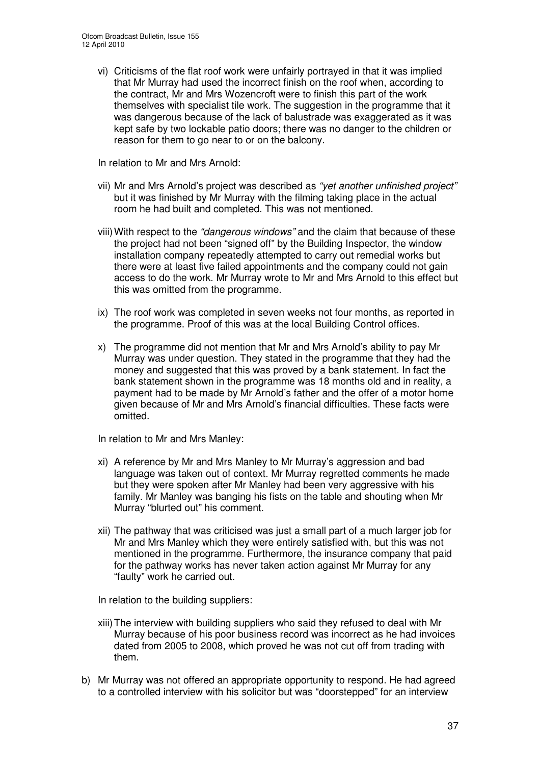vi) Criticisms of the flat roof work were unfairly portrayed in that it was implied that Mr Murray had used the incorrect finish on the roof when, according to the contract, Mr and Mrs Wozencroft were to finish this part of the work themselves with specialist tile work. The suggestion in the programme that it was dangerous because of the lack of balustrade was exaggerated as it was kept safe by two lockable patio doors; there was no danger to the children or reason for them to go near to or on the balcony.

In relation to Mr and Mrs Arnold:

vii) Mr and Mrs Arnold's project was described as *"yet another unfinished project"* but it was finished by Mr Murray with the filming taking place in the actual room he had built and completed. This was not mentioned.

viii) With respect to the *"dangerous windows"* and the claim that because of these the project had not been "signed off" by the Building Inspector, the window installation company repeatedly attempted to carry out remedial works but there were at least five failed appointments and the company could not gain access to do the work. Mr Murray wrote to Mr and Mrs Arnold to this effect but this was omitted from the programme.

ix) The roof work was completed in seven weeks not four months, as reported in the programme. Proof of this was at the local Building Control offices.

x) The programme did not mention that Mr and Mrs Arnold's ability to pay Mr Murray was under question. They stated in the programme that they had the money and suggested that this was proved by a bank statement. In fact the bank statement shown in the programme was 18 months old and in reality, a payment had to be made by Mr Arnold's father and the offer of a motor home given because of Mr and Mrs Arnold's financial difficulties. These facts were omitted.

In relation to Mr and Mrs Manley:

xi) A reference by Mr and Mrs Manley to Mr Murray's aggression and bad language was taken out of context. Mr Murray regretted comments he made but they were spoken after Mr Manley had been very aggressive with his family. Mr Manley was banging his fists on the table and shouting when Mr Murray "blurted out" his comment.

xii) The pathway that was criticised was just a small part of a much larger job for Mr and Mrs Manley which they were entirely satisfied with, but this was not mentioned in the programme. Furthermore, the insurance company that paid for the pathway works has never taken action against Mr Murray for any "faulty" work he carried out.

In relation to the building suppliers:

xiii) The interview with building suppliers who said they refused to deal with Mr Murray because of his poor business record was incorrect as he had invoices dated from 2005 to 2008, which proved he was not cut off from trading with them.

b) Mr Murray was not offered an appropriate opportunity to respond. He had agreed to a controlled interview with his solicitor but was "doorstepped" for an interview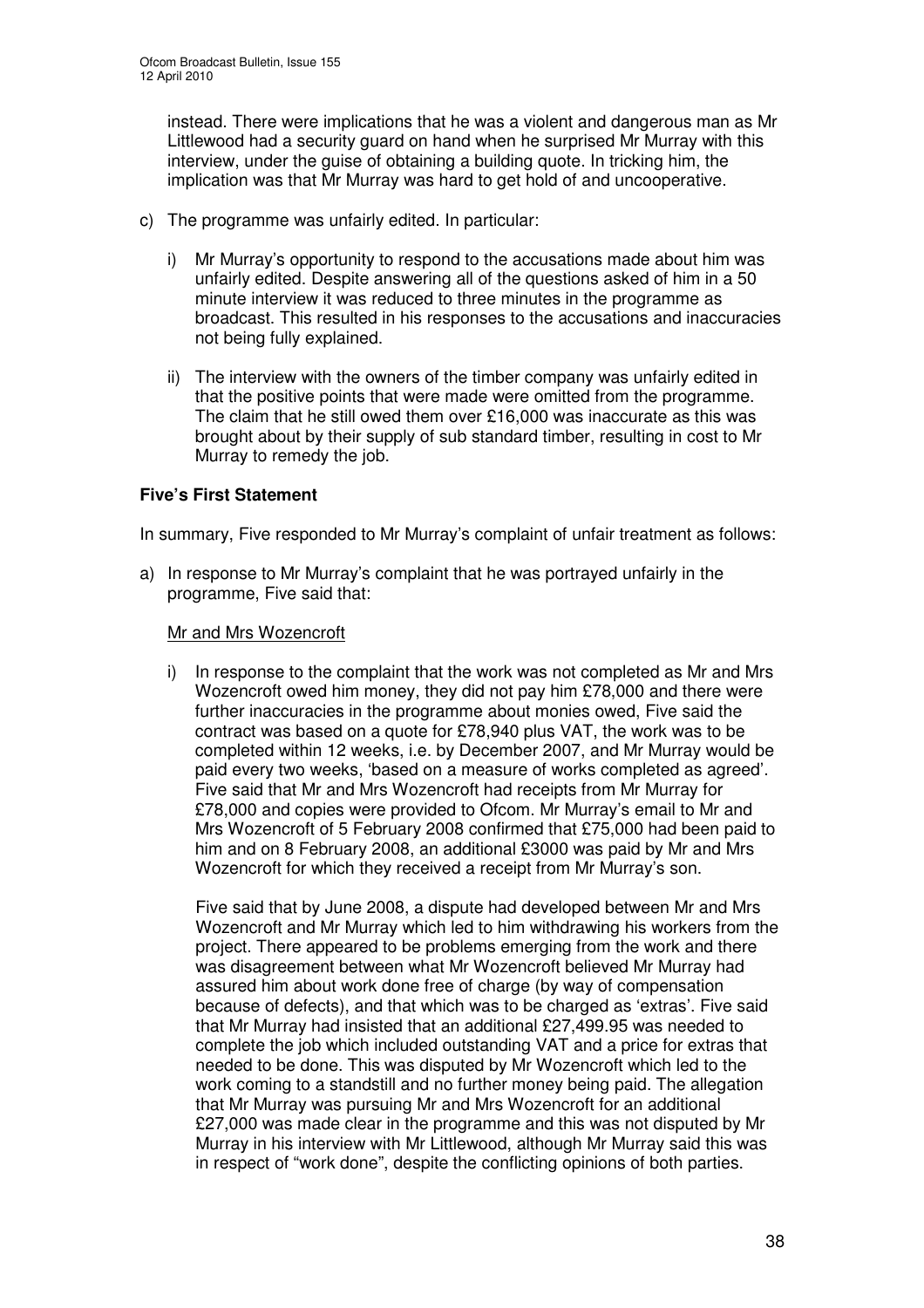instead. There were implications that he was a violent and dangerous man as Mr Littlewood had a security guard on hand when he surprised Mr Murray with this interview, under the guise of obtaining a building quote. In tricking him, the implication was that Mr Murray was hard to get hold of and uncooperative.

c) The programme was unfairly edited. In particular:

   i) Mr Murray's opportunity to respond to the accusations made about him was unfairly edited. Despite answering all of the questions asked of him in a 50 minute interview it was reduced to three minutes in the programme as broadcast. This resulted in his responses to the accusations and inaccuracies not being fully explained.

   ii) The interview with the owners of the timber company was unfairly edited in that the positive points that were made were omitted from the programme. The claim that he still owed them over £16,000 was inaccurate as this was brought about by their supply of sub standard timber, resulting in cost to Mr Murray to remedy the job.

**Five's First Statement**

In summary, Five responded to Mr Murray's complaint of unfair treatment as follows:

a) In response to Mr Murray's complaint that he was portrayed unfairly in the programme, Five said that:

   Mr and Mrs Wozencroft

   i) In response to the complaint that the work was not completed as Mr and Mrs Wozencroft owed him money, they did not pay him £78,000 and there were further inaccuracies in the programme about monies owed, Five said the contract was based on a quote for £78,940 plus VAT, the work was to be completed within 12 weeks, i.e. by December 2007, and Mr Murray would be paid every two weeks, 'based on a measure of works completed as agreed'. Five said that Mr and Mrs Wozencroft had receipts from Mr Murray for £78,000 and copies were provided to Ofcom. Mr Murray's email to Mr and Mrs Wozencroft of 5 February 2008 confirmed that £75,000 had been paid to him and on 8 February 2008, an additional £3000 was paid by Mr and Mrs Wozencroft for which they received a receipt from Mr Murray's son.

   Five said that by June 2008, a dispute had developed between Mr and Mrs Wozencroft and Mr Murray which led to him withdrawing his workers from the project. There appeared to be problems emerging from the work and there was disagreement between what Mr Wozencroft believed Mr Murray had assured him about work done free of charge (by way of compensation because of defects), and that which was to be charged as 'extras'. Five said that Mr Murray had insisted that an additional £27,499.95 was needed to complete the job which included outstanding VAT and a price for extras that needed to be done. This was disputed by Mr Wozencroft which led to the work coming to a standstill and no further money being paid. The allegation that Mr Murray was pursuing Mr and Mrs Wozencroft for an additional £27,000 was made clear in the programme and this was not disputed by Mr Murray in his interview with Mr Littlewood, although Mr Murray said this was in respect of "work done", despite the conflicting opinions of both parties.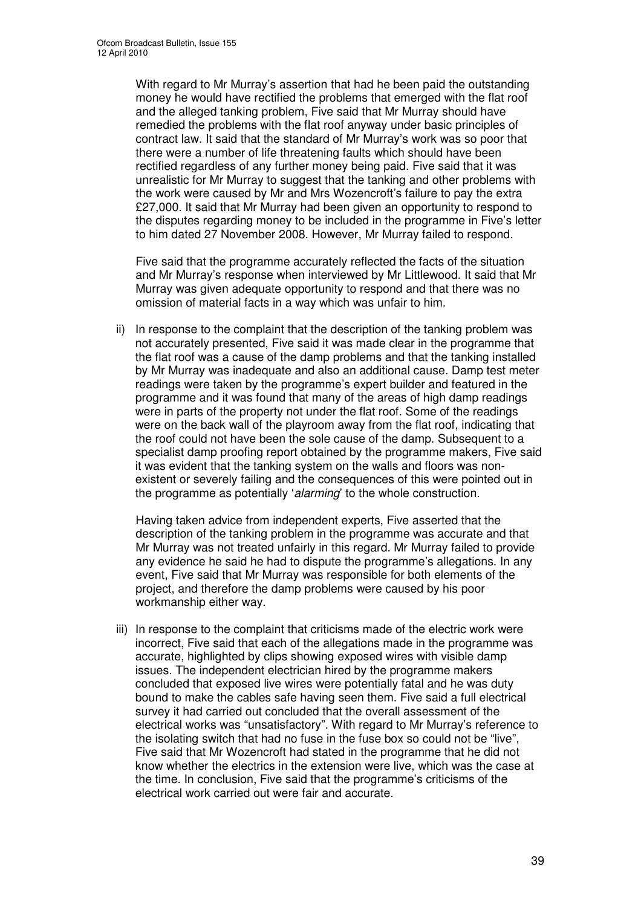With regard to Mr Murray's assertion that had he been paid the outstanding money he would have rectified the problems that emerged with the flat roof and the alleged tanking problem, Five said that Mr Murray should have remedied the problems with the flat roof anyway under basic principles of contract law. It said that the standard of Mr Murray's work was so poor that there were a number of life threatening faults which should have been rectified regardless of any further money being paid. Five said that it was unrealistic for Mr Murray to suggest that the tanking and other problems with the work were caused by Mr and Mrs Wozencroft's failure to pay the extra £27,000. It said that Mr Murray had been given an opportunity to respond to the disputes regarding money to be included in the programme in Five's letter to him dated 27 November 2008. However, Mr Murray failed to respond.

Five said that the programme accurately reflected the facts of the situation and Mr Murray's response when interviewed by Mr Littlewood. It said that Mr Murray was given adequate opportunity to respond and that there was no omission of material facts in a way which was unfair to him.

ii) In response to the complaint that the description of the tanking problem was not accurately presented, Five said it was made clear in the programme that the flat roof was a cause of the damp problems and that the tanking installed by Mr Murray was inadequate and also an additional cause. Damp test meter readings were taken by the programme's expert builder and featured in the programme and it was found that many of the areas of high damp readings were in parts of the property not under the flat roof. Some of the readings were on the back wall of the playroom away from the flat roof, indicating that the roof could not have been the sole cause of the damp. Subsequent to a specialist damp proofing report obtained by the programme makers, Five said it was evident that the tanking system on the walls and floors was non-existent or severely failing and the consequences of this were pointed out in the programme as potentially '*alarming*' to the whole construction.

Having taken advice from independent experts, Five asserted that the description of the tanking problem in the programme was accurate and that Mr Murray was not treated unfairly in this regard. Mr Murray failed to provide any evidence he said he had to dispute the programme's allegations. In any event, Five said that Mr Murray was responsible for both elements of the project, and therefore the damp problems were caused by his poor workmanship either way.

iii) In response to the complaint that criticisms made of the electric work were incorrect, Five said that each of the allegations made in the programme was accurate, highlighted by clips showing exposed wires with visible damp issues. The independent electrician hired by the programme makers concluded that exposed live wires were potentially fatal and he was duty bound to make the cables safe having seen them. Five said a full electrical survey it had carried out concluded that the overall assessment of the electrical works was "unsatisfactory". With regard to Mr Murray's reference to the isolating switch that had no fuse in the fuse box so could not be "live", Five said that Mr Wozencroft had stated in the programme that he did not know whether the electrics in the extension were live, which was the case at the time. In conclusion, Five said that the programme's criticisms of the electrical work carried out were fair and accurate.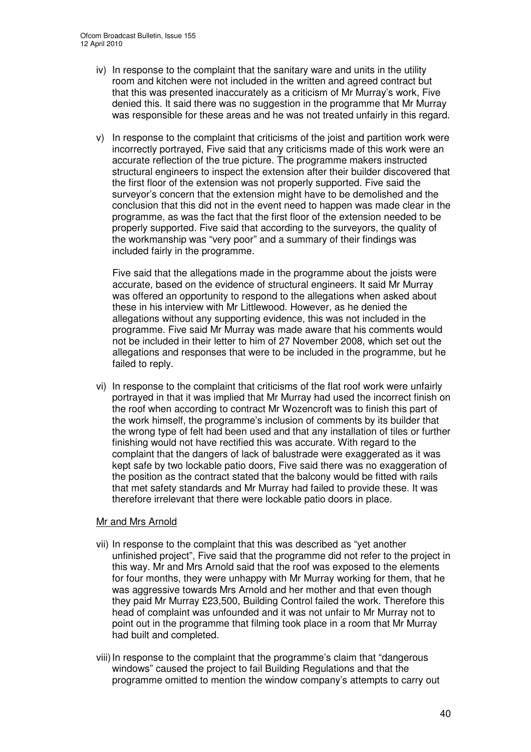iv) In response to the complaint that the sanitary ware and units in the utility room and kitchen were not included in the written and agreed contract but that this was presented inaccurately as a criticism of Mr Murray's work, Five denied this. It said there was no suggestion in the programme that Mr Murray was responsible for these areas and he was not treated unfairly in this regard.

v) In response to the complaint that criticisms of the joist and partition work were incorrectly portrayed, Five said that any criticisms made of this work were an accurate reflection of the true picture. The programme makers instructed structural engineers to inspect the extension after their builder discovered that the first floor of the extension was not properly supported. Five said the surveyor's concern that the extension might have to be demolished and the conclusion that this did not in the event need to happen was made clear in the programme, as was the fact that the first floor of the extension needed to be properly supported. Five said that according to the surveyors, the quality of the workmanship was "very poor" and a summary of their findings was included fairly in the programme.

   Five said that the allegations made in the programme about the joists were accurate, based on the evidence of structural engineers. It said Mr Murray was offered an opportunity to respond to the allegations when asked about these in his interview with Mr Littlewood. However, as he denied the allegations without any supporting evidence, this was not included in the programme. Five said Mr Murray was made aware that his comments would not be included in their letter to him of 27 November 2008, which set out the allegations and responses that were to be included in the programme, but he failed to reply.

vi) In response to the complaint that criticisms of the flat roof work were unfairly portrayed in that it was implied that Mr Murray had used the incorrect finish on the roof when according to contract Mr Wozencroft was to finish this part of the work himself, the programme's inclusion of comments by its builder that the wrong type of felt had been used and that any installation of tiles or further finishing would not have rectified this was accurate. With regard to the complaint that the dangers of lack of balustrade were exaggerated as it was kept safe by two lockable patio doors, Five said there was no exaggeration of the position as the contract stated that the balcony would be fitted with rails that met safety standards and Mr Murray had failed to provide these. It was therefore irrelevant that there were lockable patio doors in place.

Mr and Mrs Arnold

vii) In response to the complaint that this was described as "yet another unfinished project", Five said that the programme did not refer to the project in this way. Mr and Mrs Arnold said that the roof was exposed to the elements for four months, they were unhappy with Mr Murray working for them, that he was aggressive towards Mrs Arnold and her mother and that even though they paid Mr Murray £23,500, Building Control failed the work. Therefore this head of complaint was unfounded and it was not unfair to Mr Murray not to point out in the programme that filming took place in a room that Mr Murray had built and completed.

viii) In response to the complaint that the programme's claim that "dangerous windows" caused the project to fail Building Regulations and that the programme omitted to mention the window company's attempts to carry out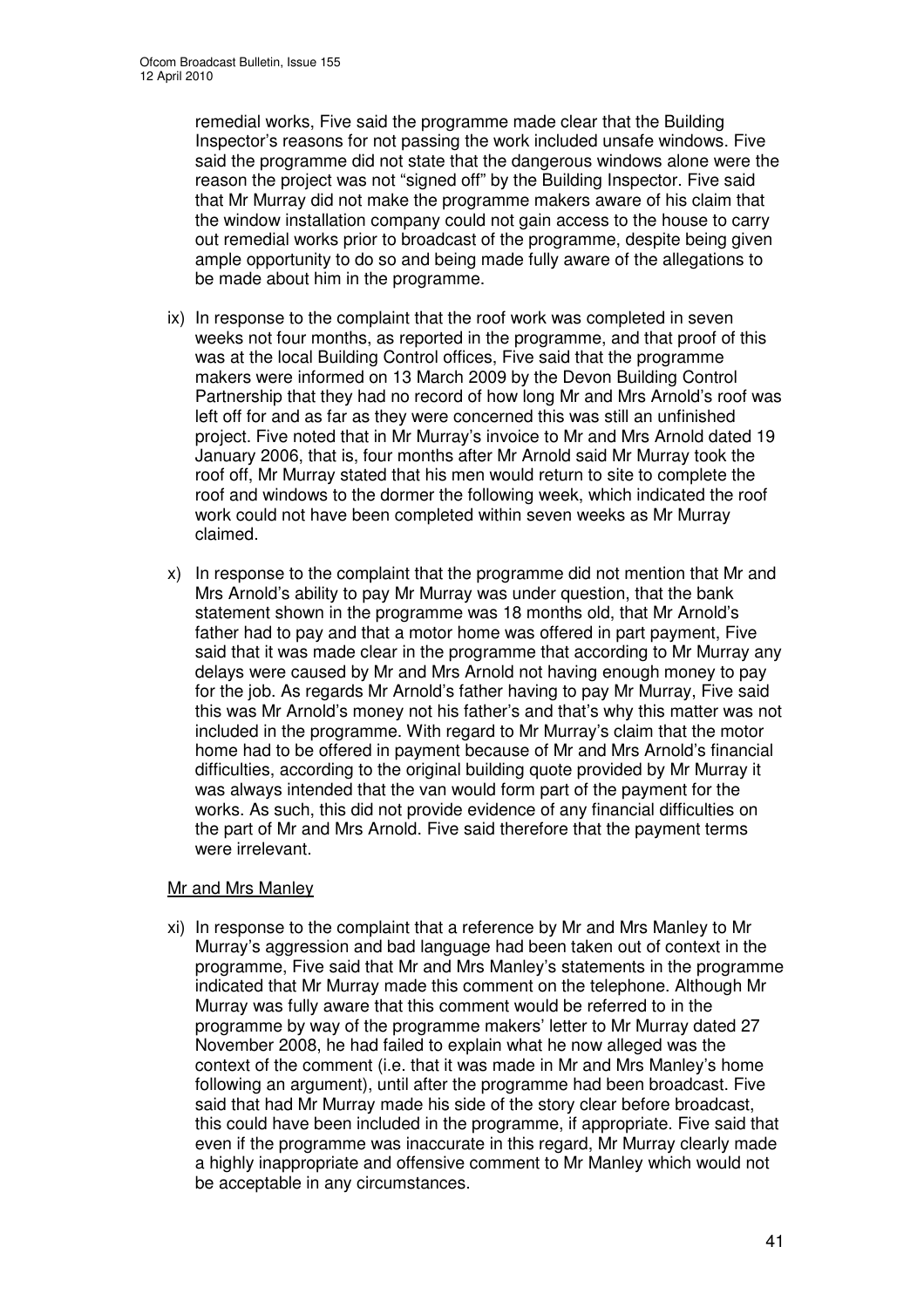remedial works, Five said the programme made clear that the Building Inspector's reasons for not passing the work included unsafe windows. Five said the programme did not state that the dangerous windows alone were the reason the project was not "signed off" by the Building Inspector. Five said that Mr Murray did not make the programme makers aware of his claim that the window installation company could not gain access to the house to carry out remedial works prior to broadcast of the programme, despite being given ample opportunity to do so and being made fully aware of the allegations to be made about him in the programme.

ix) In response to the complaint that the roof work was completed in seven weeks not four months, as reported in the programme, and that proof of this was at the local Building Control offices, Five said that the programme makers were informed on 13 March 2009 by the Devon Building Control Partnership that they had no record of how long Mr and Mrs Arnold's roof was left off for and as far as they were concerned this was still an unfinished project. Five noted that in Mr Murray's invoice to Mr and Mrs Arnold dated 19 January 2006, that is, four months after Mr Arnold said Mr Murray took the roof off, Mr Murray stated that his men would return to site to complete the roof and windows to the dormer the following week, which indicated the roof work could not have been completed within seven weeks as Mr Murray claimed.

x) In response to the complaint that the programme did not mention that Mr and Mrs Arnold's ability to pay Mr Murray was under question, that the bank statement shown in the programme was 18 months old, that Mr Arnold's father had to pay and that a motor home was offered in part payment, Five said that it was made clear in the programme that according to Mr Murray any delays were caused by Mr and Mrs Arnold not having enough money to pay for the job. As regards Mr Arnold's father having to pay Mr Murray, Five said this was Mr Arnold's money not his father's and that's why this matter was not included in the programme. With regard to Mr Murray's claim that the motor home had to be offered in payment because of Mr and Mrs Arnold's financial difficulties, according to the original building quote provided by Mr Murray it was always intended that the van would form part of the payment for the works. As such, this did not provide evidence of any financial difficulties on the part of Mr and Mrs Arnold. Five said therefore that the payment terms were irrelevant.

Mr and Mrs Manley

xi) In response to the complaint that a reference by Mr and Mrs Manley to Mr Murray's aggression and bad language had been taken out of context in the programme, Five said that Mr and Mrs Manley's statements in the programme indicated that Mr Murray made this comment on the telephone. Although Mr Murray was fully aware that this comment would be referred to in the programme by way of the programme makers' letter to Mr Murray dated 27 November 2008, he had failed to explain what he now alleged was the context of the comment (i.e. that it was made in Mr and Mrs Manley's home following an argument), until after the programme had been broadcast. Five said that had Mr Murray made his side of the story clear before broadcast, this could have been included in the programme, if appropriate. Five said that even if the programme was inaccurate in this regard, Mr Murray clearly made a highly inappropriate and offensive comment to Mr Manley which would not be acceptable in any circumstances.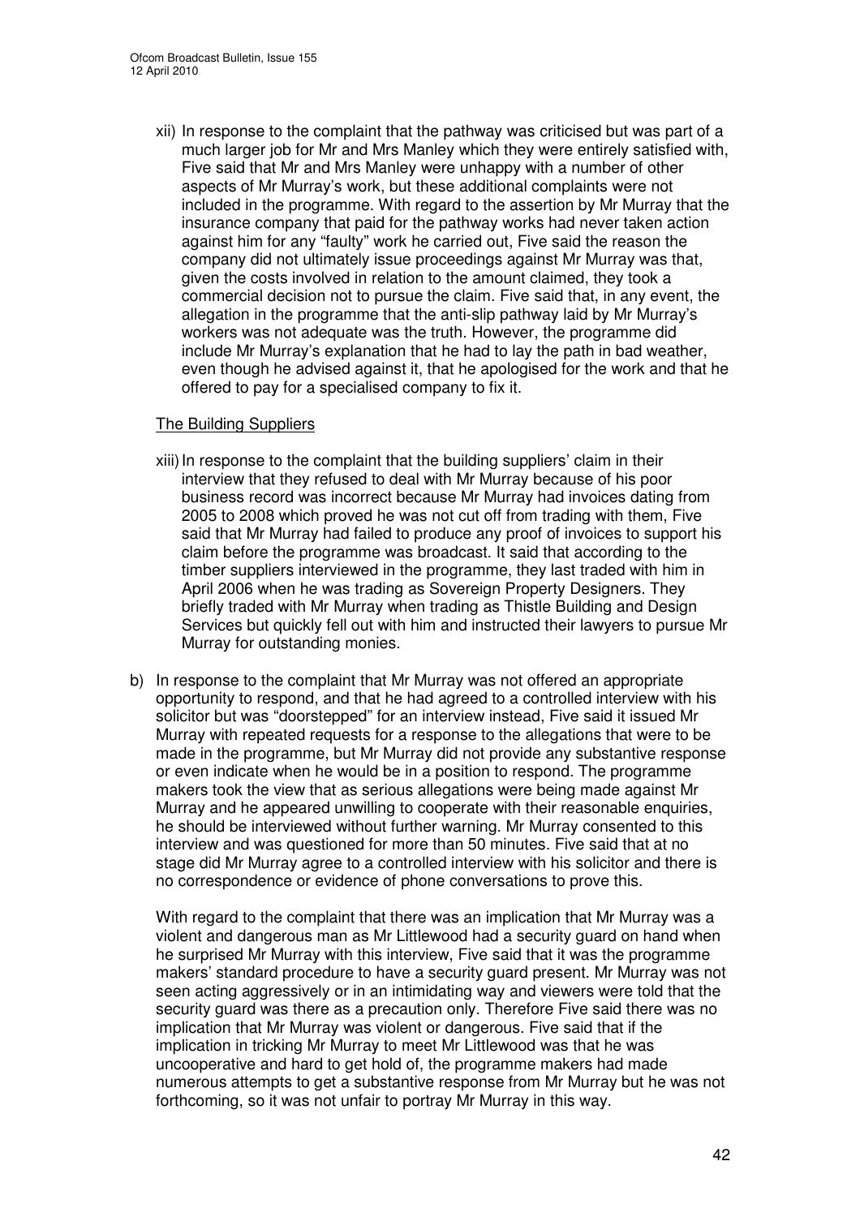xii) In response to the complaint that the pathway was criticised but was part of a much larger job for Mr and Mrs Manley which they were entirely satisfied with, Five said that Mr and Mrs Manley were unhappy with a number of other aspects of Mr Murray's work, but these additional complaints were not included in the programme. With regard to the assertion by Mr Murray that the insurance company that paid for the pathway works had never taken action against him for any "faulty" work he carried out, Five said the reason the company did not ultimately issue proceedings against Mr Murray was that, given the costs involved in relation to the amount claimed, they took a commercial decision not to pursue the claim. Five said that, in any event, the allegation in the programme that the anti-slip pathway laid by Mr Murray's workers was not adequate was the truth. However, the programme did include Mr Murray's explanation that he had to lay the path in bad weather, even though he advised against it, that he apologised for the work and that he offered to pay for a specialised company to fix it.

<u>The Building Suppliers</u>

xiii) In response to the complaint that the building suppliers' claim in their interview that they refused to deal with Mr Murray because of his poor business record was incorrect because Mr Murray had invoices dating from 2005 to 2008 which proved he was not cut off from trading with them, Five said that Mr Murray had failed to produce any proof of invoices to support his claim before the programme was broadcast. It said that according to the timber suppliers interviewed in the programme, they last traded with him in April 2006 when he was trading as Sovereign Property Designers. They briefly traded with Mr Murray when trading as Thistle Building and Design Services but quickly fell out with him and instructed their lawyers to pursue Mr Murray for outstanding monies.

b) In response to the complaint that Mr Murray was not offered an appropriate opportunity to respond, and that he had agreed to a controlled interview with his solicitor but was "doorstepped" for an interview instead, Five said it issued Mr Murray with repeated requests for a response to the allegations that were to be made in the programme, but Mr Murray did not provide any substantive response or even indicate when he would be in a position to respond. The programme makers took the view that as serious allegations were being made against Mr Murray and he appeared unwilling to cooperate with their reasonable enquiries, he should be interviewed without further warning. Mr Murray consented to this interview and was questioned for more than 50 minutes. Five said that at no stage did Mr Murray agree to a controlled interview with his solicitor and there is no correspondence or evidence of phone conversations to prove this.

With regard to the complaint that there was an implication that Mr Murray was a violent and dangerous man as Mr Littlewood had a security guard on hand when he surprised Mr Murray with this interview, Five said that it was the programme makers' standard procedure to have a security guard present. Mr Murray was not seen acting aggressively or in an intimidating way and viewers were told that the security guard was there as a precaution only. Therefore Five said there was no implication that Mr Murray was violent or dangerous. Five said that if the implication in tricking Mr Murray to meet Mr Littlewood was that he was uncooperative and hard to get hold of, the programme makers had made numerous attempts to get a substantive response from Mr Murray but he was not forthcoming, so it was not unfair to portray Mr Murray in this way.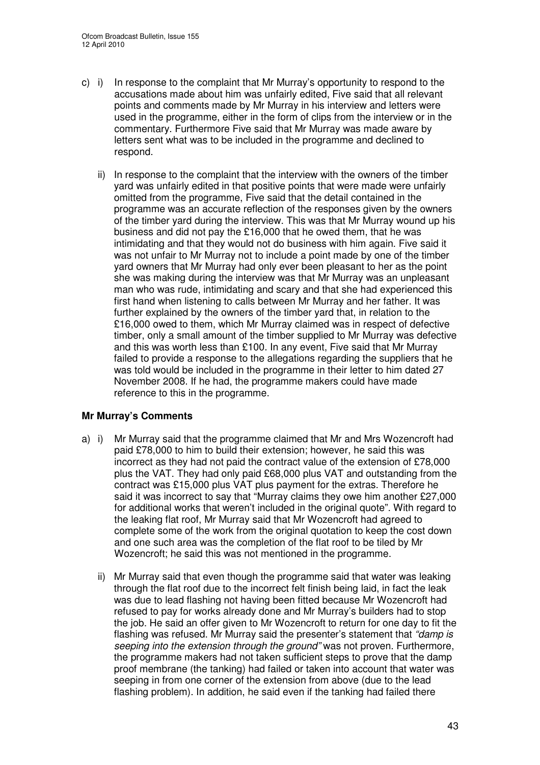c) i) In response to the complaint that Mr Murray's opportunity to respond to the accusations made about him was unfairly edited, Five said that all relevant points and comments made by Mr Murray in his interview and letters were used in the programme, either in the form of clips from the interview or in the commentary. Furthermore Five said that Mr Murray was made aware by letters sent what was to be included in the programme and declined to respond.

   ii) In response to the complaint that the interview with the owners of the timber yard was unfairly edited in that positive points that were made were unfairly omitted from the programme, Five said that the detail contained in the programme was an accurate reflection of the responses given by the owners of the timber yard during the interview. This was that Mr Murray wound up his business and did not pay the £16,000 that he owed them, that he was intimidating and that they would not do business with him again. Five said it was not unfair to Mr Murray not to include a point made by one of the timber yard owners that Mr Murray had only ever been pleasant to her as the point she was making during the interview was that Mr Murray was an unpleasant man who was rude, intimidating and scary and that she had experienced this first hand when listening to calls between Mr Murray and her father. It was further explained by the owners of the timber yard that, in relation to the £16,000 owed to them, which Mr Murray claimed was in respect of defective timber, only a small amount of the timber supplied to Mr Murray was defective and this was worth less than £100. In any event, Five said that Mr Murray failed to provide a response to the allegations regarding the suppliers that he was told would be included in the programme in their letter to him dated 27 November 2008. If he had, the programme makers could have made reference to this in the programme.

**Mr Murray's Comments**

a) i) Mr Murray said that the programme claimed that Mr and Mrs Wozencroft had paid £78,000 to him to build their extension; however, he said this was incorrect as they had not paid the contract value of the extension of £78,000 plus the VAT. They had only paid £68,000 plus VAT and outstanding from the contract was £15,000 plus VAT plus payment for the extras. Therefore he said it was incorrect to say that "Murray claims they owe him another £27,000 for additional works that weren't included in the original quote". With regard to the leaking flat roof, Mr Murray said that Mr Wozencroft had agreed to complete some of the work from the original quotation to keep the cost down and one such area was the completion of the flat roof to be tiled by Mr Wozencroft; he said this was not mentioned in the programme.

   ii) Mr Murray said that even though the programme said that water was leaking through the flat roof due to the incorrect felt finish being laid, in fact the leak was due to lead flashing not having been fitted because Mr Wozencroft had refused to pay for works already done and Mr Murray's builders had to stop the job. He said an offer given to Mr Wozencroft to return for one day to fit the flashing was refused. Mr Murray said the presenter's statement that *"damp is seeping into the extension through the ground"* was not proven. Furthermore, the programme makers had not taken sufficient steps to prove that the damp proof membrane (the tanking) had failed or taken into account that water was seeping in from one corner of the extension from above (due to the lead flashing problem). In addition, he said even if the tanking had failed there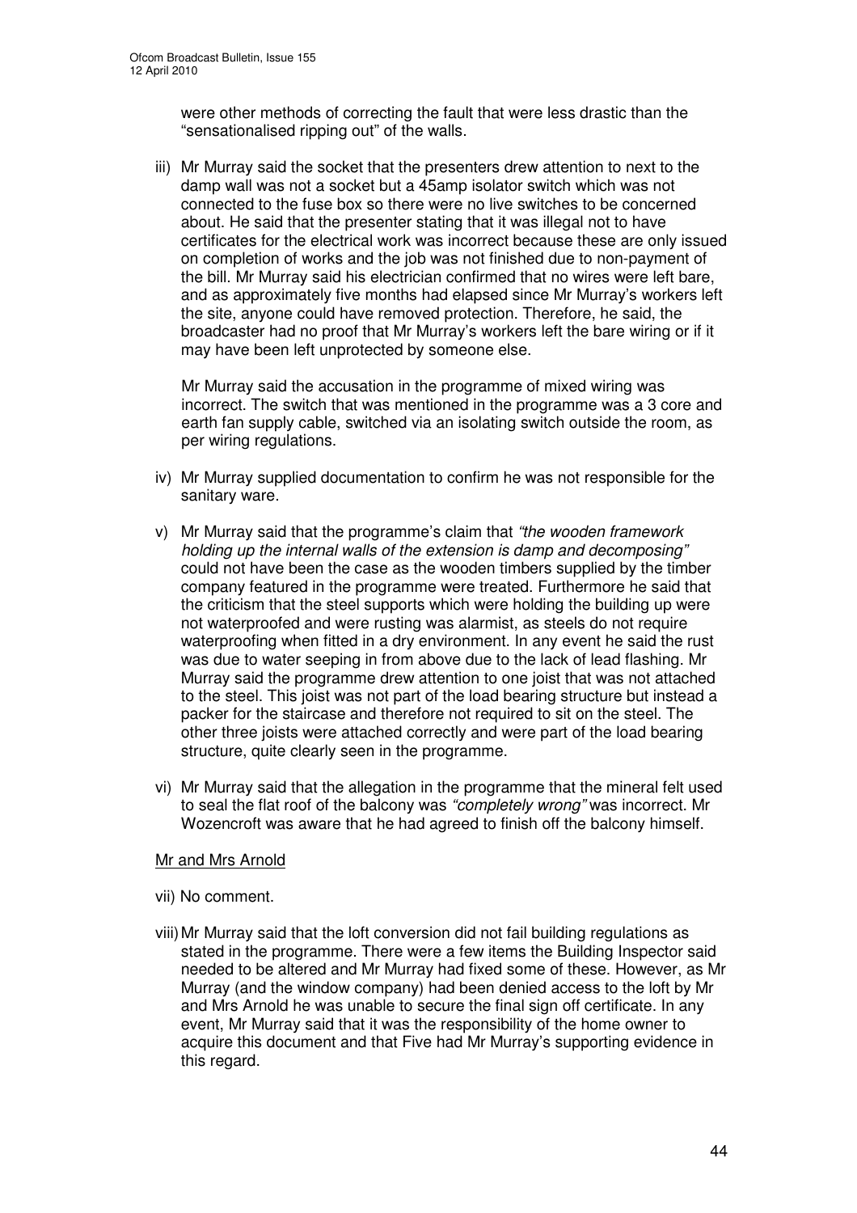were other methods of correcting the fault that were less drastic than the "sensationalised ripping out" of the walls.

iii) Mr Murray said the socket that the presenters drew attention to next to the damp wall was not a socket but a 45amp isolator switch which was not connected to the fuse box so there were no live switches to be concerned about. He said that the presenter stating that it was illegal not to have certificates for the electrical work was incorrect because these are only issued on completion of works and the job was not finished due to non-payment of the bill. Mr Murray said his electrician confirmed that no wires were left bare, and as approximately five months had elapsed since Mr Murray's workers left the site, anyone could have removed protection. Therefore, he said, the broadcaster had no proof that Mr Murray's workers left the bare wiring or if it may have been left unprotected by someone else.

   Mr Murray said the accusation in the programme of mixed wiring was incorrect. The switch that was mentioned in the programme was a 3 core and earth fan supply cable, switched via an isolating switch outside the room, as per wiring regulations.

iv) Mr Murray supplied documentation to confirm he was not responsible for the sanitary ware.

v) Mr Murray said that the programme's claim that *"the wooden framework holding up the internal walls of the extension is damp and decomposing"* could not have been the case as the wooden timbers supplied by the timber company featured in the programme were treated. Furthermore he said that the criticism that the steel supports which were holding the building up were not waterproofed and were rusting was alarmist, as steels do not require waterproofing when fitted in a dry environment. In any event he said the rust was due to water seeping in from above due to the lack of lead flashing. Mr Murray said the programme drew attention to one joist that was not attached to the steel. This joist was not part of the load bearing structure but instead a packer for the staircase and therefore not required to sit on the steel. The other three joists were attached correctly and were part of the load bearing structure, quite clearly seen in the programme.

vi) Mr Murray said that the allegation in the programme that the mineral felt used to seal the flat roof of the balcony was *"completely wrong"* was incorrect. Mr Wozencroft was aware that he had agreed to finish off the balcony himself.

<u>Mr and Mrs Arnold</u>

vii) No comment.

viii) Mr Murray said that the loft conversion did not fail building regulations as stated in the programme. There were a few items the Building Inspector said needed to be altered and Mr Murray had fixed some of these. However, as Mr Murray (and the window company) had been denied access to the loft by Mr and Mrs Arnold he was unable to secure the final sign off certificate. In any event, Mr Murray said that it was the responsibility of the home owner to acquire this document and that Five had Mr Murray's supporting evidence in this regard.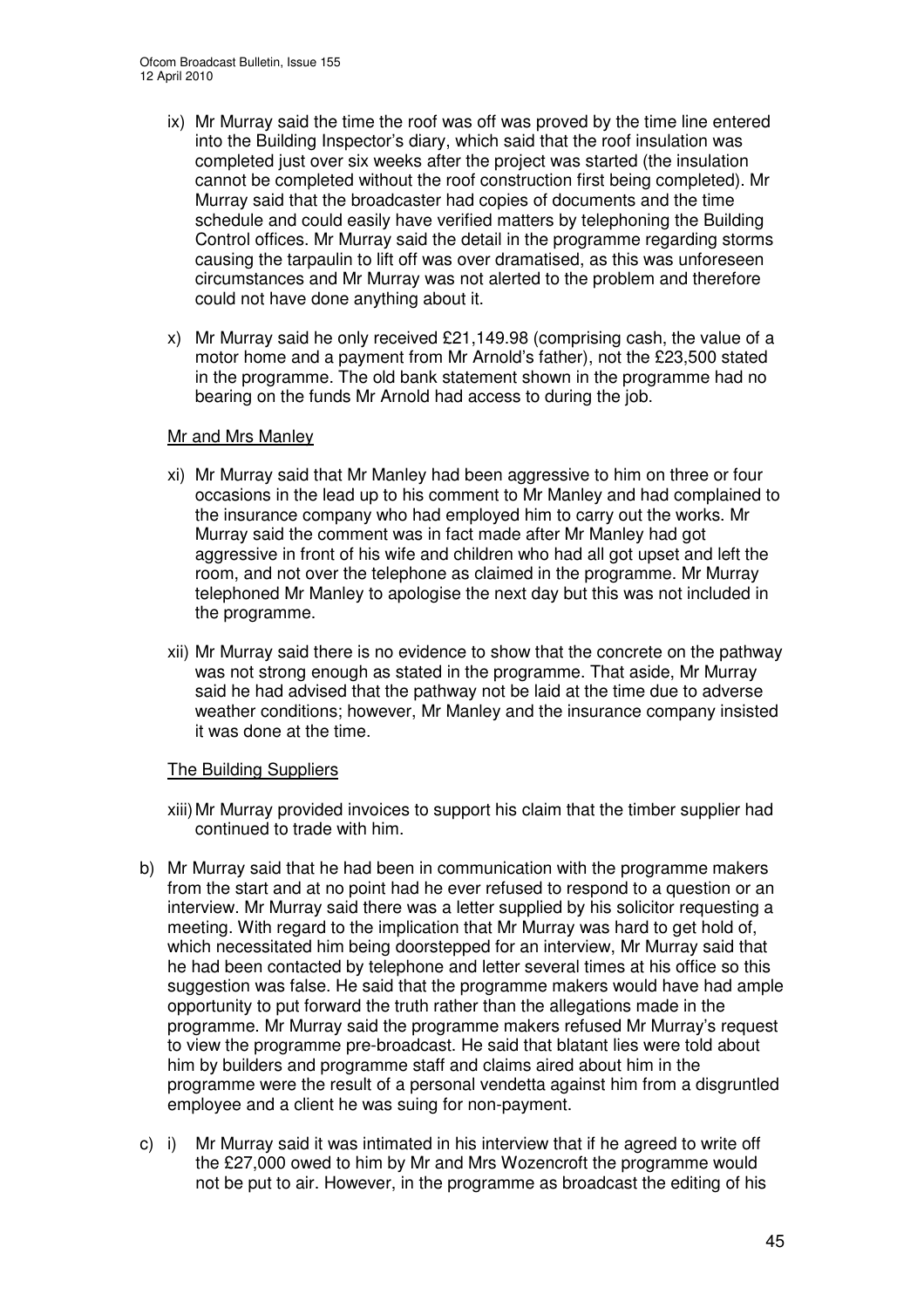ix) Mr Murray said the time the roof was off was proved by the time line entered into the Building Inspector's diary, which said that the roof insulation was completed just over six weeks after the project was started (the insulation cannot be completed without the roof construction first being completed). Mr Murray said that the broadcaster had copies of documents and the time schedule and could easily have verified matters by telephoning the Building Control offices. Mr Murray said the detail in the programme regarding storms causing the tarpaulin to lift off was over dramatised, as this was unforeseen circumstances and Mr Murray was not alerted to the problem and therefore could not have done anything about it.

x) Mr Murray said he only received £21,149.98 (comprising cash, the value of a motor home and a payment from Mr Arnold's father), not the £23,500 stated in the programme. The old bank statement shown in the programme had no bearing on the funds Mr Arnold had access to during the job.

Mr and Mrs Manley

xi) Mr Murray said that Mr Manley had been aggressive to him on three or four occasions in the lead up to his comment to Mr Manley and had complained to the insurance company who had employed him to carry out the works. Mr Murray said the comment was in fact made after Mr Manley had got aggressive in front of his wife and children who had all got upset and left the room, and not over the telephone as claimed in the programme. Mr Murray telephoned Mr Manley to apologise the next day but this was not included in the programme.

xii) Mr Murray said there is no evidence to show that the concrete on the pathway was not strong enough as stated in the programme. That aside, Mr Murray said he had advised that the pathway not be laid at the time due to adverse weather conditions; however, Mr Manley and the insurance company insisted it was done at the time.

The Building Suppliers

xiii) Mr Murray provided invoices to support his claim that the timber supplier had continued to trade with him.

b) Mr Murray said that he had been in communication with the programme makers from the start and at no point had he ever refused to respond to a question or an interview. Mr Murray said there was a letter supplied by his solicitor requesting a meeting. With regard to the implication that Mr Murray was hard to get hold of, which necessitated him being doorstepped for an interview, Mr Murray said that he had been contacted by telephone and letter several times at his office so this suggestion was false. He said that the programme makers would have had ample opportunity to put forward the truth rather than the allegations made in the programme. Mr Murray said the programme makers refused Mr Murray's request to view the programme pre-broadcast. He said that blatant lies were told about him by builders and programme staff and claims aired about him in the programme were the result of a personal vendetta against him from a disgruntled employee and a client he was suing for non-payment.

c) i) Mr Murray said it was intimated in his interview that if he agreed to write off the £27,000 owed to him by Mr and Mrs Wozencroft the programme would not be put to air. However, in the programme as broadcast the editing of his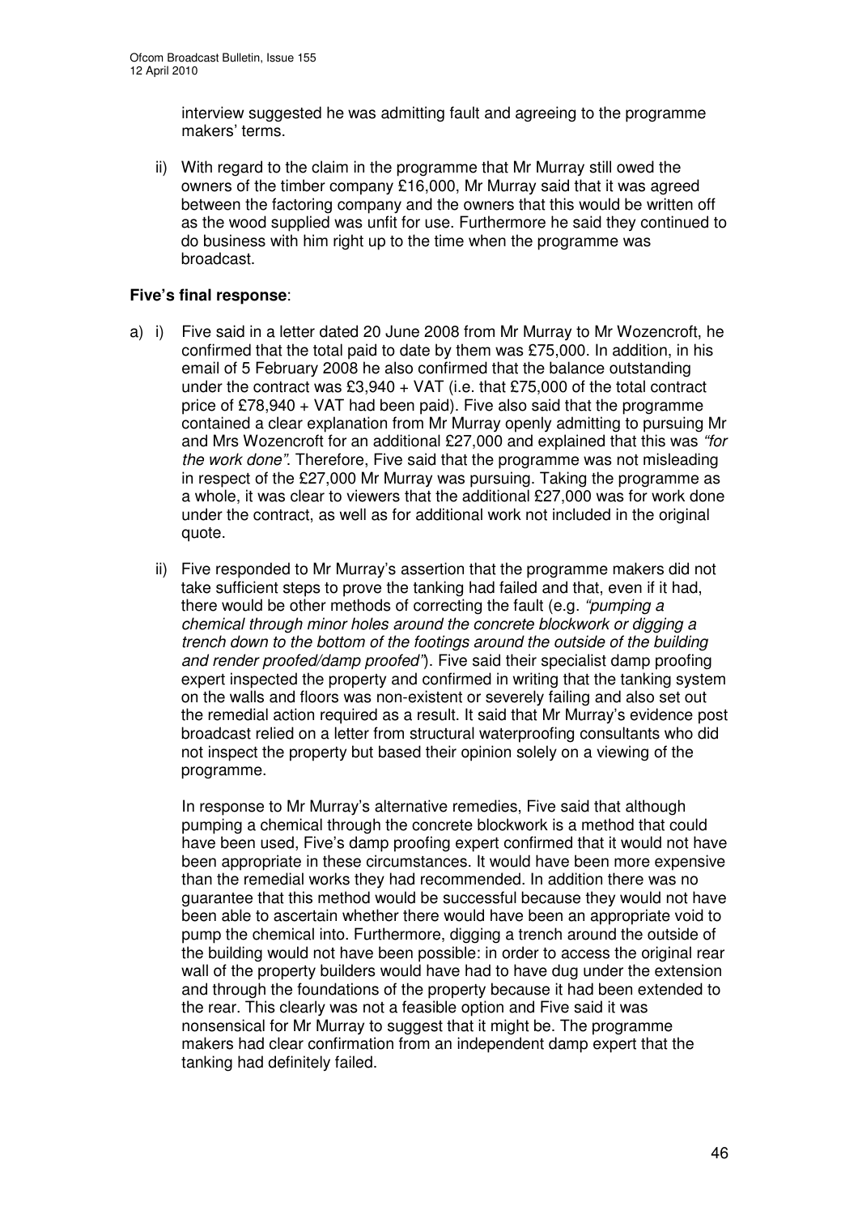interview suggested he was admitting fault and agreeing to the programme makers' terms.

ii) With regard to the claim in the programme that Mr Murray still owed the owners of the timber company £16,000, Mr Murray said that it was agreed between the factoring company and the owners that this would be written off as the wood supplied was unfit for use. Furthermore he said they continued to do business with him right up to the time when the programme was broadcast.

**Five's final response**:

a) i) Five said in a letter dated 20 June 2008 from Mr Murray to Mr Wozencroft, he confirmed that the total paid to date by them was £75,000. In addition, in his email of 5 February 2008 he also confirmed that the balance outstanding under the contract was £3,940 + VAT (i.e. that £75,000 of the total contract price of £78,940 + VAT had been paid). Five also said that the programme contained a clear explanation from Mr Murray openly admitting to pursuing Mr and Mrs Wozencroft for an additional £27,000 and explained that this was *"for the work done"*. Therefore, Five said that the programme was not misleading in respect of the £27,000 Mr Murray was pursuing. Taking the programme as a whole, it was clear to viewers that the additional £27,000 was for work done under the contract, as well as for additional work not included in the original quote.

ii) Five responded to Mr Murray's assertion that the programme makers did not take sufficient steps to prove the tanking had failed and that, even if it had, there would be other methods of correcting the fault (e.g. *"pumping a chemical through minor holes around the concrete blockwork or digging a trench down to the bottom of the footings around the outside of the building and render proofed/damp proofed"*). Five said their specialist damp proofing expert inspected the property and confirmed in writing that the tanking system on the walls and floors was non-existent or severely failing and also set out the remedial action required as a result. It said that Mr Murray's evidence post broadcast relied on a letter from structural waterproofing consultants who did not inspect the property but based their opinion solely on a viewing of the programme.

In response to Mr Murray's alternative remedies, Five said that although pumping a chemical through the concrete blockwork is a method that could have been used, Five's damp proofing expert confirmed that it would not have been appropriate in these circumstances. It would have been more expensive than the remedial works they had recommended. In addition there was no guarantee that this method would be successful because they would not have been able to ascertain whether there would have been an appropriate void to pump the chemical into. Furthermore, digging a trench around the outside of the building would not have been possible: in order to access the original rear wall of the property builders would have had to have dug under the extension and through the foundations of the property because it had been extended to the rear. This clearly was not a feasible option and Five said it was nonsensical for Mr Murray to suggest that it might be. The programme makers had clear confirmation from an independent damp expert that the tanking had definitely failed.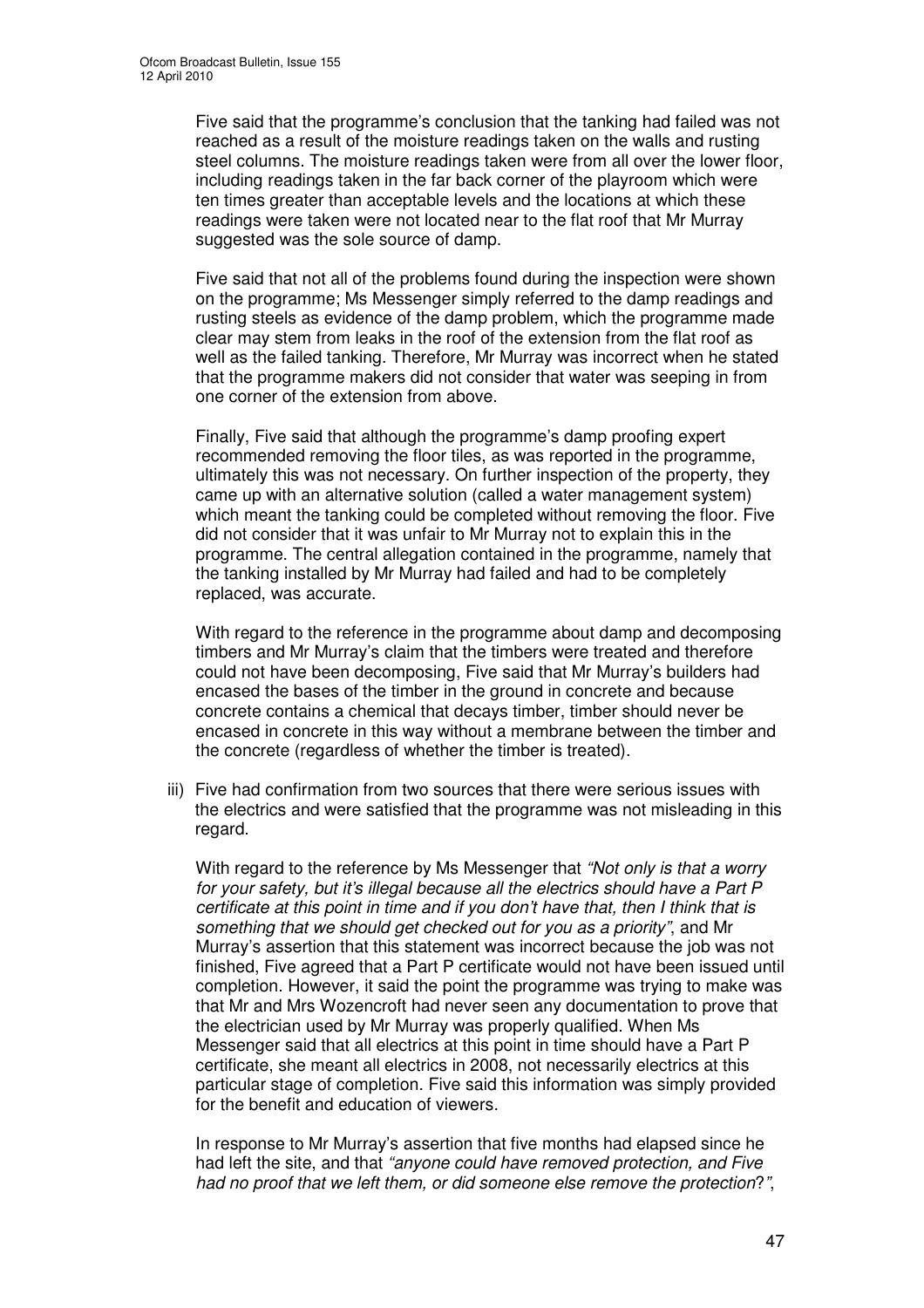Five said that the programme's conclusion that the tanking had failed was not reached as a result of the moisture readings taken on the walls and rusting steel columns. The moisture readings taken were from all over the lower floor, including readings taken in the far back corner of the playroom which were ten times greater than acceptable levels and the locations at which these readings were taken were not located near to the flat roof that Mr Murray suggested was the sole source of damp.

Five said that not all of the problems found during the inspection were shown on the programme; Ms Messenger simply referred to the damp readings and rusting steels as evidence of the damp problem, which the programme made clear may stem from leaks in the roof of the extension from the flat roof as well as the failed tanking. Therefore, Mr Murray was incorrect when he stated that the programme makers did not consider that water was seeping in from one corner of the extension from above.

Finally, Five said that although the programme's damp proofing expert recommended removing the floor tiles, as was reported in the programme, ultimately this was not necessary. On further inspection of the property, they came up with an alternative solution (called a water management system) which meant the tanking could be completed without removing the floor. Five did not consider that it was unfair to Mr Murray not to explain this in the programme. The central allegation contained in the programme, namely that the tanking installed by Mr Murray had failed and had to be completely replaced, was accurate.

With regard to the reference in the programme about damp and decomposing timbers and Mr Murray's claim that the timbers were treated and therefore could not have been decomposing, Five said that Mr Murray's builders had encased the bases of the timber in the ground in concrete and because concrete contains a chemical that decays timber, timber should never be encased in concrete in this way without a membrane between the timber and the concrete (regardless of whether the timber is treated).

iii) Five had confirmation from two sources that there were serious issues with the electrics and were satisfied that the programme was not misleading in this regard.

With regard to the reference by Ms Messenger that *"Not only is that a worry for your safety, but it's illegal because all the electrics should have a Part P certificate at this point in time and if you don't have that, then I think that is something that we should get checked out for you as a priority"*, and Mr Murray's assertion that this statement was incorrect because the job was not finished, Five agreed that a Part P certificate would not have been issued until completion. However, it said the point the programme was trying to make was that Mr and Mrs Wozencroft had never seen any documentation to prove that the electrician used by Mr Murray was properly qualified. When Ms Messenger said that all electrics at this point in time should have a Part P certificate, she meant all electrics in 2008, not necessarily electrics at this particular stage of completion. Five said this information was simply provided for the benefit and education of viewers.

In response to Mr Murray's assertion that five months had elapsed since he had left the site, and that *"anyone could have removed protection, and Five had no proof that we left them, or did someone else remove the protection?"*,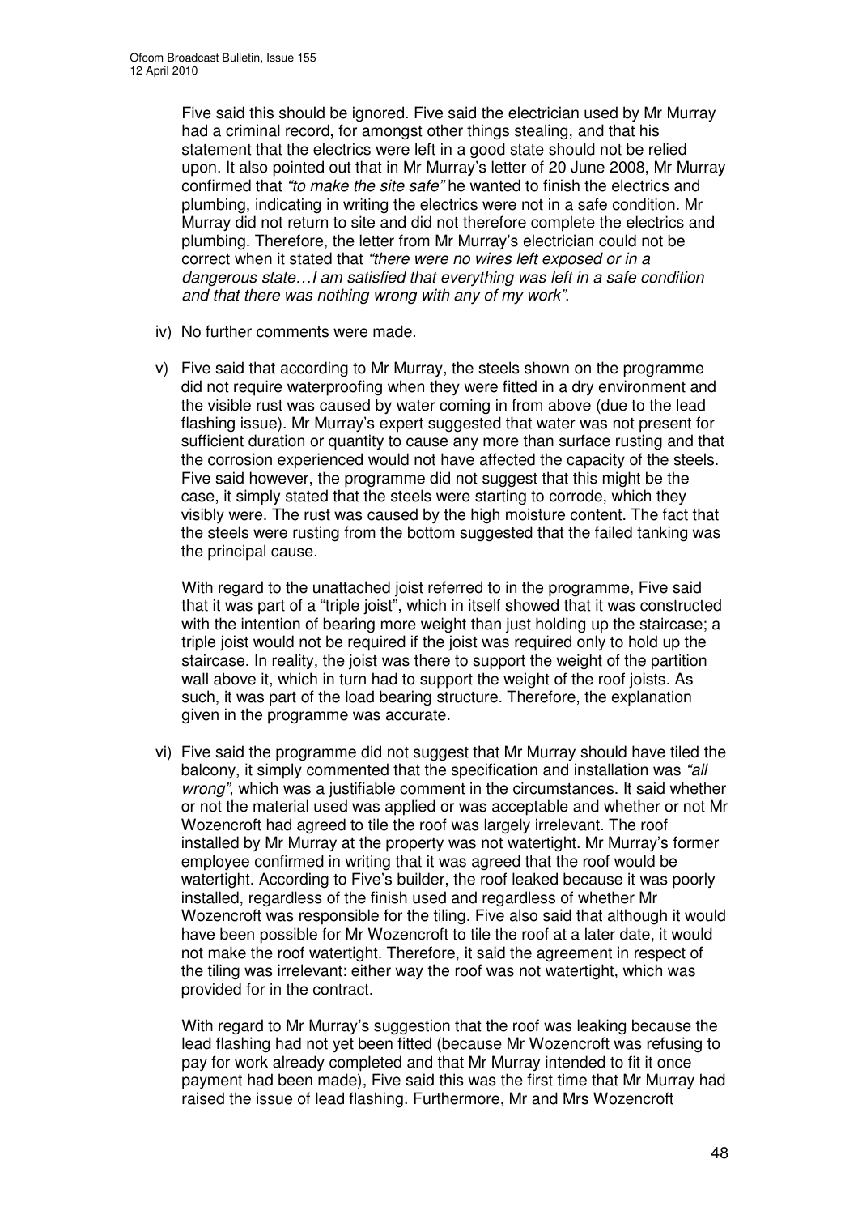Five said this should be ignored. Five said the electrician used by Mr Murray had a criminal record, for amongst other things stealing, and that his statement that the electrics were left in a good state should not be relied upon. It also pointed out that in Mr Murray's letter of 20 June 2008, Mr Murray confirmed that *"to make the site safe"* he wanted to finish the electrics and plumbing, indicating in writing the electrics were not in a safe condition. Mr Murray did not return to site and did not therefore complete the electrics and plumbing. Therefore, the letter from Mr Murray's electrician could not be correct when it stated that *"there were no wires left exposed or in a dangerous state…I am satisfied that everything was left in a safe condition and that there was nothing wrong with any of my work"*.

iv) No further comments were made.

v) Five said that according to Mr Murray, the steels shown on the programme did not require waterproofing when they were fitted in a dry environment and the visible rust was caused by water coming in from above (due to the lead flashing issue). Mr Murray's expert suggested that water was not present for sufficient duration or quantity to cause any more than surface rusting and that the corrosion experienced would not have affected the capacity of the steels. Five said however, the programme did not suggest that this might be the case, it simply stated that the steels were starting to corrode, which they visibly were. The rust was caused by the high moisture content. The fact that the steels were rusting from the bottom suggested that the failed tanking was the principal cause.

   With regard to the unattached joist referred to in the programme, Five said that it was part of a "triple joist", which in itself showed that it was constructed with the intention of bearing more weight than just holding up the staircase; a triple joist would not be required if the joist was required only to hold up the staircase. In reality, the joist was there to support the weight of the partition wall above it, which in turn had to support the weight of the roof joists. As such, it was part of the load bearing structure. Therefore, the explanation given in the programme was accurate.

vi) Five said the programme did not suggest that Mr Murray should have tiled the balcony, it simply commented that the specification and installation was *"all wrong"*, which was a justifiable comment in the circumstances. It said whether or not the material used was applied or was acceptable and whether or not Mr Wozencroft had agreed to tile the roof was largely irrelevant. The roof installed by Mr Murray at the property was not watertight. Mr Murray's former employee confirmed in writing that it was agreed that the roof would be watertight. According to Five's builder, the roof leaked because it was poorly installed, regardless of the finish used and regardless of whether Mr Wozencroft was responsible for the tiling. Five also said that although it would have been possible for Mr Wozencroft to tile the roof at a later date, it would not make the roof watertight. Therefore, it said the agreement in respect of the tiling was irrelevant: either way the roof was not watertight, which was provided for in the contract.

   With regard to Mr Murray's suggestion that the roof was leaking because the lead flashing had not yet been fitted (because Mr Wozencroft was refusing to pay for work already completed and that Mr Murray intended to fit it once payment had been made), Five said this was the first time that Mr Murray had raised the issue of lead flashing. Furthermore, Mr and Mrs Wozencroft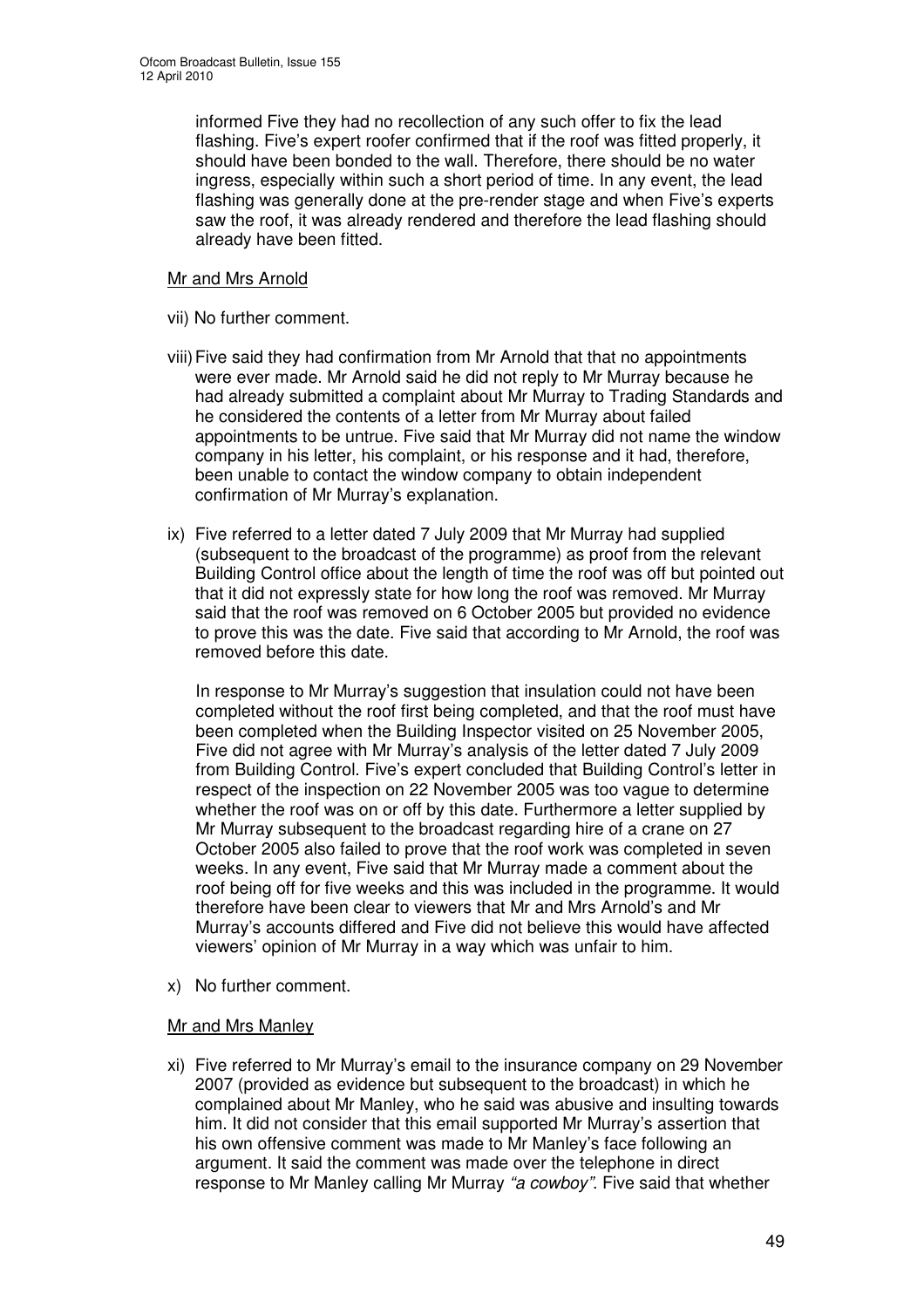informed Five they had no recollection of any such offer to fix the lead flashing. Five's expert roofer confirmed that if the roof was fitted properly, it should have been bonded to the wall. Therefore, there should be no water ingress, especially within such a short period of time. In any event, the lead flashing was generally done at the pre-render stage and when Five's experts saw the roof, it was already rendered and therefore the lead flashing should already have been fitted.

Mr and Mrs Arnold

vii) No further comment.

viii) Five said they had confirmation from Mr Arnold that that no appointments were ever made. Mr Arnold said he did not reply to Mr Murray because he had already submitted a complaint about Mr Murray to Trading Standards and he considered the contents of a letter from Mr Murray about failed appointments to be untrue. Five said that Mr Murray did not name the window company in his letter, his complaint, or his response and it had, therefore, been unable to contact the window company to obtain independent confirmation of Mr Murray's explanation.

ix) Five referred to a letter dated 7 July 2009 that Mr Murray had supplied (subsequent to the broadcast of the programme) as proof from the relevant Building Control office about the length of time the roof was off but pointed out that it did not expressly state for how long the roof was removed. Mr Murray said that the roof was removed on 6 October 2005 but provided no evidence to prove this was the date. Five said that according to Mr Arnold, the roof was removed before this date.

In response to Mr Murray's suggestion that insulation could not have been completed without the roof first being completed, and that the roof must have been completed when the Building Inspector visited on 25 November 2005, Five did not agree with Mr Murray's analysis of the letter dated 7 July 2009 from Building Control. Five's expert concluded that Building Control's letter in respect of the inspection on 22 November 2005 was too vague to determine whether the roof was on or off by this date. Furthermore a letter supplied by Mr Murray subsequent to the broadcast regarding hire of a crane on 27 October 2005 also failed to prove that the roof work was completed in seven weeks. In any event, Five said that Mr Murray made a comment about the roof being off for five weeks and this was included in the programme. It would therefore have been clear to viewers that Mr and Mrs Arnold's and Mr Murray's accounts differed and Five did not believe this would have affected viewers' opinion of Mr Murray in a way which was unfair to him.

x) No further comment.

Mr and Mrs Manley

xi) Five referred to Mr Murray's email to the insurance company on 29 November 2007 (provided as evidence but subsequent to the broadcast) in which he complained about Mr Manley, who he said was abusive and insulting towards him. It did not consider that this email supported Mr Murray's assertion that his own offensive comment was made to Mr Manley's face following an argument. It said the comment was made over the telephone in direct response to Mr Manley calling Mr Murray *"a cowboy"*. Five said that whether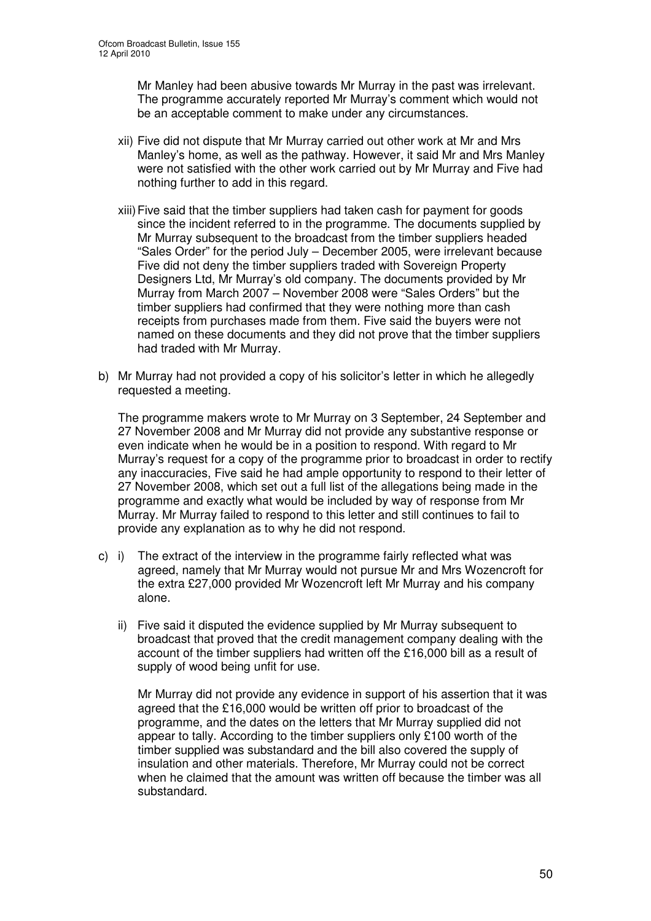Mr Manley had been abusive towards Mr Murray in the past was irrelevant. The programme accurately reported Mr Murray's comment which would not be an acceptable comment to make under any circumstances.

xii) Five did not dispute that Mr Murray carried out other work at Mr and Mrs Manley's home, as well as the pathway. However, it said Mr and Mrs Manley were not satisfied with the other work carried out by Mr Murray and Five had nothing further to add in this regard.

xiii) Five said that the timber suppliers had taken cash for payment for goods since the incident referred to in the programme. The documents supplied by Mr Murray subsequent to the broadcast from the timber suppliers headed "Sales Order" for the period July – December 2005, were irrelevant because Five did not deny the timber suppliers traded with Sovereign Property Designers Ltd, Mr Murray's old company. The documents provided by Mr Murray from March 2007 – November 2008 were "Sales Orders" but the timber suppliers had confirmed that they were nothing more than cash receipts from purchases made from them. Five said the buyers were not named on these documents and they did not prove that the timber suppliers had traded with Mr Murray.

b) Mr Murray had not provided a copy of his solicitor's letter in which he allegedly requested a meeting.

The programme makers wrote to Mr Murray on 3 September, 24 September and 27 November 2008 and Mr Murray did not provide any substantive response or even indicate when he would be in a position to respond. With regard to Mr Murray's request for a copy of the programme prior to broadcast in order to rectify any inaccuracies, Five said he had ample opportunity to respond to their letter of 27 November 2008, which set out a full list of the allegations being made in the programme and exactly what would be included by way of response from Mr Murray. Mr Murray failed to respond to this letter and still continues to fail to provide any explanation as to why he did not respond.

c) i) The extract of the interview in the programme fairly reflected what was agreed, namely that Mr Murray would not pursue Mr and Mrs Wozencroft for the extra £27,000 provided Mr Wozencroft left Mr Murray and his company alone.

ii) Five said it disputed the evidence supplied by Mr Murray subsequent to broadcast that proved that the credit management company dealing with the account of the timber suppliers had written off the £16,000 bill as a result of supply of wood being unfit for use.

Mr Murray did not provide any evidence in support of his assertion that it was agreed that the £16,000 would be written off prior to broadcast of the programme, and the dates on the letters that Mr Murray supplied did not appear to tally. According to the timber suppliers only £100 worth of the timber supplied was substandard and the bill also covered the supply of insulation and other materials. Therefore, Mr Murray could not be correct when he claimed that the amount was written off because the timber was all substandard.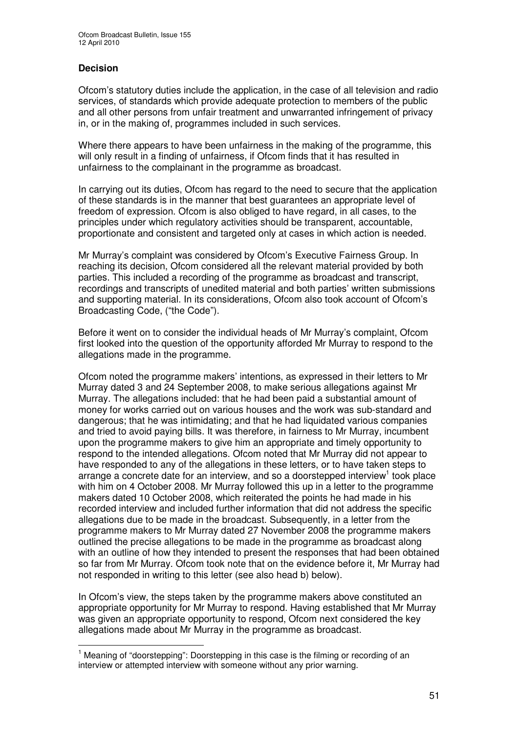### Decision

Ofcom's statutory duties include the application, in the case of all television and radio services, of standards which provide adequate protection to members of the public and all other persons from unfair treatment and unwarranted infringement of privacy in, or in the making of, programmes included in such services.

Where there appears to have been unfairness in the making of the programme, this will only result in a finding of unfairness, if Ofcom finds that it has resulted in unfairness to the complainant in the programme as broadcast.

In carrying out its duties, Ofcom has regard to the need to secure that the application of these standards is in the manner that best guarantees an appropriate level of freedom of expression. Ofcom is also obliged to have regard, in all cases, to the principles under which regulatory activities should be transparent, accountable, proportionate and consistent and targeted only at cases in which action is needed.

Mr Murray's complaint was considered by Ofcom's Executive Fairness Group. In reaching its decision, Ofcom considered all the relevant material provided by both parties. This included a recording of the programme as broadcast and transcript, recordings and transcripts of unedited material and both parties' written submissions and supporting material. In its considerations, Ofcom also took account of Ofcom's Broadcasting Code, ("the Code").

Before it went on to consider the individual heads of Mr Murray's complaint, Ofcom first looked into the question of the opportunity afforded Mr Murray to respond to the allegations made in the programme.

Ofcom noted the programme makers' intentions, as expressed in their letters to Mr Murray dated 3 and 24 September 2008, to make serious allegations against Mr Murray. The allegations included: that he had been paid a substantial amount of money for works carried out on various houses and the work was sub-standard and dangerous; that he was intimidating; and that he had liquidated various companies and tried to avoid paying bills. It was therefore, in fairness to Mr Murray, incumbent upon the programme makers to give him an appropriate and timely opportunity to respond to the intended allegations. Ofcom noted that Mr Murray did not appear to have responded to any of the allegations in these letters, or to have taken steps to arrange a concrete date for an interview, and so a doorstepped interview[1] took place with him on 4 October 2008. Mr Murray followed this up in a letter to the programme makers dated 10 October 2008, which reiterated the points he had made in his recorded interview and included further information that did not address the specific allegations due to be made in the broadcast. Subsequently, in a letter from the programme makers to Mr Murray dated 27 November 2008 the programme makers outlined the precise allegations to be made in the programme as broadcast along with an outline of how they intended to present the responses that had been obtained so far from Mr Murray. Ofcom took note that on the evidence before it, Mr Murray had not responded in writing to this letter (see also head b) below).

In Ofcom's view, the steps taken by the programme makers above constituted an appropriate opportunity for Mr Murray to respond. Having established that Mr Murray was given an appropriate opportunity to respond, Ofcom next considered the key allegations made about Mr Murray in the programme as broadcast.

---

[1] Meaning of "doorstepping": Doorstepping in this case is the filming or recording of an interview or attempted interview with someone without any prior warning.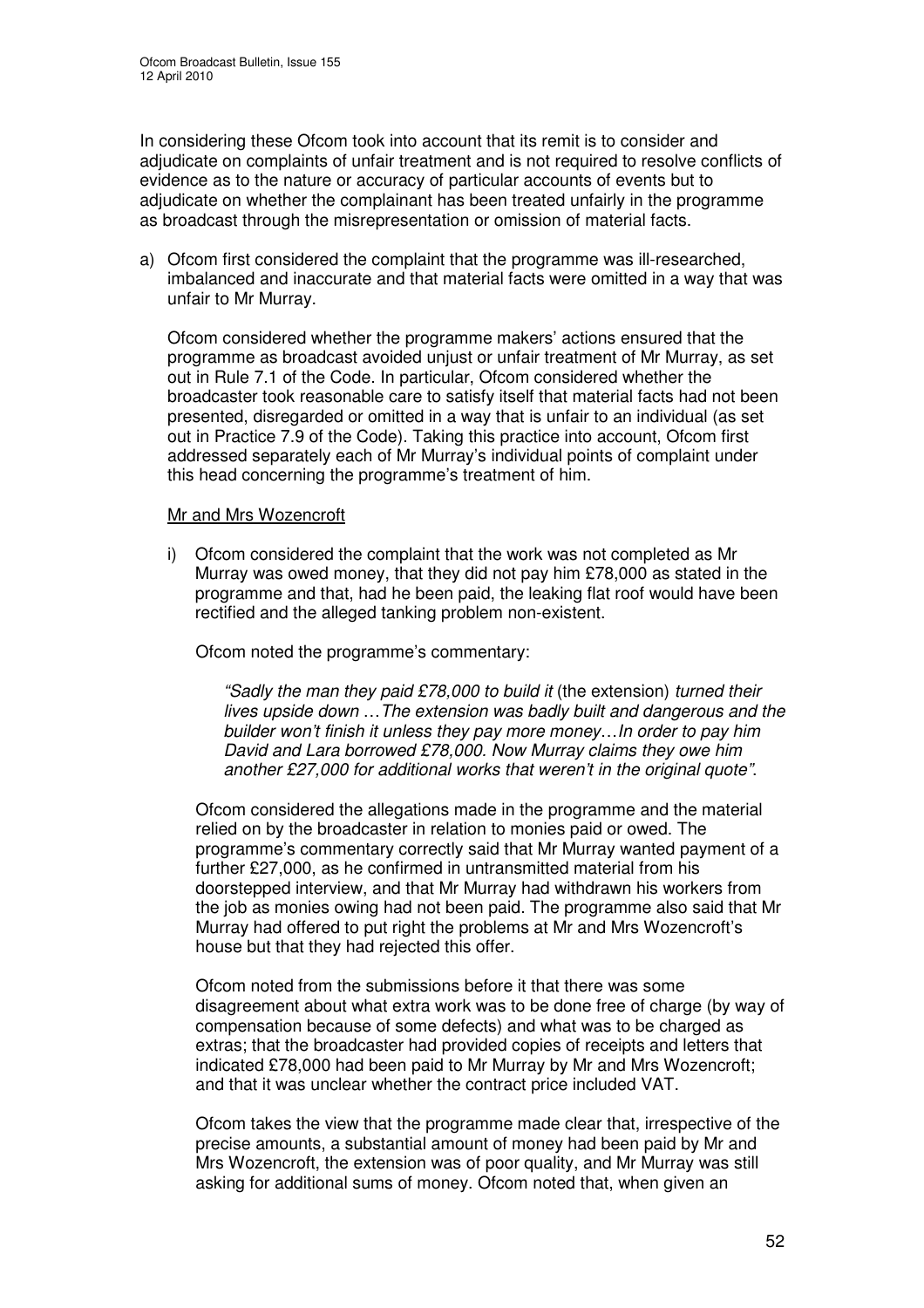In considering these Ofcom took into account that its remit is to consider and adjudicate on complaints of unfair treatment and is not required to resolve conflicts of evidence as to the nature or accuracy of particular accounts of events but to adjudicate on whether the complainant has been treated unfairly in the programme as broadcast through the misrepresentation or omission of material facts.

a) Ofcom first considered the complaint that the programme was ill-researched, imbalanced and inaccurate and that material facts were omitted in a way that was unfair to Mr Murray.

   Ofcom considered whether the programme makers' actions ensured that the programme as broadcast avoided unjust or unfair treatment of Mr Murray, as set out in Rule 7.1 of the Code. In particular, Ofcom considered whether the broadcaster took reasonable care to satisfy itself that material facts had not been presented, disregarded or omitted in a way that is unfair to an individual (as set out in Practice 7.9 of the Code). Taking this practice into account, Ofcom first addressed separately each of Mr Murray's individual points of complaint under this head concerning the programme's treatment of him.

   Mr and Mrs Wozencroft

   i) Ofcom considered the complaint that the work was not completed as Mr Murray was owed money, that they did not pay him £78,000 as stated in the programme and that, had he been paid, the leaking flat roof would have been rectified and the alleged tanking problem non-existent.

      Ofcom noted the programme's commentary:

      *"Sadly the man they paid £78,000 to build it* (the extension) *turned their lives upside down …The extension was badly built and dangerous and the builder won't finish it unless they pay more money…In order to pay him David and Lara borrowed £78,000. Now Murray claims they owe him another £27,000 for additional works that weren't in the original quote".*

      Ofcom considered the allegations made in the programme and the material relied on by the broadcaster in relation to monies paid or owed. The programme's commentary correctly said that Mr Murray wanted payment of a further £27,000, as he confirmed in untransmitted material from his doorstepped interview, and that Mr Murray had withdrawn his workers from the job as monies owing had not been paid. The programme also said that Mr Murray had offered to put right the problems at Mr and Mrs Wozencroft's house but that they had rejected this offer.

      Ofcom noted from the submissions before it that there was some disagreement about what extra work was to be done free of charge (by way of compensation because of some defects) and what was to be charged as extras; that the broadcaster had provided copies of receipts and letters that indicated £78,000 had been paid to Mr Murray by Mr and Mrs Wozencroft; and that it was unclear whether the contract price included VAT.

      Ofcom takes the view that the programme made clear that, irrespective of the precise amounts, a substantial amount of money had been paid by Mr and Mrs Wozencroft, the extension was of poor quality, and Mr Murray was still asking for additional sums of money. Ofcom noted that, when given an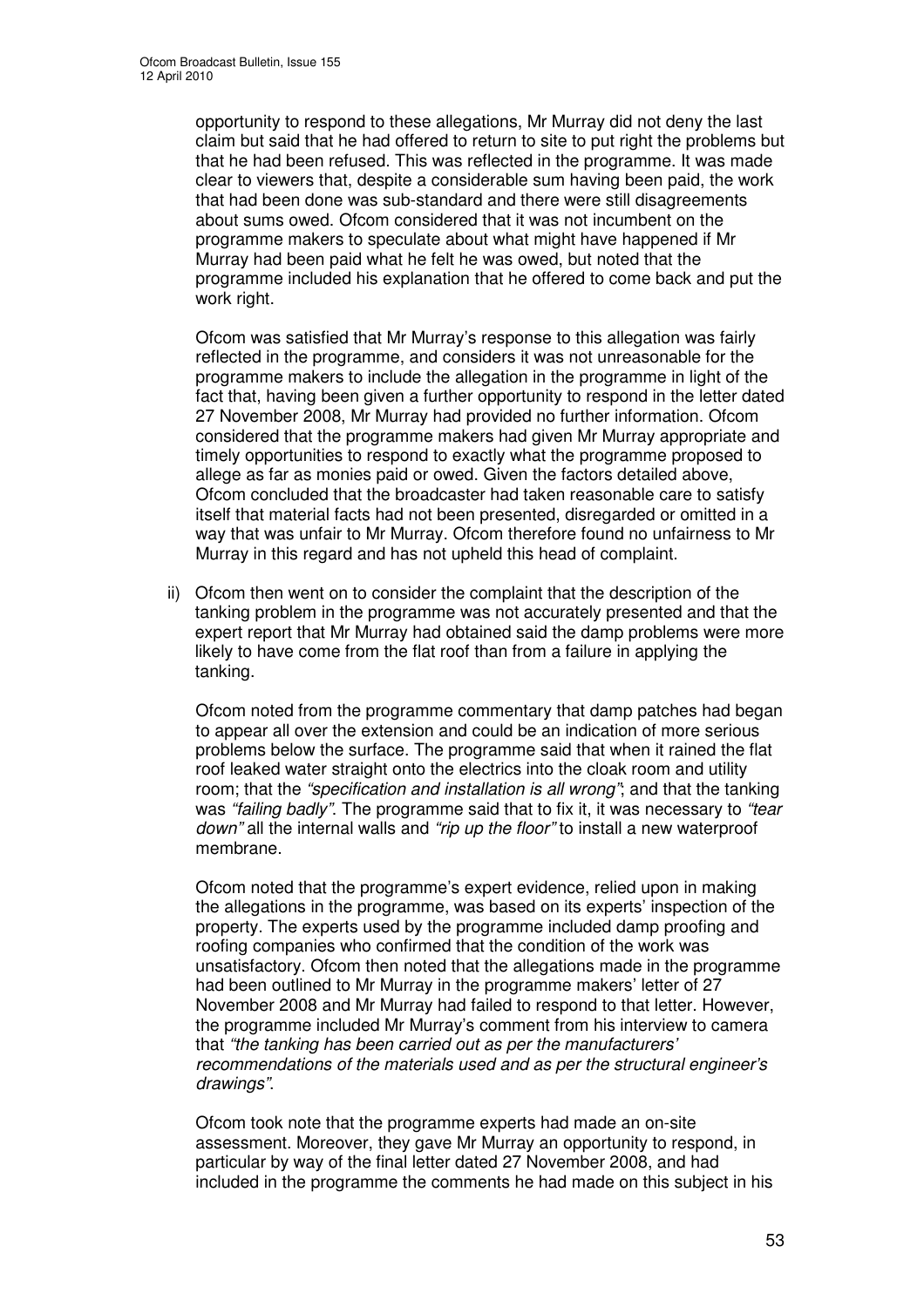opportunity to respond to these allegations, Mr Murray did not deny the last claim but said that he had offered to return to site to put right the problems but that he had been refused. This was reflected in the programme. It was made clear to viewers that, despite a considerable sum having been paid, the work that had been done was sub-standard and there were still disagreements about sums owed. Ofcom considered that it was not incumbent on the programme makers to speculate about what might have happened if Mr Murray had been paid what he felt he was owed, but noted that the programme included his explanation that he offered to come back and put the work right.

Ofcom was satisfied that Mr Murray's response to this allegation was fairly reflected in the programme, and considers it was not unreasonable for the programme makers to include the allegation in the programme in light of the fact that, having been given a further opportunity to respond in the letter dated 27 November 2008, Mr Murray had provided no further information. Ofcom considered that the programme makers had given Mr Murray appropriate and timely opportunities to respond to exactly what the programme proposed to allege as far as monies paid or owed. Given the factors detailed above, Ofcom concluded that the broadcaster had taken reasonable care to satisfy itself that material facts had not been presented, disregarded or omitted in a way that was unfair to Mr Murray. Ofcom therefore found no unfairness to Mr Murray in this regard and has not upheld this head of complaint.

ii) Ofcom then went on to consider the complaint that the description of the tanking problem in the programme was not accurately presented and that the expert report that Mr Murray had obtained said the damp problems were more likely to have come from the flat roof than from a failure in applying the tanking.

Ofcom noted from the programme commentary that damp patches had began to appear all over the extension and could be an indication of more serious problems below the surface. The programme said that when it rained the flat roof leaked water straight onto the electrics into the cloak room and utility room; that the *"specification and installation is all wrong"*; and that the tanking was *"failing badly"*. The programme said that to fix it, it was necessary to *"tear down"* all the internal walls and *"rip up the floor"* to install a new waterproof membrane.

Ofcom noted that the programme's expert evidence, relied upon in making the allegations in the programme, was based on its experts' inspection of the property. The experts used by the programme included damp proofing and roofing companies who confirmed that the condition of the work was unsatisfactory. Ofcom then noted that the allegations made in the programme had been outlined to Mr Murray in the programme makers' letter of 27 November 2008 and Mr Murray had failed to respond to that letter. However, the programme included Mr Murray's comment from his interview to camera that *"the tanking has been carried out as per the manufacturers' recommendations of the materials used and as per the structural engineer's drawings"*.

Ofcom took note that the programme experts had made an on-site assessment. Moreover, they gave Mr Murray an opportunity to respond, in particular by way of the final letter dated 27 November 2008, and had included in the programme the comments he had made on this subject in his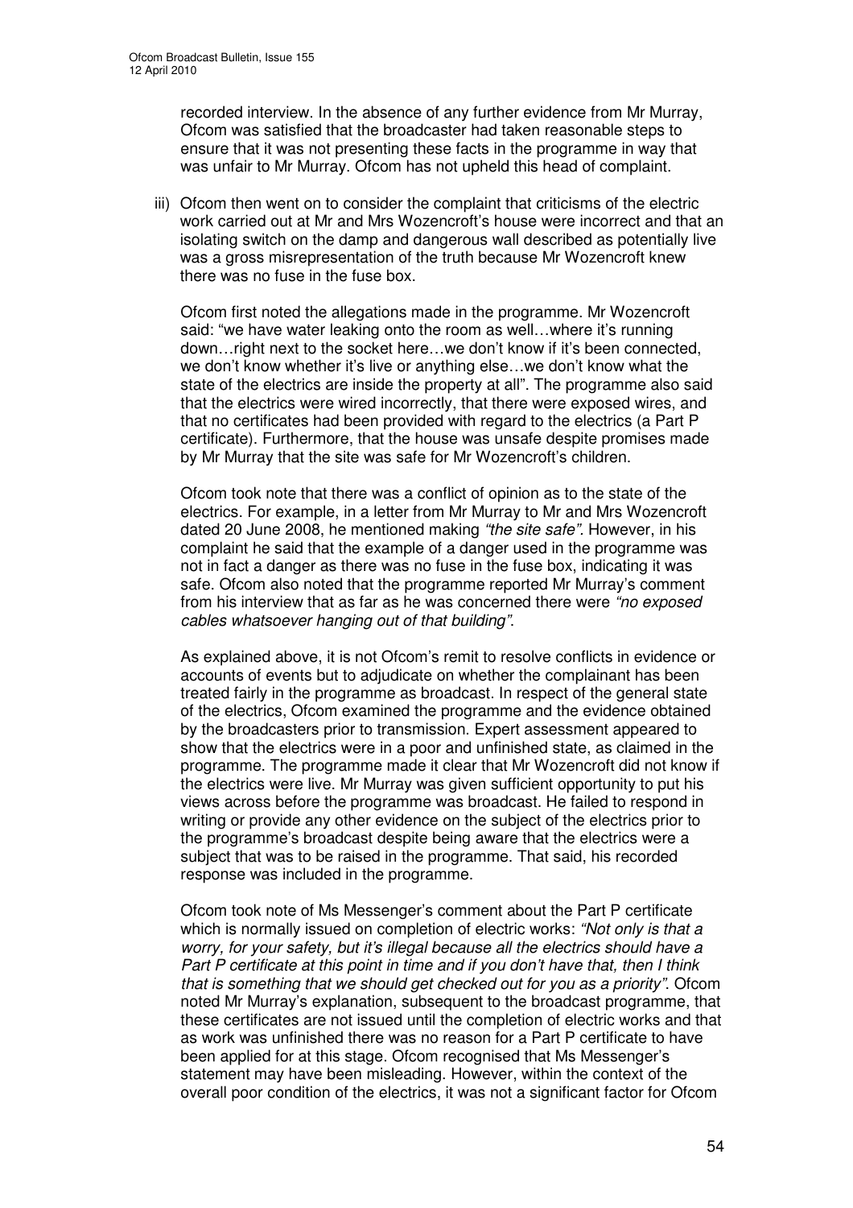recorded interview. In the absence of any further evidence from Mr Murray, Ofcom was satisfied that the broadcaster had taken reasonable steps to ensure that it was not presenting these facts in the programme in way that was unfair to Mr Murray. Ofcom has not upheld this head of complaint.

iii) Ofcom then went on to consider the complaint that criticisms of the electric work carried out at Mr and Mrs Wozencroft's house were incorrect and that an isolating switch on the damp and dangerous wall described as potentially live was a gross misrepresentation of the truth because Mr Wozencroft knew there was no fuse in the fuse box.

Ofcom first noted the allegations made in the programme. Mr Wozencroft said: "we have water leaking onto the room as well…where it's running down…right next to the socket here…we don't know if it's been connected, we don't know whether it's live or anything else…we don't know what the state of the electrics are inside the property at all". The programme also said that the electrics were wired incorrectly, that there were exposed wires, and that no certificates had been provided with regard to the electrics (a Part P certificate). Furthermore, that the house was unsafe despite promises made by Mr Murray that the site was safe for Mr Wozencroft's children.

Ofcom took note that there was a conflict of opinion as to the state of the electrics. For example, in a letter from Mr Murray to Mr and Mrs Wozencroft dated 20 June 2008, he mentioned making *"the site safe"*. However, in his complaint he said that the example of a danger used in the programme was not in fact a danger as there was no fuse in the fuse box, indicating it was safe. Ofcom also noted that the programme reported Mr Murray's comment from his interview that as far as he was concerned there were *"no exposed cables whatsoever hanging out of that building"*.

As explained above, it is not Ofcom's remit to resolve conflicts in evidence or accounts of events but to adjudicate on whether the complainant has been treated fairly in the programme as broadcast. In respect of the general state of the electrics, Ofcom examined the programme and the evidence obtained by the broadcasters prior to transmission. Expert assessment appeared to show that the electrics were in a poor and unfinished state, as claimed in the programme. The programme made it clear that Mr Wozencroft did not know if the electrics were live. Mr Murray was given sufficient opportunity to put his views across before the programme was broadcast. He failed to respond in writing or provide any other evidence on the subject of the electrics prior to the programme's broadcast despite being aware that the electrics were a subject that was to be raised in the programme. That said, his recorded response was included in the programme.

Ofcom took note of Ms Messenger's comment about the Part P certificate which is normally issued on completion of electric works: *"Not only is that a worry, for your safety, but it's illegal because all the electrics should have a Part P certificate at this point in time and if you don't have that, then I think that is something that we should get checked out for you as a priority"*. Ofcom noted Mr Murray's explanation, subsequent to the broadcast programme, that these certificates are not issued until the completion of electric works and that as work was unfinished there was no reason for a Part P certificate to have been applied for at this stage. Ofcom recognised that Ms Messenger's statement may have been misleading. However, within the context of the overall poor condition of the electrics, it was not a significant factor for Ofcom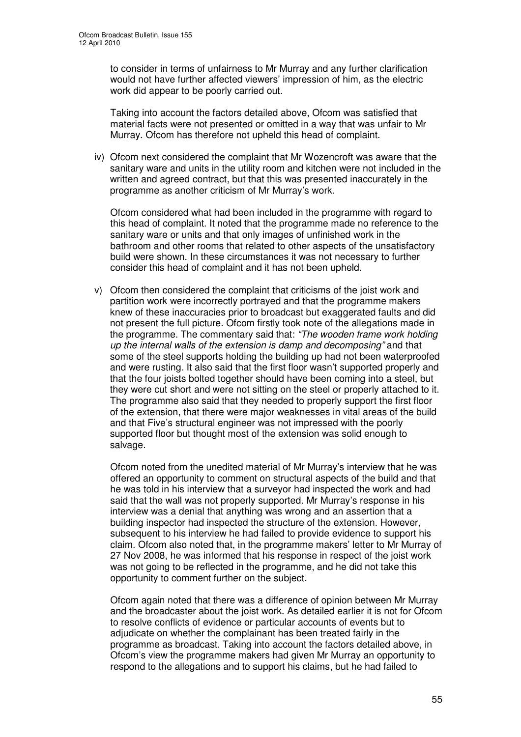to consider in terms of unfairness to Mr Murray and any further clarification would not have further affected viewers' impression of him, as the electric work did appear to be poorly carried out.

Taking into account the factors detailed above, Ofcom was satisfied that material facts were not presented or omitted in a way that was unfair to Mr Murray. Ofcom has therefore not upheld this head of complaint.

iv) Ofcom next considered the complaint that Mr Wozencroft was aware that the sanitary ware and units in the utility room and kitchen were not included in the written and agreed contract, but that this was presented inaccurately in the programme as another criticism of Mr Murray's work.

Ofcom considered what had been included in the programme with regard to this head of complaint. It noted that the programme made no reference to the sanitary ware or units and that only images of unfinished work in the bathroom and other rooms that related to other aspects of the unsatisfactory build were shown. In these circumstances it was not necessary to further consider this head of complaint and it has not been upheld.

v) Ofcom then considered the complaint that criticisms of the joist work and partition work were incorrectly portrayed and that the programme makers knew of these inaccuracies prior to broadcast but exaggerated faults and did not present the full picture. Ofcom firstly took note of the allegations made in the programme. The commentary said that: *"The wooden frame work holding up the internal walls of the extension is damp and decomposing"* and that some of the steel supports holding the building up had not been waterproofed and were rusting. It also said that the first floor wasn't supported properly and that the four joists bolted together should have been coming into a steel, but they were cut short and were not sitting on the steel or properly attached to it. The programme also said that they needed to properly support the first floor of the extension, that there were major weaknesses in vital areas of the build and that Five's structural engineer was not impressed with the poorly supported floor but thought most of the extension was solid enough to salvage.

Ofcom noted from the unedited material of Mr Murray's interview that he was offered an opportunity to comment on structural aspects of the build and that he was told in his interview that a surveyor had inspected the work and had said that the wall was not properly supported. Mr Murray's response in his interview was a denial that anything was wrong and an assertion that a building inspector had inspected the structure of the extension. However, subsequent to his interview he had failed to provide evidence to support his claim. Ofcom also noted that, in the programme makers' letter to Mr Murray of 27 Nov 2008, he was informed that his response in respect of the joist work was not going to be reflected in the programme, and he did not take this opportunity to comment further on the subject.

Ofcom again noted that there was a difference of opinion between Mr Murray and the broadcaster about the joist work. As detailed earlier it is not for Ofcom to resolve conflicts of evidence or particular accounts of events but to adjudicate on whether the complainant has been treated fairly in the programme as broadcast. Taking into account the factors detailed above, in Ofcom's view the programme makers had given Mr Murray an opportunity to respond to the allegations and to support his claims, but he had failed to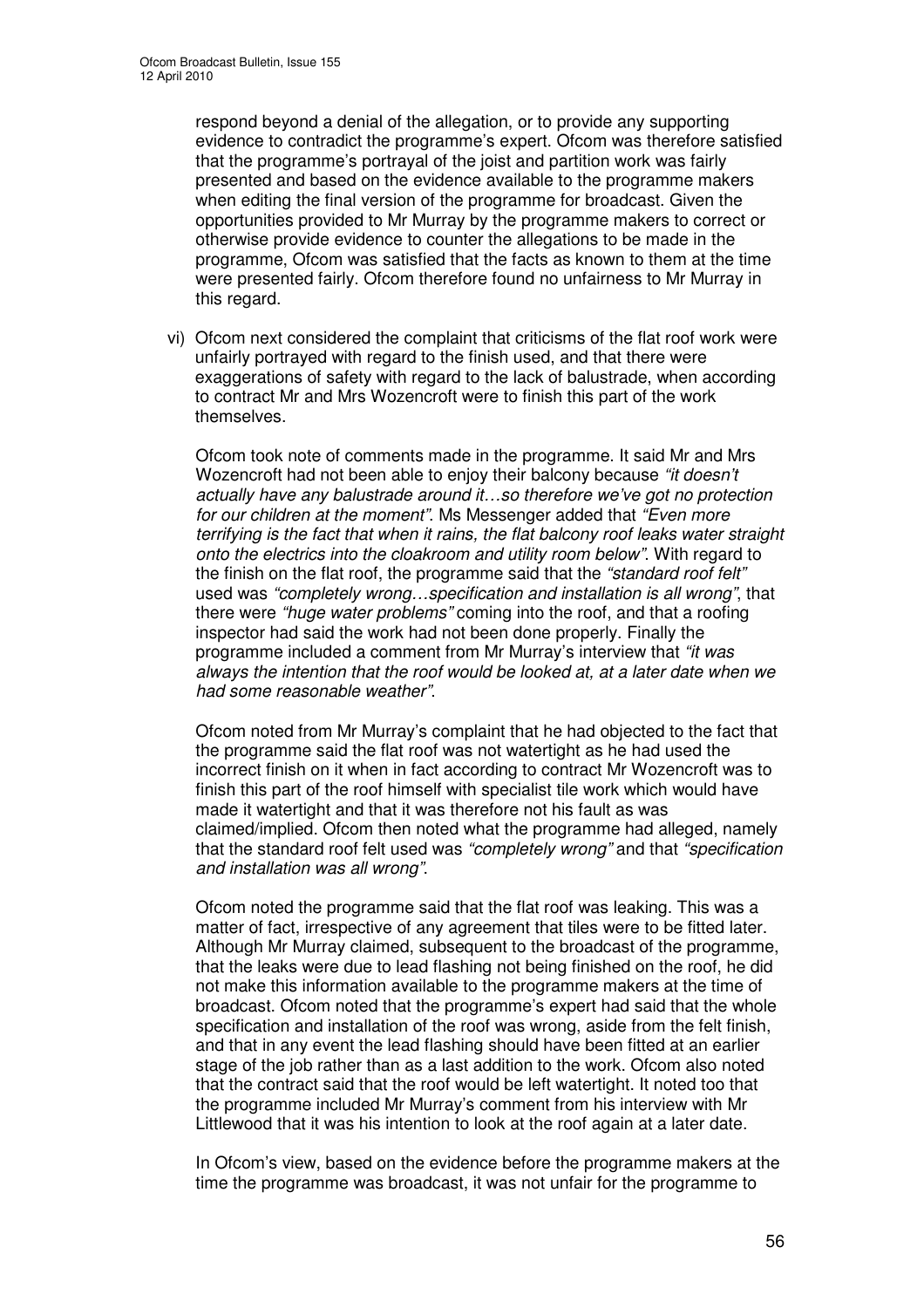respond beyond a denial of the allegation, or to provide any supporting evidence to contradict the programme's expert. Ofcom was therefore satisfied that the programme's portrayal of the joist and partition work was fairly presented and based on the evidence available to the programme makers when editing the final version of the programme for broadcast. Given the opportunities provided to Mr Murray by the programme makers to correct or otherwise provide evidence to counter the allegations to be made in the programme, Ofcom was satisfied that the facts as known to them at the time were presented fairly. Ofcom therefore found no unfairness to Mr Murray in this regard.

vi) Ofcom next considered the complaint that criticisms of the flat roof work were unfairly portrayed with regard to the finish used, and that there were exaggerations of safety with regard to the lack of balustrade, when according to contract Mr and Mrs Wozencroft were to finish this part of the work themselves.

Ofcom took note of comments made in the programme. It said Mr and Mrs Wozencroft had not been able to enjoy their balcony because *"it doesn't actually have any balustrade around it…so therefore we've got no protection for our children at the moment"*. Ms Messenger added that *"Even more terrifying is the fact that when it rains, the flat balcony roof leaks water straight onto the electrics into the cloakroom and utility room below"*. With regard to the finish on the flat roof, the programme said that the *"standard roof felt"* used was *"completely wrong…specification and installation is all wrong"*, that there were *"huge water problems"* coming into the roof, and that a roofing inspector had said the work had not been done properly. Finally the programme included a comment from Mr Murray's interview that *"it was always the intention that the roof would be looked at, at a later date when we had some reasonable weather"*.

Ofcom noted from Mr Murray's complaint that he had objected to the fact that the programme said the flat roof was not watertight as he had used the incorrect finish on it when in fact according to contract Mr Wozencroft was to finish this part of the roof himself with specialist tile work which would have made it watertight and that it was therefore not his fault as was claimed/implied. Ofcom then noted what the programme had alleged, namely that the standard roof felt used was *"completely wrong"* and that *"specification and installation was all wrong"*.

Ofcom noted the programme said that the flat roof was leaking. This was a matter of fact, irrespective of any agreement that tiles were to be fitted later. Although Mr Murray claimed, subsequent to the broadcast of the programme, that the leaks were due to lead flashing not being finished on the roof, he did not make this information available to the programme makers at the time of broadcast. Ofcom noted that the programme's expert had said that the whole specification and installation of the roof was wrong, aside from the felt finish, and that in any event the lead flashing should have been fitted at an earlier stage of the job rather than as a last addition to the work. Ofcom also noted that the contract said that the roof would be left watertight. It noted too that the programme included Mr Murray's comment from his interview with Mr Littlewood that it was his intention to look at the roof again at a later date.

In Ofcom's view, based on the evidence before the programme makers at the time the programme was broadcast, it was not unfair for the programme to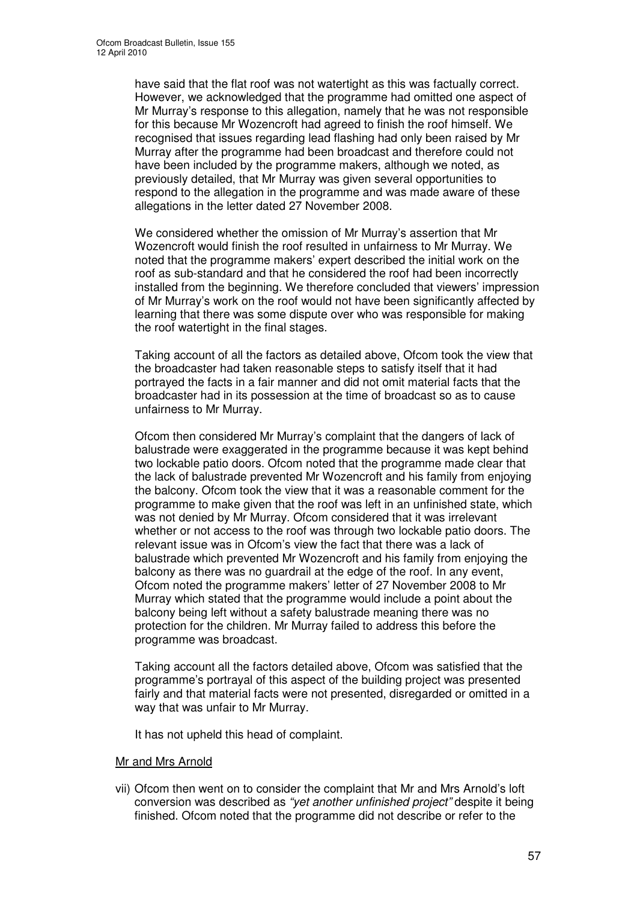have said that the flat roof was not watertight as this was factually correct. However, we acknowledged that the programme had omitted one aspect of Mr Murray's response to this allegation, namely that he was not responsible for this because Mr Wozencroft had agreed to finish the roof himself. We recognised that issues regarding lead flashing had only been raised by Mr Murray after the programme had been broadcast and therefore could not have been included by the programme makers, although we noted, as previously detailed, that Mr Murray was given several opportunities to respond to the allegation in the programme and was made aware of these allegations in the letter dated 27 November 2008.

We considered whether the omission of Mr Murray's assertion that Mr Wozencroft would finish the roof resulted in unfairness to Mr Murray. We noted that the programme makers' expert described the initial work on the roof as sub-standard and that he considered the roof had been incorrectly installed from the beginning. We therefore concluded that viewers' impression of Mr Murray's work on the roof would not have been significantly affected by learning that there was some dispute over who was responsible for making the roof watertight in the final stages.

Taking account of all the factors as detailed above, Ofcom took the view that the broadcaster had taken reasonable steps to satisfy itself that it had portrayed the facts in a fair manner and did not omit material facts that the broadcaster had in its possession at the time of broadcast so as to cause unfairness to Mr Murray.

Ofcom then considered Mr Murray's complaint that the dangers of lack of balustrade were exaggerated in the programme because it was kept behind two lockable patio doors. Ofcom noted that the programme made clear that the lack of balustrade prevented Mr Wozencroft and his family from enjoying the balcony. Ofcom took the view that it was a reasonable comment for the programme to make given that the roof was left in an unfinished state, which was not denied by Mr Murray. Ofcom considered that it was irrelevant whether or not access to the roof was through two lockable patio doors. The relevant issue was in Ofcom's view the fact that there was a lack of balustrade which prevented Mr Wozencroft and his family from enjoying the balcony as there was no guardrail at the edge of the roof. In any event, Ofcom noted the programme makers' letter of 27 November 2008 to Mr Murray which stated that the programme would include a point about the balcony being left without a safety balustrade meaning there was no protection for the children. Mr Murray failed to address this before the programme was broadcast.

Taking account all the factors detailed above, Ofcom was satisfied that the programme's portrayal of this aspect of the building project was presented fairly and that material facts were not presented, disregarded or omitted in a way that was unfair to Mr Murray.

It has not upheld this head of complaint.

Mr and Mrs Arnold

vii) Ofcom then went on to consider the complaint that Mr and Mrs Arnold's loft conversion was described as *"yet another unfinished project"* despite it being finished. Ofcom noted that the programme did not describe or refer to the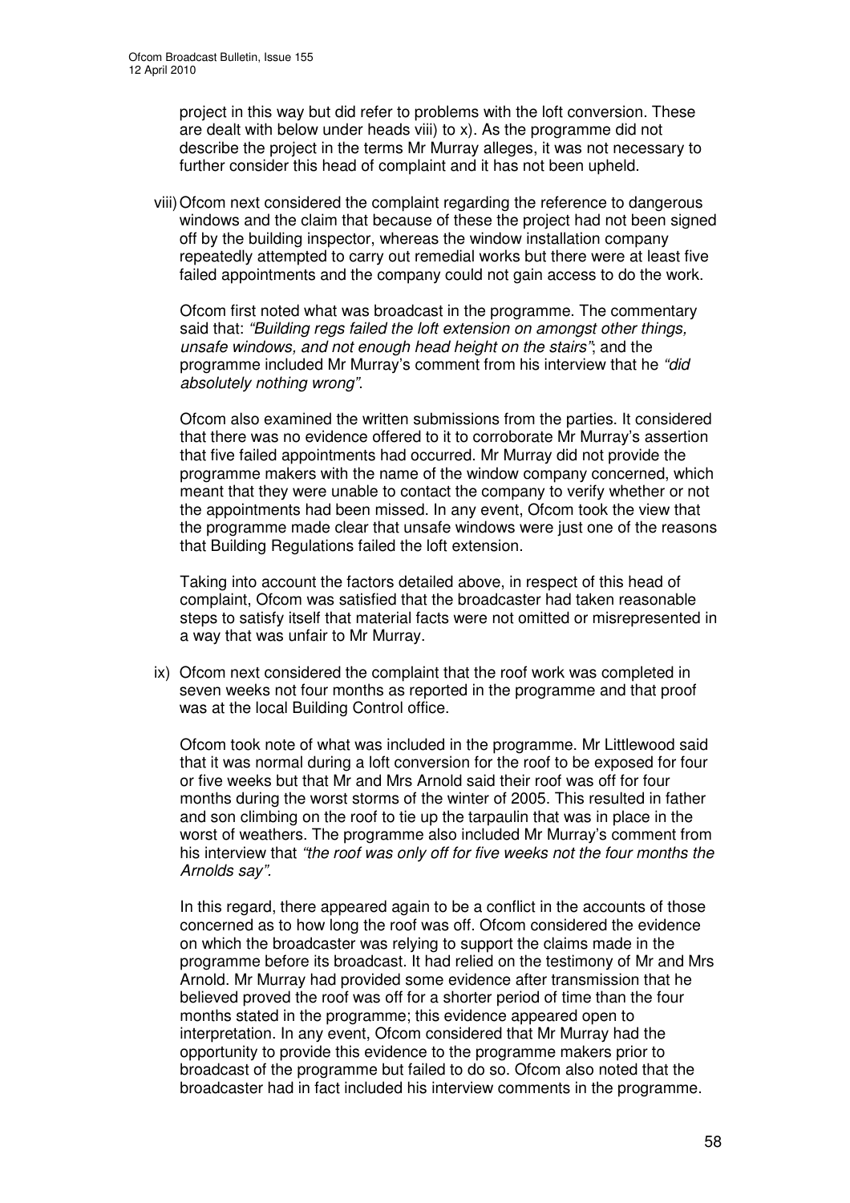project in this way but did refer to problems with the loft conversion. These are dealt with below under heads viii) to x). As the programme did not describe the project in the terms Mr Murray alleges, it was not necessary to further consider this head of complaint and it has not been upheld.

viii) Ofcom next considered the complaint regarding the reference to dangerous windows and the claim that because of these the project had not been signed off by the building inspector, whereas the window installation company repeatedly attempted to carry out remedial works but there were at least five failed appointments and the company could not gain access to do the work.

Ofcom first noted what was broadcast in the programme. The commentary said that: *"Building regs failed the loft extension on amongst other things, unsafe windows, and not enough head height on the stairs"*; and the programme included Mr Murray's comment from his interview that he *"did absolutely nothing wrong"*.

Ofcom also examined the written submissions from the parties. It considered that there was no evidence offered to it to corroborate Mr Murray's assertion that five failed appointments had occurred. Mr Murray did not provide the programme makers with the name of the window company concerned, which meant that they were unable to contact the company to verify whether or not the appointments had been missed. In any event, Ofcom took the view that the programme made clear that unsafe windows were just one of the reasons that Building Regulations failed the loft extension.

Taking into account the factors detailed above, in respect of this head of complaint, Ofcom was satisfied that the broadcaster had taken reasonable steps to satisfy itself that material facts were not omitted or misrepresented in a way that was unfair to Mr Murray.

ix) Ofcom next considered the complaint that the roof work was completed in seven weeks not four months as reported in the programme and that proof was at the local Building Control office.

Ofcom took note of what was included in the programme. Mr Littlewood said that it was normal during a loft conversion for the roof to be exposed for four or five weeks but that Mr and Mrs Arnold said their roof was off for four months during the worst storms of the winter of 2005. This resulted in father and son climbing on the roof to tie up the tarpaulin that was in place in the worst of weathers. The programme also included Mr Murray's comment from his interview that *"the roof was only off for five weeks not the four months the Arnolds say".*

In this regard, there appeared again to be a conflict in the accounts of those concerned as to how long the roof was off. Ofcom considered the evidence on which the broadcaster was relying to support the claims made in the programme before its broadcast. It had relied on the testimony of Mr and Mrs Arnold. Mr Murray had provided some evidence after transmission that he believed proved the roof was off for a shorter period of time than the four months stated in the programme; this evidence appeared open to interpretation. In any event, Ofcom considered that Mr Murray had the opportunity to provide this evidence to the programme makers prior to broadcast of the programme but failed to do so. Ofcom also noted that the broadcaster had in fact included his interview comments in the programme.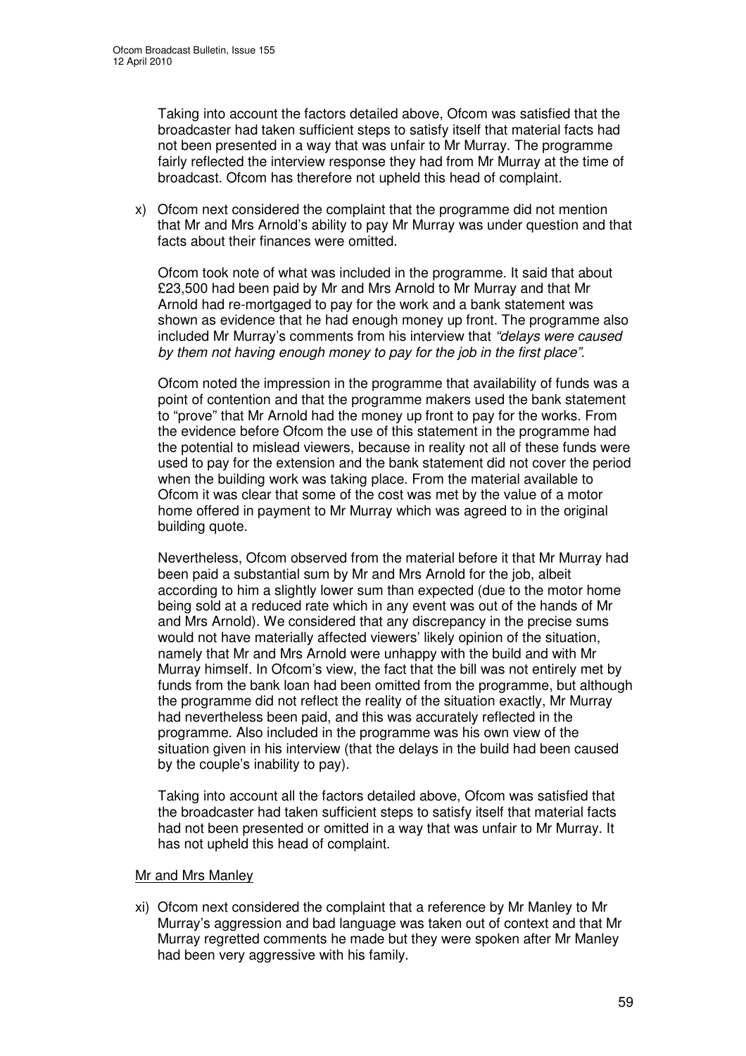Taking into account the factors detailed above, Ofcom was satisfied that the broadcaster had taken sufficient steps to satisfy itself that material facts had not been presented in a way that was unfair to Mr Murray. The programme fairly reflected the interview response they had from Mr Murray at the time of broadcast. Ofcom has therefore not upheld this head of complaint.

x) Ofcom next considered the complaint that the programme did not mention that Mr and Mrs Arnold's ability to pay Mr Murray was under question and that facts about their finances were omitted.

Ofcom took note of what was included in the programme. It said that about £23,500 had been paid by Mr and Mrs Arnold to Mr Murray and that Mr Arnold had re-mortgaged to pay for the work and a bank statement was shown as evidence that he had enough money up front. The programme also included Mr Murray's comments from his interview that *"delays were caused by them not having enough money to pay for the job in the first place"*.

Ofcom noted the impression in the programme that availability of funds was a point of contention and that the programme makers used the bank statement to "prove" that Mr Arnold had the money up front to pay for the works. From the evidence before Ofcom the use of this statement in the programme had the potential to mislead viewers, because in reality not all of these funds were used to pay for the extension and the bank statement did not cover the period when the building work was taking place. From the material available to Ofcom it was clear that some of the cost was met by the value of a motor home offered in payment to Mr Murray which was agreed to in the original building quote.

Nevertheless, Ofcom observed from the material before it that Mr Murray had been paid a substantial sum by Mr and Mrs Arnold for the job, albeit according to him a slightly lower sum than expected (due to the motor home being sold at a reduced rate which in any event was out of the hands of Mr and Mrs Arnold). We considered that any discrepancy in the precise sums would not have materially affected viewers' likely opinion of the situation, namely that Mr and Mrs Arnold were unhappy with the build and with Mr Murray himself. In Ofcom's view, the fact that the bill was not entirely met by funds from the bank loan had been omitted from the programme, but although the programme did not reflect the reality of the situation exactly, Mr Murray had nevertheless been paid, and this was accurately reflected in the programme. Also included in the programme was his own view of the situation given in his interview (that the delays in the build had been caused by the couple's inability to pay).

Taking into account all the factors detailed above, Ofcom was satisfied that the broadcaster had taken sufficient steps to satisfy itself that material facts had not been presented or omitted in a way that was unfair to Mr Murray. It has not upheld this head of complaint.

Mr and Mrs Manley

xi) Ofcom next considered the complaint that a reference by Mr Manley to Mr Murray's aggression and bad language was taken out of context and that Mr Murray regretted comments he made but they were spoken after Mr Manley had been very aggressive with his family.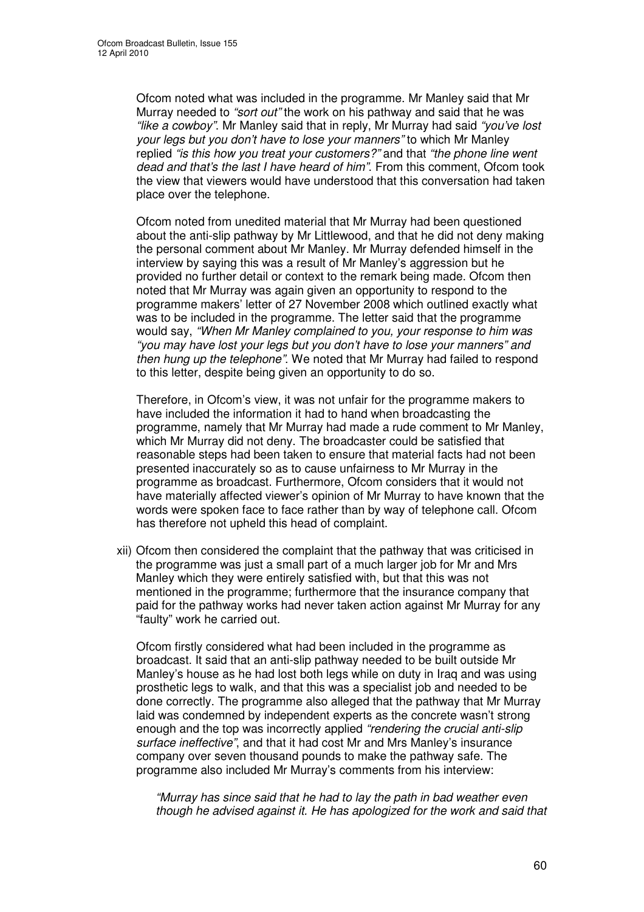Ofcom noted what was included in the programme. Mr Manley said that Mr Murray needed to *"sort out"* the work on his pathway and said that he was *"like a cowboy"*. Mr Manley said that in reply, Mr Murray had said *"you've lost your legs but you don't have to lose your manners"* to which Mr Manley replied *"is this how you treat your customers?"* and that *"the phone line went dead and that's the last I have heard of him"*. From this comment, Ofcom took the view that viewers would have understood that this conversation had taken place over the telephone.

Ofcom noted from unedited material that Mr Murray had been questioned about the anti-slip pathway by Mr Littlewood, and that he did not deny making the personal comment about Mr Manley. Mr Murray defended himself in the interview by saying this was a result of Mr Manley's aggression but he provided no further detail or context to the remark being made. Ofcom then noted that Mr Murray was again given an opportunity to respond to the programme makers' letter of 27 November 2008 which outlined exactly what was to be included in the programme. The letter said that the programme would say, *"When Mr Manley complained to you, your response to him was "you may have lost your legs but you don't have to lose your manners" and then hung up the telephone"*. We noted that Mr Murray had failed to respond to this letter, despite being given an opportunity to do so.

Therefore, in Ofcom's view, it was not unfair for the programme makers to have included the information it had to hand when broadcasting the programme, namely that Mr Murray had made a rude comment to Mr Manley, which Mr Murray did not deny. The broadcaster could be satisfied that reasonable steps had been taken to ensure that material facts had not been presented inaccurately so as to cause unfairness to Mr Murray in the programme as broadcast. Furthermore, Ofcom considers that it would not have materially affected viewer's opinion of Mr Murray to have known that the words were spoken face to face rather than by way of telephone call. Ofcom has therefore not upheld this head of complaint.

xii) Ofcom then considered the complaint that the pathway that was criticised in the programme was just a small part of a much larger job for Mr and Mrs Manley which they were entirely satisfied with, but that this was not mentioned in the programme; furthermore that the insurance company that paid for the pathway works had never taken action against Mr Murray for any "faulty" work he carried out.

Ofcom firstly considered what had been included in the programme as broadcast. It said that an anti-slip pathway needed to be built outside Mr Manley's house as he had lost both legs while on duty in Iraq and was using prosthetic legs to walk, and that this was a specialist job and needed to be done correctly. The programme also alleged that the pathway that Mr Murray laid was condemned by independent experts as the concrete wasn't strong enough and the top was incorrectly applied *"rendering the crucial anti-slip surface ineffective"*, and that it had cost Mr and Mrs Manley's insurance company over seven thousand pounds to make the pathway safe. The programme also included Mr Murray's comments from his interview:

> *"Murray has since said that he had to lay the path in bad weather even though he advised against it. He has apologized for the work and said that*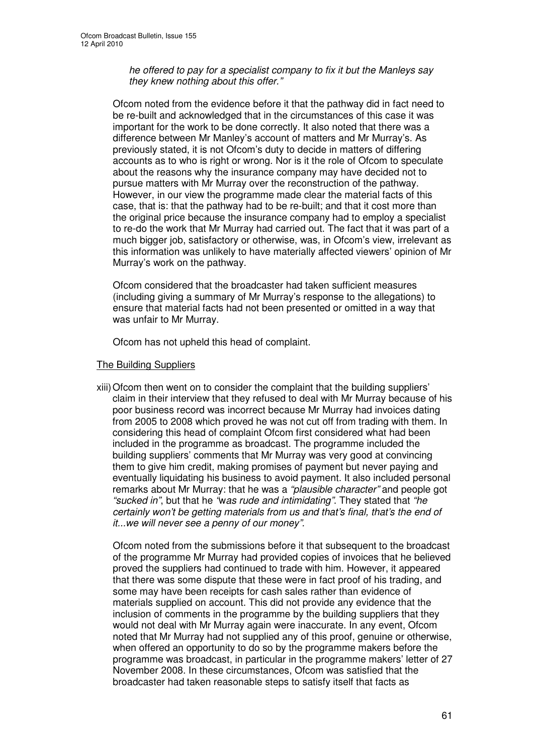*he offered to pay for a specialist company to fix it but the Manleys say they knew nothing about this offer."*

Ofcom noted from the evidence before it that the pathway did in fact need to be re-built and acknowledged that in the circumstances of this case it was important for the work to be done correctly. It also noted that there was a difference between Mr Manley's account of matters and Mr Murray's. As previously stated, it is not Ofcom's duty to decide in matters of differing accounts as to who is right or wrong. Nor is it the role of Ofcom to speculate about the reasons why the insurance company may have decided not to pursue matters with Mr Murray over the reconstruction of the pathway. However, in our view the programme made clear the material facts of this case, that is: that the pathway had to be re-built; and that it cost more than the original price because the insurance company had to employ a specialist to re-do the work that Mr Murray had carried out. The fact that it was part of a much bigger job, satisfactory or otherwise, was, in Ofcom's view, irrelevant as this information was unlikely to have materially affected viewers' opinion of Mr Murray's work on the pathway.

Ofcom considered that the broadcaster had taken sufficient measures (including giving a summary of Mr Murray's response to the allegations) to ensure that material facts had not been presented or omitted in a way that was unfair to Mr Murray.

Ofcom has not upheld this head of complaint.

The Building Suppliers

xiii) Ofcom then went on to consider the complaint that the building suppliers' claim in their interview that they refused to deal with Mr Murray because of his poor business record was incorrect because Mr Murray had invoices dating from 2005 to 2008 which proved he was not cut off from trading with them. In considering this head of complaint Ofcom first considered what had been included in the programme as broadcast. The programme included the building suppliers' comments that Mr Murray was very good at convincing them to give him credit, making promises of payment but never paying and eventually liquidating his business to avoid payment. It also included personal remarks about Mr Murray: that he was a *"plausible character"* and people got *"sucked in"*, but that he *"was rude and intimidating"*. They stated that *"he certainly won't be getting materials from us and that's final, that's the end of it...we will never see a penny of our money".*

Ofcom noted from the submissions before it that subsequent to the broadcast of the programme Mr Murray had provided copies of invoices that he believed proved the suppliers had continued to trade with him. However, it appeared that there was some dispute that these were in fact proof of his trading, and some may have been receipts for cash sales rather than evidence of materials supplied on account. This did not provide any evidence that the inclusion of comments in the programme by the building suppliers that they would not deal with Mr Murray again were inaccurate. In any event, Ofcom noted that Mr Murray had not supplied any of this proof, genuine or otherwise, when offered an opportunity to do so by the programme makers before the programme was broadcast, in particular in the programme makers' letter of 27 November 2008. In these circumstances, Ofcom was satisfied that the broadcaster had taken reasonable steps to satisfy itself that facts as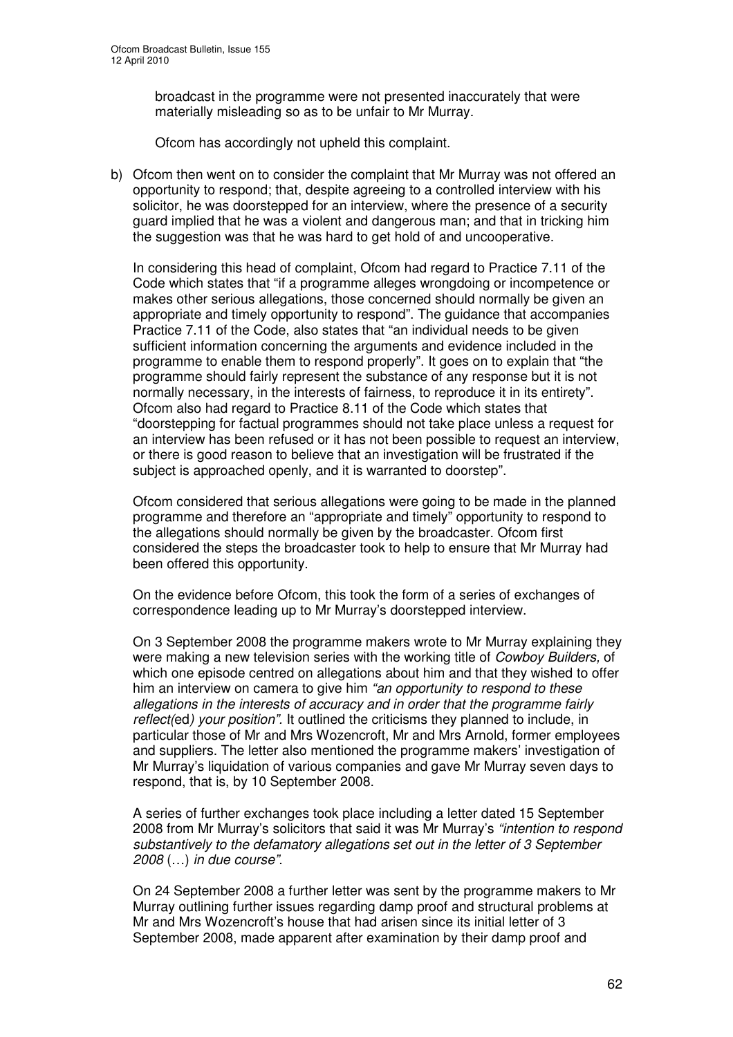broadcast in the programme were not presented inaccurately that were materially misleading so as to be unfair to Mr Murray.

Ofcom has accordingly not upheld this complaint.

b) Ofcom then went on to consider the complaint that Mr Murray was not offered an opportunity to respond; that, despite agreeing to a controlled interview with his solicitor, he was doorstepped for an interview, where the presence of a security guard implied that he was a violent and dangerous man; and that in tricking him the suggestion was that he was hard to get hold of and uncooperative.

   In considering this head of complaint, Ofcom had regard to Practice 7.11 of the Code which states that "if a programme alleges wrongdoing or incompetence or makes other serious allegations, those concerned should normally be given an appropriate and timely opportunity to respond". The guidance that accompanies Practice 7.11 of the Code, also states that "an individual needs to be given sufficient information concerning the arguments and evidence included in the programme to enable them to respond properly". It goes on to explain that "the programme should fairly represent the substance of any response but it is not normally necessary, in the interests of fairness, to reproduce it in its entirety". Ofcom also had regard to Practice 8.11 of the Code which states that "doorstepping for factual programmes should not take place unless a request for an interview has been refused or it has not been possible to request an interview, or there is good reason to believe that an investigation will be frustrated if the subject is approached openly, and it is warranted to doorstep".

   Ofcom considered that serious allegations were going to be made in the planned programme and therefore an "appropriate and timely" opportunity to respond to the allegations should normally be given by the broadcaster. Ofcom first considered the steps the broadcaster took to help to ensure that Mr Murray had been offered this opportunity.

   On the evidence before Ofcom, this took the form of a series of exchanges of correspondence leading up to Mr Murray's doorstepped interview.

   On 3 September 2008 the programme makers wrote to Mr Murray explaining they were making a new television series with the working title of *Cowboy Builders,* of which one episode centred on allegations about him and that they wished to offer him an interview on camera to give him *"an opportunity to respond to these allegations in the interests of accuracy and in order that the programme fairly reflect(*ed*) your position".* It outlined the criticisms they planned to include, in particular those of Mr and Mrs Wozencroft, Mr and Mrs Arnold, former employees and suppliers. The letter also mentioned the programme makers' investigation of Mr Murray's liquidation of various companies and gave Mr Murray seven days to respond, that is, by 10 September 2008.

   A series of further exchanges took place including a letter dated 15 September 2008 from Mr Murray's solicitors that said it was Mr Murray's *"intention to respond substantively to the defamatory allegations set out in the letter of 3 September 2008* (…) *in due course".*

   On 24 September 2008 a further letter was sent by the programme makers to Mr Murray outlining further issues regarding damp proof and structural problems at Mr and Mrs Wozencroft's house that had arisen since its initial letter of 3 September 2008, made apparent after examination by their damp proof and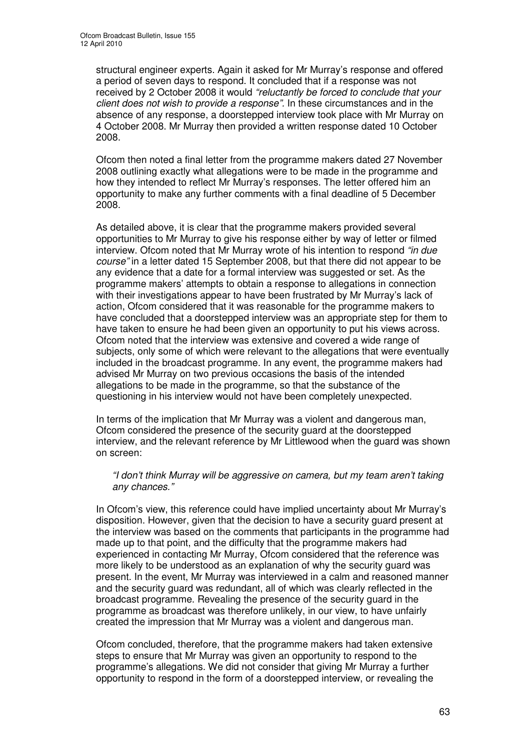structural engineer experts. Again it asked for Mr Murray's response and offered a period of seven days to respond. It concluded that if a response was not received by 2 October 2008 it would *"reluctantly be forced to conclude that your client does not wish to provide a response"*. In these circumstances and in the absence of any response, a doorstepped interview took place with Mr Murray on 4 October 2008. Mr Murray then provided a written response dated 10 October 2008.

Ofcom then noted a final letter from the programme makers dated 27 November 2008 outlining exactly what allegations were to be made in the programme and how they intended to reflect Mr Murray's responses. The letter offered him an opportunity to make any further comments with a final deadline of 5 December 2008.

As detailed above, it is clear that the programme makers provided several opportunities to Mr Murray to give his response either by way of letter or filmed interview. Ofcom noted that Mr Murray wrote of his intention to respond *"in due course"* in a letter dated 15 September 2008, but that there did not appear to be any evidence that a date for a formal interview was suggested or set. As the programme makers' attempts to obtain a response to allegations in connection with their investigations appear to have been frustrated by Mr Murray's lack of action, Ofcom considered that it was reasonable for the programme makers to have concluded that a doorstepped interview was an appropriate step for them to have taken to ensure he had been given an opportunity to put his views across. Ofcom noted that the interview was extensive and covered a wide range of subjects, only some of which were relevant to the allegations that were eventually included in the broadcast programme. In any event, the programme makers had advised Mr Murray on two previous occasions the basis of the intended allegations to be made in the programme, so that the substance of the questioning in his interview would not have been completely unexpected.

In terms of the implication that Mr Murray was a violent and dangerous man, Ofcom considered the presence of the security guard at the doorstepped interview, and the relevant reference by Mr Littlewood when the guard was shown on screen:

> *"I don't think Murray will be aggressive on camera, but my team aren't taking any chances."*

In Ofcom's view, this reference could have implied uncertainty about Mr Murray's disposition. However, given that the decision to have a security guard present at the interview was based on the comments that participants in the programme had made up to that point, and the difficulty that the programme makers had experienced in contacting Mr Murray, Ofcom considered that the reference was more likely to be understood as an explanation of why the security guard was present. In the event, Mr Murray was interviewed in a calm and reasoned manner and the security guard was redundant, all of which was clearly reflected in the broadcast programme. Revealing the presence of the security guard in the programme as broadcast was therefore unlikely, in our view, to have unfairly created the impression that Mr Murray was a violent and dangerous man.

Ofcom concluded, therefore, that the programme makers had taken extensive steps to ensure that Mr Murray was given an opportunity to respond to the programme's allegations. We did not consider that giving Mr Murray a further opportunity to respond in the form of a doorstepped interview, or revealing the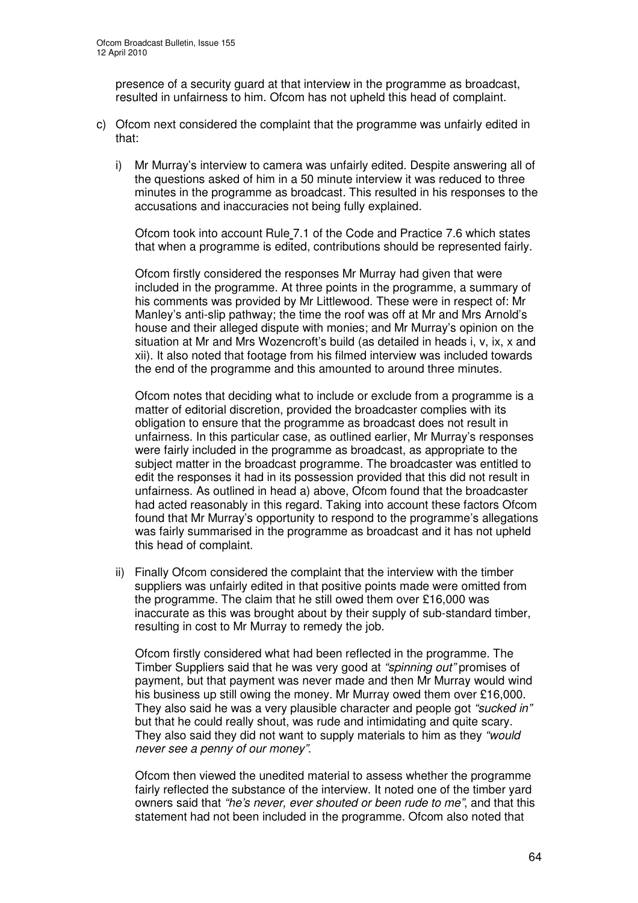presence of a security guard at that interview in the programme as broadcast, resulted in unfairness to him. Ofcom has not upheld this head of complaint.

c) Ofcom next considered the complaint that the programme was unfairly edited in that:

   i) Mr Murray's interview to camera was unfairly edited. Despite answering all of the questions asked of him in a 50 minute interview it was reduced to three minutes in the programme as broadcast. This resulted in his responses to the accusations and inaccuracies not being fully explained.

   Ofcom took into account Rule 7.1 of the Code and Practice 7.6 which states that when a programme is edited, contributions should be represented fairly.

   Ofcom firstly considered the responses Mr Murray had given that were included in the programme. At three points in the programme, a summary of his comments was provided by Mr Littlewood. These were in respect of: Mr Manley's anti-slip pathway; the time the roof was off at Mr and Mrs Arnold's house and their alleged dispute with monies; and Mr Murray's opinion on the situation at Mr and Mrs Wozencroft's build (as detailed in heads i, v, ix, x and xii). It also noted that footage from his filmed interview was included towards the end of the programme and this amounted to around three minutes.

   Ofcom notes that deciding what to include or exclude from a programme is a matter of editorial discretion, provided the broadcaster complies with its obligation to ensure that the programme as broadcast does not result in unfairness. In this particular case, as outlined earlier, Mr Murray's responses were fairly included in the programme as broadcast, as appropriate to the subject matter in the broadcast programme. The broadcaster was entitled to edit the responses it had in its possession provided that this did not result in unfairness. As outlined in head a) above, Ofcom found that the broadcaster had acted reasonably in this regard. Taking into account these factors Ofcom found that Mr Murray's opportunity to respond to the programme's allegations was fairly summarised in the programme as broadcast and it has not upheld this head of complaint.

   ii) Finally Ofcom considered the complaint that the interview with the timber suppliers was unfairly edited in that positive points made were omitted from the programme. The claim that he still owed them over £16,000 was inaccurate as this was brought about by their supply of sub-standard timber, resulting in cost to Mr Murray to remedy the job.

   Ofcom firstly considered what had been reflected in the programme. The Timber Suppliers said that he was very good at *"spinning out"* promises of payment, but that payment was never made and then Mr Murray would wind his business up still owing the money. Mr Murray owed them over £16,000. They also said he was a very plausible character and people got *"sucked in"* but that he could really shout, was rude and intimidating and quite scary. They also said they did not want to supply materials to him as they *"would never see a penny of our money"*.

   Ofcom then viewed the unedited material to assess whether the programme fairly reflected the substance of the interview. It noted one of the timber yard owners said that *"he's never, ever shouted or been rude to me"*, and that this statement had not been included in the programme. Ofcom also noted that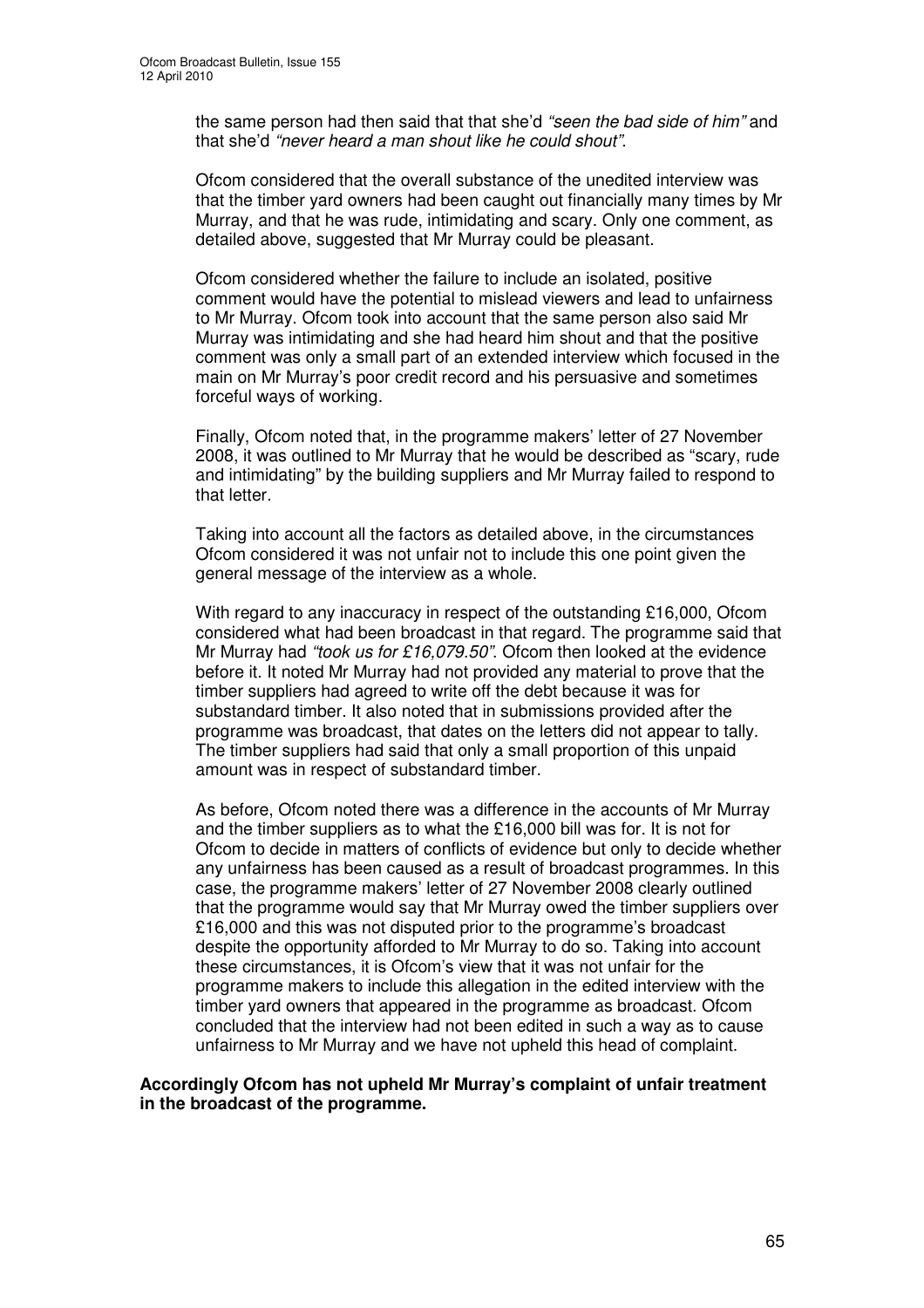the same person had then said that that she'd *"seen the bad side of him"* and that she'd *"never heard a man shout like he could shout"*.

Ofcom considered that the overall substance of the unedited interview was that the timber yard owners had been caught out financially many times by Mr Murray, and that he was rude, intimidating and scary. Only one comment, as detailed above, suggested that Mr Murray could be pleasant.

Ofcom considered whether the failure to include an isolated, positive comment would have the potential to mislead viewers and lead to unfairness to Mr Murray. Ofcom took into account that the same person also said Mr Murray was intimidating and she had heard him shout and that the positive comment was only a small part of an extended interview which focused in the main on Mr Murray's poor credit record and his persuasive and sometimes forceful ways of working.

Finally, Ofcom noted that, in the programme makers' letter of 27 November 2008, it was outlined to Mr Murray that he would be described as "scary, rude and intimidating" by the building suppliers and Mr Murray failed to respond to that letter.

Taking into account all the factors as detailed above, in the circumstances Ofcom considered it was not unfair not to include this one point given the general message of the interview as a whole.

With regard to any inaccuracy in respect of the outstanding £16,000, Ofcom considered what had been broadcast in that regard. The programme said that Mr Murray had *"took us for £16,079.50"*. Ofcom then looked at the evidence before it. It noted Mr Murray had not provided any material to prove that the timber suppliers had agreed to write off the debt because it was for substandard timber. It also noted that in submissions provided after the programme was broadcast, that dates on the letters did not appear to tally. The timber suppliers had said that only a small proportion of this unpaid amount was in respect of substandard timber.

As before, Ofcom noted there was a difference in the accounts of Mr Murray and the timber suppliers as to what the £16,000 bill was for. It is not for Ofcom to decide in matters of conflicts of evidence but only to decide whether any unfairness has been caused as a result of broadcast programmes. In this case, the programme makers' letter of 27 November 2008 clearly outlined that the programme would say that Mr Murray owed the timber suppliers over £16,000 and this was not disputed prior to the programme's broadcast despite the opportunity afforded to Mr Murray to do so. Taking into account these circumstances, it is Ofcom's view that it was not unfair for the programme makers to include this allegation in the edited interview with the timber yard owners that appeared in the programme as broadcast. Ofcom concluded that the interview had not been edited in such a way as to cause unfairness to Mr Murray and we have not upheld this head of complaint.

**Accordingly Ofcom has not upheld Mr Murray's complaint of unfair treatment in the broadcast of the programme.**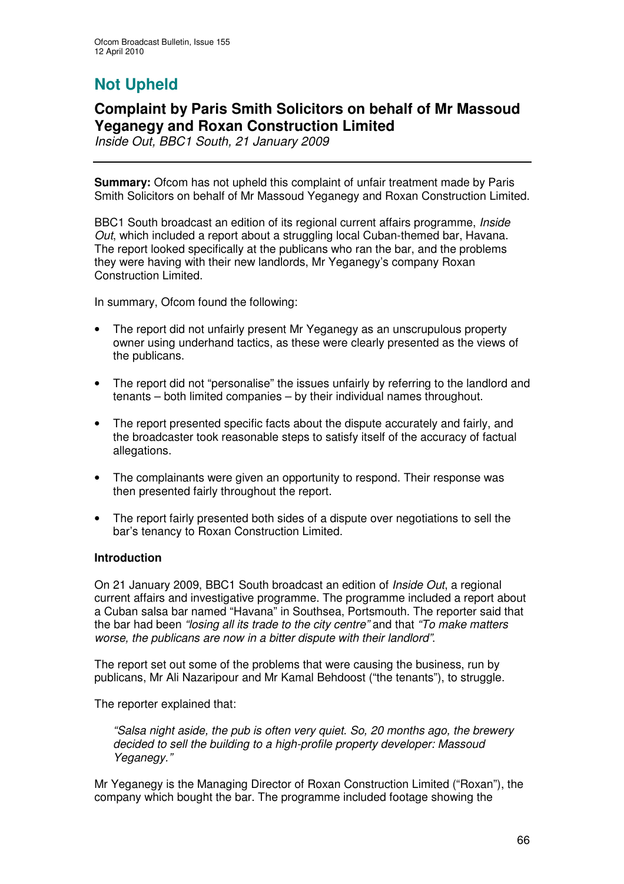# Not Upheld

## Complaint by Paris Smith Solicitors on behalf of Mr Massoud Yeganegy and Roxan Construction Limited

*Inside Out, BBC1 South, 21 January 2009*

---

**Summary:** Ofcom has not upheld this complaint of unfair treatment made by Paris Smith Solicitors on behalf of Mr Massoud Yeganegy and Roxan Construction Limited.

BBC1 South broadcast an edition of its regional current affairs programme, *Inside Out*, which included a report about a struggling local Cuban-themed bar, Havana. The report looked specifically at the publicans who ran the bar, and the problems they were having with their new landlords, Mr Yeganegy's company Roxan Construction Limited.

In summary, Ofcom found the following:

- The report did not unfairly present Mr Yeganegy as an unscrupulous property owner using underhand tactics, as these were clearly presented as the views of the publicans.
- The report did not "personalise" the issues unfairly by referring to the landlord and tenants – both limited companies – by their individual names throughout.
- The report presented specific facts about the dispute accurately and fairly, and the broadcaster took reasonable steps to satisfy itself of the accuracy of factual allegations.
- The complainants were given an opportunity to respond. Their response was then presented fairly throughout the report.
- The report fairly presented both sides of a dispute over negotiations to sell the bar's tenancy to Roxan Construction Limited.

**Introduction**

On 21 January 2009, BBC1 South broadcast an edition of *Inside Out*, a regional current affairs and investigative programme. The programme included a report about a Cuban salsa bar named "Havana" in Southsea, Portsmouth. The reporter said that the bar had been *"losing all its trade to the city centre"* and that *"To make matters worse, the publicans are now in a bitter dispute with their landlord"*.

The report set out some of the problems that were causing the business, run by publicans, Mr Ali Nazaripour and Mr Kamal Behdoost ("the tenants"), to struggle.

The reporter explained that:

> *"Salsa night aside, the pub is often very quiet. So, 20 months ago, the brewery decided to sell the building to a high-profile property developer: Massoud Yeganegy."*

Mr Yeganegy is the Managing Director of Roxan Construction Limited ("Roxan"), the company which bought the bar. The programme included footage showing the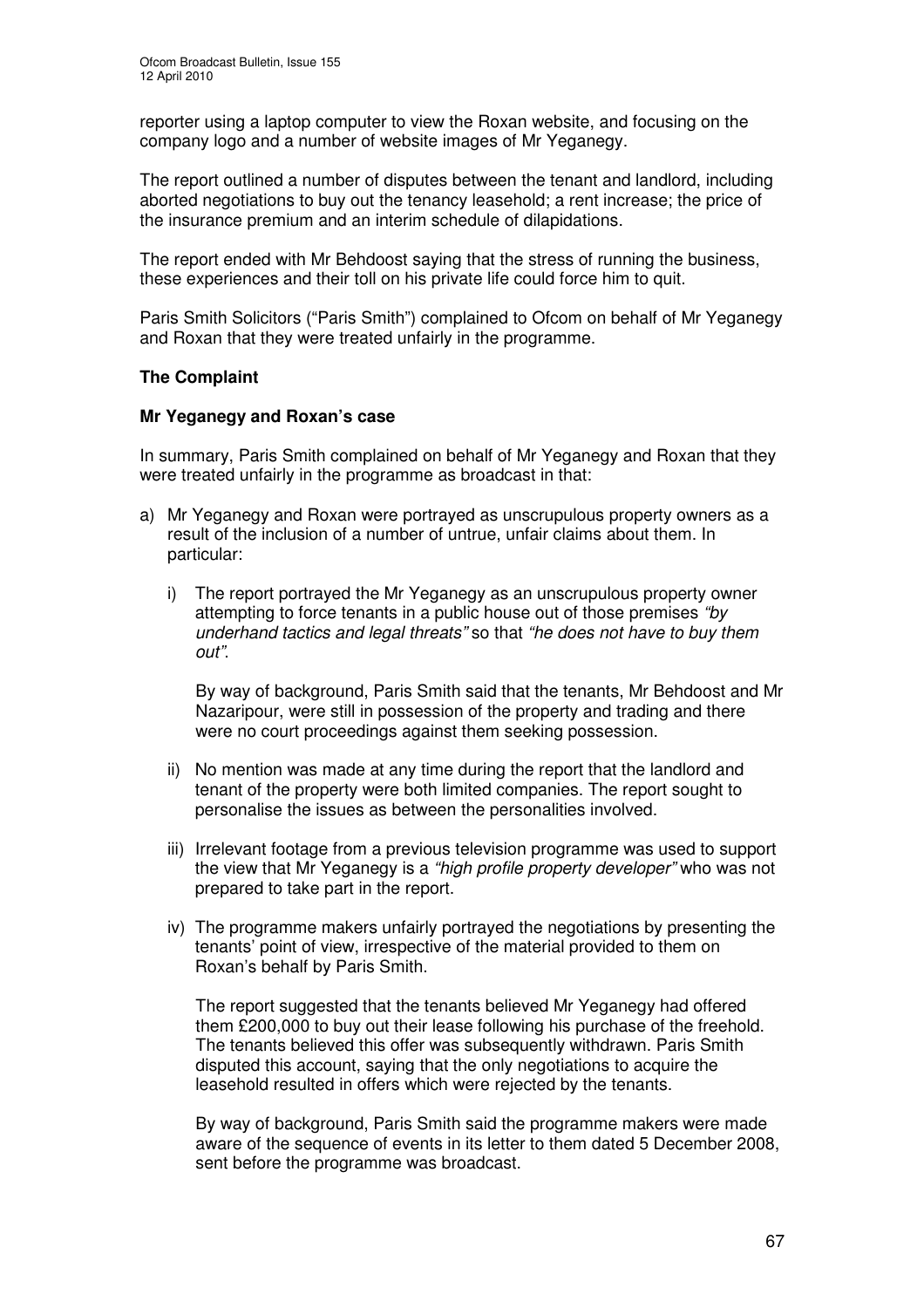reporter using a laptop computer to view the Roxan website, and focusing on the company logo and a number of website images of Mr Yeganegy.

The report outlined a number of disputes between the tenant and landlord, including aborted negotiations to buy out the tenancy leasehold; a rent increase; the price of the insurance premium and an interim schedule of dilapidations.

The report ended with Mr Behdoost saying that the stress of running the business, these experiences and their toll on his private life could force him to quit.

Paris Smith Solicitors ("Paris Smith") complained to Ofcom on behalf of Mr Yeganegy and Roxan that they were treated unfairly in the programme.

**The Complaint**

**Mr Yeganegy and Roxan's case**

In summary, Paris Smith complained on behalf of Mr Yeganegy and Roxan that they were treated unfairly in the programme as broadcast in that:

a) Mr Yeganegy and Roxan were portrayed as unscrupulous property owners as a result of the inclusion of a number of untrue, unfair claims about them. In particular:

   i) The report portrayed the Mr Yeganegy as an unscrupulous property owner attempting to force tenants in a public house out of those premises *"by underhand tactics and legal threats"* so that *"he does not have to buy them out"*.

   By way of background, Paris Smith said that the tenants, Mr Behdoost and Mr Nazaripour, were still in possession of the property and trading and there were no court proceedings against them seeking possession.

   ii) No mention was made at any time during the report that the landlord and tenant of the property were both limited companies. The report sought to personalise the issues as between the personalities involved.

   iii) Irrelevant footage from a previous television programme was used to support the view that Mr Yeganegy is a *"high profile property developer"* who was not prepared to take part in the report.

   iv) The programme makers unfairly portrayed the negotiations by presenting the tenants' point of view, irrespective of the material provided to them on Roxan's behalf by Paris Smith.

   The report suggested that the tenants believed Mr Yeganegy had offered them £200,000 to buy out their lease following his purchase of the freehold. The tenants believed this offer was subsequently withdrawn. Paris Smith disputed this account, saying that the only negotiations to acquire the leasehold resulted in offers which were rejected by the tenants.

   By way of background, Paris Smith said the programme makers were made aware of the sequence of events in its letter to them dated 5 December 2008, sent before the programme was broadcast.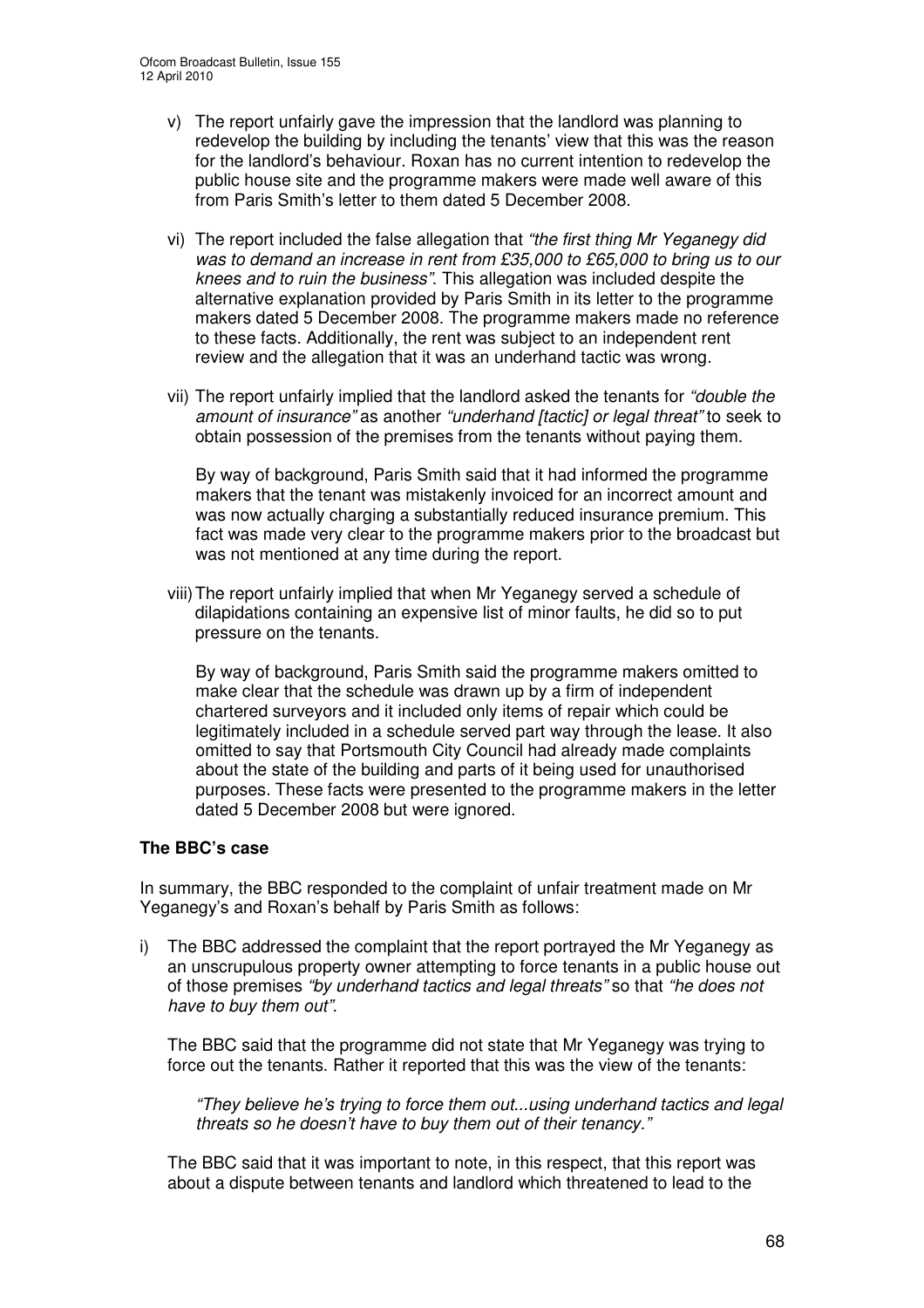v) The report unfairly gave the impression that the landlord was planning to redevelop the building by including the tenants' view that this was the reason for the landlord's behaviour. Roxan has no current intention to redevelop the public house site and the programme makers were made well aware of this from Paris Smith's letter to them dated 5 December 2008.

vi) The report included the false allegation that *"the first thing Mr Yeganegy did was to demand an increase in rent from £35,000 to £65,000 to bring us to our knees and to ruin the business"*. This allegation was included despite the alternative explanation provided by Paris Smith in its letter to the programme makers dated 5 December 2008. The programme makers made no reference to these facts. Additionally, the rent was subject to an independent rent review and the allegation that it was an underhand tactic was wrong.

vii) The report unfairly implied that the landlord asked the tenants for *"double the amount of insurance"* as another *"underhand [tactic] or legal threat"* to seek to obtain possession of the premises from the tenants without paying them.

By way of background, Paris Smith said that it had informed the programme makers that the tenant was mistakenly invoiced for an incorrect amount and was now actually charging a substantially reduced insurance premium. This fact was made very clear to the programme makers prior to the broadcast but was not mentioned at any time during the report.

viii) The report unfairly implied that when Mr Yeganegy served a schedule of dilapidations containing an expensive list of minor faults, he did so to put pressure on the tenants.

By way of background, Paris Smith said the programme makers omitted to make clear that the schedule was drawn up by a firm of independent chartered surveyors and it included only items of repair which could be legitimately included in a schedule served part way through the lease. It also omitted to say that Portsmouth City Council had already made complaints about the state of the building and parts of it being used for unauthorised purposes. These facts were presented to the programme makers in the letter dated 5 December 2008 but were ignored.

**The BBC's case**

In summary, the BBC responded to the complaint of unfair treatment made on Mr Yeganegy's and Roxan's behalf by Paris Smith as follows:

i) The BBC addressed the complaint that the report portrayed the Mr Yeganegy as an unscrupulous property owner attempting to force tenants in a public house out of those premises *"by underhand tactics and legal threats"* so that *"he does not have to buy them out"*.

The BBC said that the programme did not state that Mr Yeganegy was trying to force out the tenants. Rather it reported that this was the view of the tenants:

*"They believe he's trying to force them out...using underhand tactics and legal threats so he doesn't have to buy them out of their tenancy."*

The BBC said that it was important to note, in this respect, that this report was about a dispute between tenants and landlord which threatened to lead to the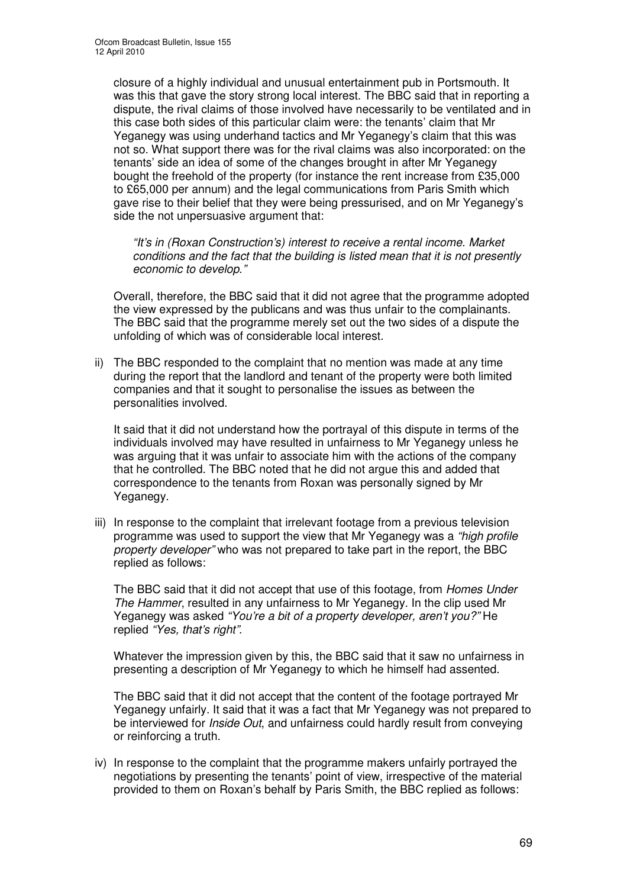closure of a highly individual and unusual entertainment pub in Portsmouth. It was this that gave the story strong local interest. The BBC said that in reporting a dispute, the rival claims of those involved have necessarily to be ventilated and in this case both sides of this particular claim were: the tenants' claim that Mr Yeganegy was using underhand tactics and Mr Yeganegy's claim that this was not so. What support there was for the rival claims was also incorporated: on the tenants' side an idea of some of the changes brought in after Mr Yeganegy bought the freehold of the property (for instance the rent increase from £35,000 to £65,000 per annum) and the legal communications from Paris Smith which gave rise to their belief that they were being pressurised, and on Mr Yeganegy's side the not unpersuasive argument that:

> *"It's in (Roxan Construction's) interest to receive a rental income. Market conditions and the fact that the building is listed mean that it is not presently economic to develop."*

Overall, therefore, the BBC said that it did not agree that the programme adopted the view expressed by the publicans and was thus unfair to the complainants. The BBC said that the programme merely set out the two sides of a dispute the unfolding of which was of considerable local interest.

ii) The BBC responded to the complaint that no mention was made at any time during the report that the landlord and tenant of the property were both limited companies and that it sought to personalise the issues as between the personalities involved.

It said that it did not understand how the portrayal of this dispute in terms of the individuals involved may have resulted in unfairness to Mr Yeganegy unless he was arguing that it was unfair to associate him with the actions of the company that he controlled. The BBC noted that he did not argue this and added that correspondence to the tenants from Roxan was personally signed by Mr Yeganegy.

iii) In response to the complaint that irrelevant footage from a previous television programme was used to support the view that Mr Yeganegy was a *"high profile property developer"* who was not prepared to take part in the report, the BBC replied as follows:

The BBC said that it did not accept that use of this footage, from *Homes Under The Hammer*, resulted in any unfairness to Mr Yeganegy. In the clip used Mr Yeganegy was asked *"You're a bit of a property developer, aren't you?"* He replied *"Yes, that's right"*.

Whatever the impression given by this, the BBC said that it saw no unfairness in presenting a description of Mr Yeganegy to which he himself had assented.

The BBC said that it did not accept that the content of the footage portrayed Mr Yeganegy unfairly. It said that it was a fact that Mr Yeganegy was not prepared to be interviewed for *Inside Out*, and unfairness could hardly result from conveying or reinforcing a truth.

iv) In response to the complaint that the programme makers unfairly portrayed the negotiations by presenting the tenants' point of view, irrespective of the material provided to them on Roxan's behalf by Paris Smith, the BBC replied as follows: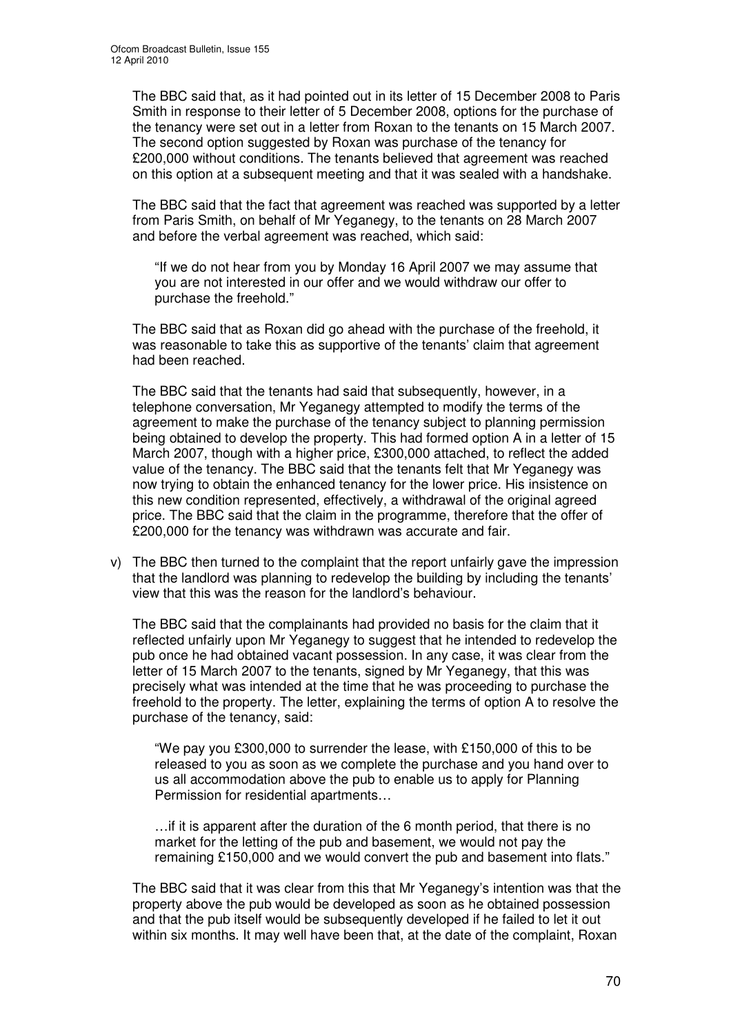The BBC said that, as it had pointed out in its letter of 15 December 2008 to Paris Smith in response to their letter of 5 December 2008, options for the purchase of the tenancy were set out in a letter from Roxan to the tenants on 15 March 2007. The second option suggested by Roxan was purchase of the tenancy for £200,000 without conditions. The tenants believed that agreement was reached on this option at a subsequent meeting and that it was sealed with a handshake.

The BBC said that the fact that agreement was reached was supported by a letter from Paris Smith, on behalf of Mr Yeganegy, to the tenants on 28 March 2007 and before the verbal agreement was reached, which said:

> "If we do not hear from you by Monday 16 April 2007 we may assume that you are not interested in our offer and we would withdraw our offer to purchase the freehold."

The BBC said that as Roxan did go ahead with the purchase of the freehold, it was reasonable to take this as supportive of the tenants' claim that agreement had been reached.

The BBC said that the tenants had said that subsequently, however, in a telephone conversation, Mr Yeganegy attempted to modify the terms of the agreement to make the purchase of the tenancy subject to planning permission being obtained to develop the property. This had formed option A in a letter of 15 March 2007, though with a higher price, £300,000 attached, to reflect the added value of the tenancy. The BBC said that the tenants felt that Mr Yeganegy was now trying to obtain the enhanced tenancy for the lower price. His insistence on this new condition represented, effectively, a withdrawal of the original agreed price. The BBC said that the claim in the programme, therefore that the offer of £200,000 for the tenancy was withdrawn was accurate and fair.

v) The BBC then turned to the complaint that the report unfairly gave the impression that the landlord was planning to redevelop the building by including the tenants' view that this was the reason for the landlord's behaviour.

The BBC said that the complainants had provided no basis for the claim that it reflected unfairly upon Mr Yeganegy to suggest that he intended to redevelop the pub once he had obtained vacant possession. In any case, it was clear from the letter of 15 March 2007 to the tenants, signed by Mr Yeganegy, that this was precisely what was intended at the time that he was proceeding to purchase the freehold to the property. The letter, explaining the terms of option A to resolve the purchase of the tenancy, said:

> "We pay you £300,000 to surrender the lease, with £150,000 of this to be released to you as soon as we complete the purchase and you hand over to us all accommodation above the pub to enable us to apply for Planning Permission for residential apartments…
>
> …if it is apparent after the duration of the 6 month period, that there is no market for the letting of the pub and basement, we would not pay the remaining £150,000 and we would convert the pub and basement into flats."

The BBC said that it was clear from this that Mr Yeganegy's intention was that the property above the pub would be developed as soon as he obtained possession and that the pub itself would be subsequently developed if he failed to let it out within six months. It may well have been that, at the date of the complaint, Roxan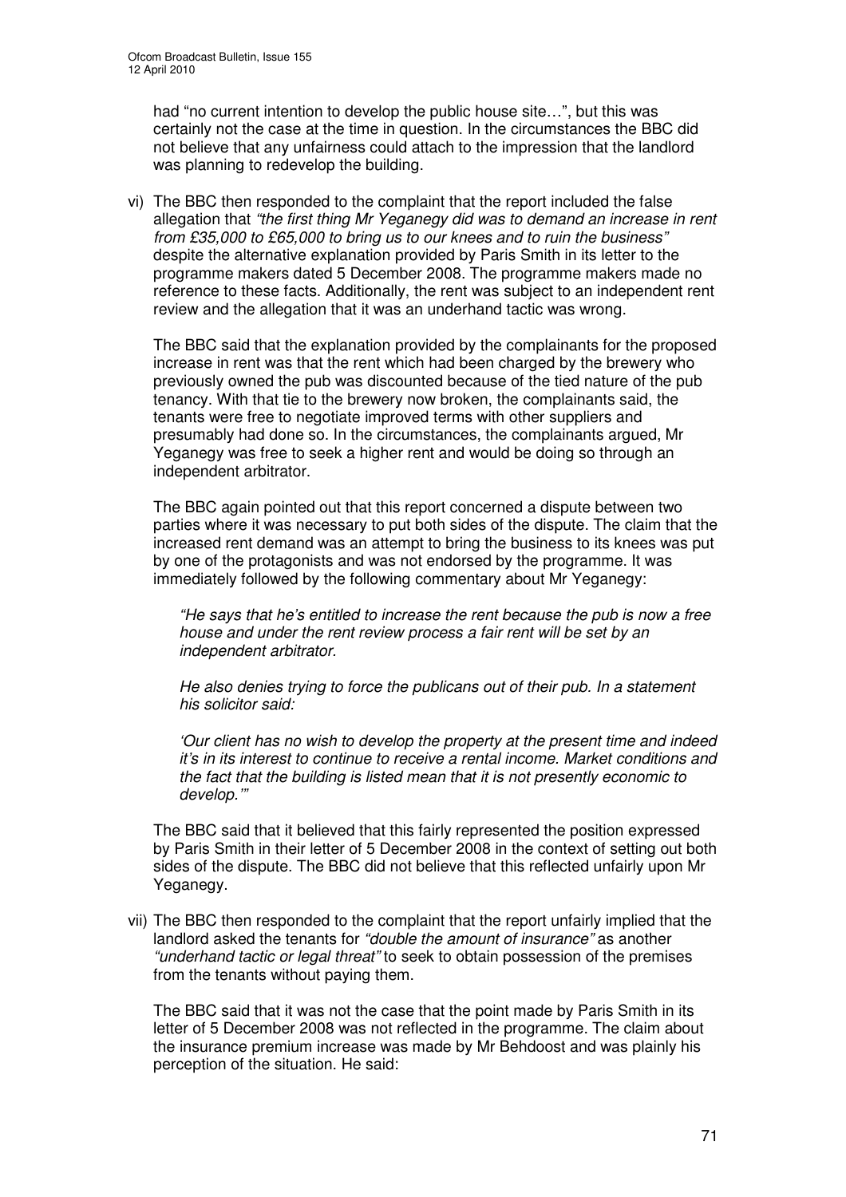had "no current intention to develop the public house site…", but this was certainly not the case at the time in question. In the circumstances the BBC did not believe that any unfairness could attach to the impression that the landlord was planning to redevelop the building.

vi) The BBC then responded to the complaint that the report included the false allegation that *"the first thing Mr Yeganegy did was to demand an increase in rent from £35,000 to £65,000 to bring us to our knees and to ruin the business"* despite the alternative explanation provided by Paris Smith in its letter to the programme makers dated 5 December 2008. The programme makers made no reference to these facts. Additionally, the rent was subject to an independent rent review and the allegation that it was an underhand tactic was wrong.

The BBC said that the explanation provided by the complainants for the proposed increase in rent was that the rent which had been charged by the brewery who previously owned the pub was discounted because of the tied nature of the pub tenancy. With that tie to the brewery now broken, the complainants said, the tenants were free to negotiate improved terms with other suppliers and presumably had done so. In the circumstances, the complainants argued, Mr Yeganegy was free to seek a higher rent and would be doing so through an independent arbitrator.

The BBC again pointed out that this report concerned a dispute between two parties where it was necessary to put both sides of the dispute. The claim that the increased rent demand was an attempt to bring the business to its knees was put by one of the protagonists and was not endorsed by the programme. It was immediately followed by the following commentary about Mr Yeganegy:

> *"He says that he's entitled to increase the rent because the pub is now a free house and under the rent review process a fair rent will be set by an independent arbitrator.*
>
> *He also denies trying to force the publicans out of their pub. In a statement his solicitor said:*
>
> *'Our client has no wish to develop the property at the present time and indeed it's in its interest to continue to receive a rental income. Market conditions and the fact that the building is listed mean that it is not presently economic to develop.'"*

The BBC said that it believed that this fairly represented the position expressed by Paris Smith in their letter of 5 December 2008 in the context of setting out both sides of the dispute. The BBC did not believe that this reflected unfairly upon Mr Yeganegy.

vii) The BBC then responded to the complaint that the report unfairly implied that the landlord asked the tenants for *"double the amount of insurance"* as another *"underhand tactic or legal threat"* to seek to obtain possession of the premises from the tenants without paying them.

The BBC said that it was not the case that the point made by Paris Smith in its letter of 5 December 2008 was not reflected in the programme. The claim about the insurance premium increase was made by Mr Behdoost and was plainly his perception of the situation. He said: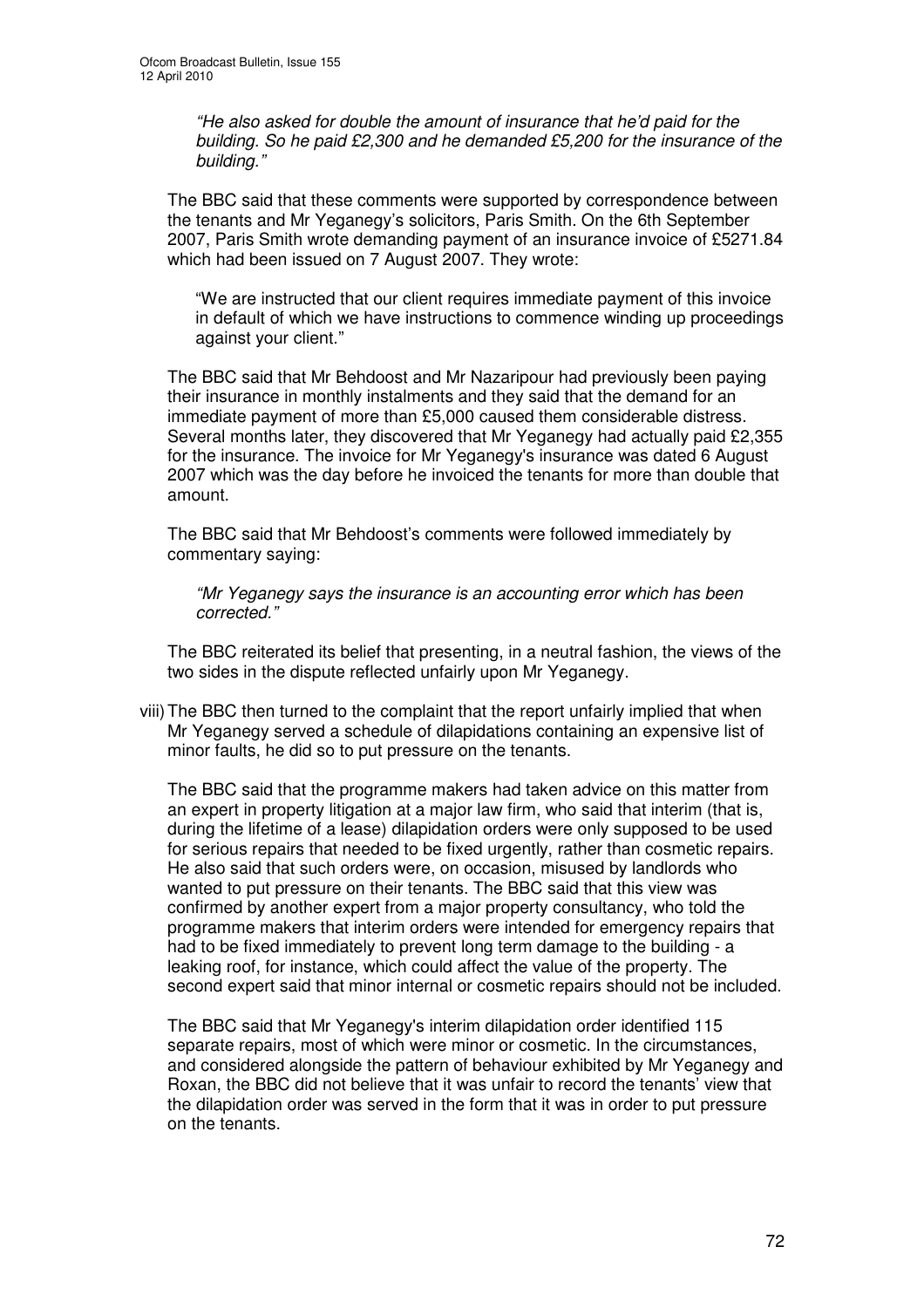> *"He also asked for double the amount of insurance that he'd paid for the building. So he paid £2,300 and he demanded £5,200 for the insurance of the building."*

The BBC said that these comments were supported by correspondence between the tenants and Mr Yeganegy's solicitors, Paris Smith. On the 6th September 2007, Paris Smith wrote demanding payment of an insurance invoice of £5271.84 which had been issued on 7 August 2007. They wrote:

> "We are instructed that our client requires immediate payment of this invoice in default of which we have instructions to commence winding up proceedings against your client."

The BBC said that Mr Behdoost and Mr Nazaripour had previously been paying their insurance in monthly instalments and they said that the demand for an immediate payment of more than £5,000 caused them considerable distress. Several months later, they discovered that Mr Yeganegy had actually paid £2,355 for the insurance. The invoice for Mr Yeganegy's insurance was dated 6 August 2007 which was the day before he invoiced the tenants for more than double that amount.

The BBC said that Mr Behdoost's comments were followed immediately by commentary saying:

> *"Mr Yeganegy says the insurance is an accounting error which has been corrected."*

The BBC reiterated its belief that presenting, in a neutral fashion, the views of the two sides in the dispute reflected unfairly upon Mr Yeganegy.

viii) The BBC then turned to the complaint that the report unfairly implied that when Mr Yeganegy served a schedule of dilapidations containing an expensive list of minor faults, he did so to put pressure on the tenants.

The BBC said that the programme makers had taken advice on this matter from an expert in property litigation at a major law firm, who said that interim (that is, during the lifetime of a lease) dilapidation orders were only supposed to be used for serious repairs that needed to be fixed urgently, rather than cosmetic repairs. He also said that such orders were, on occasion, misused by landlords who wanted to put pressure on their tenants. The BBC said that this view was confirmed by another expert from a major property consultancy, who told the programme makers that interim orders were intended for emergency repairs that had to be fixed immediately to prevent long term damage to the building - a leaking roof, for instance, which could affect the value of the property. The second expert said that minor internal or cosmetic repairs should not be included.

The BBC said that Mr Yeganegy's interim dilapidation order identified 115 separate repairs, most of which were minor or cosmetic. In the circumstances, and considered alongside the pattern of behaviour exhibited by Mr Yeganegy and Roxan, the BBC did not believe that it was unfair to record the tenants' view that the dilapidation order was served in the form that it was in order to put pressure on the tenants.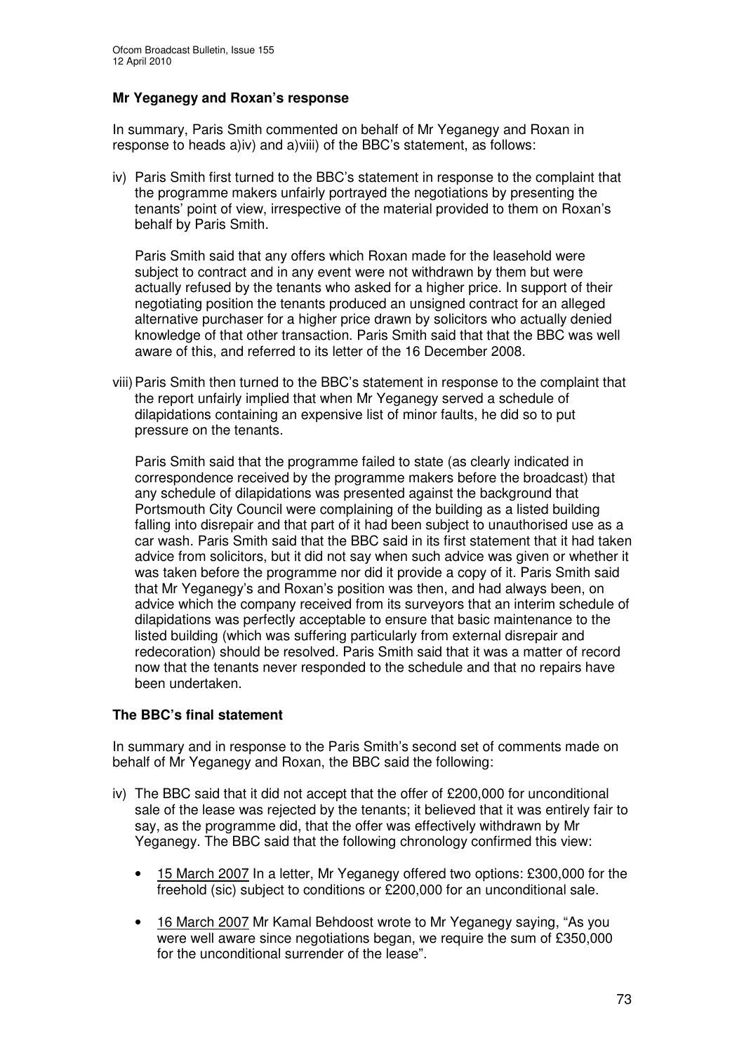### Mr Yeganegy and Roxan's response

In summary, Paris Smith commented on behalf of Mr Yeganegy and Roxan in response to heads a)iv) and a)viii) of the BBC's statement, as follows:

iv) Paris Smith first turned to the BBC's statement in response to the complaint that the programme makers unfairly portrayed the negotiations by presenting the tenants' point of view, irrespective of the material provided to them on Roxan's behalf by Paris Smith.

   Paris Smith said that any offers which Roxan made for the leasehold were subject to contract and in any event were not withdrawn by them but were actually refused by the tenants who asked for a higher price. In support of their negotiating position the tenants produced an unsigned contract for an alleged alternative purchaser for a higher price drawn by solicitors who actually denied knowledge of that other transaction. Paris Smith said that that the BBC was well aware of this, and referred to its letter of the 16 December 2008.

viii) Paris Smith then turned to the BBC's statement in response to the complaint that the report unfairly implied that when Mr Yeganegy served a schedule of dilapidations containing an expensive list of minor faults, he did so to put pressure on the tenants.

   Paris Smith said that the programme failed to state (as clearly indicated in correspondence received by the programme makers before the broadcast) that any schedule of dilapidations was presented against the background that Portsmouth City Council were complaining of the building as a listed building falling into disrepair and that part of it had been subject to unauthorised use as a car wash. Paris Smith said that the BBC said in its first statement that it had taken advice from solicitors, but it did not say when such advice was given or whether it was taken before the programme nor did it provide a copy of it. Paris Smith said that Mr Yeganegy's and Roxan's position was then, and had always been, on advice which the company received from its surveyors that an interim schedule of dilapidations was perfectly acceptable to ensure that basic maintenance to the listed building (which was suffering particularly from external disrepair and redecoration) should be resolved. Paris Smith said that it was a matter of record now that the tenants never responded to the schedule and that no repairs have been undertaken.

### The BBC's final statement

In summary and in response to the Paris Smith's second set of comments made on behalf of Mr Yeganegy and Roxan, the BBC said the following:

iv) The BBC said that it did not accept that the offer of £200,000 for unconditional sale of the lease was rejected by the tenants; it believed that it was entirely fair to say, as the programme did, that the offer was effectively withdrawn by Mr Yeganegy. The BBC said that the following chronology confirmed this view:

   - 15 March 2007 In a letter, Mr Yeganegy offered two options: £300,000 for the freehold (sic) subject to conditions or £200,000 for an unconditional sale.
   - 16 March 2007 Mr Kamal Behdoost wrote to Mr Yeganegy saying, "As you were well aware since negotiations began, we require the sum of £350,000 for the unconditional surrender of the lease".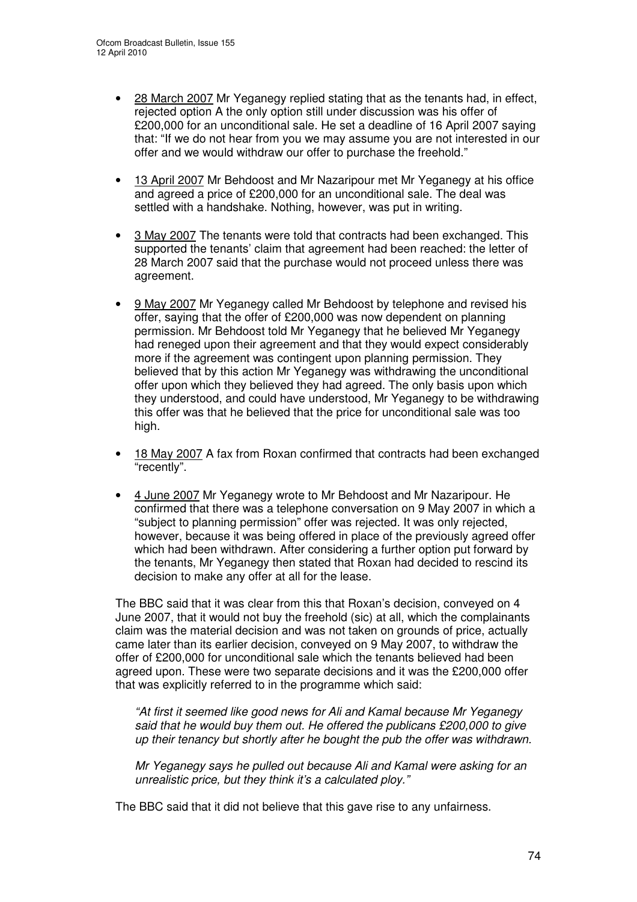- 28 March 2007 Mr Yeganegy replied stating that as the tenants had, in effect, rejected option A the only option still under discussion was his offer of £200,000 for an unconditional sale. He set a deadline of 16 April 2007 saying that: "If we do not hear from you we may assume you are not interested in our offer and we would withdraw our offer to purchase the freehold."

- 13 April 2007 Mr Behdoost and Mr Nazaripour met Mr Yeganegy at his office and agreed a price of £200,000 for an unconditional sale. The deal was settled with a handshake. Nothing, however, was put in writing.

- 3 May 2007 The tenants were told that contracts had been exchanged. This supported the tenants' claim that agreement had been reached: the letter of 28 March 2007 said that the purchase would not proceed unless there was agreement.

- 9 May 2007 Mr Yeganegy called Mr Behdoost by telephone and revised his offer, saying that the offer of £200,000 was now dependent on planning permission. Mr Behdoost told Mr Yeganegy that he believed Mr Yeganegy had reneged upon their agreement and that they would expect considerably more if the agreement was contingent upon planning permission. They believed that by this action Mr Yeganegy was withdrawing the unconditional offer upon which they believed they had agreed. The only basis upon which they understood, and could have understood, Mr Yeganegy to be withdrawing this offer was that he believed that the price for unconditional sale was too high.

- 18 May 2007 A fax from Roxan confirmed that contracts had been exchanged "recently".

- 4 June 2007 Mr Yeganegy wrote to Mr Behdoost and Mr Nazaripour. He confirmed that there was a telephone conversation on 9 May 2007 in which a "subject to planning permission" offer was rejected. It was only rejected, however, because it was being offered in place of the previously agreed offer which had been withdrawn. After considering a further option put forward by the tenants, Mr Yeganegy then stated that Roxan had decided to rescind its decision to make any offer at all for the lease.

The BBC said that it was clear from this that Roxan's decision, conveyed on 4 June 2007, that it would not buy the freehold (sic) at all, which the complainants claim was the material decision and was not taken on grounds of price, actually came later than its earlier decision, conveyed on 9 May 2007, to withdraw the offer of £200,000 for unconditional sale which the tenants believed had been agreed upon. These were two separate decisions and it was the £200,000 offer that was explicitly referred to in the programme which said:

> *"At first it seemed like good news for Ali and Kamal because Mr Yeganegy said that he would buy them out. He offered the publicans £200,000 to give up their tenancy but shortly after he bought the pub the offer was withdrawn.*
>
> *Mr Yeganegy says he pulled out because Ali and Kamal were asking for an unrealistic price, but they think it's a calculated ploy."*

The BBC said that it did not believe that this gave rise to any unfairness.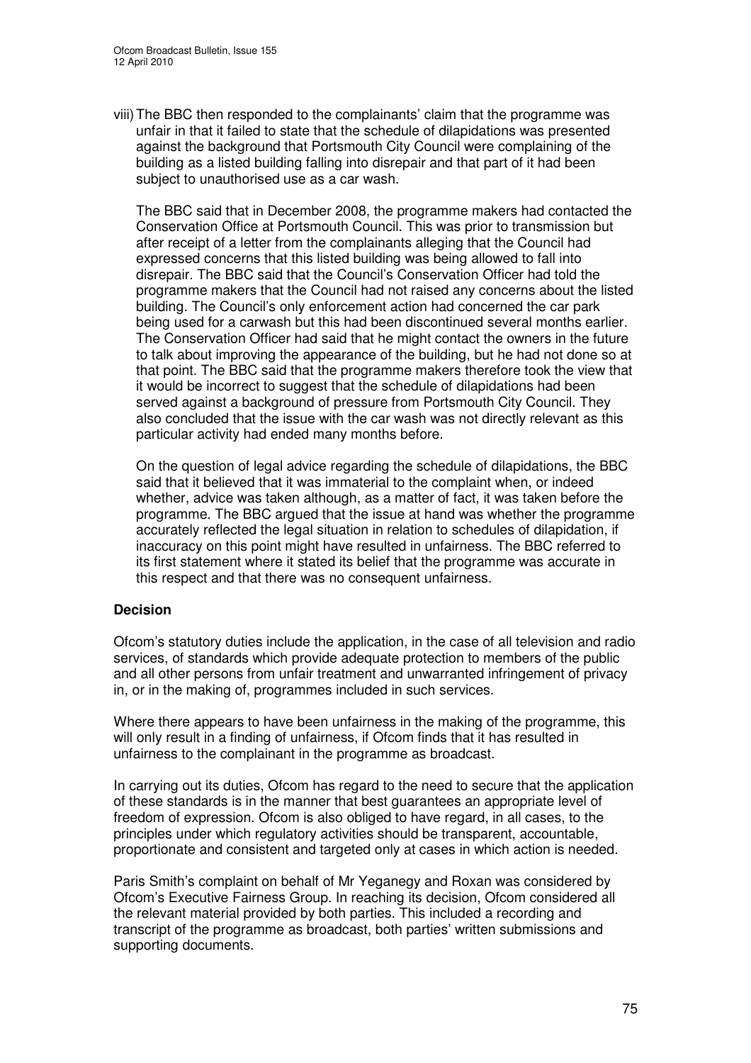viii) The BBC then responded to the complainants' claim that the programme was unfair in that it failed to state that the schedule of dilapidations was presented against the background that Portsmouth City Council were complaining of the building as a listed building falling into disrepair and that part of it had been subject to unauthorised use as a car wash.

The BBC said that in December 2008, the programme makers had contacted the Conservation Office at Portsmouth Council. This was prior to transmission but after receipt of a letter from the complainants alleging that the Council had expressed concerns that this listed building was being allowed to fall into disrepair. The BBC said that the Council's Conservation Officer had told the programme makers that the Council had not raised any concerns about the listed building. The Council's only enforcement action had concerned the car park being used for a carwash but this had been discontinued several months earlier. The Conservation Officer had said that he might contact the owners in the future to talk about improving the appearance of the building, but he had not done so at that point. The BBC said that the programme makers therefore took the view that it would be incorrect to suggest that the schedule of dilapidations had been served against a background of pressure from Portsmouth City Council. They also concluded that the issue with the car wash was not directly relevant as this particular activity had ended many months before.

On the question of legal advice regarding the schedule of dilapidations, the BBC said that it believed that it was immaterial to the complaint when, or indeed whether, advice was taken although, as a matter of fact, it was taken before the programme. The BBC argued that the issue at hand was whether the programme accurately reflected the legal situation in relation to schedules of dilapidation, if inaccuracy on this point might have resulted in unfairness. The BBC referred to its first statement where it stated its belief that the programme was accurate in this respect and that there was no consequent unfairness.

## Decision

Ofcom's statutory duties include the application, in the case of all television and radio services, of standards which provide adequate protection to members of the public and all other persons from unfair treatment and unwarranted infringement of privacy in, or in the making of, programmes included in such services.

Where there appears to have been unfairness in the making of the programme, this will only result in a finding of unfairness, if Ofcom finds that it has resulted in unfairness to the complainant in the programme as broadcast.

In carrying out its duties, Ofcom has regard to the need to secure that the application of these standards is in the manner that best guarantees an appropriate level of freedom of expression. Ofcom is also obliged to have regard, in all cases, to the principles under which regulatory activities should be transparent, accountable, proportionate and consistent and targeted only at cases in which action is needed.

Paris Smith's complaint on behalf of Mr Yeganegy and Roxan was considered by Ofcom's Executive Fairness Group. In reaching its decision, Ofcom considered all the relevant material provided by both parties. This included a recording and transcript of the programme as broadcast, both parties' written submissions and supporting documents.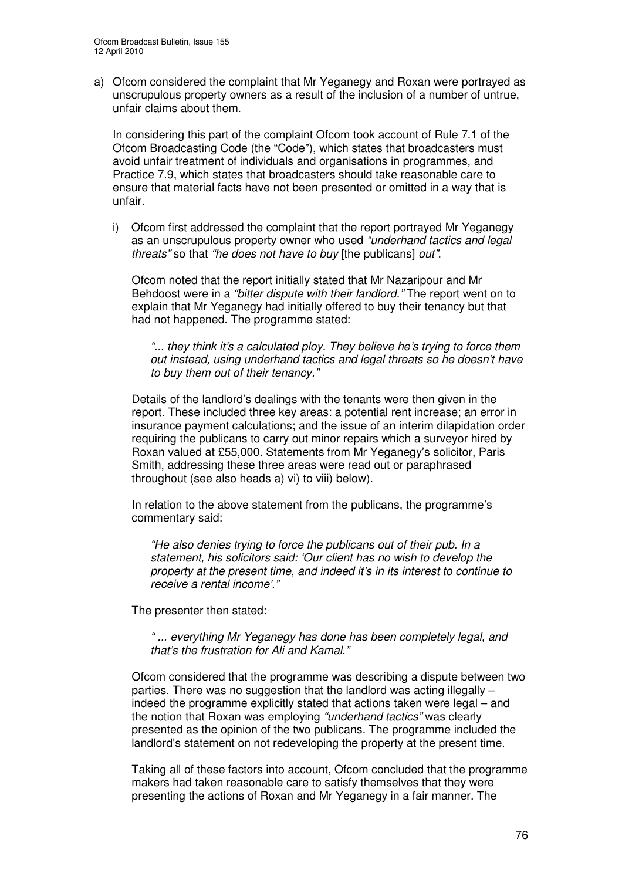a) Ofcom considered the complaint that Mr Yeganegy and Roxan were portrayed as unscrupulous property owners as a result of the inclusion of a number of untrue, unfair claims about them.

   In considering this part of the complaint Ofcom took account of Rule 7.1 of the Ofcom Broadcasting Code (the "Code"), which states that broadcasters must avoid unfair treatment of individuals and organisations in programmes, and Practice 7.9, which states that broadcasters should take reasonable care to ensure that material facts have not been presented or omitted in a way that is unfair.

   i) Ofcom first addressed the complaint that the report portrayed Mr Yeganegy as an unscrupulous property owner who used *"underhand tactics and legal threats"* so that *"he does not have to buy* [the publicans] *out"*.

      Ofcom noted that the report initially stated that Mr Nazaripour and Mr Behdoost were in a *"bitter dispute with their landlord."* The report went on to explain that Mr Yeganegy had initially offered to buy their tenancy but that had not happened. The programme stated:

      > *"... they think it's a calculated ploy. They believe he's trying to force them out instead, using underhand tactics and legal threats so he doesn't have to buy them out of their tenancy."*

      Details of the landlord's dealings with the tenants were then given in the report. These included three key areas: a potential rent increase; an error in insurance payment calculations; and the issue of an interim dilapidation order requiring the publicans to carry out minor repairs which a surveyor hired by Roxan valued at £55,000. Statements from Mr Yeganegy's solicitor, Paris Smith, addressing these three areas were read out or paraphrased throughout (see also heads a) vi) to viii) below).

      In relation to the above statement from the publicans, the programme's commentary said:

      > *"He also denies trying to force the publicans out of their pub. In a statement, his solicitors said: 'Our client has no wish to develop the property at the present time, and indeed it's in its interest to continue to receive a rental income'."*

      The presenter then stated:

      > *" ... everything Mr Yeganegy has done has been completely legal, and that's the frustration for Ali and Kamal."*

      Ofcom considered that the programme was describing a dispute between two parties. There was no suggestion that the landlord was acting illegally – indeed the programme explicitly stated that actions taken were legal – and the notion that Roxan was employing *"underhand tactics"* was clearly presented as the opinion of the two publicans. The programme included the landlord's statement on not redeveloping the property at the present time.

      Taking all of these factors into account, Ofcom concluded that the programme makers had taken reasonable care to satisfy themselves that they were presenting the actions of Roxan and Mr Yeganegy in a fair manner. The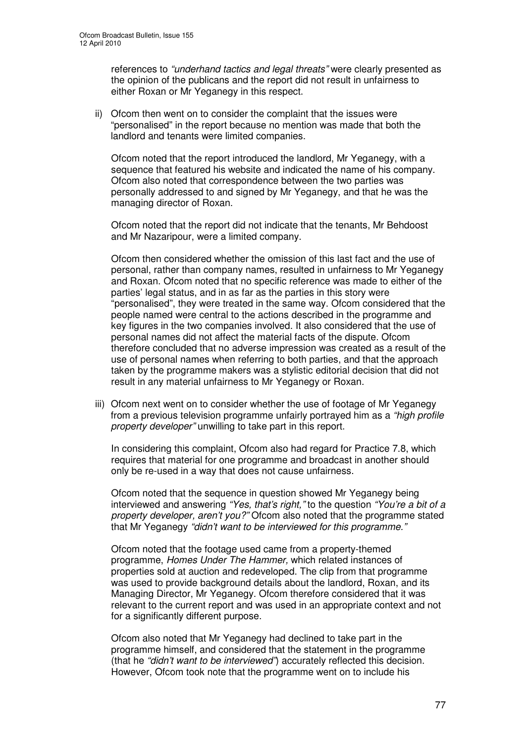references to *"underhand tactics and legal threats"* were clearly presented as the opinion of the publicans and the report did not result in unfairness to either Roxan or Mr Yeganegy in this respect.

ii) Ofcom then went on to consider the complaint that the issues were "personalised" in the report because no mention was made that both the landlord and tenants were limited companies.

Ofcom noted that the report introduced the landlord, Mr Yeganegy, with a sequence that featured his website and indicated the name of his company. Ofcom also noted that correspondence between the two parties was personally addressed to and signed by Mr Yeganegy, and that he was the managing director of Roxan.

Ofcom noted that the report did not indicate that the tenants, Mr Behdoost and Mr Nazaripour, were a limited company.

Ofcom then considered whether the omission of this last fact and the use of personal, rather than company names, resulted in unfairness to Mr Yeganegy and Roxan. Ofcom noted that no specific reference was made to either of the parties' legal status, and in as far as the parties in this story were "personalised", they were treated in the same way. Ofcom considered that the people named were central to the actions described in the programme and key figures in the two companies involved. It also considered that the use of personal names did not affect the material facts of the dispute. Ofcom therefore concluded that no adverse impression was created as a result of the use of personal names when referring to both parties, and that the approach taken by the programme makers was a stylistic editorial decision that did not result in any material unfairness to Mr Yeganegy or Roxan.

iii) Ofcom next went on to consider whether the use of footage of Mr Yeganegy from a previous television programme unfairly portrayed him as a *"high profile property developer"* unwilling to take part in this report.

In considering this complaint, Ofcom also had regard for Practice 7.8, which requires that material for one programme and broadcast in another should only be re-used in a way that does not cause unfairness.

Ofcom noted that the sequence in question showed Mr Yeganegy being interviewed and answering *"Yes, that's right,"* to the question *"You're a bit of a property developer, aren't you?"* Ofcom also noted that the programme stated that Mr Yeganegy *"didn't want to be interviewed for this programme."*

Ofcom noted that the footage used came from a property-themed programme, *Homes Under The Hammer,* which related instances of properties sold at auction and redeveloped. The clip from that programme was used to provide background details about the landlord, Roxan, and its Managing Director, Mr Yeganegy. Ofcom therefore considered that it was relevant to the current report and was used in an appropriate context and not for a significantly different purpose.

Ofcom also noted that Mr Yeganegy had declined to take part in the programme himself, and considered that the statement in the programme (that he *"didn't want to be interviewed"*) accurately reflected this decision. However, Ofcom took note that the programme went on to include his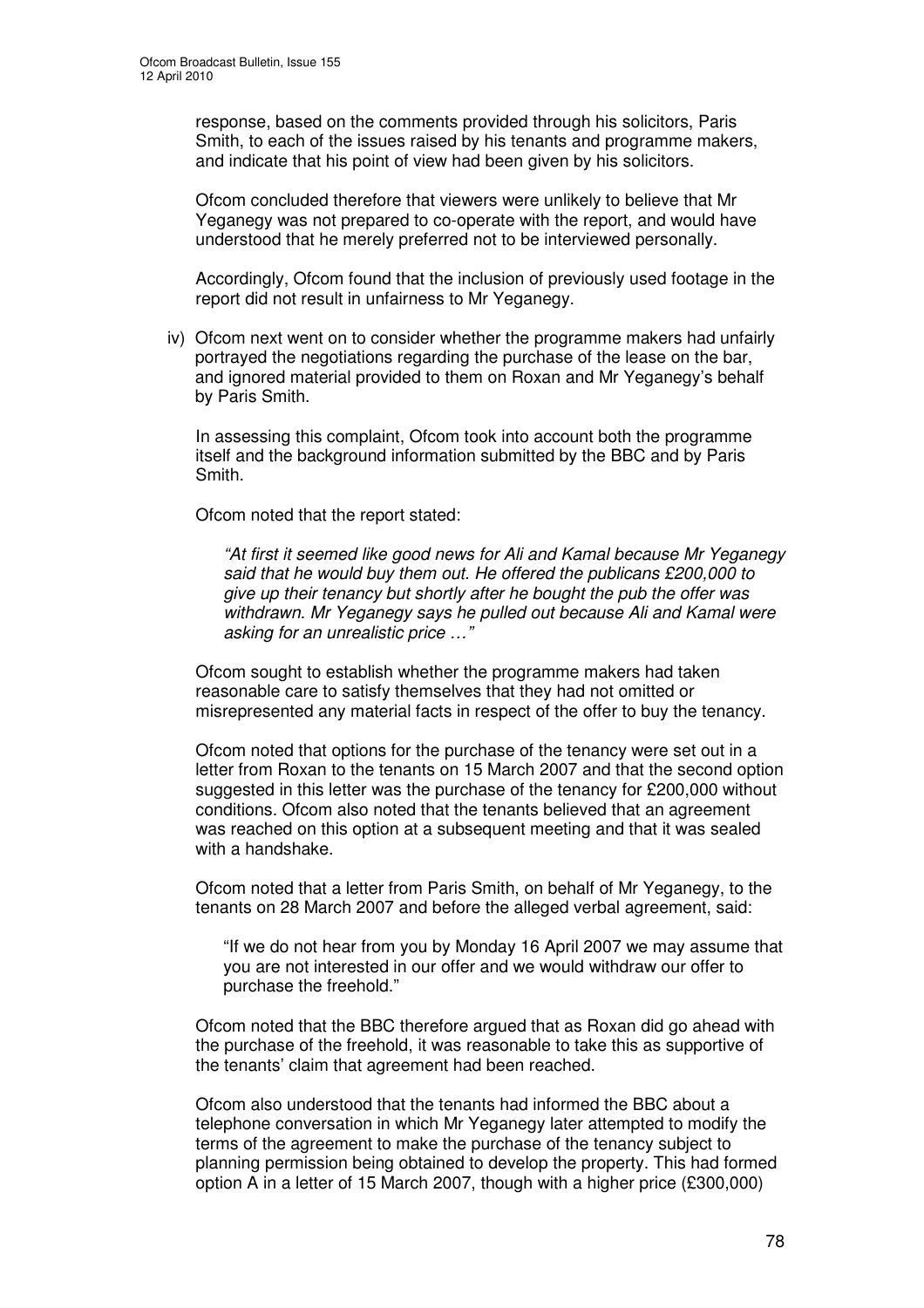response, based on the comments provided through his solicitors, Paris Smith, to each of the issues raised by his tenants and programme makers, and indicate that his point of view had been given by his solicitors.

Ofcom concluded therefore that viewers were unlikely to believe that Mr Yeganegy was not prepared to co-operate with the report, and would have understood that he merely preferred not to be interviewed personally.

Accordingly, Ofcom found that the inclusion of previously used footage in the report did not result in unfairness to Mr Yeganegy.

iv) Ofcom next went on to consider whether the programme makers had unfairly portrayed the negotiations regarding the purchase of the lease on the bar, and ignored material provided to them on Roxan and Mr Yeganegy's behalf by Paris Smith.

In assessing this complaint, Ofcom took into account both the programme itself and the background information submitted by the BBC and by Paris Smith.

Ofcom noted that the report stated:

> *"At first it seemed like good news for Ali and Kamal because Mr Yeganegy said that he would buy them out. He offered the publicans £200,000 to give up their tenancy but shortly after he bought the pub the offer was withdrawn. Mr Yeganegy says he pulled out because Ali and Kamal were asking for an unrealistic price …"*

Ofcom sought to establish whether the programme makers had taken reasonable care to satisfy themselves that they had not omitted or misrepresented any material facts in respect of the offer to buy the tenancy.

Ofcom noted that options for the purchase of the tenancy were set out in a letter from Roxan to the tenants on 15 March 2007 and that the second option suggested in this letter was the purchase of the tenancy for £200,000 without conditions. Ofcom also noted that the tenants believed that an agreement was reached on this option at a subsequent meeting and that it was sealed with a handshake.

Ofcom noted that a letter from Paris Smith, on behalf of Mr Yeganegy, to the tenants on 28 March 2007 and before the alleged verbal agreement, said:

> "If we do not hear from you by Monday 16 April 2007 we may assume that you are not interested in our offer and we would withdraw our offer to purchase the freehold."

Ofcom noted that the BBC therefore argued that as Roxan did go ahead with the purchase of the freehold, it was reasonable to take this as supportive of the tenants' claim that agreement had been reached.

Ofcom also understood that the tenants had informed the BBC about a telephone conversation in which Mr Yeganegy later attempted to modify the terms of the agreement to make the purchase of the tenancy subject to planning permission being obtained to develop the property. This had formed option A in a letter of 15 March 2007, though with a higher price (£300,000)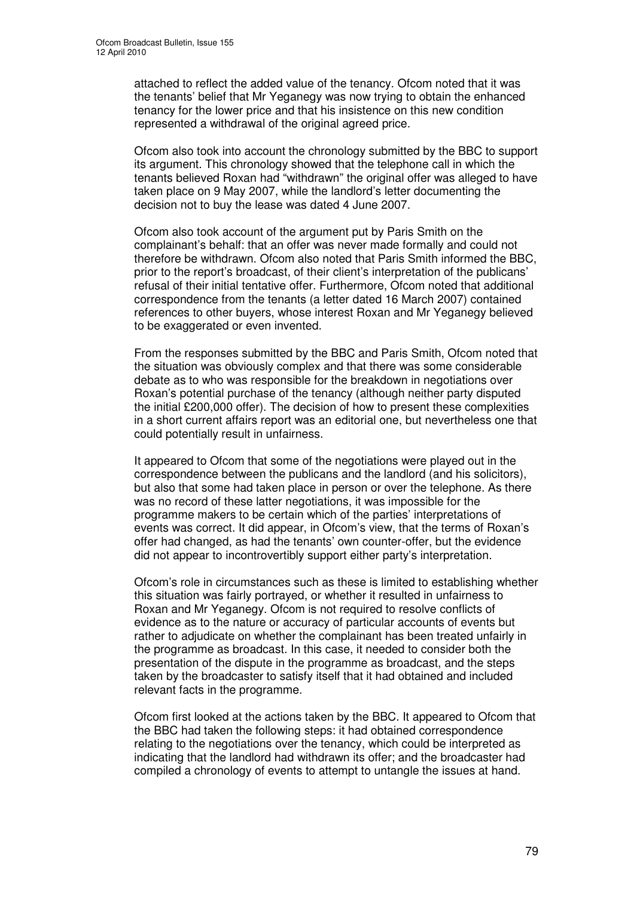attached to reflect the added value of the tenancy. Ofcom noted that it was the tenants' belief that Mr Yeganegy was now trying to obtain the enhanced tenancy for the lower price and that his insistence on this new condition represented a withdrawal of the original agreed price.

Ofcom also took into account the chronology submitted by the BBC to support its argument. This chronology showed that the telephone call in which the tenants believed Roxan had "withdrawn" the original offer was alleged to have taken place on 9 May 2007, while the landlord's letter documenting the decision not to buy the lease was dated 4 June 2007.

Ofcom also took account of the argument put by Paris Smith on the complainant's behalf: that an offer was never made formally and could not therefore be withdrawn. Ofcom also noted that Paris Smith informed the BBC, prior to the report's broadcast, of their client's interpretation of the publicans' refusal of their initial tentative offer. Furthermore, Ofcom noted that additional correspondence from the tenants (a letter dated 16 March 2007) contained references to other buyers, whose interest Roxan and Mr Yeganegy believed to be exaggerated or even invented.

From the responses submitted by the BBC and Paris Smith, Ofcom noted that the situation was obviously complex and that there was some considerable debate as to who was responsible for the breakdown in negotiations over Roxan's potential purchase of the tenancy (although neither party disputed the initial £200,000 offer). The decision of how to present these complexities in a short current affairs report was an editorial one, but nevertheless one that could potentially result in unfairness.

It appeared to Ofcom that some of the negotiations were played out in the correspondence between the publicans and the landlord (and his solicitors), but also that some had taken place in person or over the telephone. As there was no record of these latter negotiations, it was impossible for the programme makers to be certain which of the parties' interpretations of events was correct. It did appear, in Ofcom's view, that the terms of Roxan's offer had changed, as had the tenants' own counter-offer, but the evidence did not appear to incontrovertibly support either party's interpretation.

Ofcom's role in circumstances such as these is limited to establishing whether this situation was fairly portrayed, or whether it resulted in unfairness to Roxan and Mr Yeganegy. Ofcom is not required to resolve conflicts of evidence as to the nature or accuracy of particular accounts of events but rather to adjudicate on whether the complainant has been treated unfairly in the programme as broadcast. In this case, it needed to consider both the presentation of the dispute in the programme as broadcast, and the steps taken by the broadcaster to satisfy itself that it had obtained and included relevant facts in the programme.

Ofcom first looked at the actions taken by the BBC. It appeared to Ofcom that the BBC had taken the following steps: it had obtained correspondence relating to the negotiations over the tenancy, which could be interpreted as indicating that the landlord had withdrawn its offer; and the broadcaster had compiled a chronology of events to attempt to untangle the issues at hand.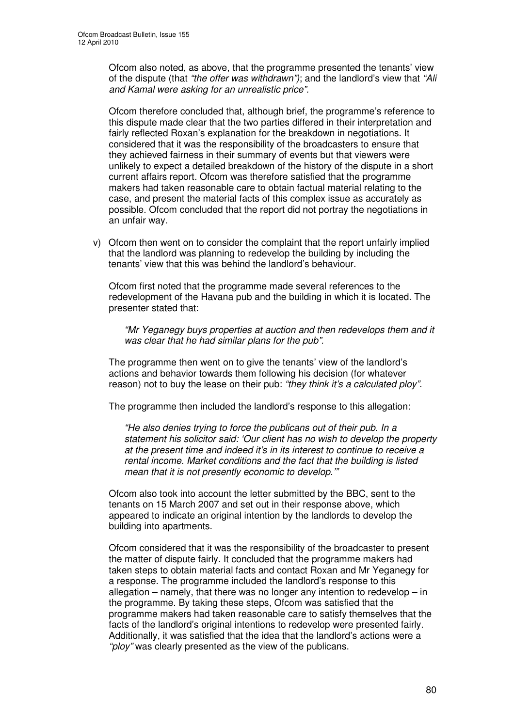Ofcom also noted, as above, that the programme presented the tenants' view of the dispute (that *"the offer was withdrawn")*; and the landlord's view that *"Ali and Kamal were asking for an unrealistic price"*.

Ofcom therefore concluded that, although brief, the programme's reference to this dispute made clear that the two parties differed in their interpretation and fairly reflected Roxan's explanation for the breakdown in negotiations. It considered that it was the responsibility of the broadcasters to ensure that they achieved fairness in their summary of events but that viewers were unlikely to expect a detailed breakdown of the history of the dispute in a short current affairs report. Ofcom was therefore satisfied that the programme makers had taken reasonable care to obtain factual material relating to the case, and present the material facts of this complex issue as accurately as possible. Ofcom concluded that the report did not portray the negotiations in an unfair way.

v) Ofcom then went on to consider the complaint that the report unfairly implied that the landlord was planning to redevelop the building by including the tenants' view that this was behind the landlord's behaviour.

   Ofcom first noted that the programme made several references to the redevelopment of the Havana pub and the building in which it is located. The presenter stated that:

   > *"Mr Yeganegy buys properties at auction and then redevelops them and it was clear that he had similar plans for the pub".*

   The programme then went on to give the tenants' view of the landlord's actions and behavior towards them following his decision (for whatever reason) not to buy the lease on their pub: *"they think it's a calculated ploy"*.

   The programme then included the landlord's response to this allegation:

   > *"He also denies trying to force the publicans out of their pub. In a statement his solicitor said: 'Our client has no wish to develop the property at the present time and indeed it's in its interest to continue to receive a rental income. Market conditions and the fact that the building is listed mean that it is not presently economic to develop.'"*

   Ofcom also took into account the letter submitted by the BBC, sent to the tenants on 15 March 2007 and set out in their response above, which appeared to indicate an original intention by the landlords to develop the building into apartments.

   Ofcom considered that it was the responsibility of the broadcaster to present the matter of dispute fairly. It concluded that the programme makers had taken steps to obtain material facts and contact Roxan and Mr Yeganegy for a response. The programme included the landlord's response to this allegation – namely, that there was no longer any intention to redevelop – in the programme. By taking these steps, Ofcom was satisfied that the programme makers had taken reasonable care to satisfy themselves that the facts of the landlord's original intentions to redevelop were presented fairly. Additionally, it was satisfied that the idea that the landlord's actions were a *"ploy"* was clearly presented as the view of the publicans.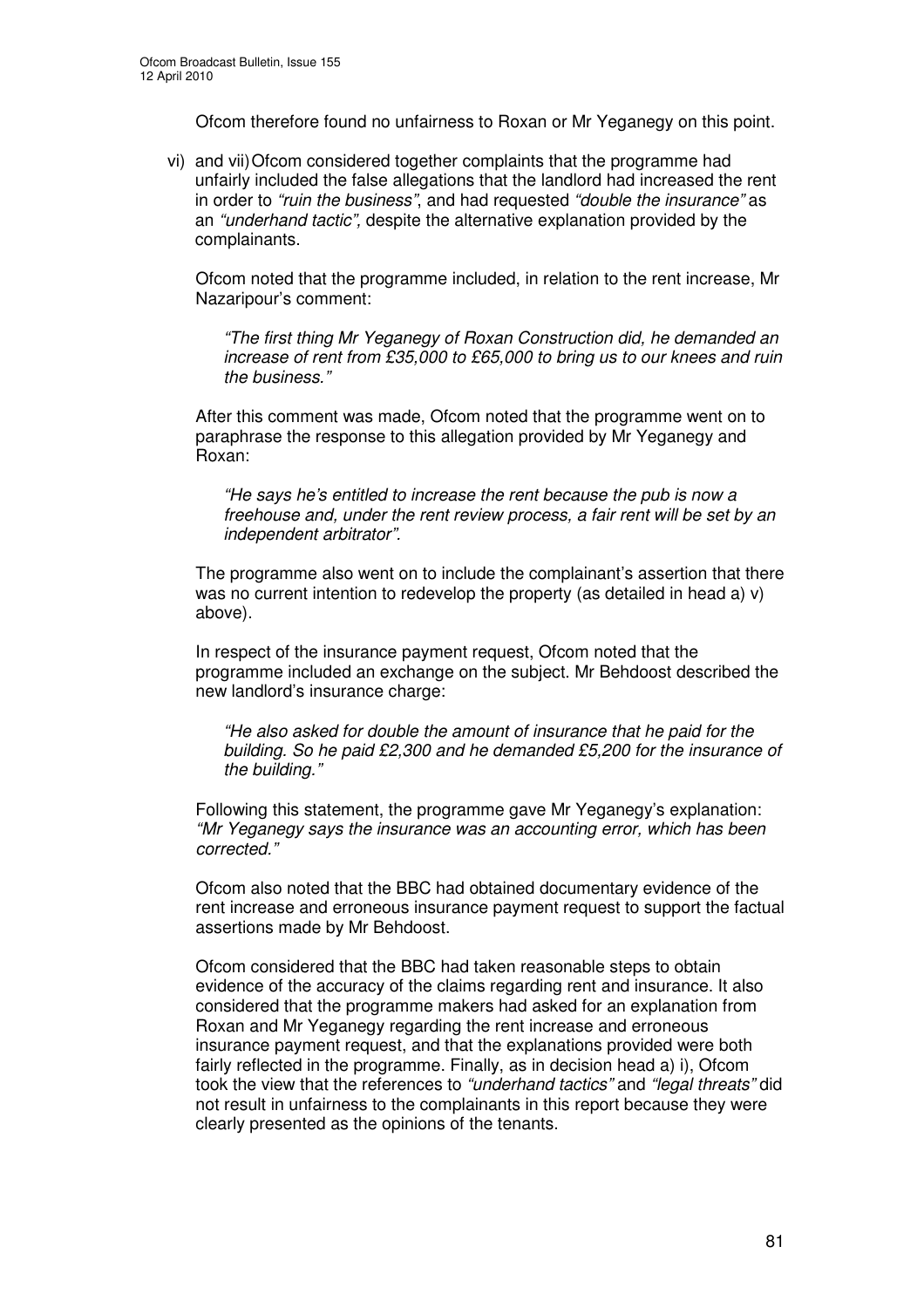Ofcom therefore found no unfairness to Roxan or Mr Yeganegy on this point.

vi) and vii) Ofcom considered together complaints that the programme had unfairly included the false allegations that the landlord had increased the rent in order to *"ruin the business"*, and had requested *"double the insurance"* as an *"underhand tactic",* despite the alternative explanation provided by the complainants.

Ofcom noted that the programme included, in relation to the rent increase, Mr Nazaripour's comment:

> *"The first thing Mr Yeganegy of Roxan Construction did, he demanded an increase of rent from £35,000 to £65,000 to bring us to our knees and ruin the business."*

After this comment was made, Ofcom noted that the programme went on to paraphrase the response to this allegation provided by Mr Yeganegy and Roxan:

> *"He says he's entitled to increase the rent because the pub is now a freehouse and, under the rent review process, a fair rent will be set by an independent arbitrator".*

The programme also went on to include the complainant's assertion that there was no current intention to redevelop the property (as detailed in head a) v) above).

In respect of the insurance payment request, Ofcom noted that the programme included an exchange on the subject. Mr Behdoost described the new landlord's insurance charge:

> *"He also asked for double the amount of insurance that he paid for the building. So he paid £2,300 and he demanded £5,200 for the insurance of the building."*

Following this statement, the programme gave Mr Yeganegy's explanation: *"Mr Yeganegy says the insurance was an accounting error, which has been corrected."*

Ofcom also noted that the BBC had obtained documentary evidence of the rent increase and erroneous insurance payment request to support the factual assertions made by Mr Behdoost.

Ofcom considered that the BBC had taken reasonable steps to obtain evidence of the accuracy of the claims regarding rent and insurance. It also considered that the programme makers had asked for an explanation from Roxan and Mr Yeganegy regarding the rent increase and erroneous insurance payment request, and that the explanations provided were both fairly reflected in the programme. Finally, as in decision head a) i), Ofcom took the view that the references to *"underhand tactics"* and *"legal threats"* did not result in unfairness to the complainants in this report because they were clearly presented as the opinions of the tenants.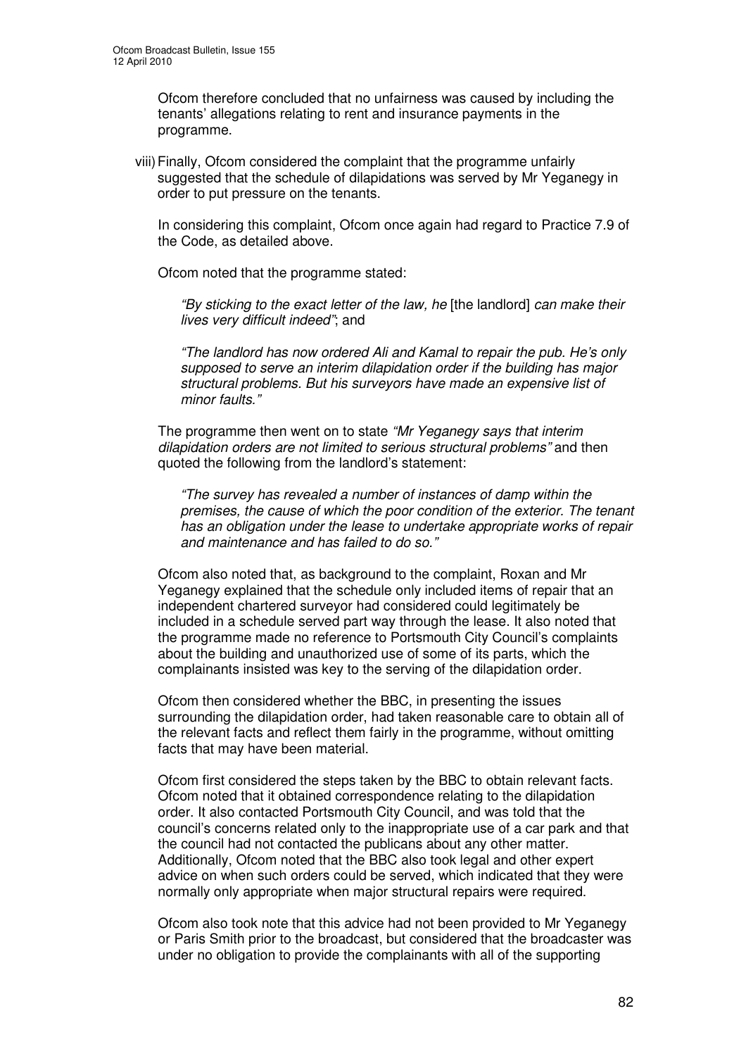Ofcom therefore concluded that no unfairness was caused by including the tenants' allegations relating to rent and insurance payments in the programme.

viii) Finally, Ofcom considered the complaint that the programme unfairly suggested that the schedule of dilapidations was served by Mr Yeganegy in order to put pressure on the tenants.

In considering this complaint, Ofcom once again had regard to Practice 7.9 of the Code, as detailed above.

Ofcom noted that the programme stated:

> *"By sticking to the exact letter of the law, he* [the landlord] *can make their lives very difficult indeed"*; and
>
> *"The landlord has now ordered Ali and Kamal to repair the pub. He's only supposed to serve an interim dilapidation order if the building has major structural problems. But his surveyors have made an expensive list of minor faults."*

The programme then went on to state *"Mr Yeganegy says that interim dilapidation orders are not limited to serious structural problems"* and then quoted the following from the landlord's statement:

> *"The survey has revealed a number of instances of damp within the premises, the cause of which the poor condition of the exterior. The tenant has an obligation under the lease to undertake appropriate works of repair and maintenance and has failed to do so."*

Ofcom also noted that, as background to the complaint, Roxan and Mr Yeganegy explained that the schedule only included items of repair that an independent chartered surveyor had considered could legitimately be included in a schedule served part way through the lease. It also noted that the programme made no reference to Portsmouth City Council's complaints about the building and unauthorized use of some of its parts, which the complainants insisted was key to the serving of the dilapidation order.

Ofcom then considered whether the BBC, in presenting the issues surrounding the dilapidation order, had taken reasonable care to obtain all of the relevant facts and reflect them fairly in the programme, without omitting facts that may have been material.

Ofcom first considered the steps taken by the BBC to obtain relevant facts. Ofcom noted that it obtained correspondence relating to the dilapidation order. It also contacted Portsmouth City Council, and was told that the council's concerns related only to the inappropriate use of a car park and that the council had not contacted the publicans about any other matter. Additionally, Ofcom noted that the BBC also took legal and other expert advice on when such orders could be served, which indicated that they were normally only appropriate when major structural repairs were required.

Ofcom also took note that this advice had not been provided to Mr Yeganegy or Paris Smith prior to the broadcast, but considered that the broadcaster was under no obligation to provide the complainants with all of the supporting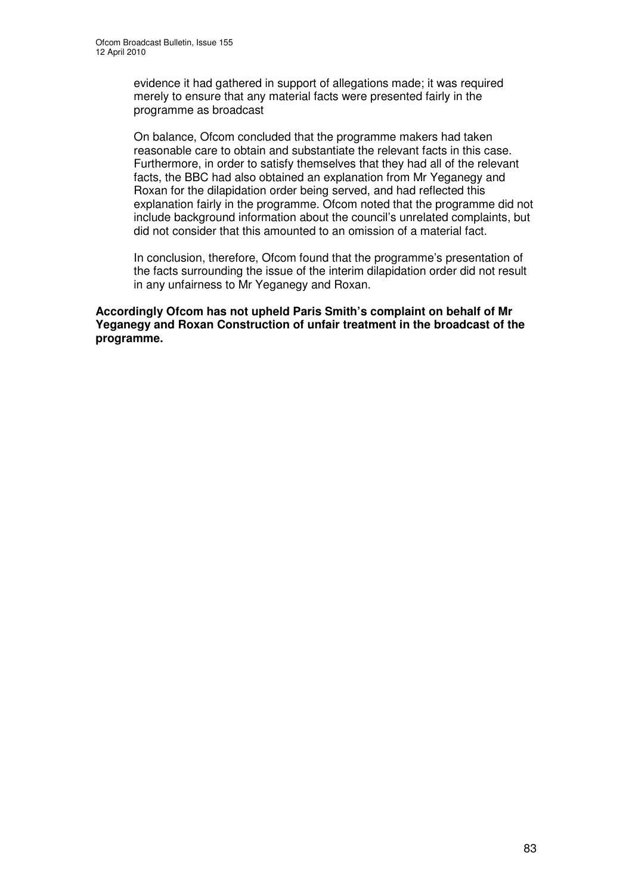evidence it had gathered in support of allegations made; it was required merely to ensure that any material facts were presented fairly in the programme as broadcast

On balance, Ofcom concluded that the programme makers had taken reasonable care to obtain and substantiate the relevant facts in this case. Furthermore, in order to satisfy themselves that they had all of the relevant facts, the BBC had also obtained an explanation from Mr Yeganegy and Roxan for the dilapidation order being served, and had reflected this explanation fairly in the programme. Ofcom noted that the programme did not include background information about the council's unrelated complaints, but did not consider that this amounted to an omission of a material fact.

In conclusion, therefore, Ofcom found that the programme's presentation of the facts surrounding the issue of the interim dilapidation order did not result in any unfairness to Mr Yeganegy and Roxan.

**Accordingly Ofcom has not upheld Paris Smith's complaint on behalf of Mr Yeganegy and Roxan Construction of unfair treatment in the broadcast of the programme.**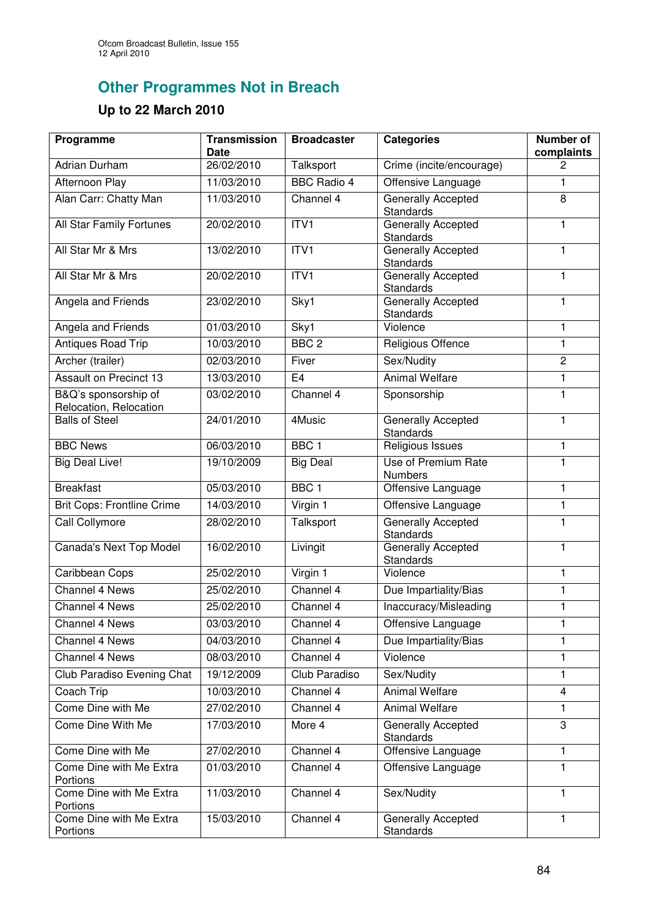## Other Programmes Not in Breach

### Up to 22 March 2010

| Programme | Transmission Date | Broadcaster | Categories | Number of complaints |
|---|---|---|---|---|
| Adrian Durham | 26/02/2010 | Talksport | Crime (incite/encourage) | 2 |
| Afternoon Play | 11/03/2010 | BBC Radio 4 | Offensive Language | 1 |
| Alan Carr: Chatty Man | 11/03/2010 | Channel 4 | Generally Accepted Standards | 8 |
| All Star Family Fortunes | 20/02/2010 | ITV1 | Generally Accepted Standards | 1 |
| All Star Mr & Mrs | 13/02/2010 | ITV1 | Generally Accepted Standards | 1 |
| All Star Mr & Mrs | 20/02/2010 | ITV1 | Generally Accepted Standards | 1 |
| Angela and Friends | 23/02/2010 | Sky1 | Generally Accepted Standards | 1 |
| Angela and Friends | 01/03/2010 | Sky1 | Violence | 1 |
| Antiques Road Trip | 10/03/2010 | BBC 2 | Religious Offence | 1 |
| Archer (trailer) | 02/03/2010 | Fiver | Sex/Nudity | 2 |
| Assault on Precinct 13 | 13/03/2010 | E4 | Animal Welfare | 1 |
| B&Q's sponsorship of Relocation, Relocation | 03/02/2010 | Channel 4 | Sponsorship | 1 |
| Balls of Steel | 24/01/2010 | 4Music | Generally Accepted Standards | 1 |
| BBC News | 06/03/2010 | BBC 1 | Religious Issues | 1 |
| Big Deal Live! | 19/10/2009 | Big Deal | Use of Premium Rate Numbers | 1 |
| Breakfast | 05/03/2010 | BBC 1 | Offensive Language | 1 |
| Brit Cops: Frontline Crime | 14/03/2010 | Virgin 1 | Offensive Language | 1 |
| Call Collymore | 28/02/2010 | Talksport | Generally Accepted Standards | 1 |
| Canada's Next Top Model | 16/02/2010 | Livingit | Generally Accepted Standards | 1 |
| Caribbean Cops | 25/02/2010 | Virgin 1 | Violence | 1 |
| Channel 4 News | 25/02/2010 | Channel 4 | Due Impartiality/Bias | 1 |
| Channel 4 News | 25/02/2010 | Channel 4 | Inaccuracy/Misleading | 1 |
| Channel 4 News | 03/03/2010 | Channel 4 | Offensive Language | 1 |
| Channel 4 News | 04/03/2010 | Channel 4 | Due Impartiality/Bias | 1 |
| Channel 4 News | 08/03/2010 | Channel 4 | Violence | 1 |
| Club Paradiso Evening Chat | 19/12/2009 | Club Paradiso | Sex/Nudity | 1 |
| Coach Trip | 10/03/2010 | Channel 4 | Animal Welfare | 4 |
| Come Dine with Me | 27/02/2010 | Channel 4 | Animal Welfare | 1 |
| Come Dine With Me | 17/03/2010 | More 4 | Generally Accepted Standards | 3 |
| Come Dine with Me | 27/02/2010 | Channel 4 | Offensive Language | 1 |
| Come Dine with Me Extra Portions | 01/03/2010 | Channel 4 | Offensive Language | 1 |
| Come Dine with Me Extra Portions | 11/03/2010 | Channel 4 | Sex/Nudity | 1 |
| Come Dine with Me Extra Portions | 15/03/2010 | Channel 4 | Generally Accepted Standards | 1 |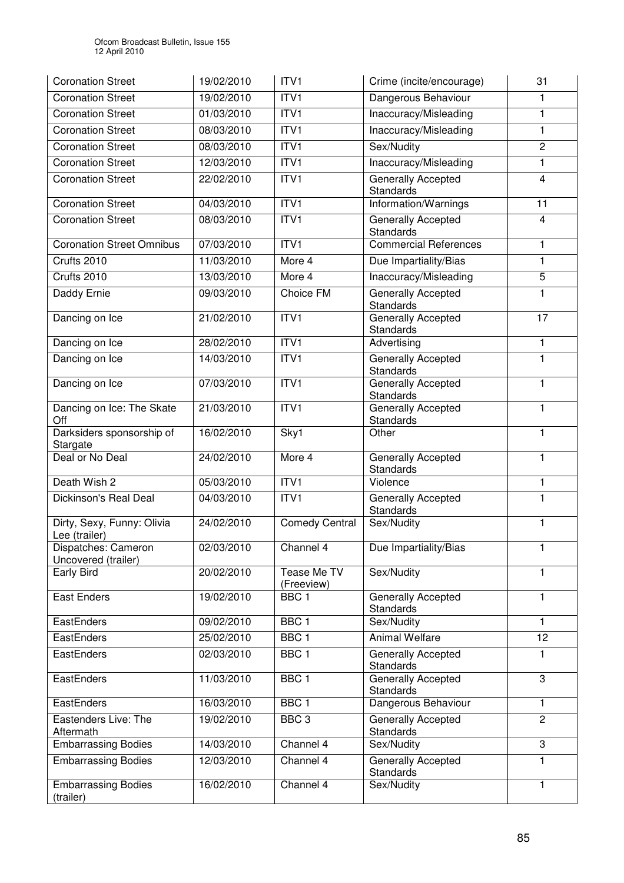| Coronation Street | 19/02/2010 | ITV1 | Crime (incite/encourage) | 31 |
|---|---|---|---|---|
| Coronation Street | 19/02/2010 | ITV1 | Dangerous Behaviour | 1 |
| Coronation Street | 01/03/2010 | ITV1 | Inaccuracy/Misleading | 1 |
| Coronation Street | 08/03/2010 | ITV1 | Inaccuracy/Misleading | 1 |
| Coronation Street | 08/03/2010 | ITV1 | Sex/Nudity | 2 |
| Coronation Street | 12/03/2010 | ITV1 | Inaccuracy/Misleading | 1 |
| Coronation Street | 22/02/2010 | ITV1 | Generally Accepted Standards | 4 |
| Coronation Street | 04/03/2010 | ITV1 | Information/Warnings | 11 |
| Coronation Street | 08/03/2010 | ITV1 | Generally Accepted Standards | 4 |
| Coronation Street Omnibus | 07/03/2010 | ITV1 | Commercial References | 1 |
| Crufts 2010 | 11/03/2010 | More 4 | Due Impartiality/Bias | 1 |
| Crufts 2010 | 13/03/2010 | More 4 | Inaccuracy/Misleading | 5 |
| Daddy Ernie | 09/03/2010 | Choice FM | Generally Accepted Standards | 1 |
| Dancing on Ice | 21/02/2010 | ITV1 | Generally Accepted Standards | 17 |
| Dancing on Ice | 28/02/2010 | ITV1 | Advertising | 1 |
| Dancing on Ice | 14/03/2010 | ITV1 | Generally Accepted Standards | 1 |
| Dancing on Ice | 07/03/2010 | ITV1 | Generally Accepted Standards | 1 |
| Dancing on Ice: The Skate Off | 21/03/2010 | ITV1 | Generally Accepted Standards | 1 |
| Darksiders sponsorship of Stargate | 16/02/2010 | Sky1 | Other | 1 |
| Deal or No Deal | 24/02/2010 | More 4 | Generally Accepted Standards | 1 |
| Death Wish 2 | 05/03/2010 | ITV1 | Violence | 1 |
| Dickinson's Real Deal | 04/03/2010 | ITV1 | Generally Accepted Standards | 1 |
| Dirty, Sexy, Funny: Olivia Lee (trailer) | 24/02/2010 | Comedy Central | Sex/Nudity | 1 |
| Dispatches: Cameron Uncovered (trailer) | 02/03/2010 | Channel 4 | Due Impartiality/Bias | 1 |
| Early Bird | 20/02/2010 | Tease Me TV (Freeview) | Sex/Nudity | 1 |
| East Enders | 19/02/2010 | BBC 1 | Generally Accepted Standards | 1 |
| EastEnders | 09/02/2010 | BBC 1 | Sex/Nudity | 1 |
| EastEnders | 25/02/2010 | BBC 1 | Animal Welfare | 12 |
| EastEnders | 02/03/2010 | BBC 1 | Generally Accepted Standards | 1 |
| EastEnders | 11/03/2010 | BBC 1 | Generally Accepted Standards | 3 |
| EastEnders | 16/03/2010 | BBC 1 | Dangerous Behaviour | 1 |
| Eastenders Live: The Aftermath | 19/02/2010 | BBC 3 | Generally Accepted Standards | 2 |
| Embarrassing Bodies | 14/03/2010 | Channel 4 | Sex/Nudity | 3 |
| Embarrassing Bodies | 12/03/2010 | Channel 4 | Generally Accepted Standards | 1 |
| Embarrassing Bodies (trailer) | 16/02/2010 | Channel 4 | Sex/Nudity | 1 |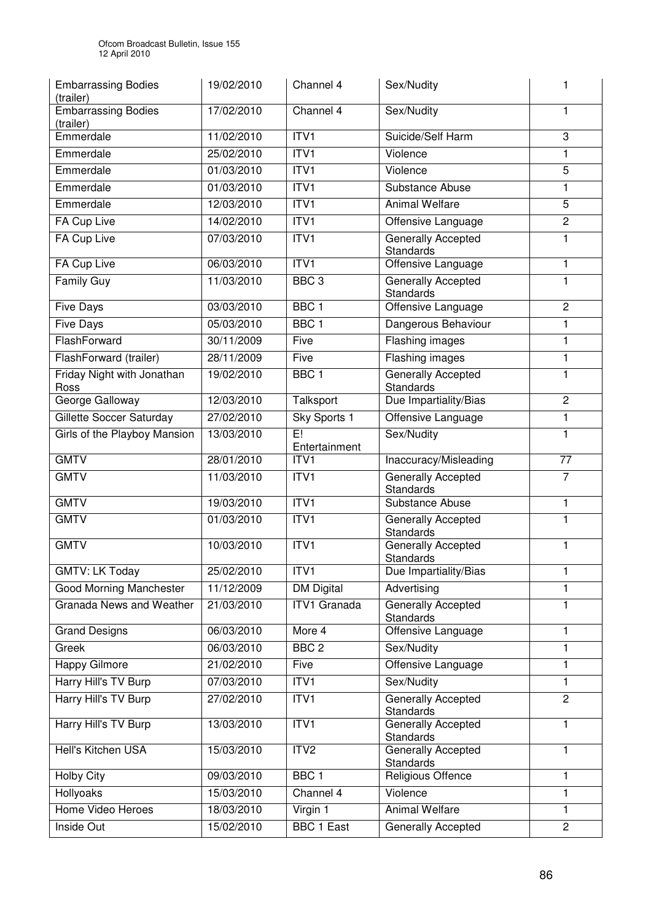| | | | | |
|---|---|---|---|---|
| Embarrassing Bodies (trailer) | 19/02/2010 | Channel 4 | Sex/Nudity | 1 |
| Embarrassing Bodies (trailer) | 17/02/2010 | Channel 4 | Sex/Nudity | 1 |
| Emmerdale | 11/02/2010 | ITV1 | Suicide/Self Harm | 3 |
| Emmerdale | 25/02/2010 | ITV1 | Violence | 1 |
| Emmerdale | 01/03/2010 | ITV1 | Violence | 5 |
| Emmerdale | 01/03/2010 | ITV1 | Substance Abuse | 1 |
| Emmerdale | 12/03/2010 | ITV1 | Animal Welfare | 5 |
| FA Cup Live | 14/02/2010 | ITV1 | Offensive Language | 2 |
| FA Cup Live | 07/03/2010 | ITV1 | Generally Accepted Standards | 1 |
| FA Cup Live | 06/03/2010 | ITV1 | Offensive Language | 1 |
| Family Guy | 11/03/2010 | BBC 3 | Generally Accepted Standards | 1 |
| Five Days | 03/03/2010 | BBC 1 | Offensive Language | 2 |
| Five Days | 05/03/2010 | BBC 1 | Dangerous Behaviour | 1 |
| FlashForward | 30/11/2009 | Five | Flashing images | 1 |
| FlashForward (trailer) | 28/11/2009 | Five | Flashing images | 1 |
| Friday Night with Jonathan Ross | 19/02/2010 | BBC 1 | Generally Accepted Standards | 1 |
| George Galloway | 12/03/2010 | Talksport | Due Impartiality/Bias | 2 |
| Gillette Soccer Saturday | 27/02/2010 | Sky Sports 1 | Offensive Language | 1 |
| Girls of the Playboy Mansion | 13/03/2010 | E! Entertainment | Sex/Nudity | 1 |
| GMTV | 28/01/2010 | ITV1 | Inaccuracy/Misleading | 77 |
| GMTV | 11/03/2010 | ITV1 | Generally Accepted Standards | 7 |
| GMTV | 19/03/2010 | ITV1 | Substance Abuse | 1 |
| GMTV | 01/03/2010 | ITV1 | Generally Accepted Standards | 1 |
| GMTV | 10/03/2010 | ITV1 | Generally Accepted Standards | 1 |
| GMTV: LK Today | 25/02/2010 | ITV1 | Due Impartiality/Bias | 1 |
| Good Morning Manchester | 11/12/2009 | DM Digital | Advertising | 1 |
| Granada News and Weather | 21/03/2010 | ITV1 Granada | Generally Accepted Standards | 1 |
| Grand Designs | 06/03/2010 | More 4 | Offensive Language | 1 |
| Greek | 06/03/2010 | BBC 2 | Sex/Nudity | 1 |
| Happy Gilmore | 21/02/2010 | Five | Offensive Language | 1 |
| Harry Hill's TV Burp | 07/03/2010 | ITV1 | Sex/Nudity | 1 |
| Harry Hill's TV Burp | 27/02/2010 | ITV1 | Generally Accepted Standards | 2 |
| Harry Hill's TV Burp | 13/03/2010 | ITV1 | Generally Accepted Standards | 1 |
| Hell's Kitchen USA | 15/03/2010 | ITV2 | Generally Accepted Standards | 1 |
| Holby City | 09/03/2010 | BBC 1 | Religious Offence | 1 |
| Hollyoaks | 15/03/2010 | Channel 4 | Violence | 1 |
| Home Video Heroes | 18/03/2010 | Virgin 1 | Animal Welfare | 1 |
| Inside Out | 15/02/2010 | BBC 1 East | Generally Accepted | 2 |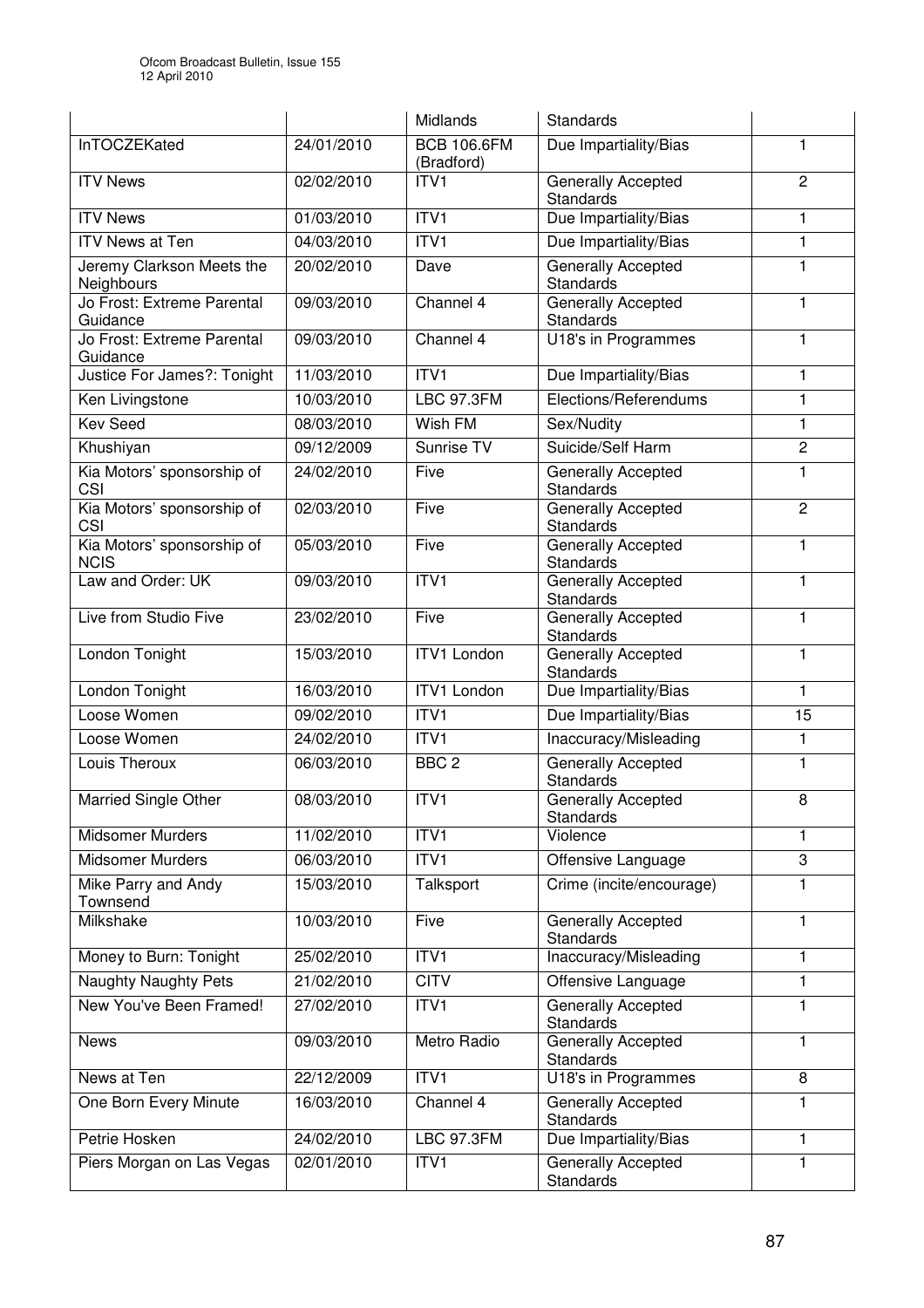| | | Midlands | Standards | |
|---|---|---|---|---|
| InTOCZEKated | 24/01/2010 | BCB 106.6FM (Bradford) | Due Impartiality/Bias | 1 |
| ITV News | 02/02/2010 | ITV1 | Generally Accepted Standards | 2 |
| ITV News | 01/03/2010 | ITV1 | Due Impartiality/Bias | 1 |
| ITV News at Ten | 04/03/2010 | ITV1 | Due Impartiality/Bias | 1 |
| Jeremy Clarkson Meets the Neighbours | 20/02/2010 | Dave | Generally Accepted Standards | 1 |
| Jo Frost: Extreme Parental Guidance | 09/03/2010 | Channel 4 | Generally Accepted Standards | 1 |
| Jo Frost: Extreme Parental Guidance | 09/03/2010 | Channel 4 | U18's in Programmes | 1 |
| Justice For James?: Tonight | 11/03/2010 | ITV1 | Due Impartiality/Bias | 1 |
| Ken Livingstone | 10/03/2010 | LBC 97.3FM | Elections/Referendums | 1 |
| Kev Seed | 08/03/2010 | Wish FM | Sex/Nudity | 1 |
| Khushiyan | 09/12/2009 | Sunrise TV | Suicide/Self Harm | 2 |
| Kia Motors' sponsorship of CSI | 24/02/2010 | Five | Generally Accepted Standards | 1 |
| Kia Motors' sponsorship of CSI | 02/03/2010 | Five | Generally Accepted Standards | 2 |
| Kia Motors' sponsorship of NCIS | 05/03/2010 | Five | Generally Accepted Standards | 1 |
| Law and Order: UK | 09/03/2010 | ITV1 | Generally Accepted Standards | 1 |
| Live from Studio Five | 23/02/2010 | Five | Generally Accepted Standards | 1 |
| London Tonight | 15/03/2010 | ITV1 London | Generally Accepted Standards | 1 |
| London Tonight | 16/03/2010 | ITV1 London | Due Impartiality/Bias | 1 |
| Loose Women | 09/02/2010 | ITV1 | Due Impartiality/Bias | 15 |
| Loose Women | 24/02/2010 | ITV1 | Inaccuracy/Misleading | 1 |
| Louis Theroux | 06/03/2010 | BBC 2 | Generally Accepted Standards | 1 |
| Married Single Other | 08/03/2010 | ITV1 | Generally Accepted Standards | 8 |
| Midsomer Murders | 11/02/2010 | ITV1 | Violence | 1 |
| Midsomer Murders | 06/03/2010 | ITV1 | Offensive Language | 3 |
| Mike Parry and Andy Townsend | 15/03/2010 | Talksport | Crime (incite/encourage) | 1 |
| Milkshake | 10/03/2010 | Five | Generally Accepted Standards | 1 |
| Money to Burn: Tonight | 25/02/2010 | ITV1 | Inaccuracy/Misleading | 1 |
| Naughty Naughty Pets | 21/02/2010 | CITV | Offensive Language | 1 |
| New You've Been Framed! | 27/02/2010 | ITV1 | Generally Accepted Standards | 1 |
| News | 09/03/2010 | Metro Radio | Generally Accepted Standards | 1 |
| News at Ten | 22/12/2009 | ITV1 | U18's in Programmes | 8 |
| One Born Every Minute | 16/03/2010 | Channel 4 | Generally Accepted Standards | 1 |
| Petrie Hosken | 24/02/2010 | LBC 97.3FM | Due Impartiality/Bias | 1 |
| Piers Morgan on Las Vegas | 02/01/2010 | ITV1 | Generally Accepted Standards | 1 |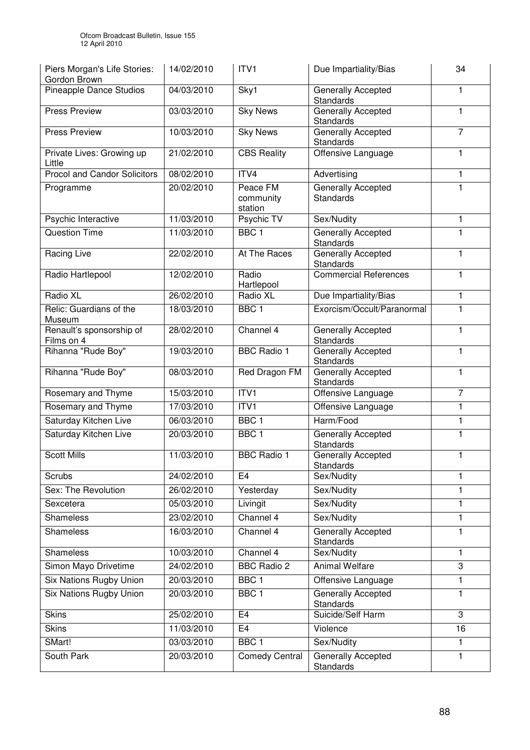| Piers Morgan's Life Stories: Gordon Brown | 14/02/2010 | ITV1 | Due Impartiality/Bias | 34 |
|---|---|---|---|---|
| Pineapple Dance Studios | 04/03/2010 | Sky1 | Generally Accepted Standards | 1 |
| Press Preview | 03/03/2010 | Sky News | Generally Accepted Standards | 1 |
| Press Preview | 10/03/2010 | Sky News | Generally Accepted Standards | 7 |
| Private Lives: Growing up Little | 21/02/2010 | CBS Reality | Offensive Language | 1 |
| Procol and Candor Solicitors | 08/02/2010 | ITV4 | Advertising | 1 |
| Programme | 20/02/2010 | Peace FM community station | Generally Accepted Standards | 1 |
| Psychic Interactive | 11/03/2010 | Psychic TV | Sex/Nudity | 1 |
| Question Time | 11/03/2010 | BBC 1 | Generally Accepted Standards | 1 |
| Racing Live | 22/02/2010 | At The Races | Generally Accepted Standards | 1 |
| Radio Hartlepool | 12/02/2010 | Radio Hartlepool | Commercial References | 1 |
| Radio XL | 26/02/2010 | Radio XL | Due Impartiality/Bias | 1 |
| Relic: Guardians of the Museum | 18/03/2010 | BBC 1 | Exorcism/Occult/Paranormal | 1 |
| Renault's sponsorship of Films on 4 | 28/02/2010 | Channel 4 | Generally Accepted Standards | 1 |
| Rihanna "Rude Boy" | 19/03/2010 | BBC Radio 1 | Generally Accepted Standards | 1 |
| Rihanna "Rude Boy" | 08/03/2010 | Red Dragon FM | Generally Accepted Standards | 1 |
| Rosemary and Thyme | 15/03/2010 | ITV1 | Offensive Language | 7 |
| Rosemary and Thyme | 17/03/2010 | ITV1 | Offensive Language | 1 |
| Saturday Kitchen Live | 06/03/2010 | BBC 1 | Harm/Food | 1 |
| Saturday Kitchen Live | 20/03/2010 | BBC 1 | Generally Accepted Standards | 1 |
| Scott Mills | 11/03/2010 | BBC Radio 1 | Generally Accepted Standards | 1 |
| Scrubs | 24/02/2010 | E4 | Sex/Nudity | 1 |
| Sex: The Revolution | 26/02/2010 | Yesterday | Sex/Nudity | 1 |
| Sexcetera | 05/03/2010 | Livingit | Sex/Nudity | 1 |
| Shameless | 23/02/2010 | Channel 4 | Sex/Nudity | 1 |
| Shameless | 16/03/2010 | Channel 4 | Generally Accepted Standards | 1 |
| Shameless | 10/03/2010 | Channel 4 | Sex/Nudity | 1 |
| Simon Mayo Drivetime | 24/02/2010 | BBC Radio 2 | Animal Welfare | 3 |
| Six Nations Rugby Union | 20/03/2010 | BBC 1 | Offensive Language | 1 |
| Six Nations Rugby Union | 20/03/2010 | BBC 1 | Generally Accepted Standards | 1 |
| Skins | 25/02/2010 | E4 | Suicide/Self Harm | 3 |
| Skins | 11/03/2010 | E4 | Violence | 16 |
| SMart! | 03/03/2010 | BBC 1 | Sex/Nudity | 1 |
| South Park | 20/03/2010 | Comedy Central | Generally Accepted Standards | 1 |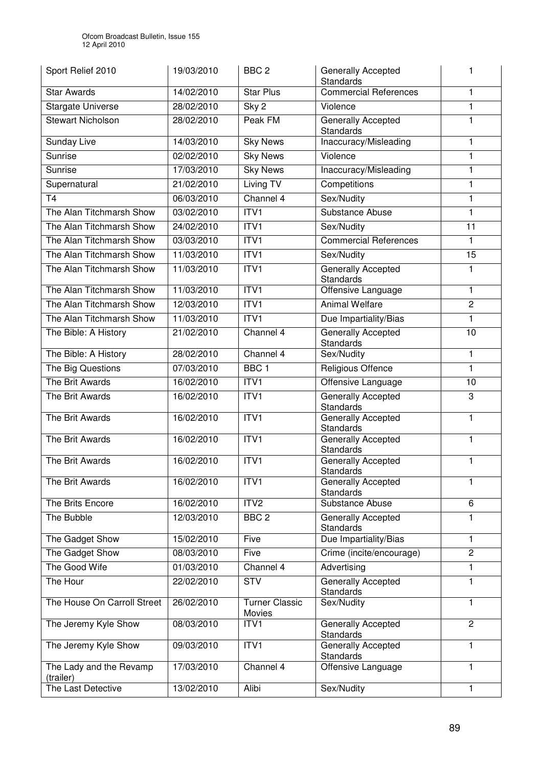| Sport Relief 2010 | 19/03/2010 | BBC 2 | Generally Accepted Standards | 1 |
|---|---|---|---|---|
| Star Awards | 14/02/2010 | Star Plus | Commercial References | 1 |
| Stargate Universe | 28/02/2010 | Sky 2 | Violence | 1 |
| Stewart Nicholson | 28/02/2010 | Peak FM | Generally Accepted Standards | 1 |
| Sunday Live | 14/03/2010 | Sky News | Inaccuracy/Misleading | 1 |
| Sunrise | 02/02/2010 | Sky News | Violence | 1 |
| Sunrise | 17/03/2010 | Sky News | Inaccuracy/Misleading | 1 |
| Supernatural | 21/02/2010 | Living TV | Competitions | 1 |
| T4 | 06/03/2010 | Channel 4 | Sex/Nudity | 1 |
| The Alan Titchmarsh Show | 03/02/2010 | ITV1 | Substance Abuse | 1 |
| The Alan Titchmarsh Show | 24/02/2010 | ITV1 | Sex/Nudity | 11 |
| The Alan Titchmarsh Show | 03/03/2010 | ITV1 | Commercial References | 1 |
| The Alan Titchmarsh Show | 11/03/2010 | ITV1 | Sex/Nudity | 15 |
| The Alan Titchmarsh Show | 11/03/2010 | ITV1 | Generally Accepted Standards | 1 |
| The Alan Titchmarsh Show | 11/03/2010 | ITV1 | Offensive Language | 1 |
| The Alan Titchmarsh Show | 12/03/2010 | ITV1 | Animal Welfare | 2 |
| The Alan Titchmarsh Show | 11/03/2010 | ITV1 | Due Impartiality/Bias | 1 |
| The Bible: A History | 21/02/2010 | Channel 4 | Generally Accepted Standards | 10 |
| The Bible: A History | 28/02/2010 | Channel 4 | Sex/Nudity | 1 |
| The Big Questions | 07/03/2010 | BBC 1 | Religious Offence | 1 |
| The Brit Awards | 16/02/2010 | ITV1 | Offensive Language | 10 |
| The Brit Awards | 16/02/2010 | ITV1 | Generally Accepted Standards | 3 |
| The Brit Awards | 16/02/2010 | ITV1 | Generally Accepted Standards | 1 |
| The Brit Awards | 16/02/2010 | ITV1 | Generally Accepted Standards | 1 |
| The Brit Awards | 16/02/2010 | ITV1 | Generally Accepted Standards | 1 |
| The Brit Awards | 16/02/2010 | ITV1 | Generally Accepted Standards | 1 |
| The Brits Encore | 16/02/2010 | ITV2 | Substance Abuse | 6 |
| The Bubble | 12/03/2010 | BBC 2 | Generally Accepted Standards | 1 |
| The Gadget Show | 15/02/2010 | Five | Due Impartiality/Bias | 1 |
| The Gadget Show | 08/03/2010 | Five | Crime (incite/encourage) | 2 |
| The Good Wife | 01/03/2010 | Channel 4 | Advertising | 1 |
| The Hour | 22/02/2010 | STV | Generally Accepted Standards | 1 |
| The House On Carroll Street | 26/02/2010 | Turner Classic Movies | Sex/Nudity | 1 |
| The Jeremy Kyle Show | 08/03/2010 | ITV1 | Generally Accepted Standards | 2 |
| The Jeremy Kyle Show | 09/03/2010 | ITV1 | Generally Accepted Standards | 1 |
| The Lady and the Revamp (trailer) | 17/03/2010 | Channel 4 | Offensive Language | 1 |
| The Last Detective | 13/02/2010 | Alibi | Sex/Nudity | 1 |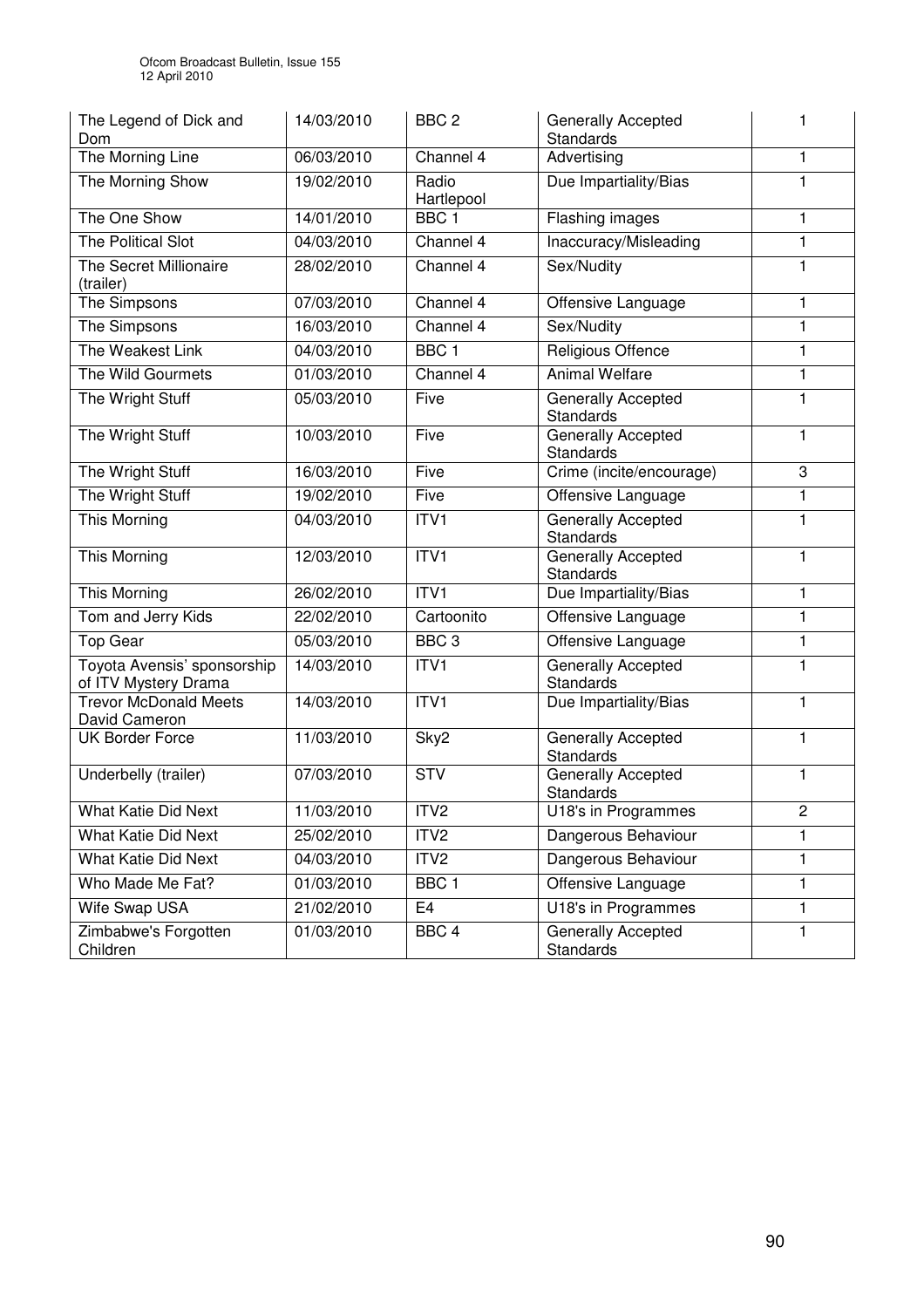| | | | | |
|---|---|---|---|---|
| The Legend of Dick and Dom | 14/03/2010 | BBC 2 | Generally Accepted Standards | 1 |
| The Morning Line | 06/03/2010 | Channel 4 | Advertising | 1 |
| The Morning Show | 19/02/2010 | Radio Hartlepool | Due Impartiality/Bias | 1 |
| The One Show | 14/01/2010 | BBC 1 | Flashing images | 1 |
| The Political Slot | 04/03/2010 | Channel 4 | Inaccuracy/Misleading | 1 |
| The Secret Millionaire (trailer) | 28/02/2010 | Channel 4 | Sex/Nudity | 1 |
| The Simpsons | 07/03/2010 | Channel 4 | Offensive Language | 1 |
| The Simpsons | 16/03/2010 | Channel 4 | Sex/Nudity | 1 |
| The Weakest Link | 04/03/2010 | BBC 1 | Religious Offence | 1 |
| The Wild Gourmets | 01/03/2010 | Channel 4 | Animal Welfare | 1 |
| The Wright Stuff | 05/03/2010 | Five | Generally Accepted Standards | 1 |
| The Wright Stuff | 10/03/2010 | Five | Generally Accepted Standards | 1 |
| The Wright Stuff | 16/03/2010 | Five | Crime (incite/encourage) | 3 |
| The Wright Stuff | 19/02/2010 | Five | Offensive Language | 1 |
| This Morning | 04/03/2010 | ITV1 | Generally Accepted Standards | 1 |
| This Morning | 12/03/2010 | ITV1 | Generally Accepted Standards | 1 |
| This Morning | 26/02/2010 | ITV1 | Due Impartiality/Bias | 1 |
| Tom and Jerry Kids | 22/02/2010 | Cartoonito | Offensive Language | 1 |
| Top Gear | 05/03/2010 | BBC 3 | Offensive Language | 1 |
| Toyota Avensis' sponsorship of ITV Mystery Drama | 14/03/2010 | ITV1 | Generally Accepted Standards | 1 |
| Trevor McDonald Meets David Cameron | 14/03/2010 | ITV1 | Due Impartiality/Bias | 1 |
| UK Border Force | 11/03/2010 | Sky2 | Generally Accepted Standards | 1 |
| Underbelly (trailer) | 07/03/2010 | STV | Generally Accepted Standards | 1 |
| What Katie Did Next | 11/03/2010 | ITV2 | U18's in Programmes | 2 |
| What Katie Did Next | 25/02/2010 | ITV2 | Dangerous Behaviour | 1 |
| What Katie Did Next | 04/03/2010 | ITV2 | Dangerous Behaviour | 1 |
| Who Made Me Fat? | 01/03/2010 | BBC 1 | Offensive Language | 1 |
| Wife Swap USA | 21/02/2010 | E4 | U18's in Programmes | 1 |
| Zimbabwe's Forgotten Children | 01/03/2010 | BBC 4 | Generally Accepted Standards | 1 |